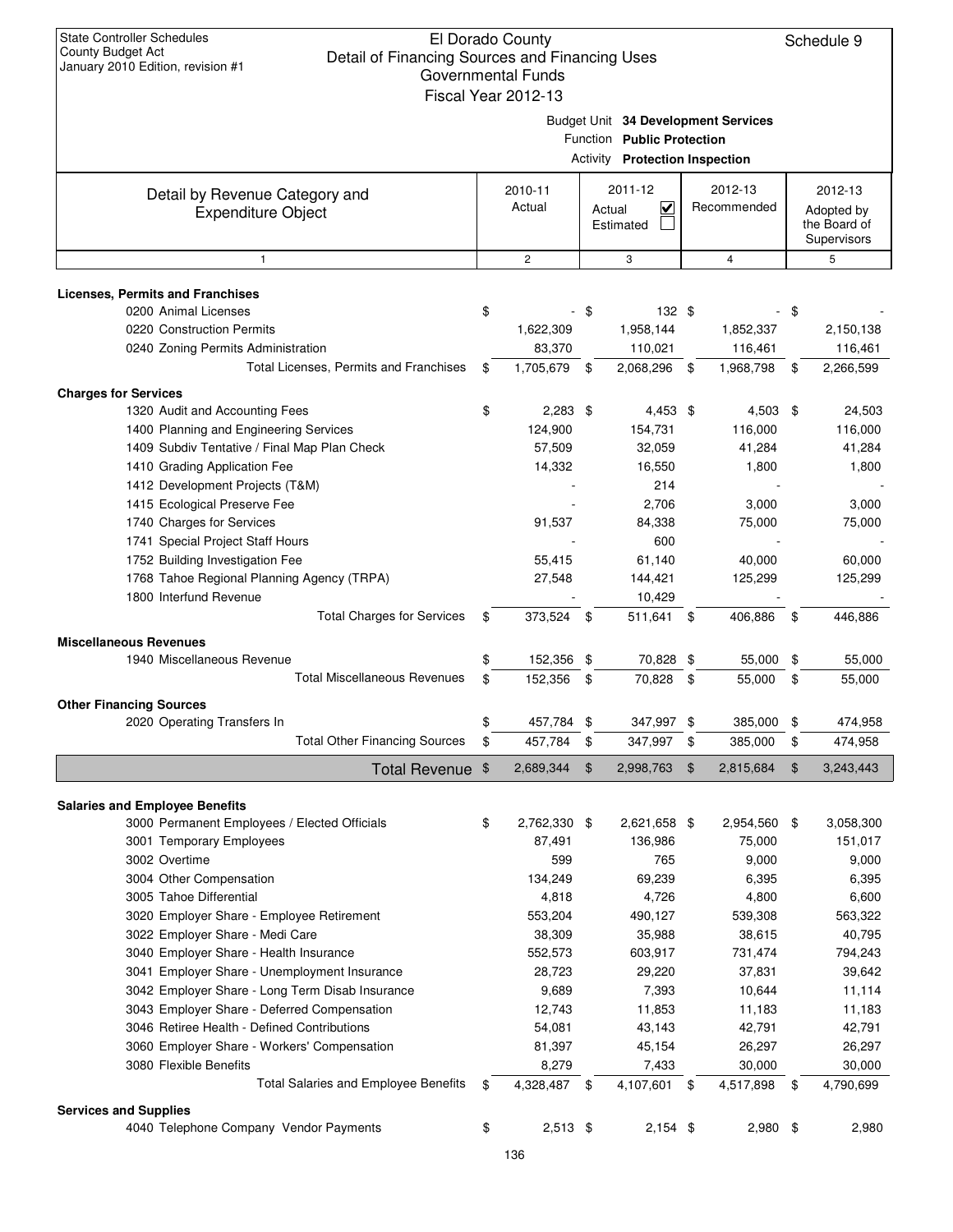State Controller Schedules
County Budget Act
January 2010 Edition, revision #1

# El Dorado County
## Detail of Financing Sources and Financing Uses
### Governmental Funds
### Fiscal Year 2012-13

Schedule 9

Budget Unit **34 Development Services**
Function **Public Protection**
Activity **Protection Inspection**

| Detail by Revenue Category and Expenditure Object | 2010-11 Actual | 2011-12 Actual ☑ Estimated ☐ | 2012-13 Recommended | 2012-13 Adopted by the Board of Supervisors |
|---|---|---|---|---|
| 1 | 2 | 3 | 4 | 5 |
| **Licenses, Permits and Franchises** | | | | |
| 0200 Animal Licenses | $ - | $ 132 | $ - | $ - |
| 0220 Construction Permits | 1,622,309 | 1,958,144 | 1,852,337 | 2,150,138 |
| 0240 Zoning Permits Administration | 83,370 | 110,021 | 116,461 | 116,461 |
| Total Licenses, Permits and Franchises | $ 1,705,679 | $ 2,068,296 | $ 1,968,798 | $ 2,266,599 |
| **Charges for Services** | | | | |
| 1320 Audit and Accounting Fees | $ 2,283 | $ 4,453 | $ 4,503 | $ 24,503 |
| 1400 Planning and Engineering Services | 124,900 | 154,731 | 116,000 | 116,000 |
| 1409 Subdiv Tentative / Final Map Plan Check | 57,509 | 32,059 | 41,284 | 41,284 |
| 1410 Grading Application Fee | 14,332 | 16,550 | 1,800 | 1,800 |
| 1412 Development Projects (T&M) | - | 214 | - | - |
| 1415 Ecological Preserve Fee | - | 2,706 | 3,000 | 3,000 |
| 1740 Charges for Services | 91,537 | 84,338 | 75,000 | 75,000 |
| 1741 Special Project Staff Hours | - | 600 | - | - |
| 1752 Building Investigation Fee | 55,415 | 61,140 | 40,000 | 60,000 |
| 1768 Tahoe Regional Planning Agency (TRPA) | 27,548 | 144,421 | 125,299 | 125,299 |
| 1800 Interfund Revenue | - | 10,429 | - | - |
| Total Charges for Services | $ 373,524 | $ 511,641 | $ 406,886 | $ 446,886 |
| **Miscellaneous Revenues** | | | | |
| 1940 Miscellaneous Revenue | $ 152,356 | $ 70,828 | $ 55,000 | $ 55,000 |
| Total Miscellaneous Revenues | $ 152,356 | $ 70,828 | $ 55,000 | $ 55,000 |
| **Other Financing Sources** | | | | |
| 2020 Operating Transfers In | $ 457,784 | $ 347,997 | $ 385,000 | $ 474,958 |
| Total Other Financing Sources | $ 457,784 | $ 347,997 | $ 385,000 | $ 474,958 |
| **Total Revenue** | $ 2,689,344 | $ 2,998,763 | $ 2,815,684 | $ 3,243,443 |
| **Salaries and Employee Benefits** | | | | |
| 3000 Permanent Employees / Elected Officials | $ 2,762,330 | $ 2,621,658 | $ 2,954,560 | $ 3,058,300 |
| 3001 Temporary Employees | 87,491 | 136,986 | 75,000 | 151,017 |
| 3002 Overtime | 599 | 765 | 9,000 | 9,000 |
| 3004 Other Compensation | 134,249 | 69,239 | 6,395 | 6,395 |
| 3005 Tahoe Differential | 4,818 | 4,726 | 4,800 | 6,600 |
| 3020 Employer Share - Employee Retirement | 553,204 | 490,127 | 539,308 | 563,322 |
| 3022 Employer Share - Medi Care | 38,309 | 35,988 | 38,615 | 40,795 |
| 3040 Employer Share - Health Insurance | 552,573 | 603,917 | 731,474 | 794,243 |
| 3041 Employer Share - Unemployment Insurance | 28,723 | 29,220 | 37,831 | 39,642 |
| 3042 Employer Share - Long Term Disab Insurance | 9,689 | 7,393 | 10,644 | 11,114 |
| 3043 Employer Share - Deferred Compensation | 12,743 | 11,853 | 11,183 | 11,183 |
| 3046 Retiree Health - Defined Contributions | 54,081 | 43,143 | 42,791 | 42,791 |
| 3060 Employer Share - Workers' Compensation | 81,397 | 45,154 | 26,297 | 26,297 |
| 3080 Flexible Benefits | 8,279 | 7,433 | 30,000 | 30,000 |
| Total Salaries and Employee Benefits | $ 4,328,487 | $ 4,107,601 | $ 4,517,898 | $ 4,790,699 |
| **Services and Supplies** | | | | |
| 4040 Telephone Company Vendor Payments | $ 2,513 | $ 2,154 | $ 2,980 | $ 2,980 |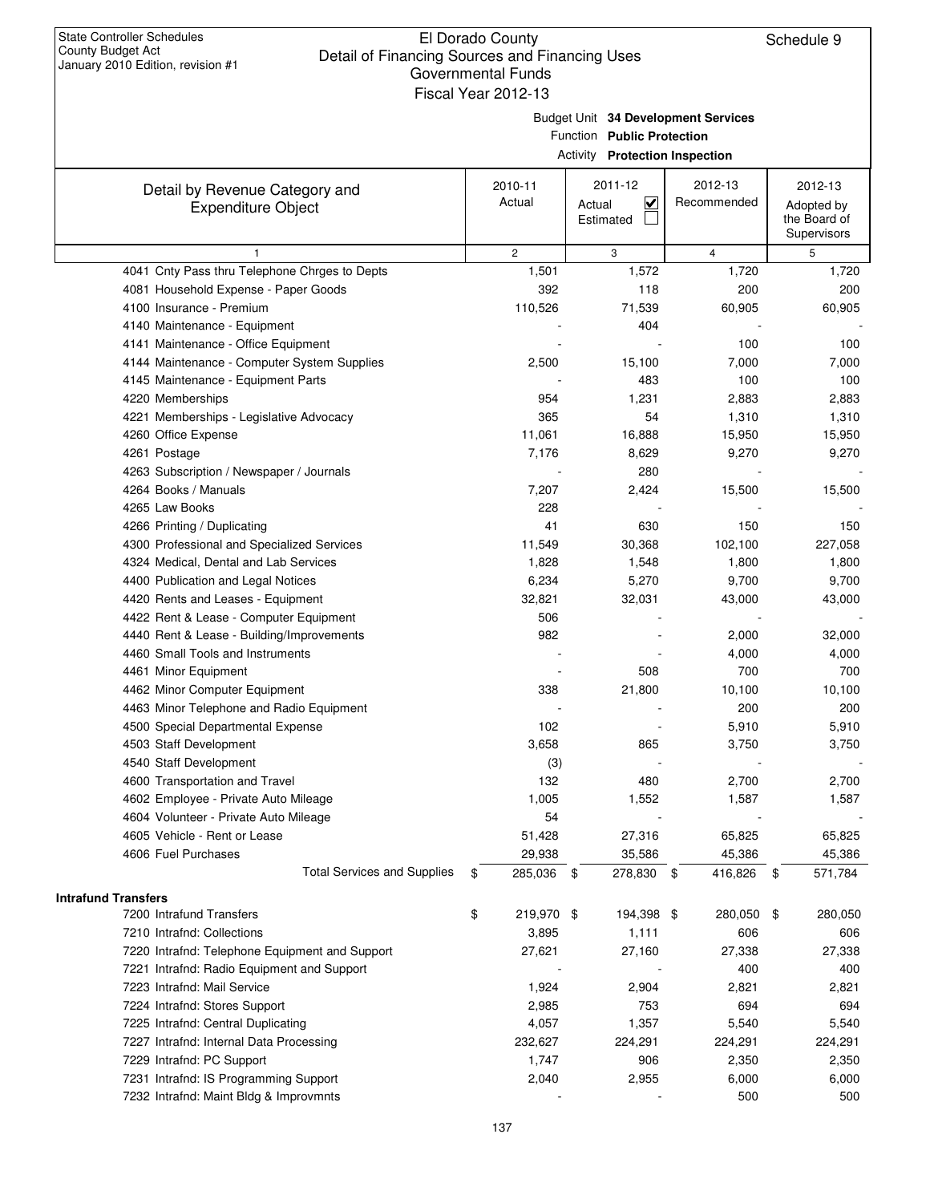State Controller Schedules
County Budget Act
January 2010 Edition, revision #1

El Dorado County
Detail of Financing Sources and Financing Uses
Governmental Funds
Fiscal Year 2012-13

Schedule 9

Budget Unit **34 Development Services**
Function **Public Protection**
Activity **Protection Inspection**

| Detail by Revenue Category and Expenditure Object | 2010-11 Actual | 2011-12 Actual ☑ Estimated ☐ | 2012-13 Recommended | 2012-13 Adopted by the Board of Supervisors |
|---|---|---|---|---|
| 1 | 2 | 3 | 4 | 5 |
| 4041 Cnty Pass thru Telephone Chrges to Depts | 1,501 | 1,572 | 1,720 | 1,720 |
| 4081 Household Expense - Paper Goods | 392 | 118 | 200 | 200 |
| 4100 Insurance - Premium | 110,526 | 71,539 | 60,905 | 60,905 |
| 4140 Maintenance - Equipment | - | 404 | - | - |
| 4141 Maintenance - Office Equipment | - | - | 100 | 100 |
| 4144 Maintenance - Computer System Supplies | 2,500 | 15,100 | 7,000 | 7,000 |
| 4145 Maintenance - Equipment Parts | - | 483 | 100 | 100 |
| 4220 Memberships | 954 | 1,231 | 2,883 | 2,883 |
| 4221 Memberships - Legislative Advocacy | 365 | 54 | 1,310 | 1,310 |
| 4260 Office Expense | 11,061 | 16,888 | 15,950 | 15,950 |
| 4261 Postage | 7,176 | 8,629 | 9,270 | 9,270 |
| 4263 Subscription / Newspaper / Journals | - | 280 | - | - |
| 4264 Books / Manuals | 7,207 | 2,424 | 15,500 | 15,500 |
| 4265 Law Books | 228 | - | - | - |
| 4266 Printing / Duplicating | 41 | 630 | 150 | 150 |
| 4300 Professional and Specialized Services | 11,549 | 30,368 | 102,100 | 227,058 |
| 4324 Medical, Dental and Lab Services | 1,828 | 1,548 | 1,800 | 1,800 |
| 4400 Publication and Legal Notices | 6,234 | 5,270 | 9,700 | 9,700 |
| 4420 Rents and Leases - Equipment | 32,821 | 32,031 | 43,000 | 43,000 |
| 4422 Rent & Lease - Computer Equipment | 506 | - | - | - |
| 4440 Rent & Lease - Building/Improvements | 982 | - | 2,000 | 32,000 |
| 4460 Small Tools and Instruments | - | - | 4,000 | 4,000 |
| 4461 Minor Equipment | - | 508 | 700 | 700 |
| 4462 Minor Computer Equipment | 338 | 21,800 | 10,100 | 10,100 |
| 4463 Minor Telephone and Radio Equipment | - | - | 200 | 200 |
| 4500 Special Departmental Expense | 102 | - | 5,910 | 5,910 |
| 4503 Staff Development | 3,658 | 865 | 3,750 | 3,750 |
| 4540 Staff Development | (3) | - | - | - |
| 4600 Transportation and Travel | 132 | 480 | 2,700 | 2,700 |
| 4602 Employee - Private Auto Mileage | 1,005 | 1,552 | 1,587 | 1,587 |
| 4604 Volunteer - Private Auto Mileage | 54 | - | - | - |
| 4605 Vehicle - Rent or Lease | 51,428 | 27,316 | 65,825 | 65,825 |
| 4606 Fuel Purchases | 29,938 | 35,586 | 45,386 | 45,386 |
| Total Services and Supplies | $ 285,036 | $ 278,830 | $ 416,826 | $ 571,784 |
| **Intrafund Transfers** | | | | |
| 7200 Intrafund Transfers | $ 219,970 | $ 194,398 | $ 280,050 | $ 280,050 |
| 7210 Intrafnd: Collections | 3,895 | 1,111 | 606 | 606 |
| 7220 Intrafnd: Telephone Equipment and Support | 27,621 | 27,160 | 27,338 | 27,338 |
| 7221 Intrafnd: Radio Equipment and Support | - | - | 400 | 400 |
| 7223 Intrafnd: Mail Service | 1,924 | 2,904 | 2,821 | 2,821 |
| 7224 Intrafnd: Stores Support | 2,985 | 753 | 694 | 694 |
| 7225 Intrafnd: Central Duplicating | 4,057 | 1,357 | 5,540 | 5,540 |
| 7227 Intrafnd: Internal Data Processing | 232,627 | 224,291 | 224,291 | 224,291 |
| 7229 Intrafnd: PC Support | 1,747 | 906 | 2,350 | 2,350 |
| 7231 Intrafnd: IS Programming Support | 2,040 | 2,955 | 6,000 | 6,000 |
| 7232 Intrafnd: Maint Bldg & Improvmnts | - | - | 500 | 500 |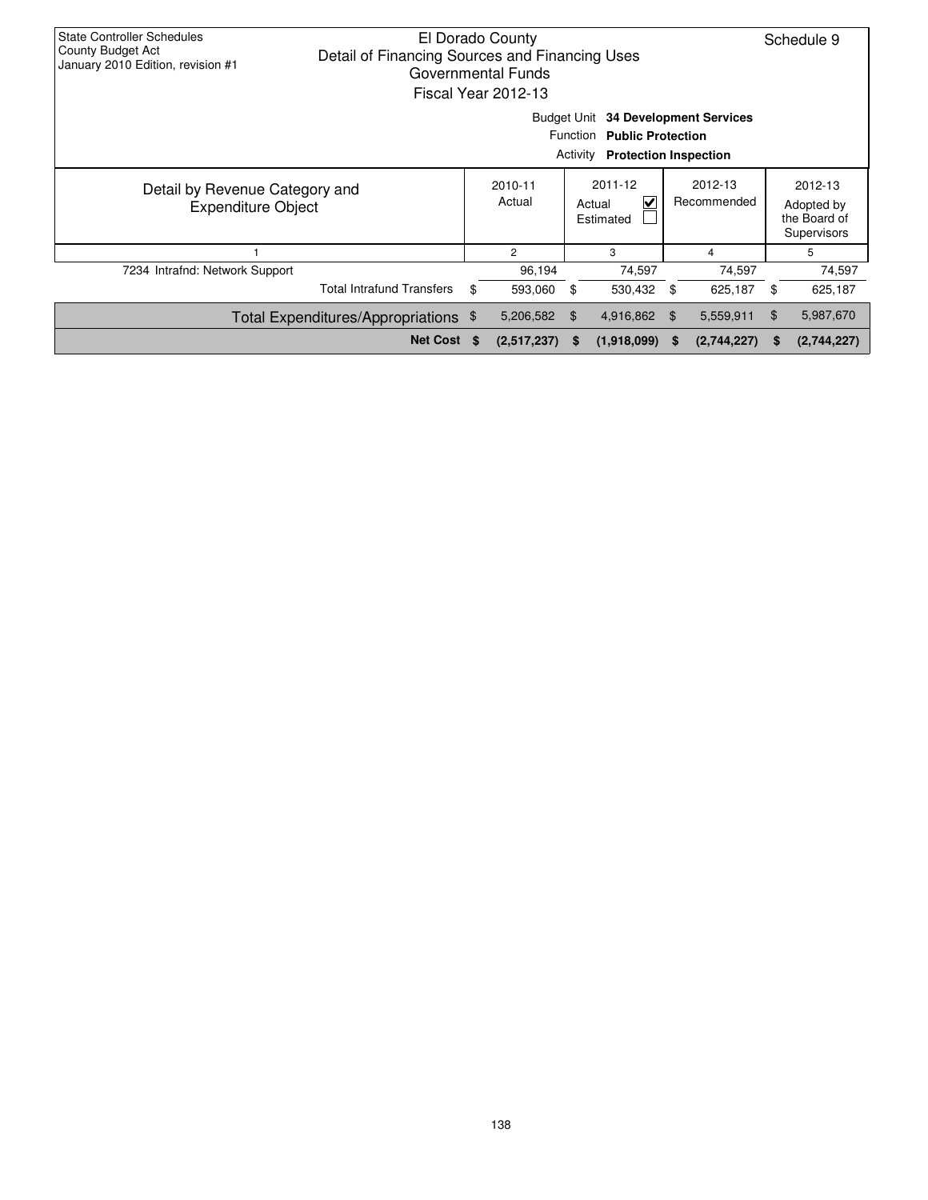State Controller Schedules
County Budget Act
January 2010 Edition, revision #1

El Dorado County
Detail of Financing Sources and Financing Uses
Governmental Funds
Fiscal Year 2012-13

Schedule 9

Budget Unit **34 Development Services**
Function **Public Protection**
Activity **Protection Inspection**

| Detail by Revenue Category and Expenditure Object | 2010-11 Actual | 2011-12 Actual ☑ Estimated ☐ | 2012-13 Recommended | 2012-13 Adopted by the Board of Supervisors |
|---|---|---|---|---|
| 1 | 2 | 3 | 4 | 5 |
| 7234 Intrafnd: Network Support | 96,194 | 74,597 | 74,597 | 74,597 |
| Total Intrafund Transfers | $ 593,060 | $ 530,432 | $ 625,187 | $ 625,187 |
| Total Expenditures/Appropriations | $ 5,206,582 | $ 4,916,862 | $ 5,559,911 | $ 5,987,670 |
| **Net Cost** | **$ (2,517,237)** | **$ (1,918,099)** | **$ (2,744,227)** | **$ (2,744,227)** |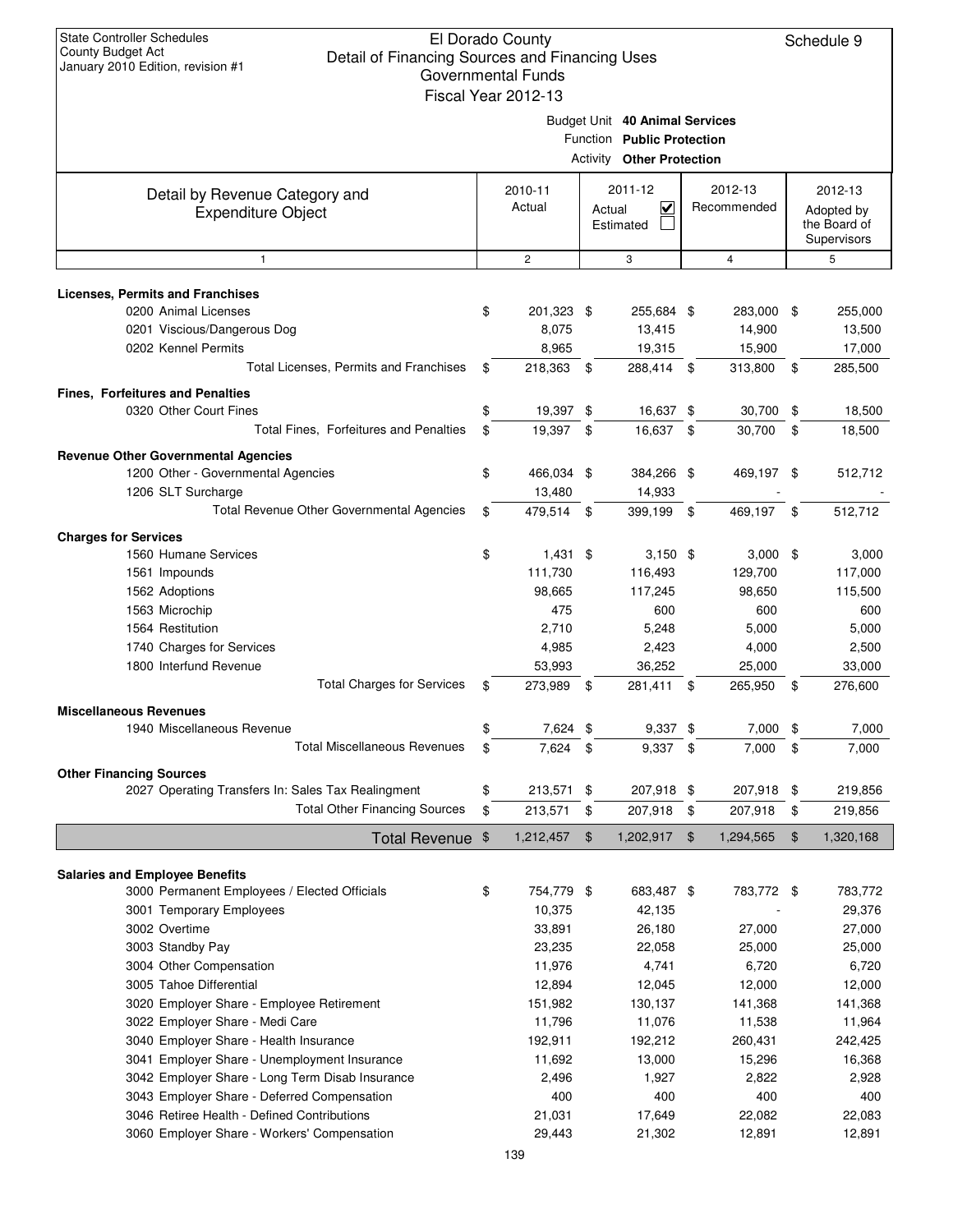State Controller Schedules
County Budget Act
January 2010 Edition, revision #1

# El Dorado County
## Detail of Financing Sources and Financing Uses
### Governmental Funds
### Fiscal Year 2012-13

Schedule 9

Budget Unit **40 Animal Services**
Function **Public Protection**
Activity **Other Protection**

| Detail by Revenue Category and Expenditure Object | 2010-11 Actual | 2011-12 Actual ☑ Estimated ☐ | 2012-13 Recommended | 2012-13 Adopted by the Board of Supervisors |
|---|---|---|---|---|
| 1 | 2 | 3 | 4 | 5 |
| **Licenses, Permits and Franchises** | | | | |
| 0200 Animal Licenses | $ 201,323 | $ 255,684 | $ 283,000 | $ 255,000 |
| 0201 Viscious/Dangerous Dog | 8,075 | 13,415 | 14,900 | 13,500 |
| 0202 Kennel Permits | 8,965 | 19,315 | 15,900 | 17,000 |
| Total Licenses, Permits and Franchises | $ 218,363 | $ 288,414 | $ 313,800 | $ 285,500 |
| **Fines, Forfeitures and Penalties** | | | | |
| 0320 Other Court Fines | $ 19,397 | $ 16,637 | $ 30,700 | $ 18,500 |
| Total Fines, Forfeitures and Penalties | $ 19,397 | $ 16,637 | $ 30,700 | $ 18,500 |
| **Revenue Other Governmental Agencies** | | | | |
| 1200 Other - Governmental Agencies | $ 466,034 | $ 384,266 | $ 469,197 | $ 512,712 |
| 1206 SLT Surcharge | 13,480 | 14,933 | - | - |
| Total Revenue Other Governmental Agencies | $ 479,514 | $ 399,199 | $ 469,197 | $ 512,712 |
| **Charges for Services** | | | | |
| 1560 Humane Services | $ 1,431 | $ 3,150 | $ 3,000 | $ 3,000 |
| 1561 Impounds | 111,730 | 116,493 | 129,700 | 117,000 |
| 1562 Adoptions | 98,665 | 117,245 | 98,650 | 115,500 |
| 1563 Microchip | 475 | 600 | 600 | 600 |
| 1564 Restitution | 2,710 | 5,248 | 5,000 | 5,000 |
| 1740 Charges for Services | 4,985 | 2,423 | 4,000 | 2,500 |
| 1800 Interfund Revenue | 53,993 | 36,252 | 25,000 | 33,000 |
| Total Charges for Services | $ 273,989 | $ 281,411 | $ 265,950 | $ 276,600 |
| **Miscellaneous Revenues** | | | | |
| 1940 Miscellaneous Revenue | $ 7,624 | $ 9,337 | $ 7,000 | $ 7,000 |
| Total Miscellaneous Revenues | $ 7,624 | $ 9,337 | $ 7,000 | $ 7,000 |
| **Other Financing Sources** | | | | |
| 2027 Operating Transfers In: Sales Tax Realingment | $ 213,571 | $ 207,918 | $ 207,918 | $ 219,856 |
| Total Other Financing Sources | $ 213,571 | $ 207,918 | $ 207,918 | $ 219,856 |
| **Total Revenue** | $ 1,212,457 | $ 1,202,917 | $ 1,294,565 | $ 1,320,168 |
| **Salaries and Employee Benefits** | | | | |
| 3000 Permanent Employees / Elected Officials | $ 754,779 | $ 683,487 | $ 783,772 | $ 783,772 |
| 3001 Temporary Employees | 10,375 | 42,135 | - | 29,376 |
| 3002 Overtime | 33,891 | 26,180 | 27,000 | 27,000 |
| 3003 Standby Pay | 23,235 | 22,058 | 25,000 | 25,000 |
| 3004 Other Compensation | 11,976 | 4,741 | 6,720 | 6,720 |
| 3005 Tahoe Differential | 12,894 | 12,045 | 12,000 | 12,000 |
| 3020 Employer Share - Employee Retirement | 151,982 | 130,137 | 141,368 | 141,368 |
| 3022 Employer Share - Medi Care | 11,796 | 11,076 | 11,538 | 11,964 |
| 3040 Employer Share - Health Insurance | 192,911 | 192,212 | 260,431 | 242,425 |
| 3041 Employer Share - Unemployment Insurance | 11,692 | 13,000 | 15,296 | 16,368 |
| 3042 Employer Share - Long Term Disab Insurance | 2,496 | 1,927 | 2,822 | 2,928 |
| 3043 Employer Share - Deferred Compensation | 400 | 400 | 400 | 400 |
| 3046 Retiree Health - Defined Contributions | 21,031 | 17,649 | 22,082 | 22,083 |
| 3060 Employer Share - Workers' Compensation | 29,443 | 21,302 | 12,891 | 12,891 |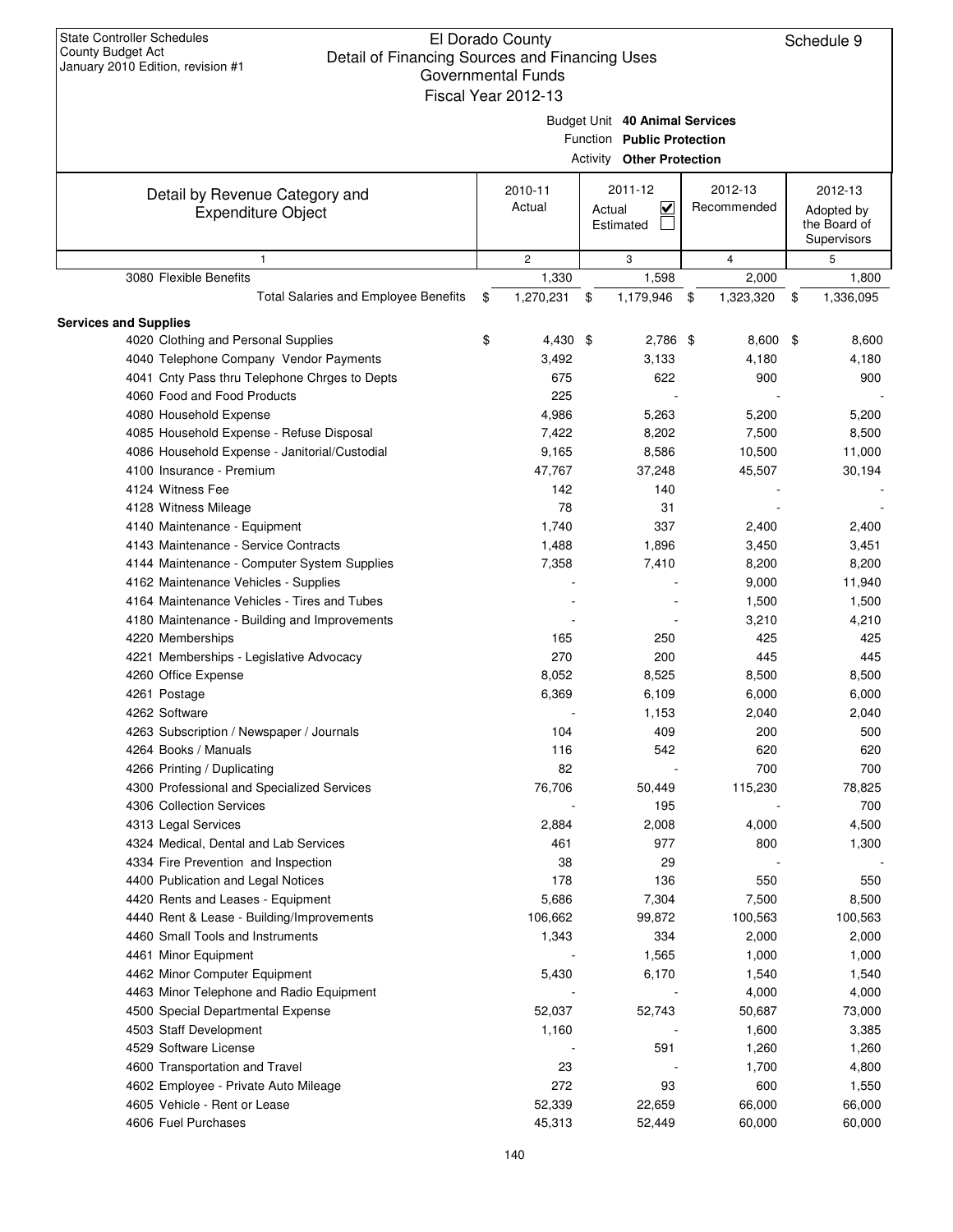State Controller Schedules
County Budget Act
January 2010 Edition, revision #1

# El Dorado County
## Detail of Financing Sources and Financing Uses
### Governmental Funds
### Fiscal Year 2012-13

Schedule 9

Budget Unit **40 Animal Services**
Function **Public Protection**
Activity **Other Protection**

| Detail by Revenue Category and Expenditure Object | 2010-11 Actual | 2011-12 Actual ☑ Estimated ☐ | 2012-13 Recommended | 2012-13 Adopted by the Board of Supervisors |
|---|---|---|---|---|
| 1 | 2 | 3 | 4 | 5 |
| 3080 Flexible Benefits | 1,330 | 1,598 | 2,000 | 1,800 |
| Total Salaries and Employee Benefits | $ 1,270,231 | $ 1,179,946 | $ 1,323,320 | $ 1,336,095 |
| **Services and Supplies** | | | | |
| 4020 Clothing and Personal Supplies | $ 4,430 | $ 2,786 | $ 8,600 | $ 8,600 |
| 4040 Telephone Company Vendor Payments | 3,492 | 3,133 | 4,180 | 4,180 |
| 4041 Cnty Pass thru Telephone Chrges to Depts | 675 | 622 | 900 | 900 |
| 4060 Food and Food Products | 225 | - | - | - |
| 4080 Household Expense | 4,986 | 5,263 | 5,200 | 5,200 |
| 4085 Household Expense - Refuse Disposal | 7,422 | 8,202 | 7,500 | 8,500 |
| 4086 Household Expense - Janitorial/Custodial | 9,165 | 8,586 | 10,500 | 11,000 |
| 4100 Insurance - Premium | 47,767 | 37,248 | 45,507 | 30,194 |
| 4124 Witness Fee | 142 | 140 | - | - |
| 4128 Witness Mileage | 78 | 31 | - | - |
| 4140 Maintenance - Equipment | 1,740 | 337 | 2,400 | 2,400 |
| 4143 Maintenance - Service Contracts | 1,488 | 1,896 | 3,450 | 3,451 |
| 4144 Maintenance - Computer System Supplies | 7,358 | 7,410 | 8,200 | 8,200 |
| 4162 Maintenance Vehicles - Supplies | - | - | 9,000 | 11,940 |
| 4164 Maintenance Vehicles - Tires and Tubes | - | - | 1,500 | 1,500 |
| 4180 Maintenance - Building and Improvements | - | - | 3,210 | 4,210 |
| 4220 Memberships | 165 | 250 | 425 | 425 |
| 4221 Memberships - Legislative Advocacy | 270 | 200 | 445 | 445 |
| 4260 Office Expense | 8,052 | 8,525 | 8,500 | 8,500 |
| 4261 Postage | 6,369 | 6,109 | 6,000 | 6,000 |
| 4262 Software | - | 1,153 | 2,040 | 2,040 |
| 4263 Subscription / Newspaper / Journals | 104 | 409 | 200 | 500 |
| 4264 Books / Manuals | 116 | 542 | 620 | 620 |
| 4266 Printing / Duplicating | 82 | - | 700 | 700 |
| 4300 Professional and Specialized Services | 76,706 | 50,449 | 115,230 | 78,825 |
| 4306 Collection Services | - | 195 | - | 700 |
| 4313 Legal Services | 2,884 | 2,008 | 4,000 | 4,500 |
| 4324 Medical, Dental and Lab Services | 461 | 977 | 800 | 1,300 |
| 4334 Fire Prevention and Inspection | 38 | 29 | - | - |
| 4400 Publication and Legal Notices | 178 | 136 | 550 | 550 |
| 4420 Rents and Leases - Equipment | 5,686 | 7,304 | 7,500 | 8,500 |
| 4440 Rent & Lease - Building/Improvements | 106,662 | 99,872 | 100,563 | 100,563 |
| 4460 Small Tools and Instruments | 1,343 | 334 | 2,000 | 2,000 |
| 4461 Minor Equipment | - | 1,565 | 1,000 | 1,000 |
| 4462 Minor Computer Equipment | 5,430 | 6,170 | 1,540 | 1,540 |
| 4463 Minor Telephone and Radio Equipment | - | - | 4,000 | 4,000 |
| 4500 Special Departmental Expense | 52,037 | 52,743 | 50,687 | 73,000 |
| 4503 Staff Development | 1,160 | - | 1,600 | 3,385 |
| 4529 Software License | - | 591 | 1,260 | 1,260 |
| 4600 Transportation and Travel | 23 | - | 1,700 | 4,800 |
| 4602 Employee - Private Auto Mileage | 272 | 93 | 600 | 1,550 |
| 4605 Vehicle - Rent or Lease | 52,339 | 22,659 | 66,000 | 66,000 |
| 4606 Fuel Purchases | 45,313 | 52,449 | 60,000 | 60,000 |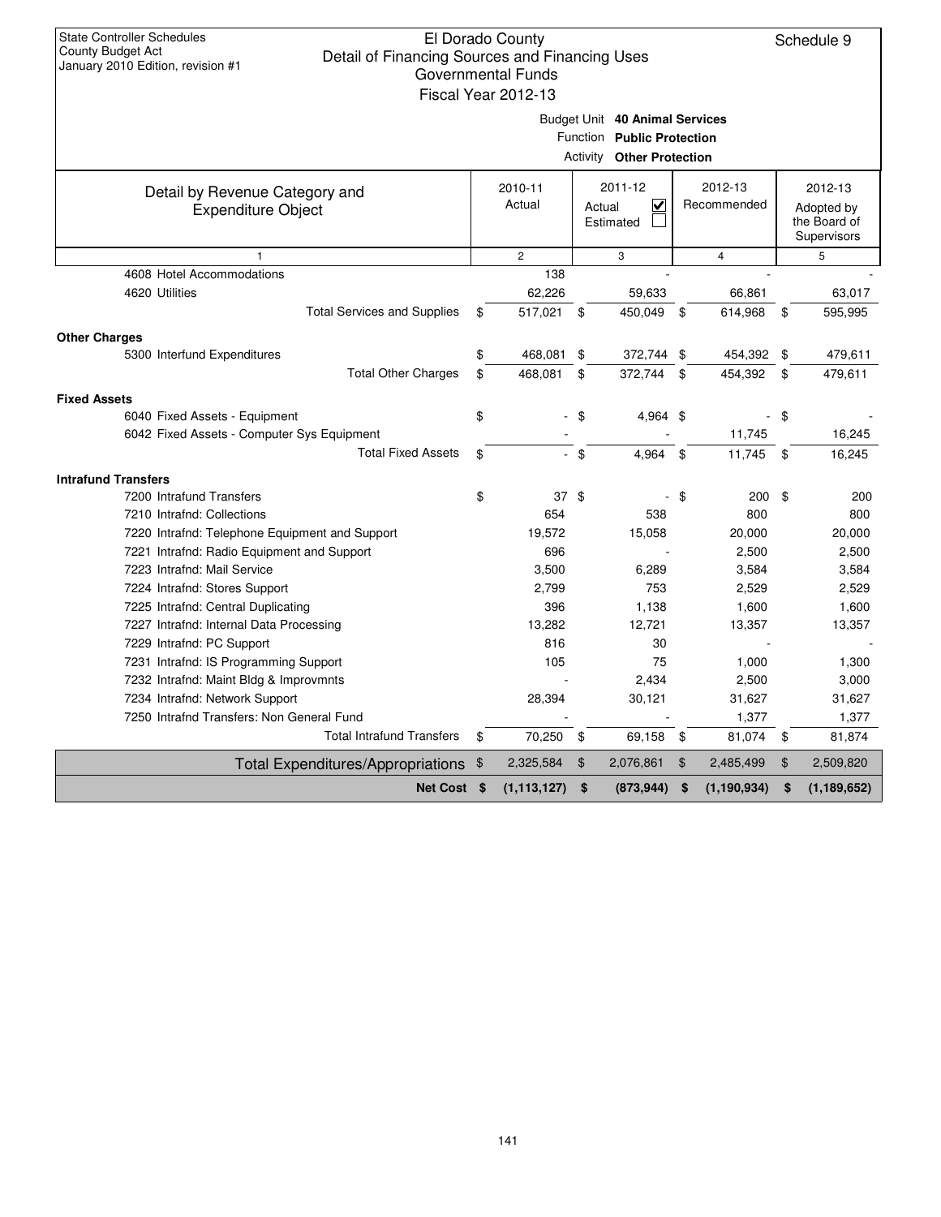State Controller Schedules
County Budget Act
January 2010 Edition, revision #1

# El Dorado County
## Detail of Financing Sources and Financing Uses
### Governmental Funds
### Fiscal Year 2012-13

Schedule 9

Budget Unit **40 Animal Services**
Function **Public Protection**
Activity **Other Protection**

| Detail by Revenue Category and Expenditure Object | 2010-11 Actual | 2011-12 Actual ☑ Estimated ☐ | 2012-13 Recommended | 2012-13 Adopted by the Board of Supervisors |
|---|---|---|---|---|
| 1 | 2 | 3 | 4 | 5 |
| 4608 Hotel Accommodations | 138 | - | - | - |
| 4620 Utilities | 62,226 | 59,633 | 66,861 | 63,017 |
| Total Services and Supplies | $ 517,021 | $ 450,049 | $ 614,968 | $ 595,995 |
| **Other Charges** | | | | |
| 5300 Interfund Expenditures | $ 468,081 | $ 372,744 | $ 454,392 | $ 479,611 |
| Total Other Charges | $ 468,081 | $ 372,744 | $ 454,392 | $ 479,611 |
| **Fixed Assets** | | | | |
| 6040 Fixed Assets - Equipment | $ - | $ 4,964 | $ - | $ - |
| 6042 Fixed Assets - Computer Sys Equipment | - | - | 11,745 | 16,245 |
| Total Fixed Assets | $ - | $ 4,964 | $ 11,745 | $ 16,245 |
| **Intrafund Transfers** | | | | |
| 7200 Intrafund Transfers | $ 37 | $ - | $ 200 | $ 200 |
| 7210 Intrafnd: Collections | 654 | 538 | 800 | 800 |
| 7220 Intrafnd: Telephone Equipment and Support | 19,572 | 15,058 | 20,000 | 20,000 |
| 7221 Intrafnd: Radio Equipment and Support | 696 | - | 2,500 | 2,500 |
| 7223 Intrafnd: Mail Service | 3,500 | 6,289 | 3,584 | 3,584 |
| 7224 Intrafnd: Stores Support | 2,799 | 753 | 2,529 | 2,529 |
| 7225 Intrafnd: Central Duplicating | 396 | 1,138 | 1,600 | 1,600 |
| 7227 Intrafnd: Internal Data Processing | 13,282 | 12,721 | 13,357 | 13,357 |
| 7229 Intrafnd: PC Support | 816 | 30 | - | - |
| 7231 Intrafnd: IS Programming Support | 105 | 75 | 1,000 | 1,300 |
| 7232 Intrafnd: Maint Bldg & Improvmnts | - | 2,434 | 2,500 | 3,000 |
| 7234 Intrafnd: Network Support | 28,394 | 30,121 | 31,627 | 31,627 |
| 7250 Intrafnd Transfers: Non General Fund | - | - | 1,377 | 1,377 |
| Total Intrafund Transfers | $ 70,250 | $ 69,158 | $ 81,074 | $ 81,874 |
| Total Expenditures/Appropriations | $ 2,325,584 | $ 2,076,861 | $ 2,485,499 | $ 2,509,820 |
| **Net Cost** | **$ (1,113,127)** | **$ (873,944)** | **$ (1,190,934)** | **$ (1,189,652)** |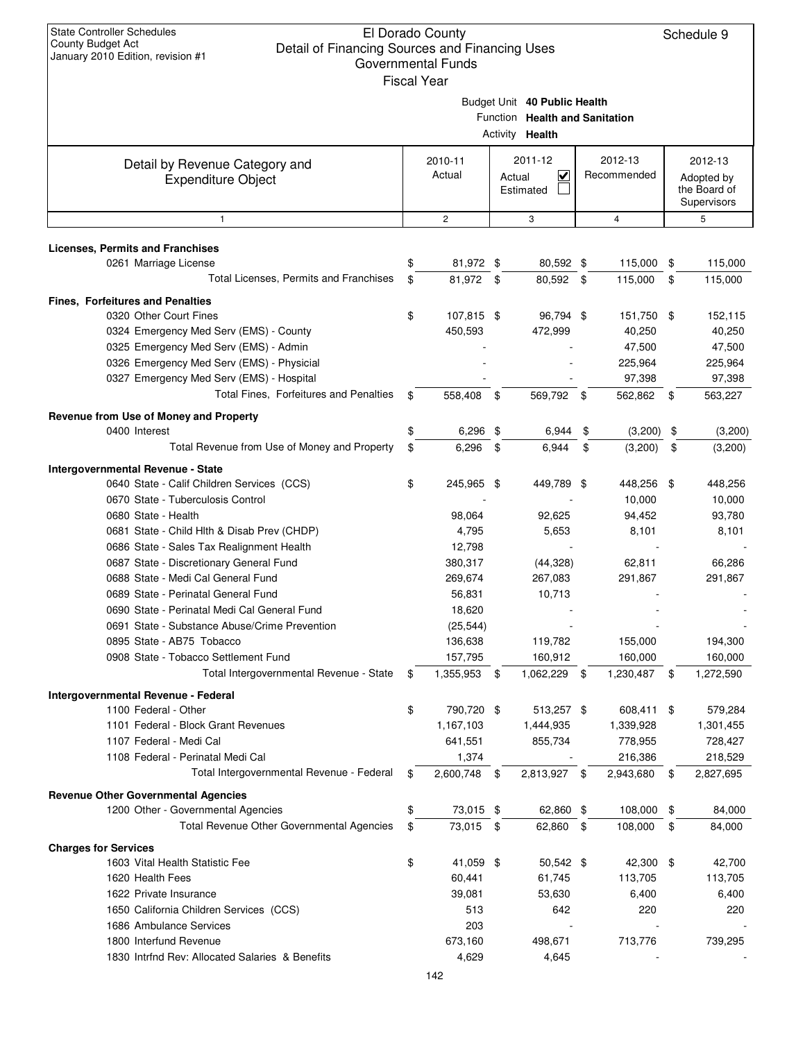State Controller Schedules
County Budget Act
January 2010 Edition, revision #1

# El Dorado County
## Detail of Financing Sources and Financing Uses
### Governmental Funds
Fiscal Year

Schedule 9

Budget Unit **40 Public Health**
Function **Health and Sanitation**
Activity **Health**

| Detail by Revenue Category and Expenditure Object | 2010-11 Actual | 2011-12 Actual ☑ Estimated ☐ | 2012-13 Recommended | 2012-13 Adopted by the Board of Supervisors |
|---|---|---|---|---|
| 1 | 2 | 3 | 4 | 5 |
| **Licenses, Permits and Franchises** | | | | |
| 0261 Marriage License | $ 81,972 | $ 80,592 | $ 115,000 | $ 115,000 |
| Total Licenses, Permits and Franchises | $ 81,972 | $ 80,592 | $ 115,000 | $ 115,000 |
| **Fines, Forfeitures and Penalties** | | | | |
| 0320 Other Court Fines | $ 107,815 | $ 96,794 | $ 151,750 | $ 152,115 |
| 0324 Emergency Med Serv (EMS) - County | 450,593 | 472,999 | 40,250 | 40,250 |
| 0325 Emergency Med Serv (EMS) - Admin | - | - | 47,500 | 47,500 |
| 0326 Emergency Med Serv (EMS) - Physicial | - | - | 225,964 | 225,964 |
| 0327 Emergency Med Serv (EMS) - Hospital | - | - | 97,398 | 97,398 |
| Total Fines, Forfeitures and Penalties | $ 558,408 | $ 569,792 | $ 562,862 | $ 563,227 |
| **Revenue from Use of Money and Property** | | | | |
| 0400 Interest | $ 6,296 | $ 6,944 | $ (3,200) | $ (3,200) |
| Total Revenue from Use of Money and Property | $ 6,296 | $ 6,944 | $ (3,200) | $ (3,200) |
| **Intergovernmental Revenue - State** | | | | |
| 0640 State - Calif Children Services (CCS) | $ 245,965 | $ 449,789 | $ 448,256 | $ 448,256 |
| 0670 State - Tuberculosis Control | - | - | 10,000 | 10,000 |
| 0680 State - Health | 98,064 | 92,625 | 94,452 | 93,780 |
| 0681 State - Child Hlth & Disab Prev (CHDP) | 4,795 | 5,653 | 8,101 | 8,101 |
| 0686 State - Sales Tax Realignment Health | 12,798 | - | - | - |
| 0687 State - Discretionary General Fund | 380,317 | (44,328) | 62,811 | 66,286 |
| 0688 State - Medi Cal General Fund | 269,674 | 267,083 | 291,867 | 291,867 |
| 0689 State - Perinatal General Fund | 56,831 | 10,713 | - | - |
| 0690 State - Perinatal Medi Cal General Fund | 18,620 | - | - | - |
| 0691 State - Substance Abuse/Crime Prevention | (25,544) | - | - | - |
| 0895 State - AB75 Tobacco | 136,638 | 119,782 | 155,000 | 194,300 |
| 0908 State - Tobacco Settlement Fund | 157,795 | 160,912 | 160,000 | 160,000 |
| Total Intergovernmental Revenue - State | $ 1,355,953 | $ 1,062,229 | $ 1,230,487 | $ 1,272,590 |
| **Intergovernmental Revenue - Federal** | | | | |
| 1100 Federal - Other | $ 790,720 | $ 513,257 | $ 608,411 | $ 579,284 |
| 1101 Federal - Block Grant Revenues | 1,167,103 | 1,444,935 | 1,339,928 | 1,301,455 |
| 1107 Federal - Medi Cal | 641,551 | 855,734 | 778,955 | 728,427 |
| 1108 Federal - Perinatal Medi Cal | 1,374 | - | 216,386 | 218,529 |
| Total Intergovernmental Revenue - Federal | $ 2,600,748 | $ 2,813,927 | $ 2,943,680 | $ 2,827,695 |
| **Revenue Other Governmental Agencies** | | | | |
| 1200 Other - Governmental Agencies | $ 73,015 | $ 62,860 | $ 108,000 | $ 84,000 |
| Total Revenue Other Governmental Agencies | $ 73,015 | $ 62,860 | $ 108,000 | $ 84,000 |
| **Charges for Services** | | | | |
| 1603 Vital Health Statistic Fee | $ 41,059 | $ 50,542 | $ 42,300 | $ 42,700 |
| 1620 Health Fees | 60,441 | 61,745 | 113,705 | 113,705 |
| 1622 Private Insurance | 39,081 | 53,630 | 6,400 | 6,400 |
| 1650 California Children Services (CCS) | 513 | 642 | 220 | 220 |
| 1686 Ambulance Services | 203 | - | - | - |
| 1800 Interfund Revenue | 673,160 | 498,671 | 713,776 | 739,295 |
| 1830 Intrfnd Rev: Allocated Salaries & Benefits | 4,629 | 4,645 | - | - |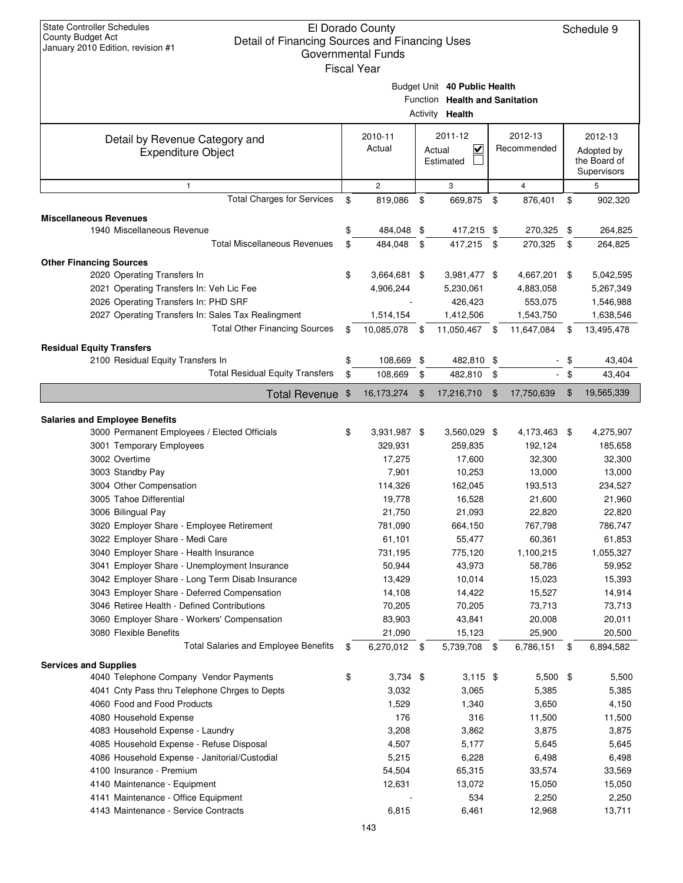State Controller Schedules
County Budget Act
January 2010 Edition, revision #1

# El Dorado County
## Detail of Financing Sources and Financing Uses
### Governmental Funds
### Fiscal Year

Schedule 9

Budget Unit **40 Public Health**
Function **Health and Sanitation**
Activity **Health**

| Detail by Revenue Category and Expenditure Object | 2010-11 Actual | 2011-12 Actual ☑ Estimated ☐ | 2012-13 Recommended | 2012-13 Adopted by the Board of Supervisors |
|---|---|---|---|---|
| 1 | 2 | 3 | 4 | 5 |
| Total Charges for Services | $ 819,086 | $ 669,875 | $ 876,401 | $ 902,320 |
| **Miscellaneous Revenues** | | | | |
| 1940 Miscellaneous Revenue | $ 484,048 | $ 417,215 | $ 270,325 | $ 264,825 |
| Total Miscellaneous Revenues | $ 484,048 | $ 417,215 | $ 270,325 | $ 264,825 |
| **Other Financing Sources** | | | | |
| 2020 Operating Transfers In | $ 3,664,681 | $ 3,981,477 | $ 4,667,201 | $ 5,042,595 |
| 2021 Operating Transfers In: Veh Lic Fee | 4,906,244 | 5,230,061 | 4,883,058 | 5,267,349 |
| 2026 Operating Transfers In: PHD SRF | - | 426,423 | 553,075 | 1,546,988 |
| 2027 Operating Transfers In: Sales Tax Realingment | 1,514,154 | 1,412,506 | 1,543,750 | 1,638,546 |
| Total Other Financing Sources | $ 10,085,078 | $ 11,050,467 | $ 11,647,084 | $ 13,495,478 |
| **Residual Equity Transfers** | | | | |
| 2100 Residual Equity Transfers In | $ 108,669 | $ 482,810 | $ - | $ 43,404 |
| Total Residual Equity Transfers | $ 108,669 | $ 482,810 | $ - | $ 43,404 |
| **Total Revenue** | $ 16,173,274 | $ 17,216,710 | $ 17,750,639 | $ 19,565,339 |
| **Salaries and Employee Benefits** | | | | |
| 3000 Permanent Employees / Elected Officials | $ 3,931,987 | $ 3,560,029 | $ 4,173,463 | $ 4,275,907 |
| 3001 Temporary Employees | 329,931 | 259,835 | 192,124 | 185,658 |
| 3002 Overtime | 17,275 | 17,600 | 32,300 | 32,300 |
| 3003 Standby Pay | 7,901 | 10,253 | 13,000 | 13,000 |
| 3004 Other Compensation | 114,326 | 162,045 | 193,513 | 234,527 |
| 3005 Tahoe Differential | 19,778 | 16,528 | 21,600 | 21,960 |
| 3006 Bilingual Pay | 21,750 | 21,093 | 22,820 | 22,820 |
| 3020 Employer Share - Employee Retirement | 781,090 | 664,150 | 767,798 | 786,747 |
| 3022 Employer Share - Medi Care | 61,101 | 55,477 | 60,361 | 61,853 |
| 3040 Employer Share - Health Insurance | 731,195 | 775,120 | 1,100,215 | 1,055,327 |
| 3041 Employer Share - Unemployment Insurance | 50,944 | 43,973 | 58,786 | 59,952 |
| 3042 Employer Share - Long Term Disab Insurance | 13,429 | 10,014 | 15,023 | 15,393 |
| 3043 Employer Share - Deferred Compensation | 14,108 | 14,422 | 15,527 | 14,914 |
| 3046 Retiree Health - Defined Contributions | 70,205 | 70,205 | 73,713 | 73,713 |
| 3060 Employer Share - Workers' Compensation | 83,903 | 43,841 | 20,008 | 20,011 |
| 3080 Flexible Benefits | 21,090 | 15,123 | 25,900 | 20,500 |
| Total Salaries and Employee Benefits | $ 6,270,012 | $ 5,739,708 | $ 6,786,151 | $ 6,894,582 |
| **Services and Supplies** | | | | |
| 4040 Telephone Company Vendor Payments | $ 3,734 | $ 3,115 | $ 5,500 | $ 5,500 |
| 4041 Cnty Pass thru Telephone Chrges to Depts | 3,032 | 3,065 | 5,385 | 5,385 |
| 4060 Food and Food Products | 1,529 | 1,340 | 3,650 | 4,150 |
| 4080 Household Expense | 176 | 316 | 11,500 | 11,500 |
| 4083 Household Expense - Laundry | 3,208 | 3,862 | 3,875 | 3,875 |
| 4085 Household Expense - Refuse Disposal | 4,507 | 5,177 | 5,645 | 5,645 |
| 4086 Household Expense - Janitorial/Custodial | 5,215 | 6,228 | 6,498 | 6,498 |
| 4100 Insurance - Premium | 54,504 | 65,315 | 33,574 | 33,569 |
| 4140 Maintenance - Equipment | 12,631 | 13,072 | 15,050 | 15,050 |
| 4141 Maintenance - Office Equipment | - | 534 | 2,250 | 2,250 |
| 4143 Maintenance - Service Contracts | 6,815 | 6,461 | 12,968 | 13,711 |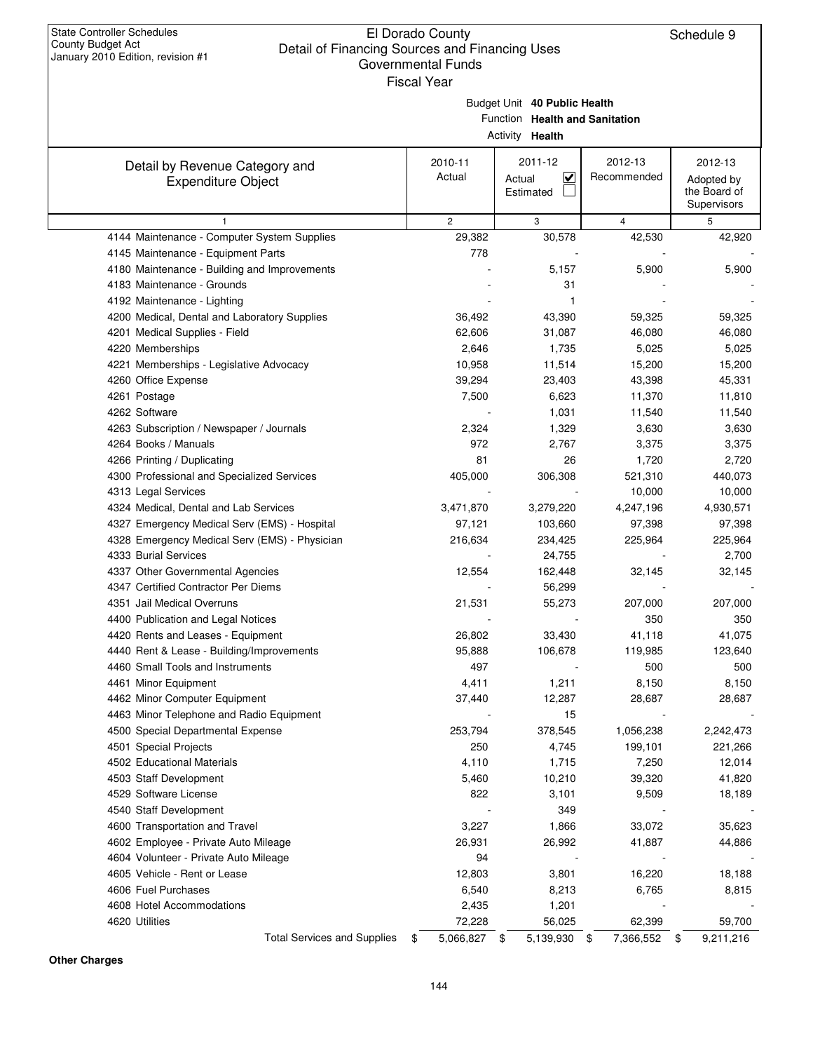State Controller Schedules
County Budget Act
January 2010 Edition, revision #1

# El Dorado County
## Detail of Financing Sources and Financing Uses
### Governmental Funds
Fiscal Year

Schedule 9

Budget Unit **40 Public Health**
Function **Health and Sanitation**
Activity **Health**

| Detail by Revenue Category and Expenditure Object | 2010-11 Actual | 2011-12 Actual ☑ Estimated ☐ | 2012-13 Recommended | 2012-13 Adopted by the Board of Supervisors |
|---|---|---|---|---|
| 1 | 2 | 3 | 4 | 5 |
| 4144 Maintenance - Computer System Supplies | 29,382 | 30,578 | 42,530 | 42,920 |
| 4145 Maintenance - Equipment Parts | 778 | - | - | - |
| 4180 Maintenance - Building and Improvements | - | 5,157 | 5,900 | 5,900 |
| 4183 Maintenance - Grounds | - | 31 | - | - |
| 4192 Maintenance - Lighting | - | 1 | - | - |
| 4200 Medical, Dental and Laboratory Supplies | 36,492 | 43,390 | 59,325 | 59,325 |
| 4201 Medical Supplies - Field | 62,606 | 31,087 | 46,080 | 46,080 |
| 4220 Memberships | 2,646 | 1,735 | 5,025 | 5,025 |
| 4221 Memberships - Legislative Advocacy | 10,958 | 11,514 | 15,200 | 15,200 |
| 4260 Office Expense | 39,294 | 23,403 | 43,398 | 45,331 |
| 4261 Postage | 7,500 | 6,623 | 11,370 | 11,810 |
| 4262 Software | - | 1,031 | 11,540 | 11,540 |
| 4263 Subscription / Newspaper / Journals | 2,324 | 1,329 | 3,630 | 3,630 |
| 4264 Books / Manuals | 972 | 2,767 | 3,375 | 3,375 |
| 4266 Printing / Duplicating | 81 | 26 | 1,720 | 2,720 |
| 4300 Professional and Specialized Services | 405,000 | 306,308 | 521,310 | 440,073 |
| 4313 Legal Services | - | - | 10,000 | 10,000 |
| 4324 Medical, Dental and Lab Services | 3,471,870 | 3,279,220 | 4,247,196 | 4,930,571 |
| 4327 Emergency Medical Serv (EMS) - Hospital | 97,121 | 103,660 | 97,398 | 97,398 |
| 4328 Emergency Medical Serv (EMS) - Physician | 216,634 | 234,425 | 225,964 | 225,964 |
| 4333 Burial Services | - | 24,755 | - | 2,700 |
| 4337 Other Governmental Agencies | 12,554 | 162,448 | 32,145 | 32,145 |
| 4347 Certified Contractor Per Diems | - | 56,299 | - | - |
| 4351 Jail Medical Overruns | 21,531 | 55,273 | 207,000 | 207,000 |
| 4400 Publication and Legal Notices | - | - | 350 | 350 |
| 4420 Rents and Leases - Equipment | 26,802 | 33,430 | 41,118 | 41,075 |
| 4440 Rent & Lease - Building/Improvements | 95,888 | 106,678 | 119,985 | 123,640 |
| 4460 Small Tools and Instruments | 497 | - | 500 | 500 |
| 4461 Minor Equipment | 4,411 | 1,211 | 8,150 | 8,150 |
| 4462 Minor Computer Equipment | 37,440 | 12,287 | 28,687 | 28,687 |
| 4463 Minor Telephone and Radio Equipment | - | 15 | - | - |
| 4500 Special Departmental Expense | 253,794 | 378,545 | 1,056,238 | 2,242,473 |
| 4501 Special Projects | 250 | 4,745 | 199,101 | 221,266 |
| 4502 Educational Materials | 4,110 | 1,715 | 7,250 | 12,014 |
| 4503 Staff Development | 5,460 | 10,210 | 39,320 | 41,820 |
| 4529 Software License | 822 | 3,101 | 9,509 | 18,189 |
| 4540 Staff Development | - | 349 | - | - |
| 4600 Transportation and Travel | 3,227 | 1,866 | 33,072 | 35,623 |
| 4602 Employee - Private Auto Mileage | 26,931 | 26,992 | 41,887 | 44,886 |
| 4604 Volunteer - Private Auto Mileage | 94 | - | - | - |
| 4605 Vehicle - Rent or Lease | 12,803 | 3,801 | 16,220 | 18,188 |
| 4606 Fuel Purchases | 6,540 | 8,213 | 6,765 | 8,815 |
| 4608 Hotel Accommodations | 2,435 | 1,201 | - | - |
| 4620 Utilities | 72,228 | 56,025 | 62,399 | 59,700 |
| Total Services and Supplies | $ 5,066,827 | $ 5,139,930 | $ 7,366,552 | $ 9,211,216 |

**Other Charges**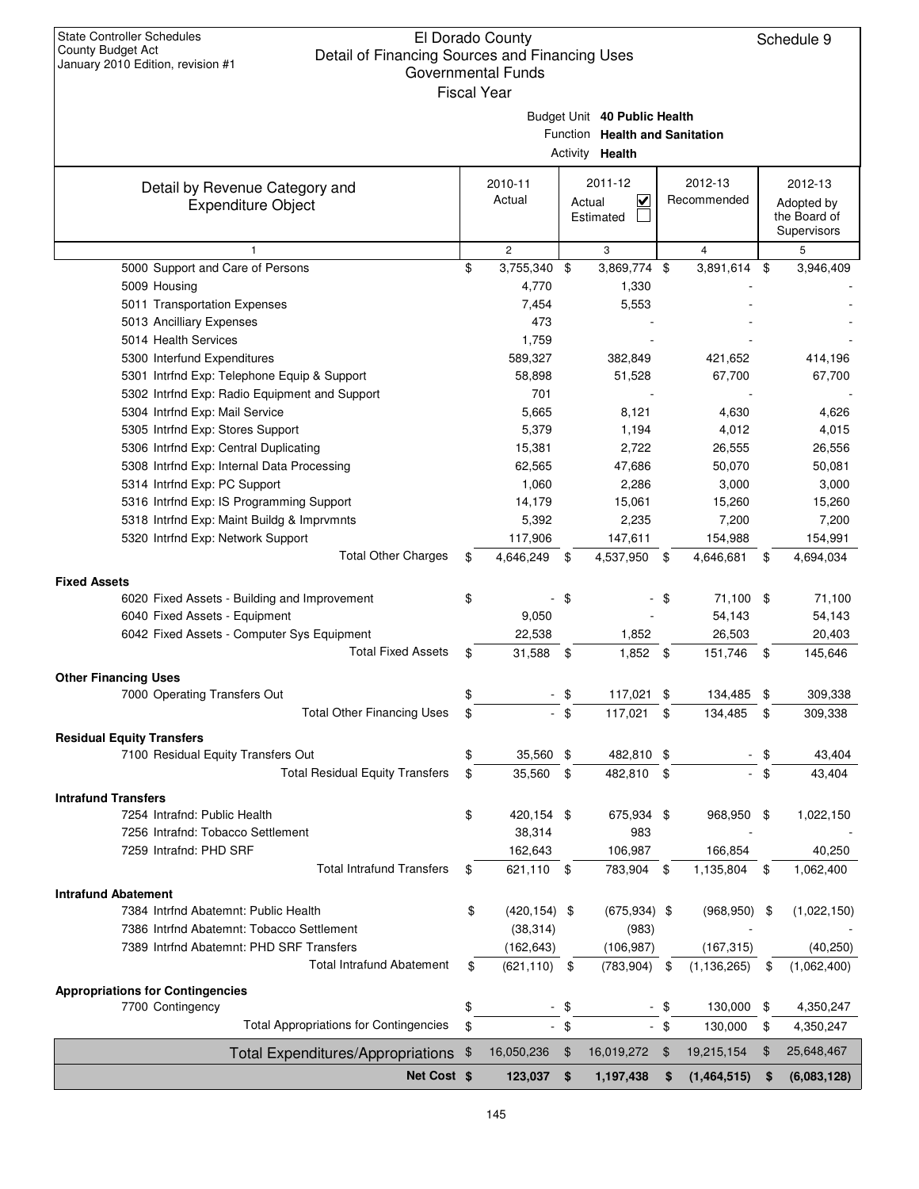State Controller Schedules
County Budget Act
January 2010 Edition, revision #1

# El Dorado County
## Detail of Financing Sources and Financing Uses
### Governmental Funds
### Fiscal Year

Schedule 9

Budget Unit **40 Public Health**
Function **Health and Sanitation**
Activity **Health**

| Detail by Revenue Category and Expenditure Object | 2010-11 Actual | 2011-12 Actual ☑ Estimated ☐ | 2012-13 Recommended | 2012-13 Adopted by the Board of Supervisors |
|---|---|---|---|---|
| 1 | 2 | 3 | 4 | 5 |
| 5000 Support and Care of Persons | $ 3,755,340 | $ 3,869,774 | $ 3,891,614 | $ 3,946,409 |
| 5009 Housing | 4,770 | 1,330 | - | - |
| 5011 Transportation Expenses | 7,454 | 5,553 | - | - |
| 5013 Ancilliary Expenses | 473 | - | - | - |
| 5014 Health Services | 1,759 | - | - | - |
| 5300 Interfund Expenditures | 589,327 | 382,849 | 421,652 | 414,196 |
| 5301 Intrfnd Exp: Telephone Equip & Support | 58,898 | 51,528 | 67,700 | 67,700 |
| 5302 Intrfnd Exp: Radio Equipment and Support | 701 | - | - | - |
| 5304 Intrfnd Exp: Mail Service | 5,665 | 8,121 | 4,630 | 4,626 |
| 5305 Intrfnd Exp: Stores Support | 5,379 | 1,194 | 4,012 | 4,015 |
| 5306 Intrfnd Exp: Central Duplicating | 15,381 | 2,722 | 26,555 | 26,556 |
| 5308 Intrfnd Exp: Internal Data Processing | 62,565 | 47,686 | 50,070 | 50,081 |
| 5314 Intrfnd Exp: PC Support | 1,060 | 2,286 | 3,000 | 3,000 |
| 5316 Intrfnd Exp: IS Programming Support | 14,179 | 15,061 | 15,260 | 15,260 |
| 5318 Intrfnd Exp: Maint Buildg & Imprvmnts | 5,392 | 2,235 | 7,200 | 7,200 |
| 5320 Intrfnd Exp: Network Support | 117,906 | 147,611 | 154,988 | 154,991 |
| Total Other Charges | $ 4,646,249 | $ 4,537,950 | $ 4,646,681 | $ 4,694,034 |
| **Fixed Assets** | | | | |
| 6020 Fixed Assets - Building and Improvement | $ - | $ - | $ 71,100 | $ 71,100 |
| 6040 Fixed Assets - Equipment | 9,050 | - | 54,143 | 54,143 |
| 6042 Fixed Assets - Computer Sys Equipment | 22,538 | 1,852 | 26,503 | 20,403 |
| Total Fixed Assets | $ 31,588 | $ 1,852 | $ 151,746 | $ 145,646 |
| **Other Financing Uses** | | | | |
| 7000 Operating Transfers Out | $ - | $ 117,021 | $ 134,485 | $ 309,338 |
| Total Other Financing Uses | $ - | $ 117,021 | $ 134,485 | $ 309,338 |
| **Residual Equity Transfers** | | | | |
| 7100 Residual Equity Transfers Out | $ 35,560 | $ 482,810 | $ - | $ 43,404 |
| Total Residual Equity Transfers | $ 35,560 | $ 482,810 | $ - | $ 43,404 |
| **Intrafund Transfers** | | | | |
| 7254 Intrafnd: Public Health | $ 420,154 | $ 675,934 | $ 968,950 | $ 1,022,150 |
| 7256 Intrafnd: Tobacco Settlement | 38,314 | 983 | - | - |
| 7259 Intrafnd: PHD SRF | 162,643 | 106,987 | 166,854 | 40,250 |
| Total Intrafund Transfers | $ 621,110 | $ 783,904 | $ 1,135,804 | $ 1,062,400 |
| **Intrafund Abatement** | | | | |
| 7384 Intrfnd Abatemnt: Public Health | $ (420,154) | $ (675,934) | $ (968,950) | $ (1,022,150) |
| 7386 Intrfnd Abatemnt: Tobacco Settlement | (38,314) | (983) | - | - |
| 7389 Intrfnd Abatemnt: PHD SRF Transfers | (162,643) | (106,987) | (167,315) | (40,250) |
| Total Intrafund Abatement | $ (621,110) | $ (783,904) | $ (1,136,265) | $ (1,062,400) |
| **Appropriations for Contingencies** | | | | |
| 7700 Contingency | $ - | $ - | $ 130,000 | $ 4,350,247 |
| Total Appropriations for Contingencies | $ - | $ - | $ 130,000 | $ 4,350,247 |
| Total Expenditures/Appropriations | $ 16,050,236 | $ 16,019,272 | $ 19,215,154 | $ 25,648,467 |
| **Net Cost** | **$ 123,037** | **$ 1,197,438** | **$ (1,464,515)** | **$ (6,083,128)** |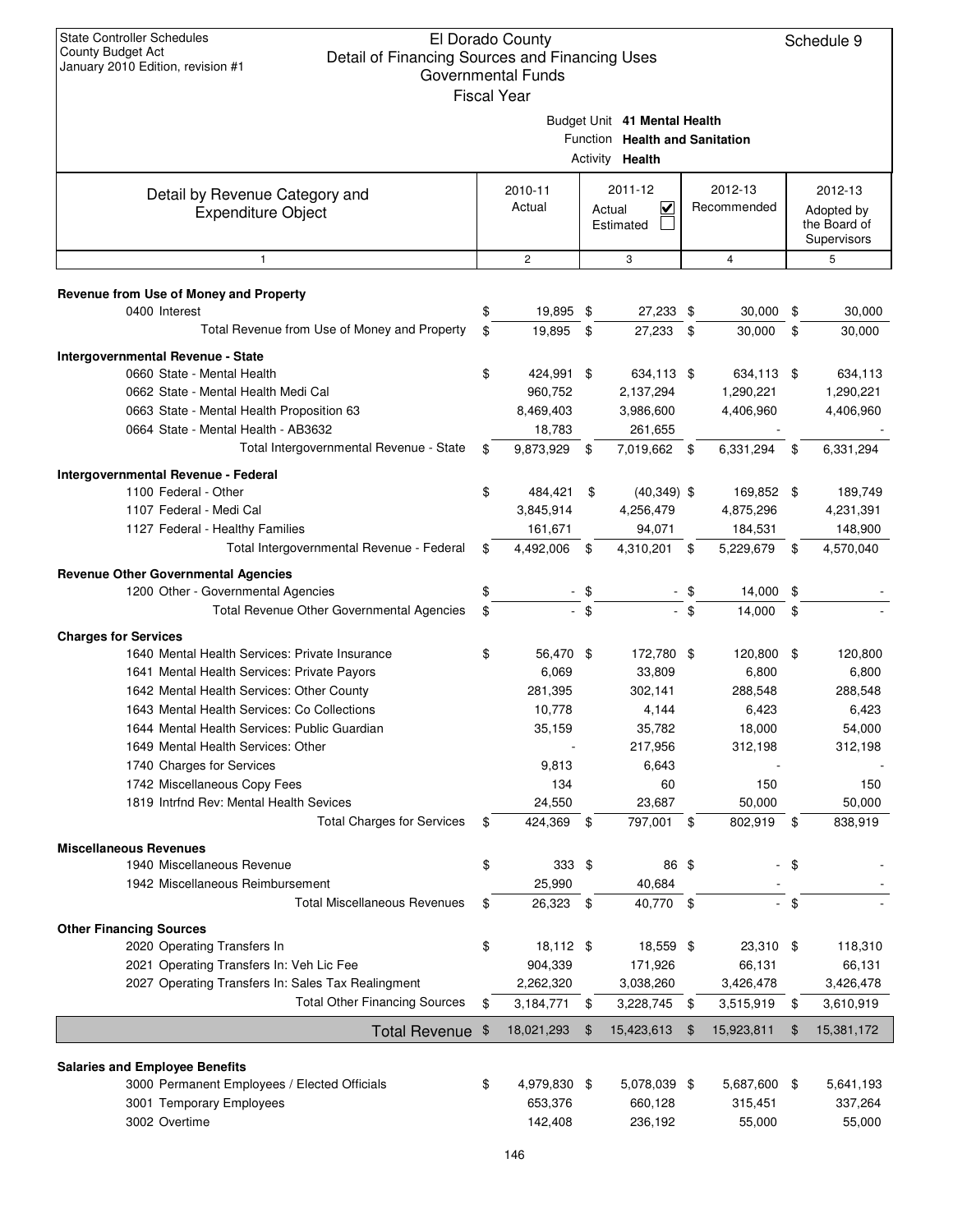State Controller Schedules
County Budget Act
January 2010 Edition, revision #1

# El Dorado County
## Detail of Financing Sources and Financing Uses
### Governmental Funds
Fiscal Year

Schedule 9

Budget Unit **41 Mental Health**
Function **Health and Sanitation**
Activity **Health**

| Detail by Revenue Category and Expenditure Object | 2010-11 Actual | 2011-12 Actual ☑ Estimated ☐ | 2012-13 Recommended | 2012-13 Adopted by the Board of Supervisors |
|---|---|---|---|---|
| 1 | 2 | 3 | 4 | 5 |
| **Revenue from Use of Money and Property** | | | | |
| 0400 Interest | $ 19,895 | $ 27,233 | $ 30,000 | $ 30,000 |
| Total Revenue from Use of Money and Property | $ 19,895 | $ 27,233 | $ 30,000 | $ 30,000 |
| **Intergovernmental Revenue - State** | | | | |
| 0660 State - Mental Health | $ 424,991 | $ 634,113 | $ 634,113 | $ 634,113 |
| 0662 State - Mental Health Medi Cal | 960,752 | 2,137,294 | 1,290,221 | 1,290,221 |
| 0663 State - Mental Health Proposition 63 | 8,469,403 | 3,986,600 | 4,406,960 | 4,406,960 |
| 0664 State - Mental Health - AB3632 | 18,783 | 261,655 | - | - |
| Total Intergovernmental Revenue - State | $ 9,873,929 | $ 7,019,662 | $ 6,331,294 | $ 6,331,294 |
| **Intergovernmental Revenue - Federal** | | | | |
| 1100 Federal - Other | $ 484,421 | $ (40,349) | $ 169,852 | $ 189,749 |
| 1107 Federal - Medi Cal | 3,845,914 | 4,256,479 | 4,875,296 | 4,231,391 |
| 1127 Federal - Healthy Families | 161,671 | 94,071 | 184,531 | 148,900 |
| Total Intergovernmental Revenue - Federal | $ 4,492,006 | $ 4,310,201 | $ 5,229,679 | $ 4,570,040 |
| **Revenue Other Governmental Agencies** | | | | |
| 1200 Other - Governmental Agencies | $ - | $ - | $ 14,000 | $ - |
| Total Revenue Other Governmental Agencies | $ - | $ - | $ 14,000 | $ - |
| **Charges for Services** | | | | |
| 1640 Mental Health Services: Private Insurance | $ 56,470 | $ 172,780 | $ 120,800 | $ 120,800 |
| 1641 Mental Health Services: Private Payors | 6,069 | 33,809 | 6,800 | 6,800 |
| 1642 Mental Health Services: Other County | 281,395 | 302,141 | 288,548 | 288,548 |
| 1643 Mental Health Services: Co Collections | 10,778 | 4,144 | 6,423 | 6,423 |
| 1644 Mental Health Services: Public Guardian | 35,159 | 35,782 | 18,000 | 54,000 |
| 1649 Mental Health Services: Other | - | 217,956 | 312,198 | 312,198 |
| 1740 Charges for Services | 9,813 | 6,643 | - | - |
| 1742 Miscellaneous Copy Fees | 134 | 60 | 150 | 150 |
| 1819 Intrfnd Rev: Mental Health Sevices | 24,550 | 23,687 | 50,000 | 50,000 |
| Total Charges for Services | $ 424,369 | $ 797,001 | $ 802,919 | $ 838,919 |
| **Miscellaneous Revenues** | | | | |
| 1940 Miscellaneous Revenue | $ 333 | $ 86 | $ - | $ - |
| 1942 Miscellaneous Reimbursement | 25,990 | 40,684 | - | - |
| Total Miscellaneous Revenues | $ 26,323 | $ 40,770 | $ - | $ - |
| **Other Financing Sources** | | | | |
| 2020 Operating Transfers In | $ 18,112 | $ 18,559 | $ 23,310 | $ 118,310 |
| 2021 Operating Transfers In: Veh Lic Fee | 904,339 | 171,926 | 66,131 | 66,131 |
| 2027 Operating Transfers In: Sales Tax Realingment | 2,262,320 | 3,038,260 | 3,426,478 | 3,426,478 |
| Total Other Financing Sources | $ 3,184,771 | $ 3,228,745 | $ 3,515,919 | $ 3,610,919 |
| **Total Revenue** | $ 18,021,293 | $ 15,423,613 | $ 15,923,811 | $ 15,381,172 |
| **Salaries and Employee Benefits** | | | | |
| 3000 Permanent Employees / Elected Officials | $ 4,979,830 | $ 5,078,039 | $ 5,687,600 | $ 5,641,193 |
| 3001 Temporary Employees | 653,376 | 660,128 | 315,451 | 337,264 |
| 3002 Overtime | 142,408 | 236,192 | 55,000 | 55,000 |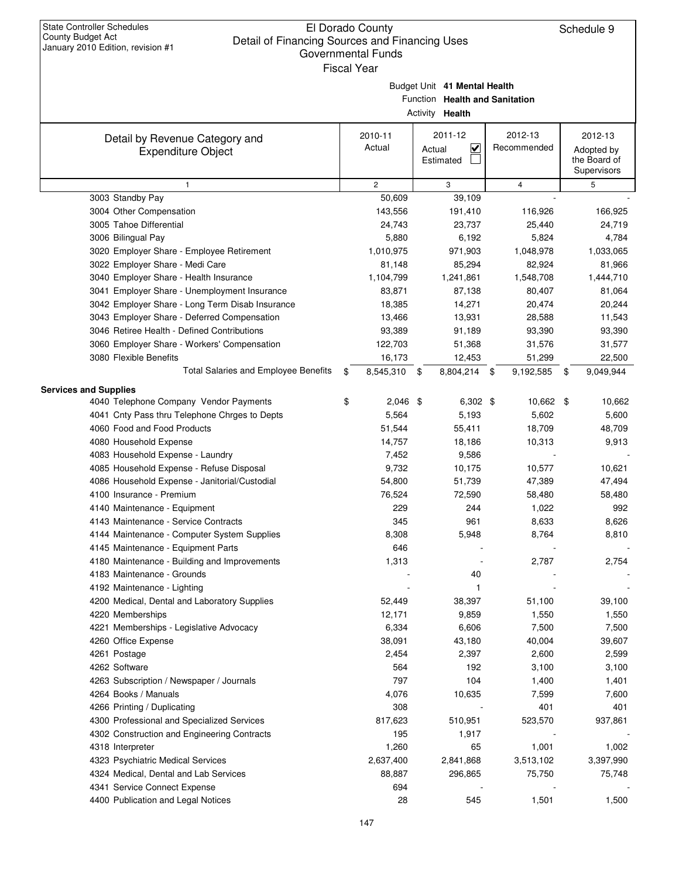State Controller Schedules
County Budget Act
January 2010 Edition, revision #1

# El Dorado County
## Detail of Financing Sources and Financing Uses
### Governmental Funds
### Fiscal Year

Schedule 9

Budget Unit **41 Mental Health**
Function **Health and Sanitation**
Activity **Health**

| Detail by Revenue Category and Expenditure Object | 2010-11 Actual | 2011-12 Actual ☑ Estimated ☐ | 2012-13 Recommended | 2012-13 Adopted by the Board of Supervisors |
|---|---|---|---|---|
| 1 | 2 | 3 | 4 | 5 |
| 3003 Standby Pay | 50,609 | 39,109 | - | - |
| 3004 Other Compensation | 143,556 | 191,410 | 116,926 | 166,925 |
| 3005 Tahoe Differential | 24,743 | 23,737 | 25,440 | 24,719 |
| 3006 Bilingual Pay | 5,880 | 6,192 | 5,824 | 4,784 |
| 3020 Employer Share - Employee Retirement | 1,010,975 | 971,903 | 1,048,978 | 1,033,065 |
| 3022 Employer Share - Medi Care | 81,148 | 85,294 | 82,924 | 81,966 |
| 3040 Employer Share - Health Insurance | 1,104,799 | 1,241,861 | 1,548,708 | 1,444,710 |
| 3041 Employer Share - Unemployment Insurance | 83,871 | 87,138 | 80,407 | 81,064 |
| 3042 Employer Share - Long Term Disab Insurance | 18,385 | 14,271 | 20,474 | 20,244 |
| 3043 Employer Share - Deferred Compensation | 13,466 | 13,931 | 28,588 | 11,543 |
| 3046 Retiree Health - Defined Contributions | 93,389 | 91,189 | 93,390 | 93,390 |
| 3060 Employer Share - Workers' Compensation | 122,703 | 51,368 | 31,576 | 31,577 |
| 3080 Flexible Benefits | 16,173 | 12,453 | 51,299 | 22,500 |
| Total Salaries and Employee Benefits | $ 8,545,310 | $ 8,804,214 | $ 9,192,585 | $ 9,049,944 |
| **Services and Supplies** | | | | |
| 4040 Telephone Company Vendor Payments | $ 2,046 | $ 6,302 | $ 10,662 | $ 10,662 |
| 4041 Cnty Pass thru Telephone Chrges to Depts | 5,564 | 5,193 | 5,602 | 5,600 |
| 4060 Food and Food Products | 51,544 | 55,411 | 18,709 | 48,709 |
| 4080 Household Expense | 14,757 | 18,186 | 10,313 | 9,913 |
| 4083 Household Expense - Laundry | 7,452 | 9,586 | - | - |
| 4085 Household Expense - Refuse Disposal | 9,732 | 10,175 | 10,577 | 10,621 |
| 4086 Household Expense - Janitorial/Custodial | 54,800 | 51,739 | 47,389 | 47,494 |
| 4100 Insurance - Premium | 76,524 | 72,590 | 58,480 | 58,480 |
| 4140 Maintenance - Equipment | 229 | 244 | 1,022 | 992 |
| 4143 Maintenance - Service Contracts | 345 | 961 | 8,633 | 8,626 |
| 4144 Maintenance - Computer System Supplies | 8,308 | 5,948 | 8,764 | 8,810 |
| 4145 Maintenance - Equipment Parts | 646 | - | - | - |
| 4180 Maintenance - Building and Improvements | 1,313 | - | 2,787 | 2,754 |
| 4183 Maintenance - Grounds | - | 40 | - | - |
| 4192 Maintenance - Lighting | - | 1 | - | - |
| 4200 Medical, Dental and Laboratory Supplies | 52,449 | 38,397 | 51,100 | 39,100 |
| 4220 Memberships | 12,171 | 9,859 | 1,550 | 1,550 |
| 4221 Memberships - Legislative Advocacy | 6,334 | 6,606 | 7,500 | 7,500 |
| 4260 Office Expense | 38,091 | 43,180 | 40,004 | 39,607 |
| 4261 Postage | 2,454 | 2,397 | 2,600 | 2,599 |
| 4262 Software | 564 | 192 | 3,100 | 3,100 |
| 4263 Subscription / Newspaper / Journals | 797 | 104 | 1,400 | 1,401 |
| 4264 Books / Manuals | 4,076 | 10,635 | 7,599 | 7,600 |
| 4266 Printing / Duplicating | 308 | - | 401 | 401 |
| 4300 Professional and Specialized Services | 817,623 | 510,951 | 523,570 | 937,861 |
| 4302 Construction and Engineering Contracts | 195 | 1,917 | - | - |
| 4318 Interpreter | 1,260 | 65 | 1,001 | 1,002 |
| 4323 Psychiatric Medical Services | 2,637,400 | 2,841,868 | 3,513,102 | 3,397,990 |
| 4324 Medical, Dental and Lab Services | 88,887 | 296,865 | 75,750 | 75,748 |
| 4341 Service Connect Expense | 694 | - | - | - |
| 4400 Publication and Legal Notices | 28 | 545 | 1,501 | 1,500 |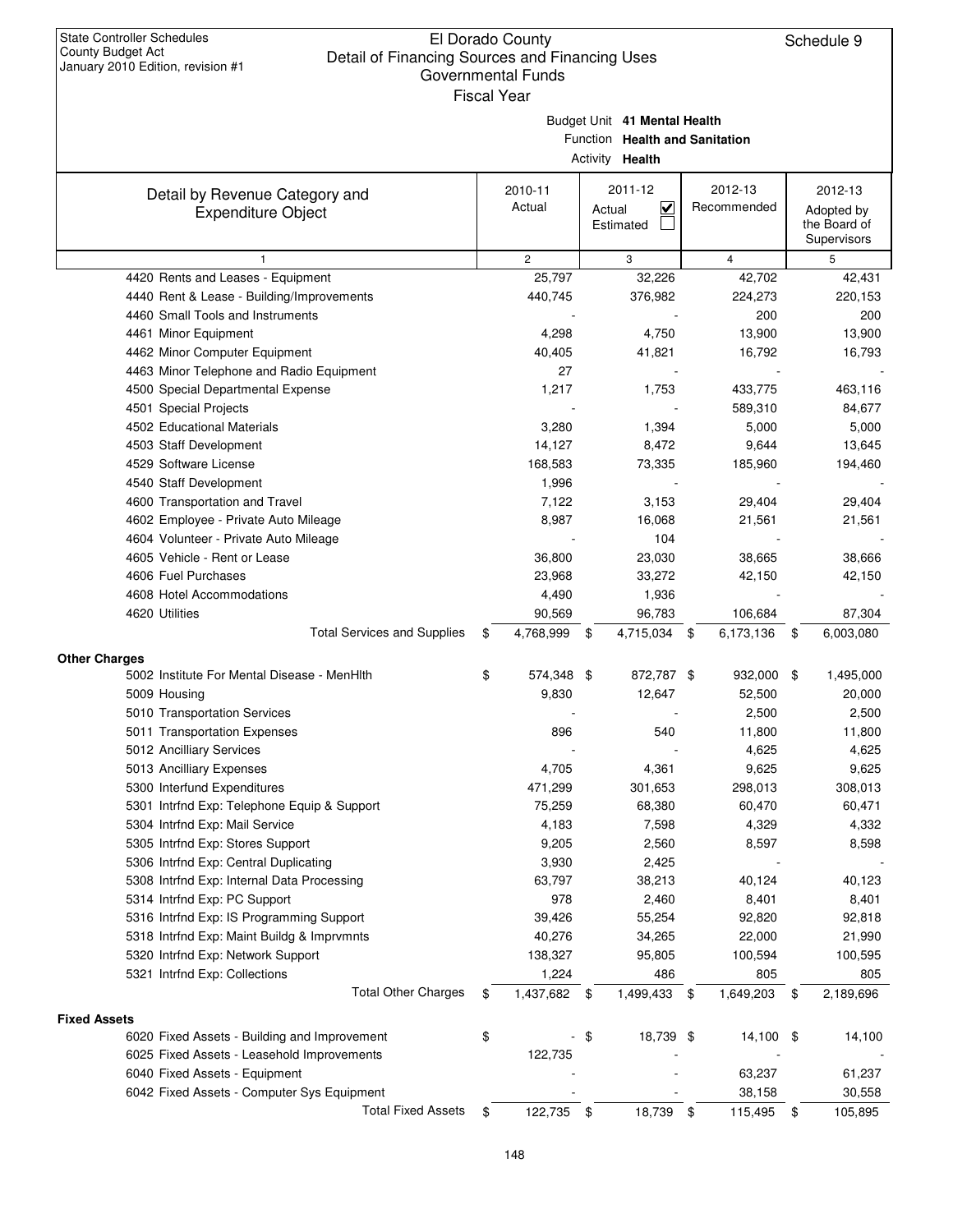State Controller Schedules
County Budget Act
January 2010 Edition, revision #1

# El Dorado County
## Detail of Financing Sources and Financing Uses
### Governmental Funds
### Fiscal Year

Schedule 9

Budget Unit **41 Mental Health**
Function **Health and Sanitation**
Activity **Health**

| Detail by Revenue Category and Expenditure Object | 2010-11 Actual | 2011-12 Actual ☑ Estimated ☐ | 2012-13 Recommended | 2012-13 Adopted by the Board of Supervisors |
|---|---|---|---|---|
| 1 | 2 | 3 | 4 | 5 |
| 4420 Rents and Leases - Equipment | 25,797 | 32,226 | 42,702 | 42,431 |
| 4440 Rent & Lease - Building/Improvements | 440,745 | 376,982 | 224,273 | 220,153 |
| 4460 Small Tools and Instruments | - | - | 200 | 200 |
| 4461 Minor Equipment | 4,298 | 4,750 | 13,900 | 13,900 |
| 4462 Minor Computer Equipment | 40,405 | 41,821 | 16,792 | 16,793 |
| 4463 Minor Telephone and Radio Equipment | 27 | - | - | - |
| 4500 Special Departmental Expense | 1,217 | 1,753 | 433,775 | 463,116 |
| 4501 Special Projects | - | - | 589,310 | 84,677 |
| 4502 Educational Materials | 3,280 | 1,394 | 5,000 | 5,000 |
| 4503 Staff Development | 14,127 | 8,472 | 9,644 | 13,645 |
| 4529 Software License | 168,583 | 73,335 | 185,960 | 194,460 |
| 4540 Staff Development | 1,996 | - | - | - |
| 4600 Transportation and Travel | 7,122 | 3,153 | 29,404 | 29,404 |
| 4602 Employee - Private Auto Mileage | 8,987 | 16,068 | 21,561 | 21,561 |
| 4604 Volunteer - Private Auto Mileage | - | 104 | - | - |
| 4605 Vehicle - Rent or Lease | 36,800 | 23,030 | 38,665 | 38,666 |
| 4606 Fuel Purchases | 23,968 | 33,272 | 42,150 | 42,150 |
| 4608 Hotel Accommodations | 4,490 | 1,936 | - | - |
| 4620 Utilities | 90,569 | 96,783 | 106,684 | 87,304 |
| Total Services and Supplies | $ 4,768,999 | $ 4,715,034 | $ 6,173,136 | $ 6,003,080 |
| **Other Charges** | | | | |
| 5002 Institute For Mental Disease - MenHlth | $ 574,348 | $ 872,787 | $ 932,000 | $ 1,495,000 |
| 5009 Housing | 9,830 | 12,647 | 52,500 | 20,000 |
| 5010 Transportation Services | - | - | 2,500 | 2,500 |
| 5011 Transportation Expenses | 896 | 540 | 11,800 | 11,800 |
| 5012 Ancilliary Services | - | - | 4,625 | 4,625 |
| 5013 Ancilliary Expenses | 4,705 | 4,361 | 9,625 | 9,625 |
| 5300 Interfund Expenditures | 471,299 | 301,653 | 298,013 | 308,013 |
| 5301 Intrfnd Exp: Telephone Equip & Support | 75,259 | 68,380 | 60,470 | 60,471 |
| 5304 Intrfnd Exp: Mail Service | 4,183 | 7,598 | 4,329 | 4,332 |
| 5305 Intrfnd Exp: Stores Support | 9,205 | 2,560 | 8,597 | 8,598 |
| 5306 Intrfnd Exp: Central Duplicating | 3,930 | 2,425 | - | - |
| 5308 Intrfnd Exp: Internal Data Processing | 63,797 | 38,213 | 40,124 | 40,123 |
| 5314 Intrfnd Exp: PC Support | 978 | 2,460 | 8,401 | 8,401 |
| 5316 Intrfnd Exp: IS Programming Support | 39,426 | 55,254 | 92,820 | 92,818 |
| 5318 Intrfnd Exp: Maint Buildg & Imprvmnts | 40,276 | 34,265 | 22,000 | 21,990 |
| 5320 Intrfnd Exp: Network Support | 138,327 | 95,805 | 100,594 | 100,595 |
| 5321 Intrfnd Exp: Collections | 1,224 | 486 | 805 | 805 |
| Total Other Charges | $ 1,437,682 | $ 1,499,433 | $ 1,649,203 | $ 2,189,696 |
| **Fixed Assets** | | | | |
| 6020 Fixed Assets - Building and Improvement | $ - | $ 18,739 | $ 14,100 | $ 14,100 |
| 6025 Fixed Assets - Leasehold Improvements | 122,735 | - | - | - |
| 6040 Fixed Assets - Equipment | - | - | 63,237 | 61,237 |
| 6042 Fixed Assets - Computer Sys Equipment | - | - | 38,158 | 30,558 |
| Total Fixed Assets | $ 122,735 | $ 18,739 | $ 115,495 | $ 105,895 |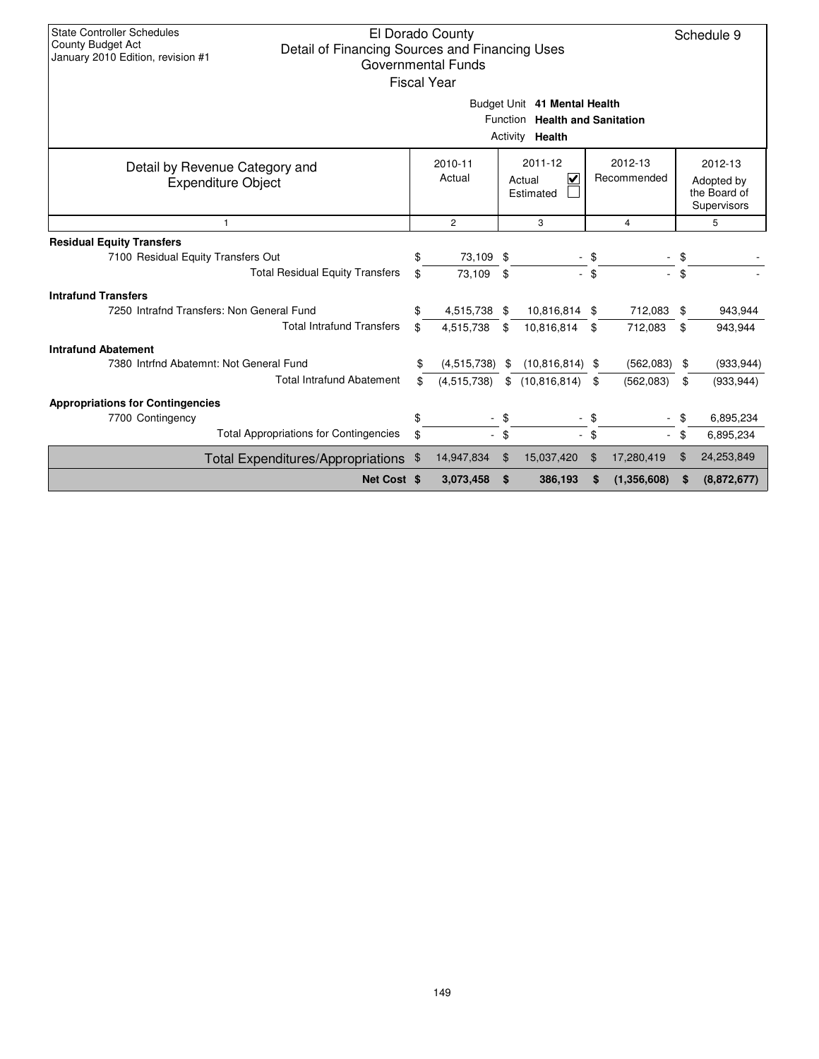State Controller Schedules
County Budget Act
January 2010 Edition, revision #1

# El Dorado County
## Detail of Financing Sources and Financing Uses
### Governmental Funds
### Fiscal Year

Schedule 9

Budget Unit **41 Mental Health**
Function **Health and Sanitation**
Activity **Health**

| Detail by Revenue Category and Expenditure Object | 2010-11 Actual | 2011-12 Actual ☑ Estimated ☐ | 2012-13 Recommended | 2012-13 Adopted by the Board of Supervisors |
|---|---|---|---|---|
| 1 | 2 | 3 | 4 | 5 |
| **Residual Equity Transfers** | | | | |
| 7100 Residual Equity Transfers Out | $ 73,109 | $ - | $ - | $ - |
| Total Residual Equity Transfers | $ 73,109 | $ - | $ - | $ - |
| **Intrafund Transfers** | | | | |
| 7250 Intrafnd Transfers: Non General Fund | $ 4,515,738 | $ 10,816,814 | $ 712,083 | $ 943,944 |
| Total Intrafund Transfers | $ 4,515,738 | $ 10,816,814 | $ 712,083 | $ 943,944 |
| **Intrafund Abatement** | | | | |
| 7380 Intrfnd Abatemnt: Not General Fund | $ (4,515,738) | $ (10,816,814) | $ (562,083) | $ (933,944) |
| Total Intrafund Abatement | $ (4,515,738) | $ (10,816,814) | $ (562,083) | $ (933,944) |
| **Appropriations for Contingencies** | | | | |
| 7700 Contingency | $ - | $ - | $ - | $ 6,895,234 |
| Total Appropriations for Contingencies | $ - | $ - | $ - | $ 6,895,234 |
| Total Expenditures/Appropriations | $ 14,947,834 | $ 15,037,420 | $ 17,280,419 | $ 24,253,849 |
| **Net Cost** | **$ 3,073,458** | **$ 386,193** | **$ (1,356,608)** | **$ (8,872,677)** |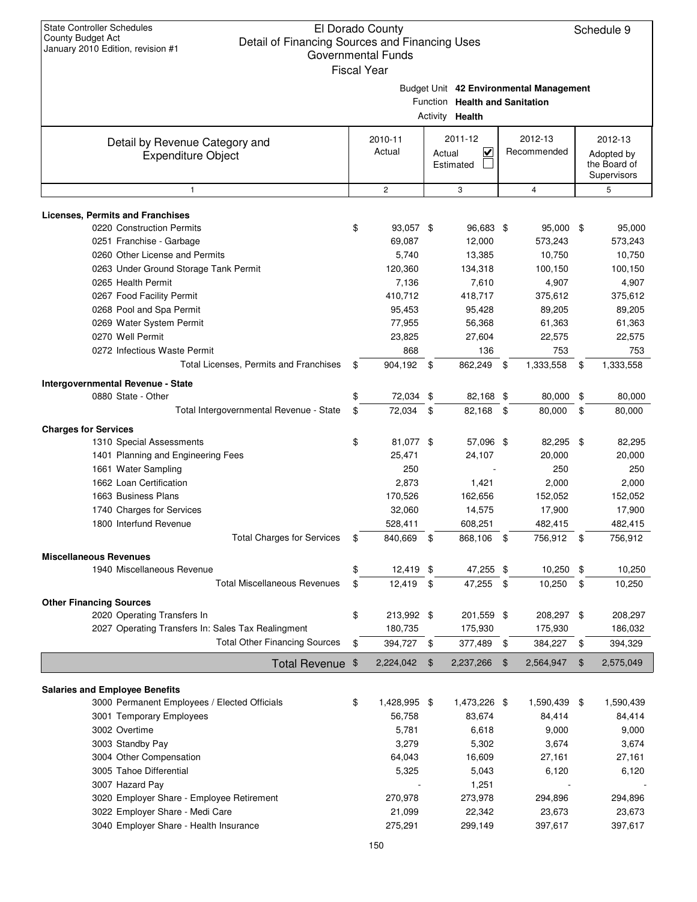State Controller Schedules
County Budget Act
January 2010 Edition, revision #1

# El Dorado County
## Detail of Financing Sources and Financing Uses
### Governmental Funds
### Fiscal Year

Schedule 9

Budget Unit **42 Environmental Management**
Function **Health and Sanitation**
Activity **Health**

| Detail by Revenue Category and Expenditure Object | 2010-11 Actual | 2011-12 Actual ☑ Estimated ☐ | 2012-13 Recommended | 2012-13 Adopted by the Board of Supervisors |
|---|---|---|---|---|
| 1 | 2 | 3 | 4 | 5 |
| **Licenses, Permits and Franchises** | | | | |
| 0220 Construction Permits | $ 93,057 | $ 96,683 | $ 95,000 | $ 95,000 |
| 0251 Franchise - Garbage | 69,087 | 12,000 | 573,243 | 573,243 |
| 0260 Other License and Permits | 5,740 | 13,385 | 10,750 | 10,750 |
| 0263 Under Ground Storage Tank Permit | 120,360 | 134,318 | 100,150 | 100,150 |
| 0265 Health Permit | 7,136 | 7,610 | 4,907 | 4,907 |
| 0267 Food Facility Permit | 410,712 | 418,717 | 375,612 | 375,612 |
| 0268 Pool and Spa Permit | 95,453 | 95,428 | 89,205 | 89,205 |
| 0269 Water System Permit | 77,955 | 56,368 | 61,363 | 61,363 |
| 0270 Well Permit | 23,825 | 27,604 | 22,575 | 22,575 |
| 0272 Infectious Waste Permit | 868 | 136 | 753 | 753 |
| Total Licenses, Permits and Franchises | $ 904,192 | $ 862,249 | $ 1,333,558 | $ 1,333,558 |
| **Intergovernmental Revenue - State** | | | | |
| 0880 State - Other | $ 72,034 | $ 82,168 | $ 80,000 | $ 80,000 |
| Total Intergovernmental Revenue - State | $ 72,034 | $ 82,168 | $ 80,000 | $ 80,000 |
| **Charges for Services** | | | | |
| 1310 Special Assessments | $ 81,077 | $ 57,096 | $ 82,295 | $ 82,295 |
| 1401 Planning and Engineering Fees | 25,471 | 24,107 | 20,000 | 20,000 |
| 1661 Water Sampling | 250 | - | 250 | 250 |
| 1662 Loan Certification | 2,873 | 1,421 | 2,000 | 2,000 |
| 1663 Business Plans | 170,526 | 162,656 | 152,052 | 152,052 |
| 1740 Charges for Services | 32,060 | 14,575 | 17,900 | 17,900 |
| 1800 Interfund Revenue | 528,411 | 608,251 | 482,415 | 482,415 |
| Total Charges for Services | $ 840,669 | $ 868,106 | $ 756,912 | $ 756,912 |
| **Miscellaneous Revenues** | | | | |
| 1940 Miscellaneous Revenue | $ 12,419 | $ 47,255 | $ 10,250 | $ 10,250 |
| Total Miscellaneous Revenues | $ 12,419 | $ 47,255 | $ 10,250 | $ 10,250 |
| **Other Financing Sources** | | | | |
| 2020 Operating Transfers In | $ 213,992 | $ 201,559 | $ 208,297 | $ 208,297 |
| 2027 Operating Transfers In: Sales Tax Realingment | 180,735 | 175,930 | 175,930 | 186,032 |
| Total Other Financing Sources | $ 394,727 | $ 377,489 | $ 384,227 | $ 394,329 |
| **Total Revenue** | $ 2,224,042 | $ 2,237,266 | $ 2,564,947 | $ 2,575,049 |
| **Salaries and Employee Benefits** | | | | |
| 3000 Permanent Employees / Elected Officials | $ 1,428,995 | $ 1,473,226 | $ 1,590,439 | $ 1,590,439 |
| 3001 Temporary Employees | 56,758 | 83,674 | 84,414 | 84,414 |
| 3002 Overtime | 5,781 | 6,618 | 9,000 | 9,000 |
| 3003 Standby Pay | 3,279 | 5,302 | 3,674 | 3,674 |
| 3004 Other Compensation | 64,043 | 16,609 | 27,161 | 27,161 |
| 3005 Tahoe Differential | 5,325 | 5,043 | 6,120 | 6,120 |
| 3007 Hazard Pay | - | 1,251 | - | - |
| 3020 Employer Share - Employee Retirement | 270,978 | 273,978 | 294,896 | 294,896 |
| 3022 Employer Share - Medi Care | 21,099 | 22,342 | 23,673 | 23,673 |
| 3040 Employer Share - Health Insurance | 275,291 | 299,149 | 397,617 | 397,617 |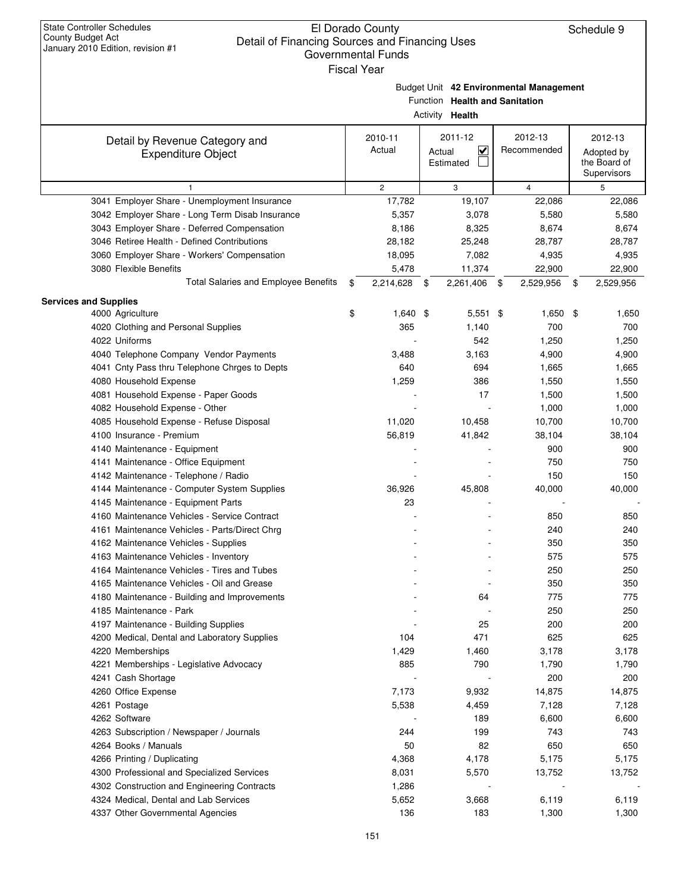State Controller Schedules
County Budget Act
January 2010 Edition, revision #1

# El Dorado County
## Detail of Financing Sources and Financing Uses
### Governmental Funds
Fiscal Year

Schedule 9

Budget Unit **42 Environmental Management**
Function **Health and Sanitation**
Activity **Health**

| Detail by Revenue Category and Expenditure Object | 2010-11 Actual | 2011-12 Actual ☑ Estimated ☐ | 2012-13 Recommended | 2012-13 Adopted by the Board of Supervisors |
|---|---|---|---|---|
| 1 | 2 | 3 | 4 | 5 |
| 3041 Employer Share - Unemployment Insurance | 17,782 | 19,107 | 22,086 | 22,086 |
| 3042 Employer Share - Long Term Disab Insurance | 5,357 | 3,078 | 5,580 | 5,580 |
| 3043 Employer Share - Deferred Compensation | 8,186 | 8,325 | 8,674 | 8,674 |
| 3046 Retiree Health - Defined Contributions | 28,182 | 25,248 | 28,787 | 28,787 |
| 3060 Employer Share - Workers' Compensation | 18,095 | 7,082 | 4,935 | 4,935 |
| 3080 Flexible Benefits | 5,478 | 11,374 | 22,900 | 22,900 |
| Total Salaries and Employee Benefits | $ 2,214,628 | $ 2,261,406 | $ 2,529,956 | $ 2,529,956 |
| **Services and Supplies** | | | | |
| 4000 Agriculture | $ 1,640 | $ 5,551 | $ 1,650 | $ 1,650 |
| 4020 Clothing and Personal Supplies | 365 | 1,140 | 700 | 700 |
| 4022 Uniforms | - | 542 | 1,250 | 1,250 |
| 4040 Telephone Company Vendor Payments | 3,488 | 3,163 | 4,900 | 4,900 |
| 4041 Cnty Pass thru Telephone Chrges to Depts | 640 | 694 | 1,665 | 1,665 |
| 4080 Household Expense | 1,259 | 386 | 1,550 | 1,550 |
| 4081 Household Expense - Paper Goods | - | 17 | 1,500 | 1,500 |
| 4082 Household Expense - Other | - | - | 1,000 | 1,000 |
| 4085 Household Expense - Refuse Disposal | 11,020 | 10,458 | 10,700 | 10,700 |
| 4100 Insurance - Premium | 56,819 | 41,842 | 38,104 | 38,104 |
| 4140 Maintenance - Equipment | - | - | 900 | 900 |
| 4141 Maintenance - Office Equipment | - | - | 750 | 750 |
| 4142 Maintenance - Telephone / Radio | - | - | 150 | 150 |
| 4144 Maintenance - Computer System Supplies | 36,926 | 45,808 | 40,000 | 40,000 |
| 4145 Maintenance - Equipment Parts | 23 | - | - | - |
| 4160 Maintenance Vehicles - Service Contract | - | - | 850 | 850 |
| 4161 Maintenance Vehicles - Parts/Direct Chrg | - | - | 240 | 240 |
| 4162 Maintenance Vehicles - Supplies | - | - | 350 | 350 |
| 4163 Maintenance Vehicles - Inventory | - | - | 575 | 575 |
| 4164 Maintenance Vehicles - Tires and Tubes | - | - | 250 | 250 |
| 4165 Maintenance Vehicles - Oil and Grease | - | - | 350 | 350 |
| 4180 Maintenance - Building and Improvements | - | 64 | 775 | 775 |
| 4185 Maintenance - Park | - | - | 250 | 250 |
| 4197 Maintenance - Building Supplies | - | 25 | 200 | 200 |
| 4200 Medical, Dental and Laboratory Supplies | 104 | 471 | 625 | 625 |
| 4220 Memberships | 1,429 | 1,460 | 3,178 | 3,178 |
| 4221 Memberships - Legislative Advocacy | 885 | 790 | 1,790 | 1,790 |
| 4241 Cash Shortage | - | - | 200 | 200 |
| 4260 Office Expense | 7,173 | 9,932 | 14,875 | 14,875 |
| 4261 Postage | 5,538 | 4,459 | 7,128 | 7,128 |
| 4262 Software | - | 189 | 6,600 | 6,600 |
| 4263 Subscription / Newspaper / Journals | 244 | 199 | 743 | 743 |
| 4264 Books / Manuals | 50 | 82 | 650 | 650 |
| 4266 Printing / Duplicating | 4,368 | 4,178 | 5,175 | 5,175 |
| 4300 Professional and Specialized Services | 8,031 | 5,570 | 13,752 | 13,752 |
| 4302 Construction and Engineering Contracts | 1,286 | - | - | - |
| 4324 Medical, Dental and Lab Services | 5,652 | 3,668 | 6,119 | 6,119 |
| 4337 Other Governmental Agencies | 136 | 183 | 1,300 | 1,300 |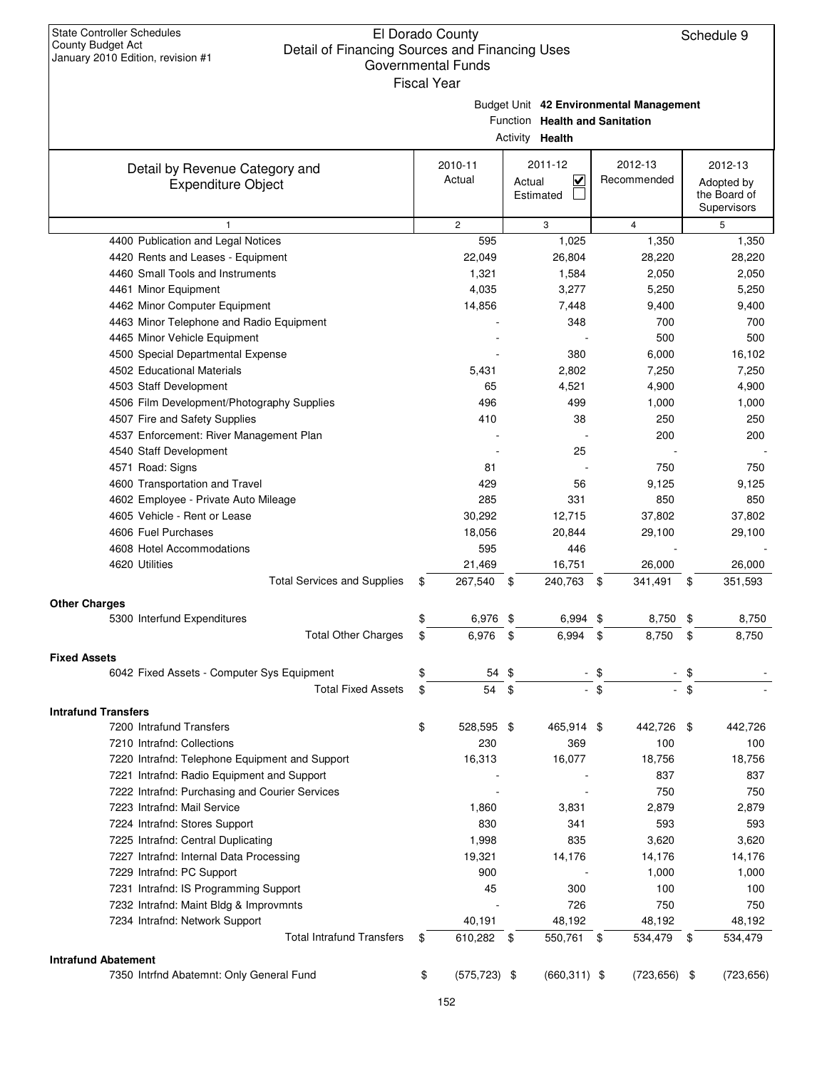State Controller Schedules
County Budget Act
January 2010 Edition, revision #1

# El Dorado County
## Detail of Financing Sources and Financing Uses
### Governmental Funds
Fiscal Year

Schedule 9

Budget Unit **42 Environmental Management**
Function **Health and Sanitation**
Activity **Health**

| Detail by Revenue Category and Expenditure Object | 2010-11 Actual | 2011-12 Actual ☑ Estimated ☐ | 2012-13 Recommended | 2012-13 Adopted by the Board of Supervisors |
|---|---|---|---|---|
| 1 | 2 | 3 | 4 | 5 |
| 4400 Publication and Legal Notices | 595 | 1,025 | 1,350 | 1,350 |
| 4420 Rents and Leases - Equipment | 22,049 | 26,804 | 28,220 | 28,220 |
| 4460 Small Tools and Instruments | 1,321 | 1,584 | 2,050 | 2,050 |
| 4461 Minor Equipment | 4,035 | 3,277 | 5,250 | 5,250 |
| 4462 Minor Computer Equipment | 14,856 | 7,448 | 9,400 | 9,400 |
| 4463 Minor Telephone and Radio Equipment | - | 348 | 700 | 700 |
| 4465 Minor Vehicle Equipment | - | - | 500 | 500 |
| 4500 Special Departmental Expense | - | 380 | 6,000 | 16,102 |
| 4502 Educational Materials | 5,431 | 2,802 | 7,250 | 7,250 |
| 4503 Staff Development | 65 | 4,521 | 4,900 | 4,900 |
| 4506 Film Development/Photography Supplies | 496 | 499 | 1,000 | 1,000 |
| 4507 Fire and Safety Supplies | 410 | 38 | 250 | 250 |
| 4537 Enforcement: River Management Plan | - | - | 200 | 200 |
| 4540 Staff Development | - | 25 | - | - |
| 4571 Road: Signs | 81 | - | 750 | 750 |
| 4600 Transportation and Travel | 429 | 56 | 9,125 | 9,125 |
| 4602 Employee - Private Auto Mileage | 285 | 331 | 850 | 850 |
| 4605 Vehicle - Rent or Lease | 30,292 | 12,715 | 37,802 | 37,802 |
| 4606 Fuel Purchases | 18,056 | 20,844 | 29,100 | 29,100 |
| 4608 Hotel Accommodations | 595 | 446 | - | - |
| 4620 Utilities | 21,469 | 16,751 | 26,000 | 26,000 |
| Total Services and Supplies | $ 267,540 | $ 240,763 | $ 341,491 | $ 351,593 |
| **Other Charges** | | | | |
| 5300 Interfund Expenditures | $ 6,976 | $ 6,994 | $ 8,750 | $ 8,750 |
| Total Other Charges | $ 6,976 | $ 6,994 | $ 8,750 | $ 8,750 |
| **Fixed Assets** | | | | |
| 6042 Fixed Assets - Computer Sys Equipment | $ 54 | $ - | $ - | $ - |
| Total Fixed Assets | $ 54 | $ - | $ - | $ - |
| **Intrafund Transfers** | | | | |
| 7200 Intrafund Transfers | $ 528,595 | $ 465,914 | $ 442,726 | $ 442,726 |
| 7210 Intrafnd: Collections | 230 | 369 | 100 | 100 |
| 7220 Intrafnd: Telephone Equipment and Support | 16,313 | 16,077 | 18,756 | 18,756 |
| 7221 Intrafnd: Radio Equipment and Support | - | - | 837 | 837 |
| 7222 Intrafnd: Purchasing and Courier Services | - | - | 750 | 750 |
| 7223 Intrafnd: Mail Service | 1,860 | 3,831 | 2,879 | 2,879 |
| 7224 Intrafnd: Stores Support | 830 | 341 | 593 | 593 |
| 7225 Intrafnd: Central Duplicating | 1,998 | 835 | 3,620 | 3,620 |
| 7227 Intrafnd: Internal Data Processing | 19,321 | 14,176 | 14,176 | 14,176 |
| 7229 Intrafnd: PC Support | 900 | - | 1,000 | 1,000 |
| 7231 Intrafnd: IS Programming Support | 45 | 300 | 100 | 100 |
| 7232 Intrafnd: Maint Bldg & Improvmnts | - | 726 | 750 | 750 |
| 7234 Intrafnd: Network Support | 40,191 | 48,192 | 48,192 | 48,192 |
| Total Intrafund Transfers | $ 610,282 | $ 550,761 | $ 534,479 | $ 534,479 |
| **Intrafund Abatement** | | | | |
| 7350 Intrfnd Abatemnt: Only General Fund | $ (575,723) | $ (660,311) | $ (723,656) | $ (723,656) |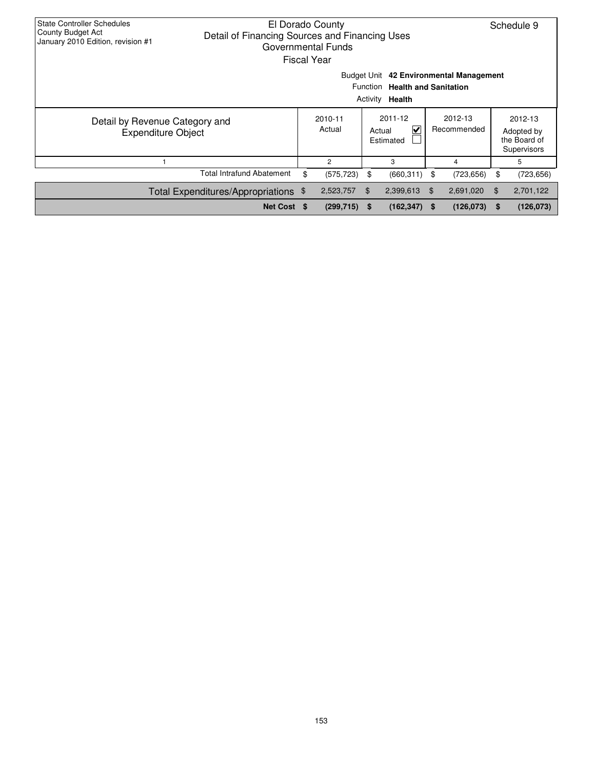State Controller Schedules
County Budget Act
January 2010 Edition, revision #1

# El Dorado County
## Detail of Financing Sources and Financing Uses
### Governmental Funds
Fiscal Year

Schedule 9

Budget Unit **42 Environmental Management**
Function **Health and Sanitation**
Activity **Health**

| Detail by Revenue Category and Expenditure Object | 2010-11 Actual | 2011-12 Actual ☑ Estimated ☐ | 2012-13 Recommended | 2012-13 Adopted by the Board of Supervisors |
|---|---|---|---|---|
| 1 | 2 | 3 | 4 | 5 |
| Total Intrafund Abatement | $ (575,723) | $ (660,311) | $ (723,656) | $ (723,656) |
| Total Expenditures/Appropriations | $ 2,523,757 | $ 2,399,613 | $ 2,691,020 | $ 2,701,122 |
| **Net Cost** | **$ (299,715)** | **$ (162,347)** | **$ (126,073)** | **$ (126,073)** |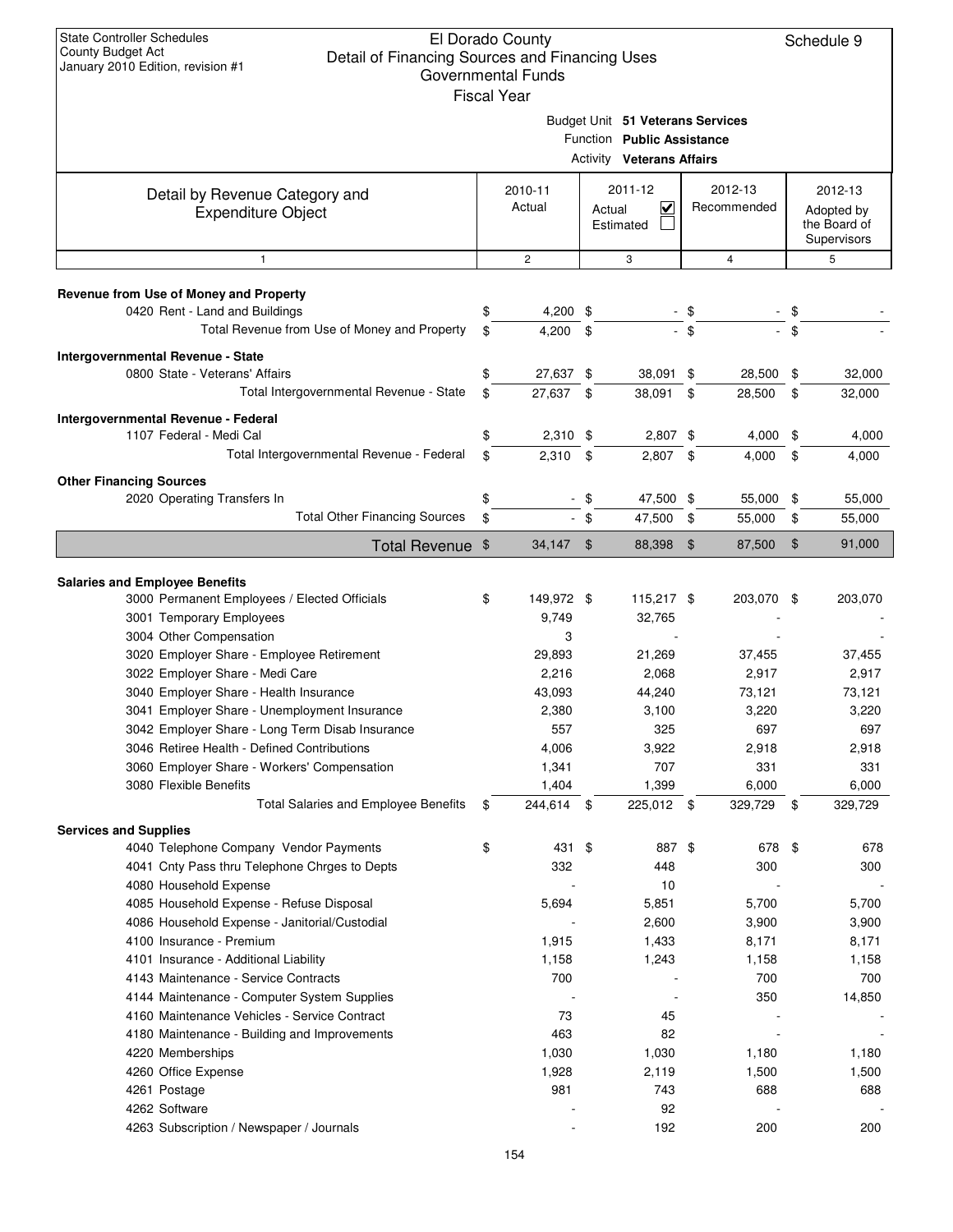State Controller Schedules
County Budget Act
January 2010 Edition, revision #1

# El Dorado County
## Detail of Financing Sources and Financing Uses
### Governmental Funds
### Fiscal Year

Schedule 9

Budget Unit **51 Veterans Services**
Function **Public Assistance**
Activity **Veterans Affairs**

| Detail by Revenue Category and Expenditure Object | 2010-11 Actual | 2011-12 Actual ☑ Estimated ☐ | 2012-13 Recommended | 2012-13 Adopted by the Board of Supervisors |
|---|---|---|---|---|
| 1 | 2 | 3 | 4 | 5 |
| **Revenue from Use of Money and Property** | | | | |
| 0420 Rent - Land and Buildings | $ 4,200 | $ - | $ - | $ - |
| Total Revenue from Use of Money and Property | $ 4,200 | $ - | $ - | $ - |
| **Intergovernmental Revenue - State** | | | | |
| 0800 State - Veterans' Affairs | $ 27,637 | $ 38,091 | $ 28,500 | $ 32,000 |
| Total Intergovernmental Revenue - State | $ 27,637 | $ 38,091 | $ 28,500 | $ 32,000 |
| **Intergovernmental Revenue - Federal** | | | | |
| 1107 Federal - Medi Cal | $ 2,310 | $ 2,807 | $ 4,000 | $ 4,000 |
| Total Intergovernmental Revenue - Federal | $ 2,310 | $ 2,807 | $ 4,000 | $ 4,000 |
| **Other Financing Sources** | | | | |
| 2020 Operating Transfers In | $ - | $ 47,500 | $ 55,000 | $ 55,000 |
| Total Other Financing Sources | $ - | $ 47,500 | $ 55,000 | $ 55,000 |
| **Total Revenue** | $ 34,147 | $ 88,398 | $ 87,500 | $ 91,000 |
| **Salaries and Employee Benefits** | | | | |
| 3000 Permanent Employees / Elected Officials | $ 149,972 | $ 115,217 | $ 203,070 | $ 203,070 |
| 3001 Temporary Employees | 9,749 | 32,765 | - | - |
| 3004 Other Compensation | 3 | - | - | - |
| 3020 Employer Share - Employee Retirement | 29,893 | 21,269 | 37,455 | 37,455 |
| 3022 Employer Share - Medi Care | 2,216 | 2,068 | 2,917 | 2,917 |
| 3040 Employer Share - Health Insurance | 43,093 | 44,240 | 73,121 | 73,121 |
| 3041 Employer Share - Unemployment Insurance | 2,380 | 3,100 | 3,220 | 3,220 |
| 3042 Employer Share - Long Term Disab Insurance | 557 | 325 | 697 | 697 |
| 3046 Retiree Health - Defined Contributions | 4,006 | 3,922 | 2,918 | 2,918 |
| 3060 Employer Share - Workers' Compensation | 1,341 | 707 | 331 | 331 |
| 3080 Flexible Benefits | 1,404 | 1,399 | 6,000 | 6,000 |
| Total Salaries and Employee Benefits | $ 244,614 | $ 225,012 | $ 329,729 | $ 329,729 |
| **Services and Supplies** | | | | |
| 4040 Telephone Company Vendor Payments | $ 431 | $ 887 | $ 678 | $ 678 |
| 4041 Cnty Pass thru Telephone Chrges to Depts | 332 | 448 | 300 | 300 |
| 4080 Household Expense | - | 10 | - | - |
| 4085 Household Expense - Refuse Disposal | 5,694 | 5,851 | 5,700 | 5,700 |
| 4086 Household Expense - Janitorial/Custodial | - | 2,600 | 3,900 | 3,900 |
| 4100 Insurance - Premium | 1,915 | 1,433 | 8,171 | 8,171 |
| 4101 Insurance - Additional Liability | 1,158 | 1,243 | 1,158 | 1,158 |
| 4143 Maintenance - Service Contracts | 700 | - | 700 | 700 |
| 4144 Maintenance - Computer System Supplies | - | - | 350 | 14,850 |
| 4160 Maintenance Vehicles - Service Contract | 73 | 45 | - | - |
| 4180 Maintenance - Building and Improvements | 463 | 82 | - | - |
| 4220 Memberships | 1,030 | 1,030 | 1,180 | 1,180 |
| 4260 Office Expense | 1,928 | 2,119 | 1,500 | 1,500 |
| 4261 Postage | 981 | 743 | 688 | 688 |
| 4262 Software | - | 92 | - | - |
| 4263 Subscription / Newspaper / Journals | - | 192 | 200 | 200 |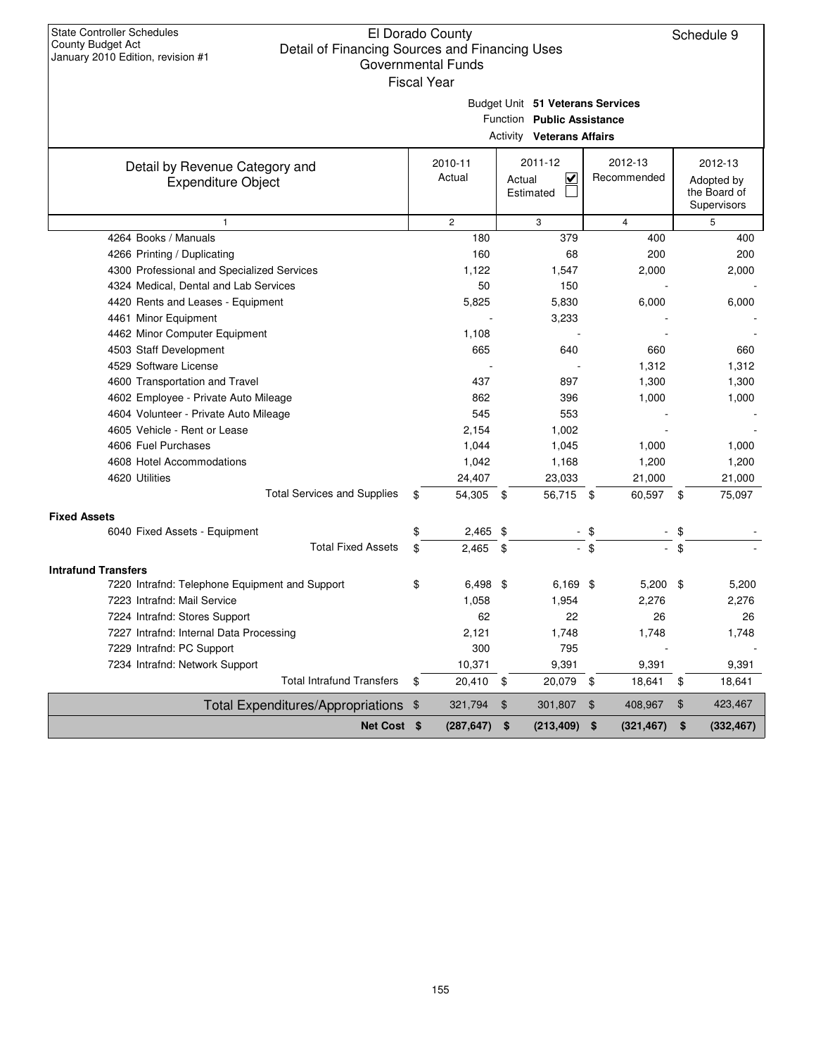State Controller Schedules
County Budget Act
January 2010 Edition, revision #1

# El Dorado County
## Detail of Financing Sources and Financing Uses
### Governmental Funds
### Fiscal Year

Schedule 9

Budget Unit **51 Veterans Services**
Function **Public Assistance**
Activity **Veterans Affairs**

| Detail by Revenue Category and Expenditure Object | 2010-11 Actual | 2011-12 Actual ☑ Estimated ☐ | 2012-13 Recommended | 2012-13 Adopted by the Board of Supervisors |
|---|---|---|---|---|
| 1 | 2 | 3 | 4 | 5 |
| 4264 Books / Manuals | 180 | 379 | 400 | 400 |
| 4266 Printing / Duplicating | 160 | 68 | 200 | 200 |
| 4300 Professional and Specialized Services | 1,122 | 1,547 | 2,000 | 2,000 |
| 4324 Medical, Dental and Lab Services | 50 | 150 | - | - |
| 4420 Rents and Leases - Equipment | 5,825 | 5,830 | 6,000 | 6,000 |
| 4461 Minor Equipment | - | 3,233 | - | - |
| 4462 Minor Computer Equipment | 1,108 | - | - | - |
| 4503 Staff Development | 665 | 640 | 660 | 660 |
| 4529 Software License | - | - | 1,312 | 1,312 |
| 4600 Transportation and Travel | 437 | 897 | 1,300 | 1,300 |
| 4602 Employee - Private Auto Mileage | 862 | 396 | 1,000 | 1,000 |
| 4604 Volunteer - Private Auto Mileage | 545 | 553 | - | - |
| 4605 Vehicle - Rent or Lease | 2,154 | 1,002 | - | - |
| 4606 Fuel Purchases | 1,044 | 1,045 | 1,000 | 1,000 |
| 4608 Hotel Accommodations | 1,042 | 1,168 | 1,200 | 1,200 |
| 4620 Utilities | 24,407 | 23,033 | 21,000 | 21,000 |
| Total Services and Supplies | $ 54,305 | $ 56,715 | $ 60,597 | $ 75,097 |
| **Fixed Assets** | | | | |
| 6040 Fixed Assets - Equipment | $ 2,465 | $ - | $ - | $ - |
| Total Fixed Assets | $ 2,465 | $ - | $ - | $ - |
| **Intrafund Transfers** | | | | |
| 7220 Intrafnd: Telephone Equipment and Support | $ 6,498 | $ 6,169 | $ 5,200 | $ 5,200 |
| 7223 Intrafnd: Mail Service | 1,058 | 1,954 | 2,276 | 2,276 |
| 7224 Intrafnd: Stores Support | 62 | 22 | 26 | 26 |
| 7227 Intrafnd: Internal Data Processing | 2,121 | 1,748 | 1,748 | 1,748 |
| 7229 Intrafnd: PC Support | 300 | 795 | - | - |
| 7234 Intrafnd: Network Support | 10,371 | 9,391 | 9,391 | 9,391 |
| Total Intrafund Transfers | $ 20,410 | $ 20,079 | $ 18,641 | $ 18,641 |
| Total Expenditures/Appropriations | $ 321,794 | $ 301,807 | $ 408,967 | $ 423,467 |
| **Net Cost** | **$ (287,647)** | **$ (213,409)** | **$ (321,467)** | **$ (332,467)** |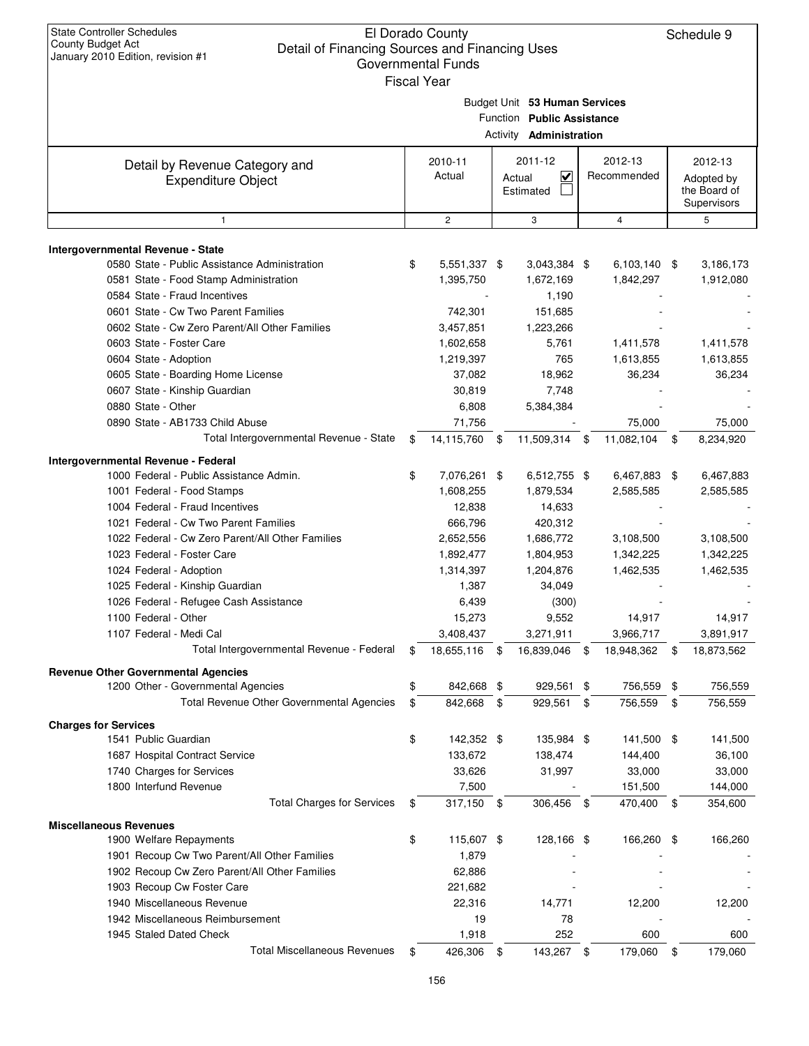State Controller Schedules
County Budget Act
January 2010 Edition, revision #1

# El Dorado County
## Detail of Financing Sources and Financing Uses
### Governmental Funds
Fiscal Year

Schedule 9

Budget Unit **53 Human Services**
Function **Public Assistance**
Activity **Administration**

| Detail by Revenue Category and Expenditure Object | 2010-11 Actual | 2011-12 Actual ☑ Estimated ☐ | 2012-13 Recommended | 2012-13 Adopted by the Board of Supervisors |
|---|---|---|---|---|
| 1 | 2 | 3 | 4 | 5 |
| **Intergovernmental Revenue - State** | | | | |
| 0580 State - Public Assistance Administration | $ 5,551,337 | $ 3,043,384 | $ 6,103,140 | $ 3,186,173 |
| 0581 State - Food Stamp Administration | 1,395,750 | 1,672,169 | 1,842,297 | 1,912,080 |
| 0584 State - Fraud Incentives | - | 1,190 | - | - |
| 0601 State - Cw Two Parent Families | 742,301 | 151,685 | - | - |
| 0602 State - Cw Zero Parent/All Other Families | 3,457,851 | 1,223,266 | - | - |
| 0603 State - Foster Care | 1,602,658 | 5,761 | 1,411,578 | 1,411,578 |
| 0604 State - Adoption | 1,219,397 | 765 | 1,613,855 | 1,613,855 |
| 0605 State - Boarding Home License | 37,082 | 18,962 | 36,234 | 36,234 |
| 0607 State - Kinship Guardian | 30,819 | 7,748 | - | - |
| 0880 State - Other | 6,808 | 5,384,384 | - | - |
| 0890 State - AB1733 Child Abuse | 71,756 | - | 75,000 | 75,000 |
| Total Intergovernmental Revenue - State | $ 14,115,760 | $ 11,509,314 | $ 11,082,104 | $ 8,234,920 |
| **Intergovernmental Revenue - Federal** | | | | |
| 1000 Federal - Public Assistance Admin. | $ 7,076,261 | $ 6,512,755 | $ 6,467,883 | $ 6,467,883 |
| 1001 Federal - Food Stamps | 1,608,255 | 1,879,534 | 2,585,585 | 2,585,585 |
| 1004 Federal - Fraud Incentives | 12,838 | 14,633 | - | - |
| 1021 Federal - Cw Two Parent Families | 666,796 | 420,312 | - | - |
| 1022 Federal - Cw Zero Parent/All Other Families | 2,652,556 | 1,686,772 | 3,108,500 | 3,108,500 |
| 1023 Federal - Foster Care | 1,892,477 | 1,804,953 | 1,342,225 | 1,342,225 |
| 1024 Federal - Adoption | 1,314,397 | 1,204,876 | 1,462,535 | 1,462,535 |
| 1025 Federal - Kinship Guardian | 1,387 | 34,049 | - | - |
| 1026 Federal - Refugee Cash Assistance | 6,439 | (300) | - | - |
| 1100 Federal - Other | 15,273 | 9,552 | 14,917 | 14,917 |
| 1107 Federal - Medi Cal | 3,408,437 | 3,271,911 | 3,966,717 | 3,891,917 |
| Total Intergovernmental Revenue - Federal | $ 18,655,116 | $ 16,839,046 | $ 18,948,362 | $ 18,873,562 |
| **Revenue Other Governmental Agencies** | | | | |
| 1200 Other - Governmental Agencies | $ 842,668 | $ 929,561 | $ 756,559 | $ 756,559 |
| Total Revenue Other Governmental Agencies | $ 842,668 | $ 929,561 | $ 756,559 | $ 756,559 |
| **Charges for Services** | | | | |
| 1541 Public Guardian | $ 142,352 | $ 135,984 | $ 141,500 | $ 141,500 |
| 1687 Hospital Contract Service | 133,672 | 138,474 | 144,400 | 36,100 |
| 1740 Charges for Services | 33,626 | 31,997 | 33,000 | 33,000 |
| 1800 Interfund Revenue | 7,500 | - | 151,500 | 144,000 |
| Total Charges for Services | $ 317,150 | $ 306,456 | $ 470,400 | $ 354,600 |
| **Miscellaneous Revenues** | | | | |
| 1900 Welfare Repayments | $ 115,607 | $ 128,166 | $ 166,260 | $ 166,260 |
| 1901 Recoup Cw Two Parent/All Other Families | 1,879 | - | - | - |
| 1902 Recoup Cw Zero Parent/All Other Families | 62,886 | - | - | - |
| 1903 Recoup Cw Foster Care | 221,682 | - | - | - |
| 1940 Miscellaneous Revenue | 22,316 | 14,771 | 12,200 | 12,200 |
| 1942 Miscellaneous Reimbursement | 19 | 78 | - | - |
| 1945 Staled Dated Check | 1,918 | 252 | 600 | 600 |
| Total Miscellaneous Revenues | $ 426,306 | $ 143,267 | $ 179,060 | $ 179,060 |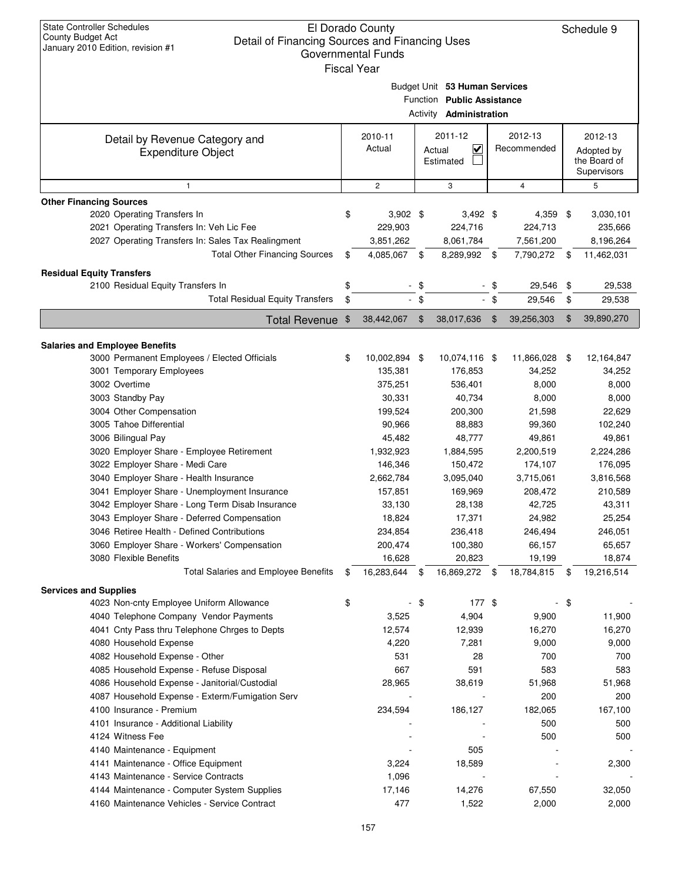State Controller Schedules
County Budget Act
January 2010 Edition, revision #1

# El Dorado County
## Detail of Financing Sources and Financing Uses
### Governmental Funds
### Fiscal Year

Schedule 9

Budget Unit **53 Human Services**
Function **Public Assistance**
Activity **Administration**

| Detail by Revenue Category and Expenditure Object | 2010-11 Actual | 2011-12 Actual ☑ Estimated ☐ | 2012-13 Recommended | 2012-13 Adopted by the Board of Supervisors |
|---|---|---|---|---|
| 1 | 2 | 3 | 4 | 5 |
| **Other Financing Sources** | | | | |
| 2020 Operating Transfers In | $ 3,902 | $ 3,492 | $ 4,359 | $ 3,030,101 |
| 2021 Operating Transfers In: Veh Lic Fee | 229,903 | 224,716 | 224,713 | 235,666 |
| 2027 Operating Transfers In: Sales Tax Realingment | 3,851,262 | 8,061,784 | 7,561,200 | 8,196,264 |
| Total Other Financing Sources | $ 4,085,067 | $ 8,289,992 | $ 7,790,272 | $ 11,462,031 |
| **Residual Equity Transfers** | | | | |
| 2100 Residual Equity Transfers In | $ - | $ - | $ 29,546 | $ 29,538 |
| Total Residual Equity Transfers | $ - | $ - | $ 29,546 | $ 29,538 |
| **Total Revenue** | $ 38,442,067 | $ 38,017,636 | $ 39,256,303 | $ 39,890,270 |
| **Salaries and Employee Benefits** | | | | |
| 3000 Permanent Employees / Elected Officials | $ 10,002,894 | $ 10,074,116 | $ 11,866,028 | $ 12,164,847 |
| 3001 Temporary Employees | 135,381 | 176,853 | 34,252 | 34,252 |
| 3002 Overtime | 375,251 | 536,401 | 8,000 | 8,000 |
| 3003 Standby Pay | 30,331 | 40,734 | 8,000 | 8,000 |
| 3004 Other Compensation | 199,524 | 200,300 | 21,598 | 22,629 |
| 3005 Tahoe Differential | 90,966 | 88,883 | 99,360 | 102,240 |
| 3006 Bilingual Pay | 45,482 | 48,777 | 49,861 | 49,861 |
| 3020 Employer Share - Employee Retirement | 1,932,923 | 1,884,595 | 2,200,519 | 2,224,286 |
| 3022 Employer Share - Medi Care | 146,346 | 150,472 | 174,107 | 176,095 |
| 3040 Employer Share - Health Insurance | 2,662,784 | 3,095,040 | 3,715,061 | 3,816,568 |
| 3041 Employer Share - Unemployment Insurance | 157,851 | 169,969 | 208,472 | 210,589 |
| 3042 Employer Share - Long Term Disab Insurance | 33,130 | 28,138 | 42,725 | 43,311 |
| 3043 Employer Share - Deferred Compensation | 18,824 | 17,371 | 24,982 | 25,254 |
| 3046 Retiree Health - Defined Contributions | 234,854 | 236,418 | 246,494 | 246,051 |
| 3060 Employer Share - Workers' Compensation | 200,474 | 100,380 | 66,157 | 65,657 |
| 3080 Flexible Benefits | 16,628 | 20,823 | 19,199 | 18,874 |
| Total Salaries and Employee Benefits | $ 16,283,644 | $ 16,869,272 | $ 18,784,815 | $ 19,216,514 |
| **Services and Supplies** | | | | |
| 4023 Non-cnty Employee Uniform Allowance | $ - | $ 177 | $ - | $ - |
| 4040 Telephone Company Vendor Payments | 3,525 | 4,904 | 9,900 | 11,900 |
| 4041 Cnty Pass thru Telephone Chrges to Depts | 12,574 | 12,939 | 16,270 | 16,270 |
| 4080 Household Expense | 4,220 | 7,281 | 9,000 | 9,000 |
| 4082 Household Expense - Other | 531 | 28 | 700 | 700 |
| 4085 Household Expense - Refuse Disposal | 667 | 591 | 583 | 583 |
| 4086 Household Expense - Janitorial/Custodial | 28,965 | 38,619 | 51,968 | 51,968 |
| 4087 Household Expense - Exterm/Fumigation Serv | - | - | 200 | 200 |
| 4100 Insurance - Premium | 234,594 | 186,127 | 182,065 | 167,100 |
| 4101 Insurance - Additional Liability | - | - | 500 | 500 |
| 4124 Witness Fee | - | - | 500 | 500 |
| 4140 Maintenance - Equipment | - | 505 | - | - |
| 4141 Maintenance - Office Equipment | 3,224 | 18,589 | - | 2,300 |
| 4143 Maintenance - Service Contracts | 1,096 | - | - | - |
| 4144 Maintenance - Computer System Supplies | 17,146 | 14,276 | 67,550 | 32,050 |
| 4160 Maintenance Vehicles - Service Contract | 477 | 1,522 | 2,000 | 2,000 |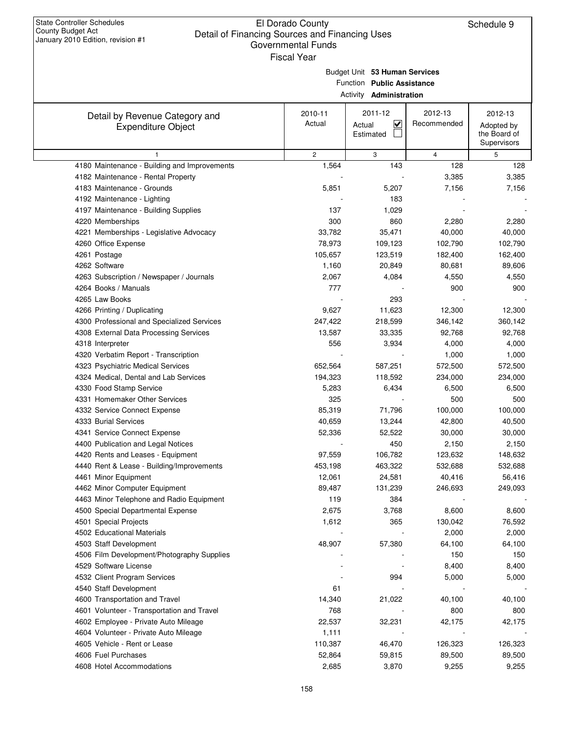State Controller Schedules
County Budget Act
January 2010 Edition, revision #1

# El Dorado County
## Detail of Financing Sources and Financing Uses
### Governmental Funds
Fiscal Year

Schedule 9

Budget Unit **53 Human Services**
Function **Public Assistance**
Activity **Administration**

| Detail by Revenue Category and Expenditure Object | 2010-11 Actual | 2011-12 Actual ☑ Estimated ☐ | 2012-13 Recommended | 2012-13 Adopted by the Board of Supervisors |
|---|---|---|---|---|
| 1 | 2 | 3 | 4 | 5 |
| 4180 Maintenance - Building and Improvements | 1,564 | 143 | 128 | 128 |
| 4182 Maintenance - Rental Property | - | - | 3,385 | 3,385 |
| 4183 Maintenance - Grounds | 5,851 | 5,207 | 7,156 | 7,156 |
| 4192 Maintenance - Lighting | - | 183 | - | - |
| 4197 Maintenance - Building Supplies | 137 | 1,029 | - | - |
| 4220 Memberships | 300 | 860 | 2,280 | 2,280 |
| 4221 Memberships - Legislative Advocacy | 33,782 | 35,471 | 40,000 | 40,000 |
| 4260 Office Expense | 78,973 | 109,123 | 102,790 | 102,790 |
| 4261 Postage | 105,657 | 123,519 | 182,400 | 162,400 |
| 4262 Software | 1,160 | 20,849 | 80,681 | 89,606 |
| 4263 Subscription / Newspaper / Journals | 2,067 | 4,084 | 4,550 | 4,550 |
| 4264 Books / Manuals | 777 | - | 900 | 900 |
| 4265 Law Books | - | 293 | - | - |
| 4266 Printing / Duplicating | 9,627 | 11,623 | 12,300 | 12,300 |
| 4300 Professional and Specialized Services | 247,422 | 218,599 | 346,142 | 360,142 |
| 4308 External Data Processing Services | 13,587 | 33,335 | 92,768 | 92,768 |
| 4318 Interpreter | 556 | 3,934 | 4,000 | 4,000 |
| 4320 Verbatim Report - Transcription | - | - | 1,000 | 1,000 |
| 4323 Psychiatric Medical Services | 652,564 | 587,251 | 572,500 | 572,500 |
| 4324 Medical, Dental and Lab Services | 194,323 | 118,592 | 234,000 | 234,000 |
| 4330 Food Stamp Service | 5,283 | 6,434 | 6,500 | 6,500 |
| 4331 Homemaker Other Services | 325 | - | 500 | 500 |
| 4332 Service Connect Expense | 85,319 | 71,796 | 100,000 | 100,000 |
| 4333 Burial Services | 40,659 | 13,244 | 42,800 | 40,500 |
| 4341 Service Connect Expense | 52,336 | 52,522 | 30,000 | 30,000 |
| 4400 Publication and Legal Notices | - | 450 | 2,150 | 2,150 |
| 4420 Rents and Leases - Equipment | 97,559 | 106,782 | 123,632 | 148,632 |
| 4440 Rent & Lease - Building/Improvements | 453,198 | 463,322 | 532,688 | 532,688 |
| 4461 Minor Equipment | 12,061 | 24,581 | 40,416 | 56,416 |
| 4462 Minor Computer Equipment | 89,487 | 131,239 | 246,693 | 249,093 |
| 4463 Minor Telephone and Radio Equipment | 119 | 384 | - | - |
| 4500 Special Departmental Expense | 2,675 | 3,768 | 8,600 | 8,600 |
| 4501 Special Projects | 1,612 | 365 | 130,042 | 76,592 |
| 4502 Educational Materials | - | - | 2,000 | 2,000 |
| 4503 Staff Development | 48,907 | 57,380 | 64,100 | 64,100 |
| 4506 Film Development/Photography Supplies | - | - | 150 | 150 |
| 4529 Software License | - | - | 8,400 | 8,400 |
| 4532 Client Program Services | - | 994 | 5,000 | 5,000 |
| 4540 Staff Development | 61 | - | - | - |
| 4600 Transportation and Travel | 14,340 | 21,022 | 40,100 | 40,100 |
| 4601 Volunteer - Transportation and Travel | 768 | - | 800 | 800 |
| 4602 Employee - Private Auto Mileage | 22,537 | 32,231 | 42,175 | 42,175 |
| 4604 Volunteer - Private Auto Mileage | 1,111 | - | - | - |
| 4605 Vehicle - Rent or Lease | 110,387 | 46,470 | 126,323 | 126,323 |
| 4606 Fuel Purchases | 52,864 | 59,815 | 89,500 | 89,500 |
| 4608 Hotel Accommodations | 2,685 | 3,870 | 9,255 | 9,255 |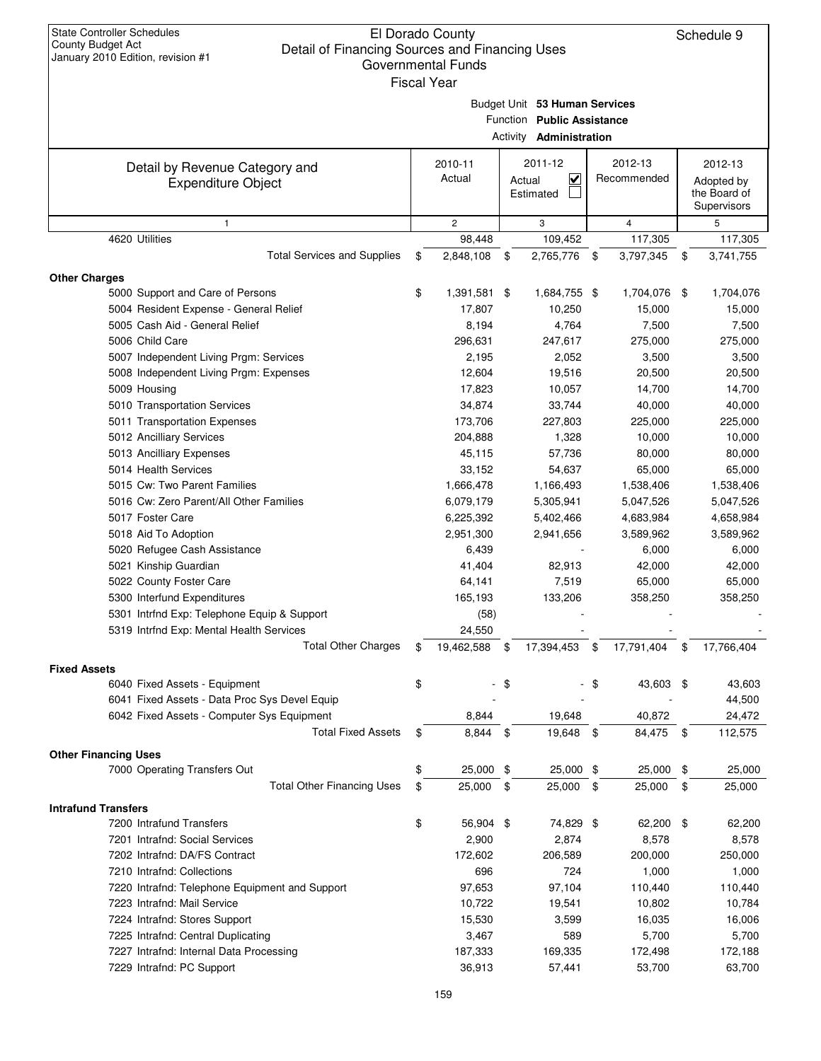State Controller Schedules
County Budget Act
January 2010 Edition, revision #1

# El Dorado County
## Detail of Financing Sources and Financing Uses
### Governmental Funds
Fiscal Year

Schedule 9

Budget Unit **53 Human Services**
Function **Public Assistance**
Activity **Administration**

| Detail by Revenue Category and Expenditure Object | 2010-11 Actual | 2011-12 Actual ☑ Estimated ☐ | 2012-13 Recommended | 2012-13 Adopted by the Board of Supervisors |
|---|---|---|---|---|
| 1 | 2 | 3 | 4 | 5 |
| 4620 Utilities | 98,448 | 109,452 | 117,305 | 117,305 |
| Total Services and Supplies | $ 2,848,108 | $ 2,765,776 | $ 3,797,345 | $ 3,741,755 |
| **Other Charges** | | | | |
| 5000 Support and Care of Persons | $ 1,391,581 | $ 1,684,755 | $ 1,704,076 | $ 1,704,076 |
| 5004 Resident Expense - General Relief | 17,807 | 10,250 | 15,000 | 15,000 |
| 5005 Cash Aid - General Relief | 8,194 | 4,764 | 7,500 | 7,500 |
| 5006 Child Care | 296,631 | 247,617 | 275,000 | 275,000 |
| 5007 Independent Living Prgm: Services | 2,195 | 2,052 | 3,500 | 3,500 |
| 5008 Independent Living Prgm: Expenses | 12,604 | 19,516 | 20,500 | 20,500 |
| 5009 Housing | 17,823 | 10,057 | 14,700 | 14,700 |
| 5010 Transportation Services | 34,874 | 33,744 | 40,000 | 40,000 |
| 5011 Transportation Expenses | 173,706 | 227,803 | 225,000 | 225,000 |
| 5012 Ancilliary Services | 204,888 | 1,328 | 10,000 | 10,000 |
| 5013 Ancilliary Expenses | 45,115 | 57,736 | 80,000 | 80,000 |
| 5014 Health Services | 33,152 | 54,637 | 65,000 | 65,000 |
| 5015 Cw: Two Parent Families | 1,666,478 | 1,166,493 | 1,538,406 | 1,538,406 |
| 5016 Cw: Zero Parent/All Other Families | 6,079,179 | 5,305,941 | 5,047,526 | 5,047,526 |
| 5017 Foster Care | 6,225,392 | 5,402,466 | 4,683,984 | 4,658,984 |
| 5018 Aid To Adoption | 2,951,300 | 2,941,656 | 3,589,962 | 3,589,962 |
| 5020 Refugee Cash Assistance | 6,439 | - | 6,000 | 6,000 |
| 5021 Kinship Guardian | 41,404 | 82,913 | 42,000 | 42,000 |
| 5022 County Foster Care | 64,141 | 7,519 | 65,000 | 65,000 |
| 5300 Interfund Expenditures | 165,193 | 133,206 | 358,250 | 358,250 |
| 5301 Intrfnd Exp: Telephone Equip & Support | (58) | - | - | - |
| 5319 Intrfnd Exp: Mental Health Services | 24,550 | - | - | - |
| Total Other Charges | $ 19,462,588 | $ 17,394,453 | $ 17,791,404 | $ 17,766,404 |
| **Fixed Assets** | | | | |
| 6040 Fixed Assets - Equipment | $ - | $ - | $ 43,603 | $ 43,603 |
| 6041 Fixed Assets - Data Proc Sys Devel Equip | - | - | - | 44,500 |
| 6042 Fixed Assets - Computer Sys Equipment | 8,844 | 19,648 | 40,872 | 24,472 |
| Total Fixed Assets | $ 8,844 | $ 19,648 | $ 84,475 | $ 112,575 |
| **Other Financing Uses** | | | | |
| 7000 Operating Transfers Out | $ 25,000 | $ 25,000 | $ 25,000 | $ 25,000 |
| Total Other Financing Uses | $ 25,000 | $ 25,000 | $ 25,000 | $ 25,000 |
| **Intrafund Transfers** | | | | |
| 7200 Intrafund Transfers | $ 56,904 | $ 74,829 | $ 62,200 | $ 62,200 |
| 7201 Intrafnd: Social Services | 2,900 | 2,874 | 8,578 | 8,578 |
| 7202 Intrafnd: DA/FS Contract | 172,602 | 206,589 | 200,000 | 250,000 |
| 7210 Intrafnd: Collections | 696 | 724 | 1,000 | 1,000 |
| 7220 Intrafnd: Telephone Equipment and Support | 97,653 | 97,104 | 110,440 | 110,440 |
| 7223 Intrafnd: Mail Service | 10,722 | 19,541 | 10,802 | 10,784 |
| 7224 Intrafnd: Stores Support | 15,530 | 3,599 | 16,035 | 16,006 |
| 7225 Intrafnd: Central Duplicating | 3,467 | 589 | 5,700 | 5,700 |
| 7227 Intrafnd: Internal Data Processing | 187,333 | 169,335 | 172,498 | 172,188 |
| 7229 Intrafnd: PC Support | 36,913 | 57,441 | 53,700 | 63,700 |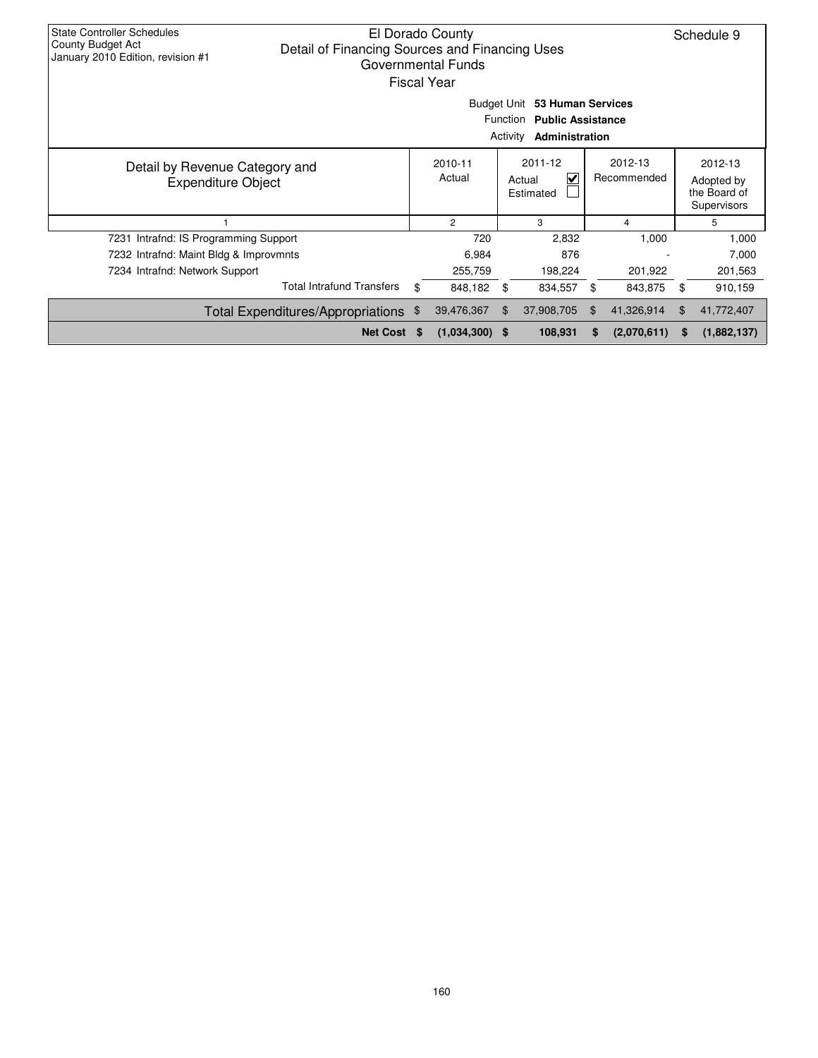State Controller Schedules
County Budget Act
January 2010 Edition, revision #1

El Dorado County
Detail of Financing Sources and Financing Uses
Governmental Funds
Fiscal Year

Schedule 9

Budget Unit **53 Human Services**
Function **Public Assistance**
Activity **Administration**

| Detail by Revenue Category and Expenditure Object | 2010-11 Actual | 2011-12 Actual ☑ Estimated ☐ | 2012-13 Recommended | 2012-13 Adopted by the Board of Supervisors |
|---|---|---|---|---|
| 1 | 2 | 3 | 4 | 5 |
| 7231 Intrafnd: IS Programming Support | 720 | 2,832 | 1,000 | 1,000 |
| 7232 Intrafnd: Maint Bldg & Improvmnts | 6,984 | 876 | - | 7,000 |
| 7234 Intrafnd: Network Support | 255,759 | 198,224 | 201,922 | 201,563 |
| Total Intrafund Transfers | $ 848,182 | $ 834,557 | $ 843,875 | $ 910,159 |
| Total Expenditures/Appropriations | $ 39,476,367 | $ 37,908,705 | $ 41,326,914 | $ 41,772,407 |
| **Net Cost** | **$ (1,034,300)** | **$ 108,931** | **$ (2,070,611)** | **$ (1,882,137)** |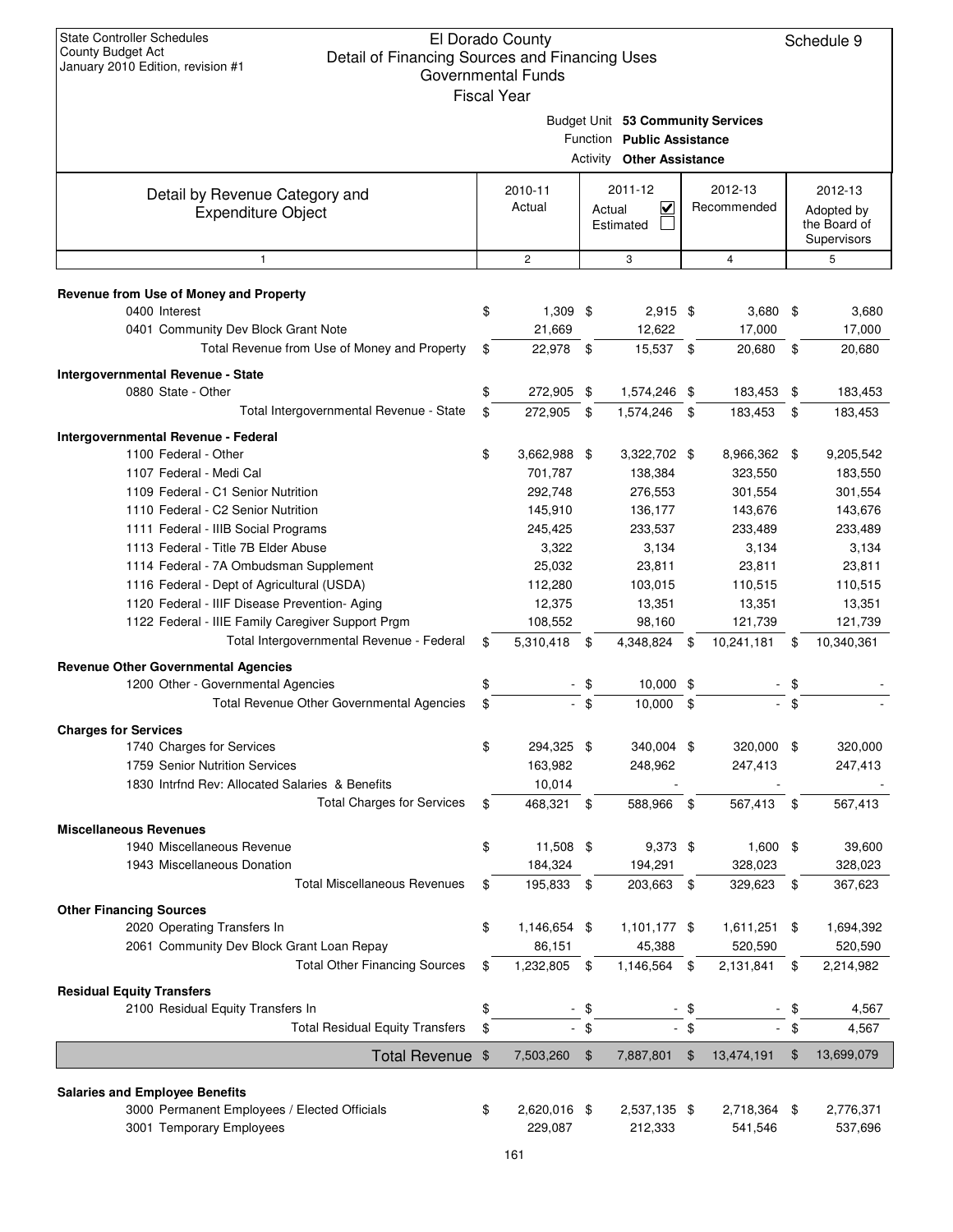State Controller Schedules
County Budget Act
January 2010 Edition, revision #1

# El Dorado County
## Detail of Financing Sources and Financing Uses
### Governmental Funds
### Fiscal Year

Schedule 9

Budget Unit **53 Community Services**
Function **Public Assistance**
Activity **Other Assistance**

| Detail by Revenue Category and Expenditure Object | 2010-11 Actual | 2011-12 Actual ☑ Estimated ☐ | 2012-13 Recommended | 2012-13 Adopted by the Board of Supervisors |
|---|---|---|---|---|
| 1 | 2 | 3 | 4 | 5 |
| **Revenue from Use of Money and Property** | | | | |
| 0400 Interest | $ 1,309 | $ 2,915 | $ 3,680 | $ 3,680 |
| 0401 Community Dev Block Grant Note | 21,669 | 12,622 | 17,000 | 17,000 |
| Total Revenue from Use of Money and Property | $ 22,978 | $ 15,537 | $ 20,680 | $ 20,680 |
| **Intergovernmental Revenue - State** | | | | |
| 0880 State - Other | $ 272,905 | $ 1,574,246 | $ 183,453 | $ 183,453 |
| Total Intergovernmental Revenue - State | $ 272,905 | $ 1,574,246 | $ 183,453 | $ 183,453 |
| **Intergovernmental Revenue - Federal** | | | | |
| 1100 Federal - Other | $ 3,662,988 | $ 3,322,702 | $ 8,966,362 | $ 9,205,542 |
| 1107 Federal - Medi Cal | 701,787 | 138,384 | 323,550 | 183,550 |
| 1109 Federal - C1 Senior Nutrition | 292,748 | 276,553 | 301,554 | 301,554 |
| 1110 Federal - C2 Senior Nutrition | 145,910 | 136,177 | 143,676 | 143,676 |
| 1111 Federal - IIIB Social Programs | 245,425 | 233,537 | 233,489 | 233,489 |
| 1113 Federal - Title 7B Elder Abuse | 3,322 | 3,134 | 3,134 | 3,134 |
| 1114 Federal - 7A Ombudsman Supplement | 25,032 | 23,811 | 23,811 | 23,811 |
| 1116 Federal - Dept of Agricultural (USDA) | 112,280 | 103,015 | 110,515 | 110,515 |
| 1120 Federal - IIIF Disease Prevention- Aging | 12,375 | 13,351 | 13,351 | 13,351 |
| 1122 Federal - IIIE Family Caregiver Support Prgm | 108,552 | 98,160 | 121,739 | 121,739 |
| Total Intergovernmental Revenue - Federal | $ 5,310,418 | $ 4,348,824 | $ 10,241,181 | $ 10,340,361 |
| **Revenue Other Governmental Agencies** | | | | |
| 1200 Other - Governmental Agencies | $ - | $ 10,000 | $ - | $ - |
| Total Revenue Other Governmental Agencies | $ - | $ 10,000 | $ - | $ - |
| **Charges for Services** | | | | |
| 1740 Charges for Services | $ 294,325 | $ 340,004 | $ 320,000 | $ 320,000 |
| 1759 Senior Nutrition Services | 163,982 | 248,962 | 247,413 | 247,413 |
| 1830 Intrfnd Rev: Allocated Salaries & Benefits | 10,014 | - | - | - |
| Total Charges for Services | $ 468,321 | $ 588,966 | $ 567,413 | $ 567,413 |
| **Miscellaneous Revenues** | | | | |
| 1940 Miscellaneous Revenue | $ 11,508 | $ 9,373 | $ 1,600 | $ 39,600 |
| 1943 Miscellaneous Donation | 184,324 | 194,291 | 328,023 | 328,023 |
| Total Miscellaneous Revenues | $ 195,833 | $ 203,663 | $ 329,623 | $ 367,623 |
| **Other Financing Sources** | | | | |
| 2020 Operating Transfers In | $ 1,146,654 | $ 1,101,177 | $ 1,611,251 | $ 1,694,392 |
| 2061 Community Dev Block Grant Loan Repay | 86,151 | 45,388 | 520,590 | 520,590 |
| Total Other Financing Sources | $ 1,232,805 | $ 1,146,564 | $ 2,131,841 | $ 2,214,982 |
| **Residual Equity Transfers** | | | | |
| 2100 Residual Equity Transfers In | $ - | $ - | $ - | $ 4,567 |
| Total Residual Equity Transfers | $ - | $ - | $ - | $ 4,567 |
| **Total Revenue** | $ 7,503,260 | $ 7,887,801 | $ 13,474,191 | $ 13,699,079 |
| **Salaries and Employee Benefits** | | | | |
| 3000 Permanent Employees / Elected Officials | $ 2,620,016 | $ 2,537,135 | $ 2,718,364 | $ 2,776,371 |
| 3001 Temporary Employees | 229,087 | 212,333 | 541,546 | 537,696 |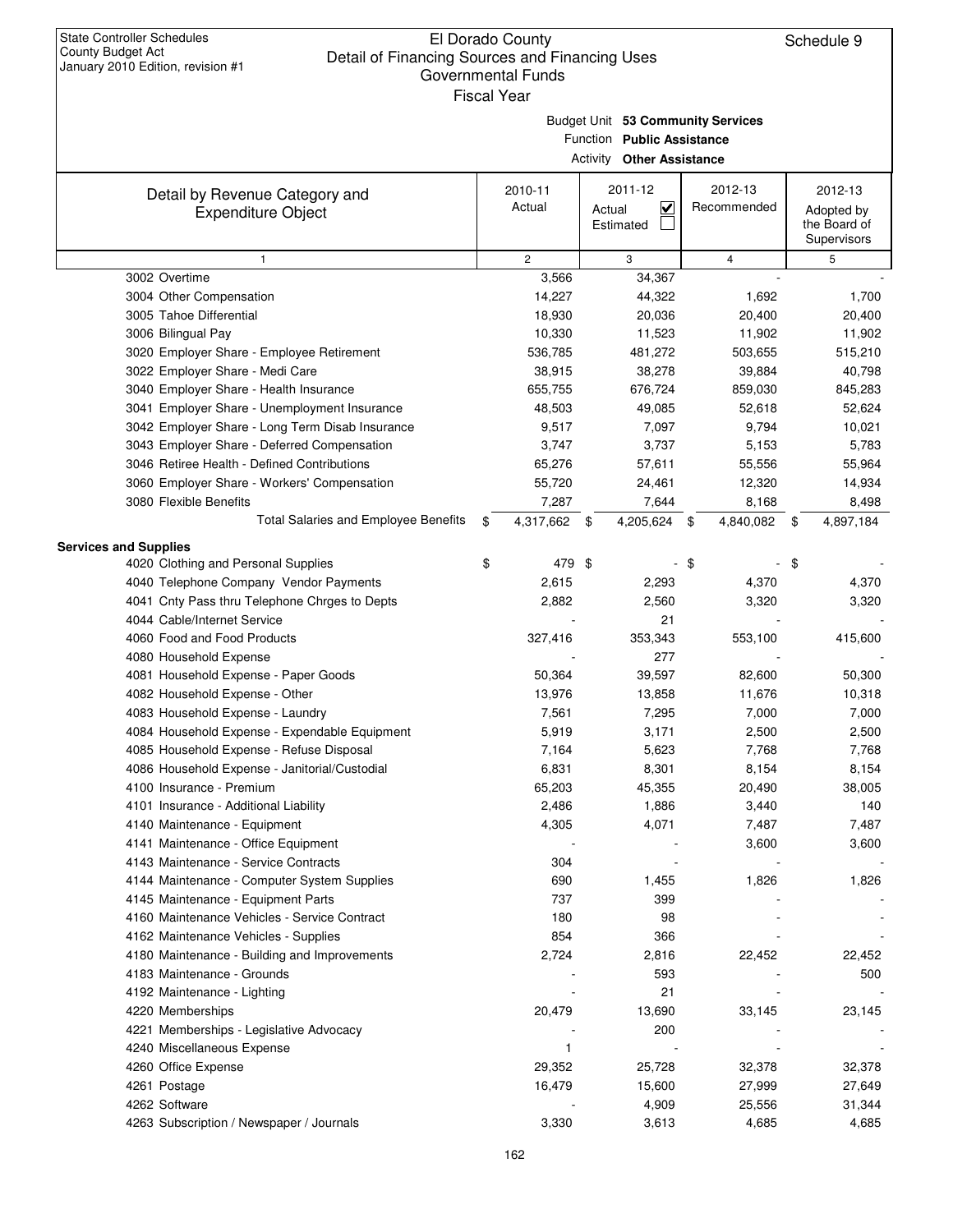State Controller Schedules
County Budget Act
January 2010 Edition, revision #1

# El Dorado County
## Detail of Financing Sources and Financing Uses
### Governmental Funds
### Fiscal Year

Schedule 9

Budget Unit **53 Community Services**
Function **Public Assistance**
Activity **Other Assistance**

| Detail by Revenue Category and Expenditure Object | 2010-11 Actual | 2011-12 Actual ☑ Estimated ☐ | 2012-13 Recommended | 2012-13 Adopted by the Board of Supervisors |
|---|---|---|---|---|
| 1 | 2 | 3 | 4 | 5 |
| 3002 Overtime | 3,566 | 34,367 | - | - |
| 3004 Other Compensation | 14,227 | 44,322 | 1,692 | 1,700 |
| 3005 Tahoe Differential | 18,930 | 20,036 | 20,400 | 20,400 |
| 3006 Bilingual Pay | 10,330 | 11,523 | 11,902 | 11,902 |
| 3020 Employer Share - Employee Retirement | 536,785 | 481,272 | 503,655 | 515,210 |
| 3022 Employer Share - Medi Care | 38,915 | 38,278 | 39,884 | 40,798 |
| 3040 Employer Share - Health Insurance | 655,755 | 676,724 | 859,030 | 845,283 |
| 3041 Employer Share - Unemployment Insurance | 48,503 | 49,085 | 52,618 | 52,624 |
| 3042 Employer Share - Long Term Disab Insurance | 9,517 | 7,097 | 9,794 | 10,021 |
| 3043 Employer Share - Deferred Compensation | 3,747 | 3,737 | 5,153 | 5,783 |
| 3046 Retiree Health - Defined Contributions | 65,276 | 57,611 | 55,556 | 55,964 |
| 3060 Employer Share - Workers' Compensation | 55,720 | 24,461 | 12,320 | 14,934 |
| 3080 Flexible Benefits | 7,287 | 7,644 | 8,168 | 8,498 |
| Total Salaries and Employee Benefits | $ 4,317,662 | $ 4,205,624 | $ 4,840,082 | $ 4,897,184 |
| **Services and Supplies** | | | | |
| 4020 Clothing and Personal Supplies | $ 479 | $ - | $ - | $ - |
| 4040 Telephone Company Vendor Payments | 2,615 | 2,293 | 4,370 | 4,370 |
| 4041 Cnty Pass thru Telephone Chrges to Depts | 2,882 | 2,560 | 3,320 | 3,320 |
| 4044 Cable/Internet Service | - | 21 | - | - |
| 4060 Food and Food Products | 327,416 | 353,343 | 553,100 | 415,600 |
| 4080 Household Expense | - | 277 | - | - |
| 4081 Household Expense - Paper Goods | 50,364 | 39,597 | 82,600 | 50,300 |
| 4082 Household Expense - Other | 13,976 | 13,858 | 11,676 | 10,318 |
| 4083 Household Expense - Laundry | 7,561 | 7,295 | 7,000 | 7,000 |
| 4084 Household Expense - Expendable Equipment | 5,919 | 3,171 | 2,500 | 2,500 |
| 4085 Household Expense - Refuse Disposal | 7,164 | 5,623 | 7,768 | 7,768 |
| 4086 Household Expense - Janitorial/Custodial | 6,831 | 8,301 | 8,154 | 8,154 |
| 4100 Insurance - Premium | 65,203 | 45,355 | 20,490 | 38,005 |
| 4101 Insurance - Additional Liability | 2,486 | 1,886 | 3,440 | 140 |
| 4140 Maintenance - Equipment | 4,305 | 4,071 | 7,487 | 7,487 |
| 4141 Maintenance - Office Equipment | - | - | 3,600 | 3,600 |
| 4143 Maintenance - Service Contracts | 304 | - | - | - |
| 4144 Maintenance - Computer System Supplies | 690 | 1,455 | 1,826 | 1,826 |
| 4145 Maintenance - Equipment Parts | 737 | 399 | - | - |
| 4160 Maintenance Vehicles - Service Contract | 180 | 98 | - | - |
| 4162 Maintenance Vehicles - Supplies | 854 | 366 | - | - |
| 4180 Maintenance - Building and Improvements | 2,724 | 2,816 | 22,452 | 22,452 |
| 4183 Maintenance - Grounds | - | 593 | - | 500 |
| 4192 Maintenance - Lighting | - | 21 | - | - |
| 4220 Memberships | 20,479 | 13,690 | 33,145 | 23,145 |
| 4221 Memberships - Legislative Advocacy | - | 200 | - | - |
| 4240 Miscellaneous Expense | 1 | - | - | - |
| 4260 Office Expense | 29,352 | 25,728 | 32,378 | 32,378 |
| 4261 Postage | 16,479 | 15,600 | 27,999 | 27,649 |
| 4262 Software | - | 4,909 | 25,556 | 31,344 |
| 4263 Subscription / Newspaper / Journals | 3,330 | 3,613 | 4,685 | 4,685 |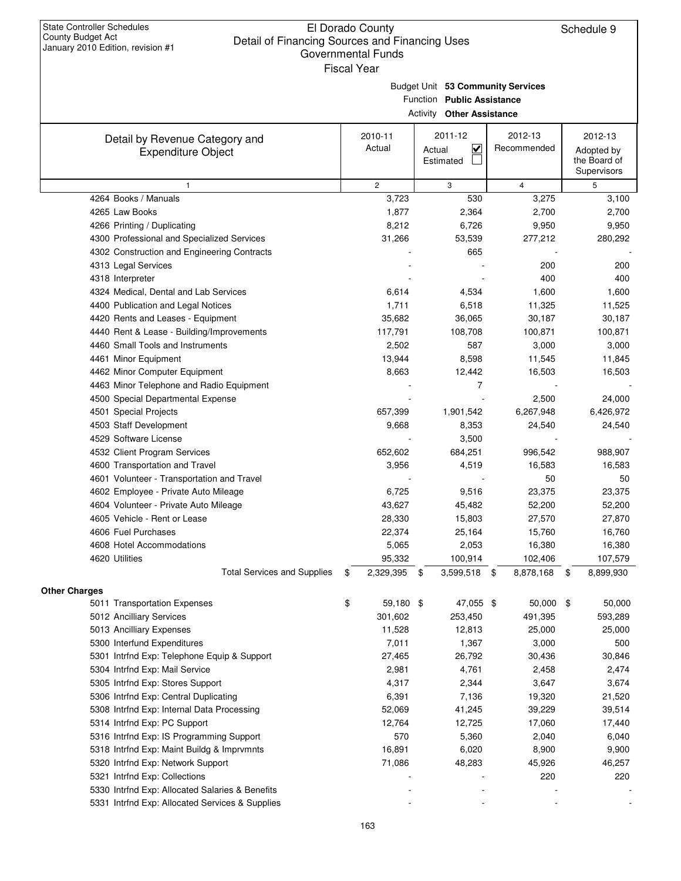State Controller Schedules
County Budget Act
January 2010 Edition, revision #1

# El Dorado County
## Detail of Financing Sources and Financing Uses
### Governmental Funds
Fiscal Year

Schedule 9

Budget Unit **53 Community Services**
Function **Public Assistance**
Activity **Other Assistance**

| Detail by Revenue Category and Expenditure Object | 2010-11 Actual | 2011-12 Actual ☑ Estimated ☐ | 2012-13 Recommended | 2012-13 Adopted by the Board of Supervisors |
|---|---|---|---|---|
| 1 | 2 | 3 | 4 | 5 |
| 4264 Books / Manuals | 3,723 | 530 | 3,275 | 3,100 |
| 4265 Law Books | 1,877 | 2,364 | 2,700 | 2,700 |
| 4266 Printing / Duplicating | 8,212 | 6,726 | 9,950 | 9,950 |
| 4300 Professional and Specialized Services | 31,266 | 53,539 | 277,212 | 280,292 |
| 4302 Construction and Engineering Contracts | - | 665 | - | - |
| 4313 Legal Services | - | - | 200 | 200 |
| 4318 Interpreter | - | - | 400 | 400 |
| 4324 Medical, Dental and Lab Services | 6,614 | 4,534 | 1,600 | 1,600 |
| 4400 Publication and Legal Notices | 1,711 | 6,518 | 11,325 | 11,525 |
| 4420 Rents and Leases - Equipment | 35,682 | 36,065 | 30,187 | 30,187 |
| 4440 Rent & Lease - Building/Improvements | 117,791 | 108,708 | 100,871 | 100,871 |
| 4460 Small Tools and Instruments | 2,502 | 587 | 3,000 | 3,000 |
| 4461 Minor Equipment | 13,944 | 8,598 | 11,545 | 11,845 |
| 4462 Minor Computer Equipment | 8,663 | 12,442 | 16,503 | 16,503 |
| 4463 Minor Telephone and Radio Equipment | - | 7 | - | - |
| 4500 Special Departmental Expense | - | - | 2,500 | 24,000 |
| 4501 Special Projects | 657,399 | 1,901,542 | 6,267,948 | 6,426,972 |
| 4503 Staff Development | 9,668 | 8,353 | 24,540 | 24,540 |
| 4529 Software License | - | 3,500 | - | - |
| 4532 Client Program Services | 652,602 | 684,251 | 996,542 | 988,907 |
| 4600 Transportation and Travel | 3,956 | 4,519 | 16,583 | 16,583 |
| 4601 Volunteer - Transportation and Travel | - | - | 50 | 50 |
| 4602 Employee - Private Auto Mileage | 6,725 | 9,516 | 23,375 | 23,375 |
| 4604 Volunteer - Private Auto Mileage | 43,627 | 45,482 | 52,200 | 52,200 |
| 4605 Vehicle - Rent or Lease | 28,330 | 15,803 | 27,570 | 27,870 |
| 4606 Fuel Purchases | 22,374 | 25,164 | 15,760 | 16,760 |
| 4608 Hotel Accommodations | 5,065 | 2,053 | 16,380 | 16,380 |
| 4620 Utilities | 95,332 | 100,914 | 102,406 | 107,579 |
| Total Services and Supplies | $ 2,329,395 | $ 3,599,518 | $ 8,878,168 | $ 8,899,930 |
| **Other Charges** | | | | |
| 5011 Transportation Expenses | $ 59,180 | $ 47,055 | $ 50,000 | $ 50,000 |
| 5012 Ancilliary Services | 301,602 | 253,450 | 491,395 | 593,289 |
| 5013 Ancilliary Expenses | 11,528 | 12,813 | 25,000 | 25,000 |
| 5300 Interfund Expenditures | 7,011 | 1,367 | 3,000 | 500 |
| 5301 Intrfnd Exp: Telephone Equip & Support | 27,465 | 26,792 | 30,436 | 30,846 |
| 5304 Intrfnd Exp: Mail Service | 2,981 | 4,761 | 2,458 | 2,474 |
| 5305 Intrfnd Exp: Stores Support | 4,317 | 2,344 | 3,647 | 3,674 |
| 5306 Intrfnd Exp: Central Duplicating | 6,391 | 7,136 | 19,320 | 21,520 |
| 5308 Intrfnd Exp: Internal Data Processing | 52,069 | 41,245 | 39,229 | 39,514 |
| 5314 Intrfnd Exp: PC Support | 12,764 | 12,725 | 17,060 | 17,440 |
| 5316 Intrfnd Exp: IS Programming Support | 570 | 5,360 | 2,040 | 6,040 |
| 5318 Intrfnd Exp: Maint Buildg & Imprvmnts | 16,891 | 6,020 | 8,900 | 9,900 |
| 5320 Intrfnd Exp: Network Support | 71,086 | 48,283 | 45,926 | 46,257 |
| 5321 Intrfnd Exp: Collections | - | - | 220 | 220 |
| 5330 Intrfnd Exp: Allocated Salaries & Benefits | - | - | - | - |
| 5331 Intrfnd Exp: Allocated Services & Supplies | - | - | - | - |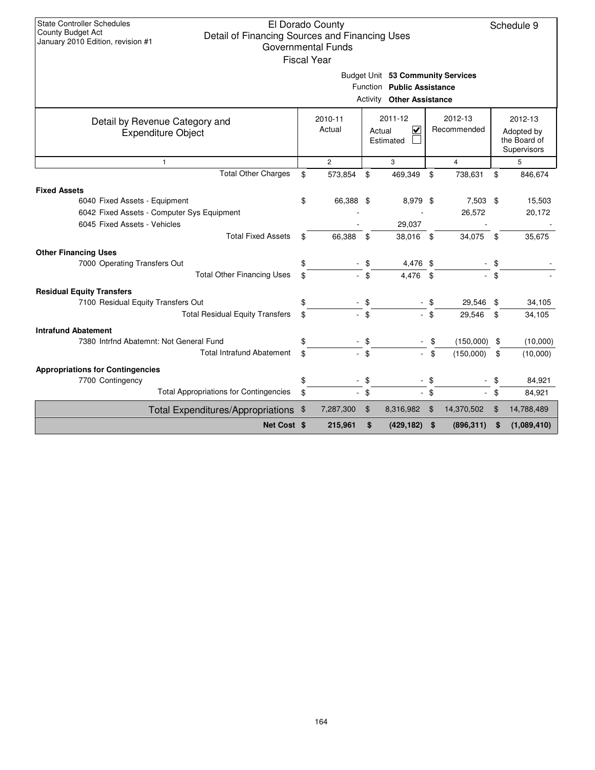State Controller Schedules
County Budget Act
January 2010 Edition, revision #1

# El Dorado County
## Detail of Financing Sources and Financing Uses
### Governmental Funds
### Fiscal Year

Schedule 9

Budget Unit **53 Community Services**
Function **Public Assistance**
Activity **Other Assistance**

| Detail by Revenue Category and Expenditure Object | 2010-11 Actual | 2011-12 Actual ☑ Estimated ☐ | 2012-13 Recommended | 2012-13 Adopted by the Board of Supervisors |
|---|---|---|---|---|
| 1 | 2 | 3 | 4 | 5 |
| Total Other Charges | $ 573,854 | $ 469,349 | $ 738,631 | $ 846,674 |
| **Fixed Assets** | | | | |
| 6040 Fixed Assets - Equipment | $ 66,388 | $ 8,979 | $ 7,503 | $ 15,503 |
| 6042 Fixed Assets - Computer Sys Equipment | - | - | 26,572 | 20,172 |
| 6045 Fixed Assets - Vehicles | - | 29,037 | - | - |
| Total Fixed Assets | $ 66,388 | $ 38,016 | $ 34,075 | $ 35,675 |
| **Other Financing Uses** | | | | |
| 7000 Operating Transfers Out | $ - | $ 4,476 | $ - | $ - |
| Total Other Financing Uses | $ - | $ 4,476 | $ - | $ - |
| **Residual Equity Transfers** | | | | |
| 7100 Residual Equity Transfers Out | $ - | $ - | $ 29,546 | $ 34,105 |
| Total Residual Equity Transfers | $ - | $ - | $ 29,546 | $ 34,105 |
| **Intrafund Abatement** | | | | |
| 7380 Intrfnd Abatemnt: Not General Fund | $ - | $ - | $ (150,000) | $ (10,000) |
| Total Intrafund Abatement | $ - | $ - | $ (150,000) | $ (10,000) |
| **Appropriations for Contingencies** | | | | |
| 7700 Contingency | $ - | $ - | $ - | $ 84,921 |
| Total Appropriations for Contingencies | $ - | $ - | $ - | $ 84,921 |
| Total Expenditures/Appropriations | $ 7,287,300 | $ 8,316,982 | $ 14,370,502 | $ 14,788,489 |
| **Net Cost** | **$ 215,961** | **$ (429,182)** | **$ (896,311)** | **$ (1,089,410)** |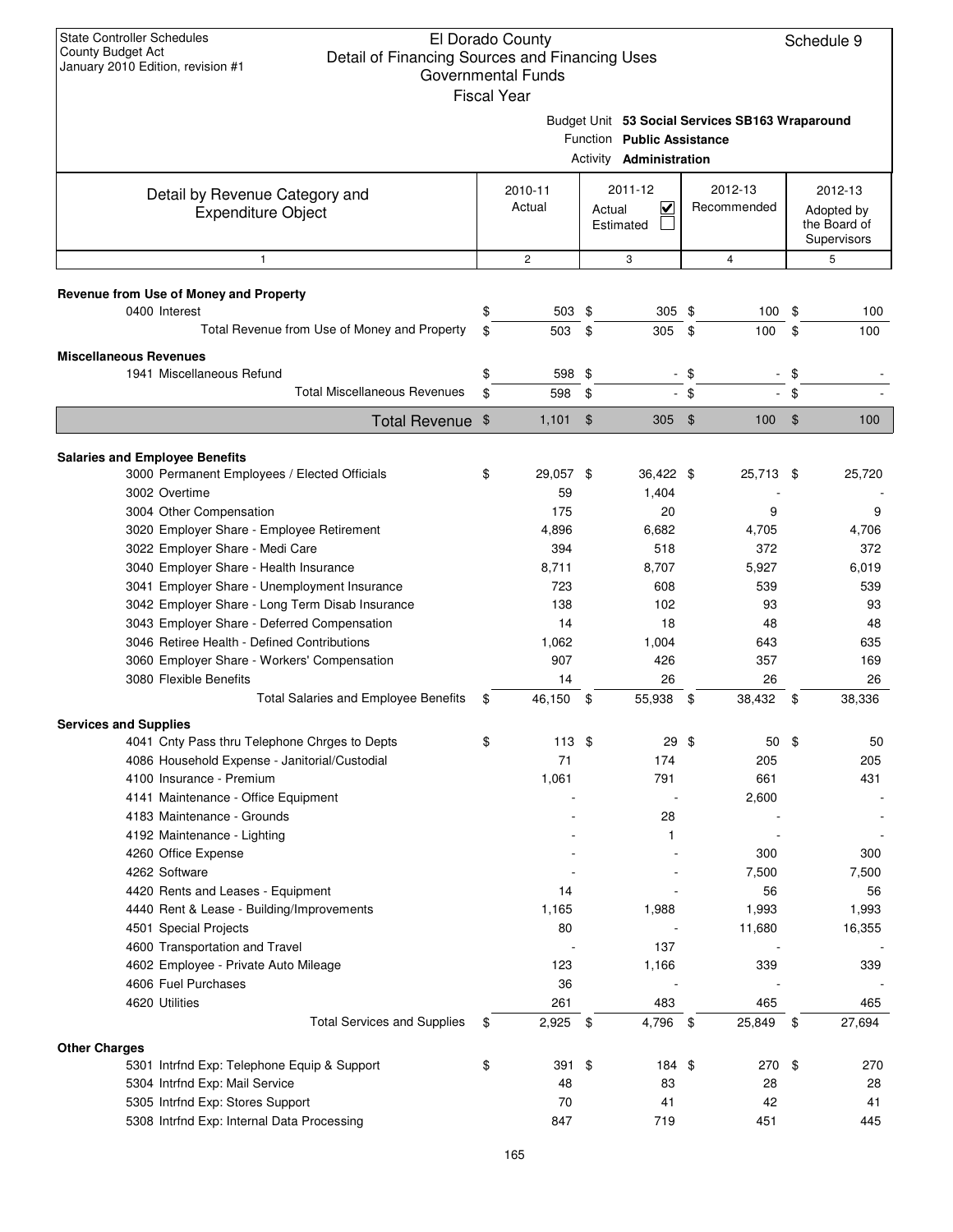State Controller Schedules
County Budget Act
January 2010 Edition, revision #1

# El Dorado County
## Detail of Financing Sources and Financing Uses
### Governmental Funds
### Fiscal Year

Schedule 9

Budget Unit **53 Social Services SB163 Wraparound**
Function **Public Assistance**
Activity **Administration**

| Detail by Revenue Category and Expenditure Object | 2010-11 Actual | 2011-12 Actual ☑ Estimated ☐ | 2012-13 Recommended | 2012-13 Adopted by the Board of Supervisors |
|---|---|---|---|---|
| 1 | 2 | 3 | 4 | 5 |
| **Revenue from Use of Money and Property** | | | | |
| 0400 Interest | $ 503 | $ 305 | $ 100 | $ 100 |
| Total Revenue from Use of Money and Property | $ 503 | $ 305 | $ 100 | $ 100 |
| **Miscellaneous Revenues** | | | | |
| 1941 Miscellaneous Refund | $ 598 | $ - | $ - | $ - |
| Total Miscellaneous Revenues | $ 598 | $ - | $ - | $ - |
| **Total Revenue** | $ 1,101 | $ 305 | $ 100 | $ 100 |
| **Salaries and Employee Benefits** | | | | |
| 3000 Permanent Employees / Elected Officials | $ 29,057 | $ 36,422 | $ 25,713 | $ 25,720 |
| 3002 Overtime | 59 | 1,404 | - | - |
| 3004 Other Compensation | 175 | 20 | 9 | 9 |
| 3020 Employer Share - Employee Retirement | 4,896 | 6,682 | 4,705 | 4,706 |
| 3022 Employer Share - Medi Care | 394 | 518 | 372 | 372 |
| 3040 Employer Share - Health Insurance | 8,711 | 8,707 | 5,927 | 6,019 |
| 3041 Employer Share - Unemployment Insurance | 723 | 608 | 539 | 539 |
| 3042 Employer Share - Long Term Disab Insurance | 138 | 102 | 93 | 93 |
| 3043 Employer Share - Deferred Compensation | 14 | 18 | 48 | 48 |
| 3046 Retiree Health - Defined Contributions | 1,062 | 1,004 | 643 | 635 |
| 3060 Employer Share - Workers' Compensation | 907 | 426 | 357 | 169 |
| 3080 Flexible Benefits | 14 | 26 | 26 | 26 |
| Total Salaries and Employee Benefits | $ 46,150 | $ 55,938 | $ 38,432 | $ 38,336 |
| **Services and Supplies** | | | | |
| 4041 Cnty Pass thru Telephone Chrges to Depts | $ 113 | $ 29 | $ 50 | $ 50 |
| 4086 Household Expense - Janitorial/Custodial | 71 | 174 | 205 | 205 |
| 4100 Insurance - Premium | 1,061 | 791 | 661 | 431 |
| 4141 Maintenance - Office Equipment | - | - | 2,600 | - |
| 4183 Maintenance - Grounds | - | 28 | - | - |
| 4192 Maintenance - Lighting | - | 1 | - | - |
| 4260 Office Expense | - | - | 300 | 300 |
| 4262 Software | - | - | 7,500 | 7,500 |
| 4420 Rents and Leases - Equipment | 14 | - | 56 | 56 |
| 4440 Rent & Lease - Building/Improvements | 1,165 | 1,988 | 1,993 | 1,993 |
| 4501 Special Projects | 80 | - | 11,680 | 16,355 |
| 4600 Transportation and Travel | - | 137 | - | - |
| 4602 Employee - Private Auto Mileage | 123 | 1,166 | 339 | 339 |
| 4606 Fuel Purchases | 36 | - | - | - |
| 4620 Utilities | 261 | 483 | 465 | 465 |
| Total Services and Supplies | $ 2,925 | $ 4,796 | $ 25,849 | $ 27,694 |
| **Other Charges** | | | | |
| 5301 Intrfnd Exp: Telephone Equip & Support | $ 391 | $ 184 | $ 270 | $ 270 |
| 5304 Intrfnd Exp: Mail Service | 48 | 83 | 28 | 28 |
| 5305 Intrfnd Exp: Stores Support | 70 | 41 | 42 | 41 |
| 5308 Intrfnd Exp: Internal Data Processing | 847 | 719 | 451 | 445 |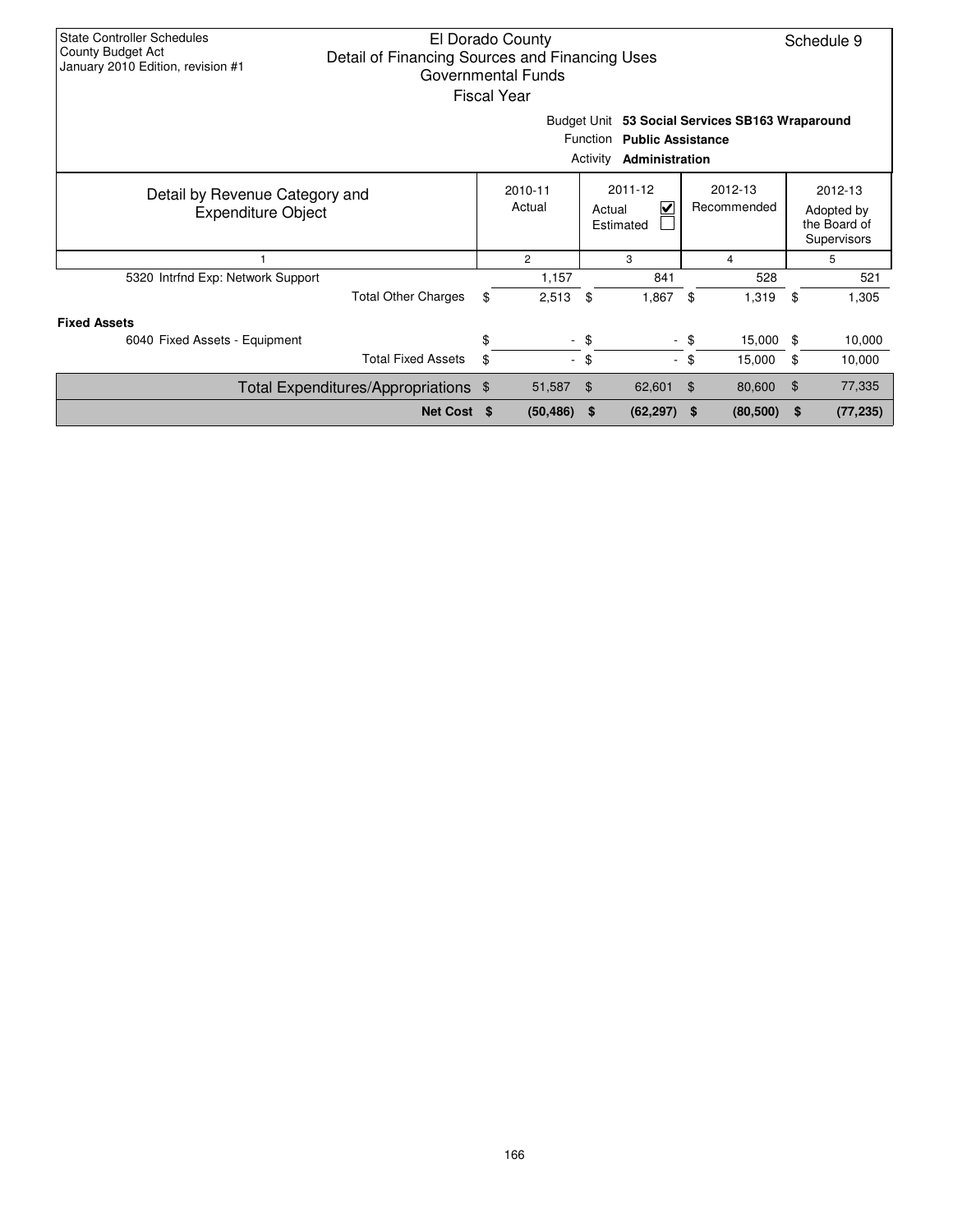State Controller Schedules
County Budget Act
January 2010 Edition, revision #1

# El Dorado County
## Detail of Financing Sources and Financing Uses
### Governmental Funds
Fiscal Year

Schedule 9

Budget Unit **53 Social Services SB163 Wraparound**
Function **Public Assistance**
Activity **Administration**

| Detail by Revenue Category and Expenditure Object | 2010-11 Actual | 2011-12 Actual ☑ Estimated ☐ | 2012-13 Recommended | 2012-13 Adopted by the Board of Supervisors |
|---|---|---|---|---|
| 1 | 2 | 3 | 4 | 5 |
| 5320 Intrfnd Exp: Network Support | 1,157 | 841 | 528 | 521 |
| Total Other Charges | $ 2,513 | $ 1,867 | $ 1,319 | $ 1,305 |
| **Fixed Assets** | | | | |
| 6040 Fixed Assets - Equipment | $ - | $ - | $ 15,000 | $ 10,000 |
| Total Fixed Assets | $ - | $ - | $ 15,000 | $ 10,000 |
| Total Expenditures/Appropriations | $ 51,587 | $ 62,601 | $ 80,600 | $ 77,335 |
| **Net Cost** | **$ (50,486)** | **$ (62,297)** | **$ (80,500)** | **$ (77,235)** |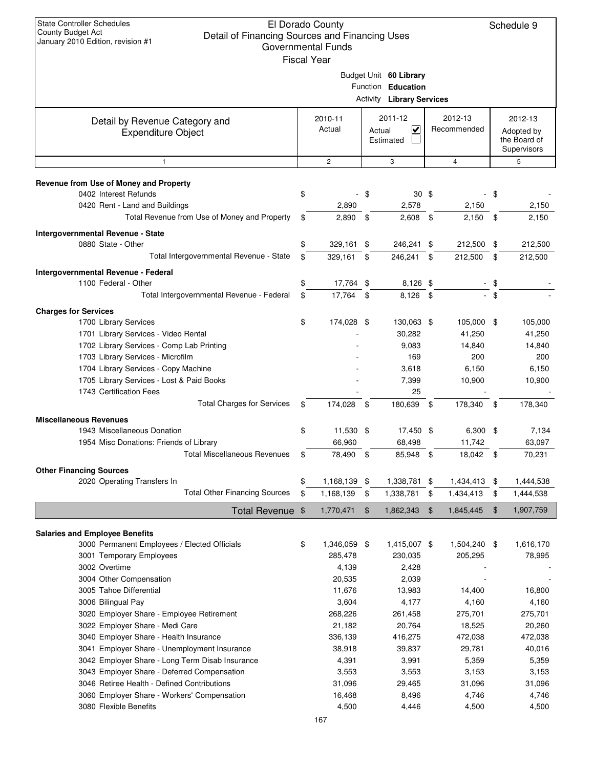State Controller Schedules
County Budget Act
January 2010 Edition, revision #1

# El Dorado County
## Detail of Financing Sources and Financing Uses
### Governmental Funds
Fiscal Year

Schedule 9

Budget Unit **60 Library**
Function **Education**
Activity **Library Services**

| Detail by Revenue Category and Expenditure Object | 2010-11 Actual | 2011-12 Actual ☑ Estimated ☐ | 2012-13 Recommended | 2012-13 Adopted by the Board of Supervisors |
|---|---|---|---|---|
| 1 | 2 | 3 | 4 | 5 |
| **Revenue from Use of Money and Property** | | | | |
| 0402 Interest Refunds | $ - | $ 30 | $ - | $ - |
| 0420 Rent - Land and Buildings | 2,890 | 2,578 | 2,150 | 2,150 |
| Total Revenue from Use of Money and Property | $ 2,890 | $ 2,608 | $ 2,150 | $ 2,150 |
| **Intergovernmental Revenue - State** | | | | |
| 0880 State - Other | $ 329,161 | $ 246,241 | $ 212,500 | $ 212,500 |
| Total Intergovernmental Revenue - State | $ 329,161 | $ 246,241 | $ 212,500 | $ 212,500 |
| **Intergovernmental Revenue - Federal** | | | | |
| 1100 Federal - Other | $ 17,764 | $ 8,126 | $ - | $ - |
| Total Intergovernmental Revenue - Federal | $ 17,764 | $ 8,126 | $ - | $ - |
| **Charges for Services** | | | | |
| 1700 Library Services | $ 174,028 | $ 130,063 | $ 105,000 | $ 105,000 |
| 1701 Library Services - Video Rental | - | 30,282 | 41,250 | 41,250 |
| 1702 Library Services - Comp Lab Printing | - | 9,083 | 14,840 | 14,840 |
| 1703 Library Services - Microfilm | - | 169 | 200 | 200 |
| 1704 Library Services - Copy Machine | - | 3,618 | 6,150 | 6,150 |
| 1705 Library Services - Lost & Paid Books | - | 7,399 | 10,900 | 10,900 |
| 1743 Certification Fees | - | 25 | - | - |
| Total Charges for Services | $ 174,028 | $ 180,639 | $ 178,340 | $ 178,340 |
| **Miscellaneous Revenues** | | | | |
| 1943 Miscellaneous Donation | $ 11,530 | $ 17,450 | $ 6,300 | $ 7,134 |
| 1954 Misc Donations: Friends of Library | 66,960 | 68,498 | 11,742 | 63,097 |
| Total Miscellaneous Revenues | $ 78,490 | $ 85,948 | $ 18,042 | $ 70,231 |
| **Other Financing Sources** | | | | |
| 2020 Operating Transfers In | $ 1,168,139 | $ 1,338,781 | $ 1,434,413 | $ 1,444,538 |
| Total Other Financing Sources | $ 1,168,139 | $ 1,338,781 | $ 1,434,413 | $ 1,444,538 |
| **Total Revenue** | $ 1,770,471 | $ 1,862,343 | $ 1,845,445 | $ 1,907,759 |
| **Salaries and Employee Benefits** | | | | |
| 3000 Permanent Employees / Elected Officials | $ 1,346,059 | $ 1,415,007 | $ 1,504,240 | $ 1,616,170 |
| 3001 Temporary Employees | 285,478 | 230,035 | 205,295 | 78,995 |
| 3002 Overtime | 4,139 | 2,428 | - | - |
| 3004 Other Compensation | 20,535 | 2,039 | - | - |
| 3005 Tahoe Differential | 11,676 | 13,983 | 14,400 | 16,800 |
| 3006 Bilingual Pay | 3,604 | 4,177 | 4,160 | 4,160 |
| 3020 Employer Share - Employee Retirement | 268,226 | 261,458 | 275,701 | 275,701 |
| 3022 Employer Share - Medi Care | 21,182 | 20,764 | 18,525 | 20,260 |
| 3040 Employer Share - Health Insurance | 336,139 | 416,275 | 472,038 | 472,038 |
| 3041 Employer Share - Unemployment Insurance | 38,918 | 39,837 | 29,781 | 40,016 |
| 3042 Employer Share - Long Term Disab Insurance | 4,391 | 3,991 | 5,359 | 5,359 |
| 3043 Employer Share - Deferred Compensation | 3,553 | 3,553 | 3,153 | 3,153 |
| 3046 Retiree Health - Defined Contributions | 31,096 | 29,465 | 31,096 | 31,096 |
| 3060 Employer Share - Workers' Compensation | 16,468 | 8,496 | 4,746 | 4,746 |
| 3080 Flexible Benefits | 4,500 | 4,446 | 4,500 | 4,500 |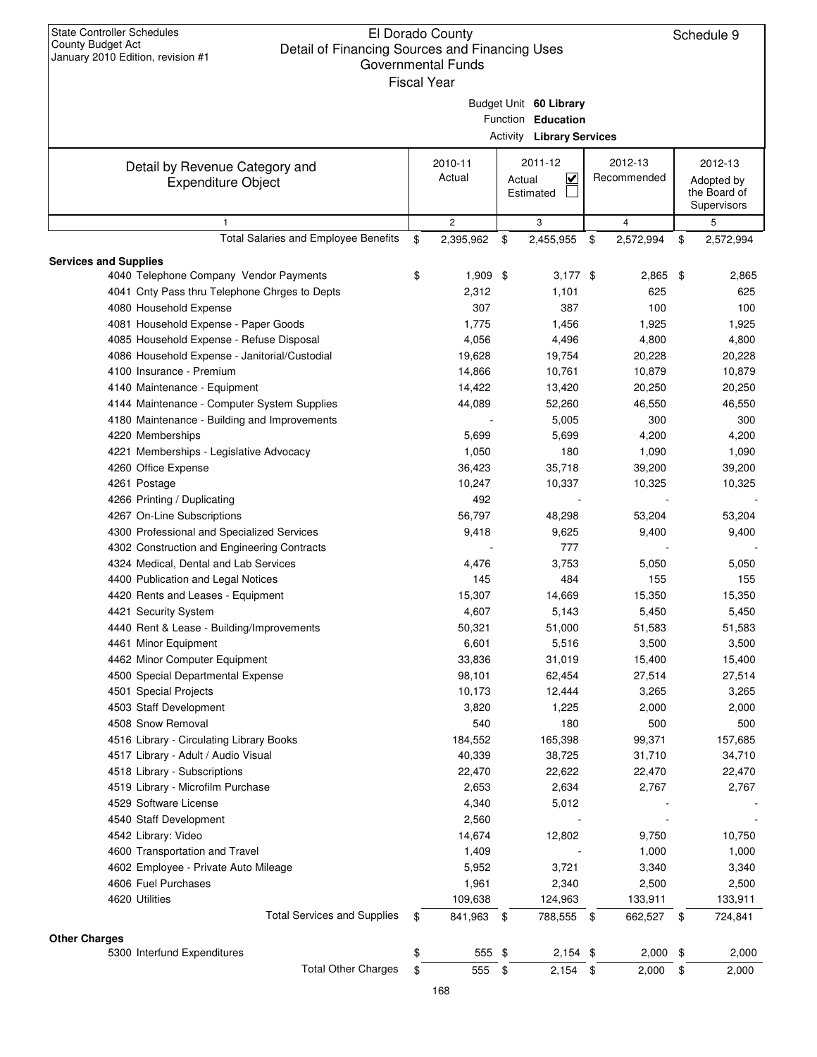State Controller Schedules
County Budget Act
January 2010 Edition, revision #1

# El Dorado County
## Detail of Financing Sources and Financing Uses
### Governmental Funds
### Fiscal Year

Schedule 9

Budget Unit **60 Library**
Function **Education**
Activity **Library Services**

| Detail by Revenue Category and Expenditure Object | 2010-11 Actual | 2011-12 Actual ☑ Estimated ☐ | 2012-13 Recommended | 2012-13 Adopted by the Board of Supervisors |
|---|---|---|---|---|
| 1 | 2 | 3 | 4 | 5 |
| Total Salaries and Employee Benefits | $ 2,395,962 | $ 2,455,955 | $ 2,572,994 | $ 2,572,994 |
| **Services and Supplies** | | | | |
| 4040 Telephone Company Vendor Payments | $ 1,909 | $ 3,177 | $ 2,865 | $ 2,865 |
| 4041 Cnty Pass thru Telephone Chrges to Depts | 2,312 | 1,101 | 625 | 625 |
| 4080 Household Expense | 307 | 387 | 100 | 100 |
| 4081 Household Expense - Paper Goods | 1,775 | 1,456 | 1,925 | 1,925 |
| 4085 Household Expense - Refuse Disposal | 4,056 | 4,496 | 4,800 | 4,800 |
| 4086 Household Expense - Janitorial/Custodial | 19,628 | 19,754 | 20,228 | 20,228 |
| 4100 Insurance - Premium | 14,866 | 10,761 | 10,879 | 10,879 |
| 4140 Maintenance - Equipment | 14,422 | 13,420 | 20,250 | 20,250 |
| 4144 Maintenance - Computer System Supplies | 44,089 | 52,260 | 46,550 | 46,550 |
| 4180 Maintenance - Building and Improvements | - | 5,005 | 300 | 300 |
| 4220 Memberships | 5,699 | 5,699 | 4,200 | 4,200 |
| 4221 Memberships - Legislative Advocacy | 1,050 | 180 | 1,090 | 1,090 |
| 4260 Office Expense | 36,423 | 35,718 | 39,200 | 39,200 |
| 4261 Postage | 10,247 | 10,337 | 10,325 | 10,325 |
| 4266 Printing / Duplicating | 492 | - | - | - |
| 4267 On-Line Subscriptions | 56,797 | 48,298 | 53,204 | 53,204 |
| 4300 Professional and Specialized Services | 9,418 | 9,625 | 9,400 | 9,400 |
| 4302 Construction and Engineering Contracts | - | 777 | - | - |
| 4324 Medical, Dental and Lab Services | 4,476 | 3,753 | 5,050 | 5,050 |
| 4400 Publication and Legal Notices | 145 | 484 | 155 | 155 |
| 4420 Rents and Leases - Equipment | 15,307 | 14,669 | 15,350 | 15,350 |
| 4421 Security System | 4,607 | 5,143 | 5,450 | 5,450 |
| 4440 Rent & Lease - Building/Improvements | 50,321 | 51,000 | 51,583 | 51,583 |
| 4461 Minor Equipment | 6,601 | 5,516 | 3,500 | 3,500 |
| 4462 Minor Computer Equipment | 33,836 | 31,019 | 15,400 | 15,400 |
| 4500 Special Departmental Expense | 98,101 | 62,454 | 27,514 | 27,514 |
| 4501 Special Projects | 10,173 | 12,444 | 3,265 | 3,265 |
| 4503 Staff Development | 3,820 | 1,225 | 2,000 | 2,000 |
| 4508 Snow Removal | 540 | 180 | 500 | 500 |
| 4516 Library - Circulating Library Books | 184,552 | 165,398 | 99,371 | 157,685 |
| 4517 Library - Adult / Audio Visual | 40,339 | 38,725 | 31,710 | 34,710 |
| 4518 Library - Subscriptions | 22,470 | 22,622 | 22,470 | 22,470 |
| 4519 Library - Microfilm Purchase | 2,653 | 2,634 | 2,767 | 2,767 |
| 4529 Software License | 4,340 | 5,012 | - | - |
| 4540 Staff Development | 2,560 | - | - | - |
| 4542 Library: Video | 14,674 | 12,802 | 9,750 | 10,750 |
| 4600 Transportation and Travel | 1,409 | - | 1,000 | 1,000 |
| 4602 Employee - Private Auto Mileage | 5,952 | 3,721 | 3,340 | 3,340 |
| 4606 Fuel Purchases | 1,961 | 2,340 | 2,500 | 2,500 |
| 4620 Utilities | 109,638 | 124,963 | 133,911 | 133,911 |
| Total Services and Supplies | $ 841,963 | $ 788,555 | $ 662,527 | $ 724,841 |
| **Other Charges** | | | | |
| 5300 Interfund Expenditures | $ 555 | $ 2,154 | $ 2,000 | $ 2,000 |
| Total Other Charges | $ 555 | $ 2,154 | $ 2,000 | $ 2,000 |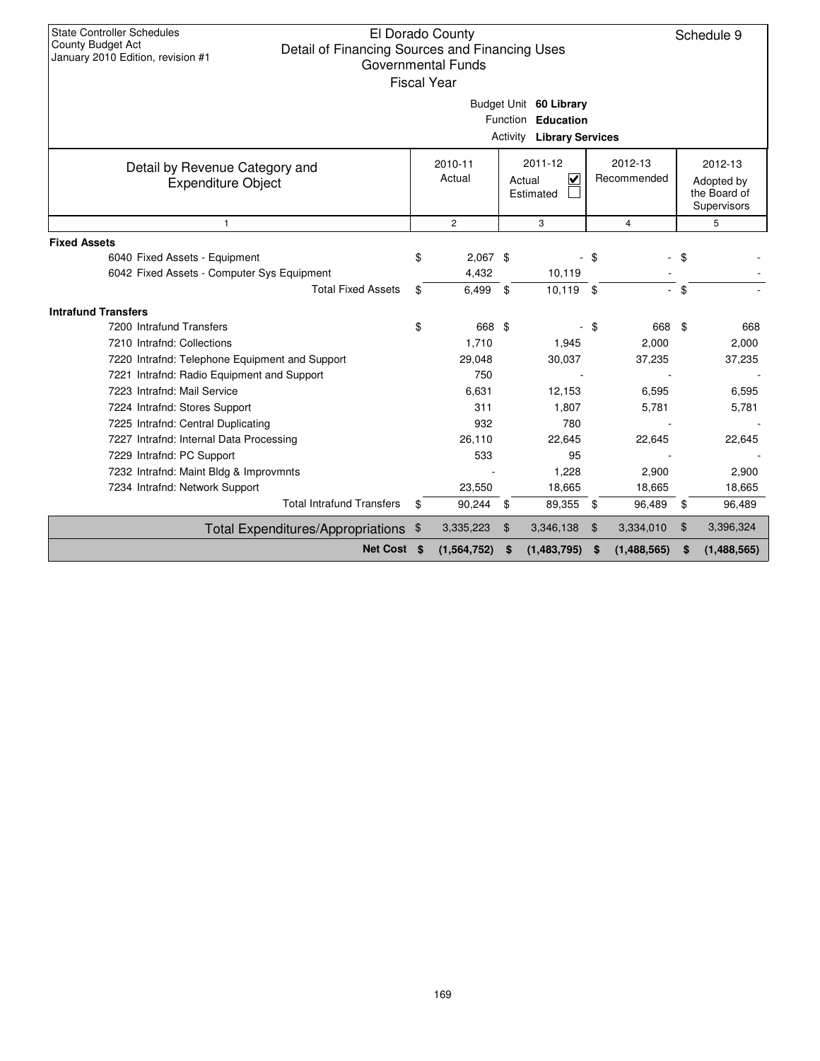State Controller Schedules
County Budget Act
January 2010 Edition, revision #1

# El Dorado County
## Detail of Financing Sources and Financing Uses
### Governmental Funds
### Fiscal Year

Schedule 9

Budget Unit **60 Library**
Function **Education**
Activity **Library Services**

| Detail by Revenue Category and Expenditure Object | 2010-11 Actual | 2011-12 Actual ☑ Estimated ☐ | 2012-13 Recommended | 2012-13 Adopted by the Board of Supervisors |
|---|---|---|---|---|
| 1 | 2 | 3 | 4 | 5 |
| **Fixed Assets** | | | | |
| 6040 Fixed Assets - Equipment | $ 2,067 | $ - | $ - | $ - |
| 6042 Fixed Assets - Computer Sys Equipment | 4,432 | 10,119 | - | - |
| Total Fixed Assets | $ 6,499 | $ 10,119 | $ - | $ - |
| **Intrafund Transfers** | | | | |
| 7200 Intrafund Transfers | $ 668 | $ - | $ 668 | $ 668 |
| 7210 Intrafnd: Collections | 1,710 | 1,945 | 2,000 | 2,000 |
| 7220 Intrafnd: Telephone Equipment and Support | 29,048 | 30,037 | 37,235 | 37,235 |
| 7221 Intrafnd: Radio Equipment and Support | 750 | - | - | - |
| 7223 Intrafnd: Mail Service | 6,631 | 12,153 | 6,595 | 6,595 |
| 7224 Intrafnd: Stores Support | 311 | 1,807 | 5,781 | 5,781 |
| 7225 Intrafnd: Central Duplicating | 932 | 780 | - | - |
| 7227 Intrafnd: Internal Data Processing | 26,110 | 22,645 | 22,645 | 22,645 |
| 7229 Intrafnd: PC Support | 533 | 95 | - | - |
| 7232 Intrafnd: Maint Bldg & Improvmnts | - | 1,228 | 2,900 | 2,900 |
| 7234 Intrafnd: Network Support | 23,550 | 18,665 | 18,665 | 18,665 |
| Total Intrafund Transfers | $ 90,244 | $ 89,355 | $ 96,489 | $ 96,489 |
| Total Expenditures/Appropriations | $ 3,335,223 | $ 3,346,138 | $ 3,334,010 | $ 3,396,324 |
| **Net Cost** | **$ (1,564,752)** | **$ (1,483,795)** | **$ (1,488,565)** | **$ (1,488,565)** |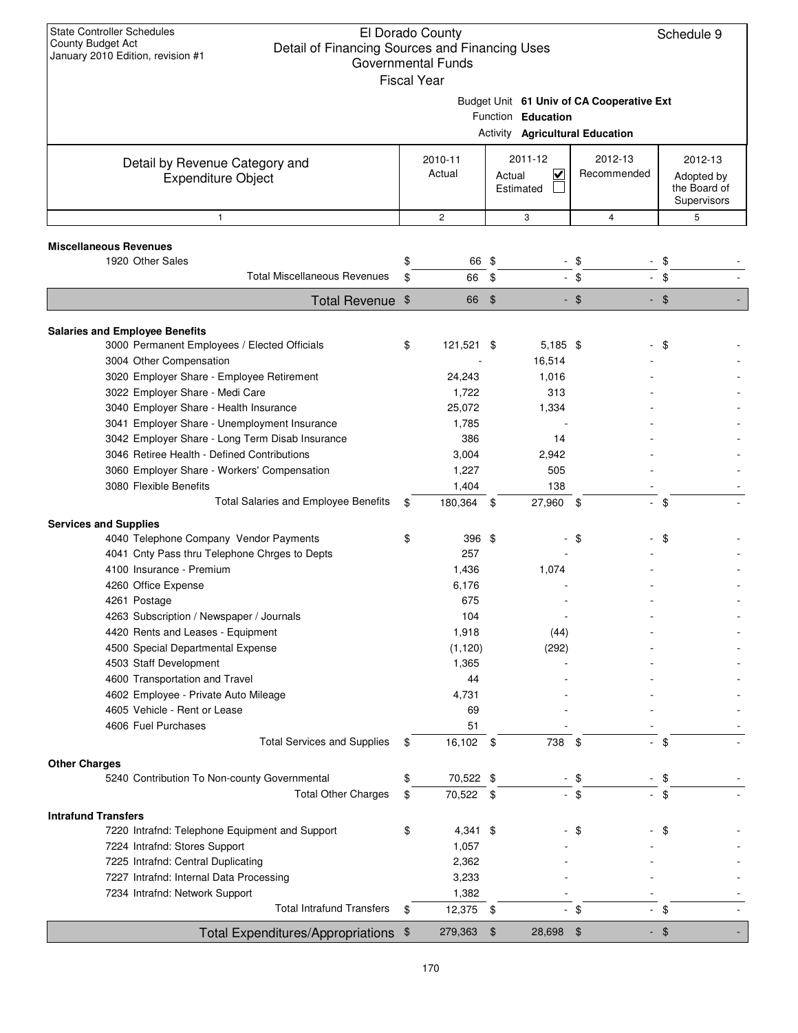State Controller Schedules
County Budget Act
January 2010 Edition, revision #1

# El Dorado County
## Detail of Financing Sources and Financing Uses
### Governmental Funds
### Fiscal Year

Schedule 9

Budget Unit **61 Univ of CA Cooperative Ext**
Function **Education**
Activity **Agricultural Education**

| Detail by Revenue Category and Expenditure Object | 2010-11 Actual | 2011-12 Actual ☑ Estimated ☐ | 2012-13 Recommended | 2012-13 Adopted by the Board of Supervisors |
|---|---|---|---|---|
| 1 | 2 | 3 | 4 | 5 |
| **Miscellaneous Revenues** | | | | |
| 1920 Other Sales | $ 66 | $ - | $ - | $ - |
| Total Miscellaneous Revenues | $ 66 | $ - | $ - | $ - |
| **Total Revenue** | $ 66 | $ - | $ - | $ - |
| **Salaries and Employee Benefits** | | | | |
| 3000 Permanent Employees / Elected Officials | $ 121,521 | $ 5,185 | $ - | $ - |
| 3004 Other Compensation | - | 16,514 | - | - |
| 3020 Employer Share - Employee Retirement | 24,243 | 1,016 | - | - |
| 3022 Employer Share - Medi Care | 1,722 | 313 | - | - |
| 3040 Employer Share - Health Insurance | 25,072 | 1,334 | - | - |
| 3041 Employer Share - Unemployment Insurance | 1,785 | - | - | - |
| 3042 Employer Share - Long Term Disab Insurance | 386 | 14 | - | - |
| 3046 Retiree Health - Defined Contributions | 3,004 | 2,942 | - | - |
| 3060 Employer Share - Workers' Compensation | 1,227 | 505 | - | - |
| 3080 Flexible Benefits | 1,404 | 138 | - | - |
| Total Salaries and Employee Benefits | $ 180,364 | $ 27,960 | $ - | $ - |
| **Services and Supplies** | | | | |
| 4040 Telephone Company Vendor Payments | $ 396 | $ - | $ - | $ - |
| 4041 Cnty Pass thru Telephone Chrges to Depts | 257 | - | - | - |
| 4100 Insurance - Premium | 1,436 | 1,074 | - | - |
| 4260 Office Expense | 6,176 | - | - | - |
| 4261 Postage | 675 | - | - | - |
| 4263 Subscription / Newspaper / Journals | 104 | - | - | - |
| 4420 Rents and Leases - Equipment | 1,918 | (44) | - | - |
| 4500 Special Departmental Expense | (1,120) | (292) | - | - |
| 4503 Staff Development | 1,365 | - | - | - |
| 4600 Transportation and Travel | 44 | - | - | - |
| 4602 Employee - Private Auto Mileage | 4,731 | - | - | - |
| 4605 Vehicle - Rent or Lease | 69 | - | - | - |
| 4606 Fuel Purchases | 51 | - | - | - |
| Total Services and Supplies | $ 16,102 | $ 738 | $ - | $ - |
| **Other Charges** | | | | |
| 5240 Contribution To Non-county Governmental | $ 70,522 | $ - | $ - | $ - |
| Total Other Charges | $ 70,522 | $ - | $ - | $ - |
| **Intrafund Transfers** | | | | |
| 7220 Intrafnd: Telephone Equipment and Support | $ 4,341 | $ - | $ - | $ - |
| 7224 Intrafnd: Stores Support | 1,057 | - | - | - |
| 7225 Intrafnd: Central Duplicating | 2,362 | - | - | - |
| 7227 Intrafnd: Internal Data Processing | 3,233 | - | - | - |
| 7234 Intrafnd: Network Support | 1,382 | - | - | - |
| Total Intrafund Transfers | $ 12,375 | $ - | $ - | $ - |
| **Total Expenditures/Appropriations** | $ 279,363 | $ 28,698 | $ - | $ - |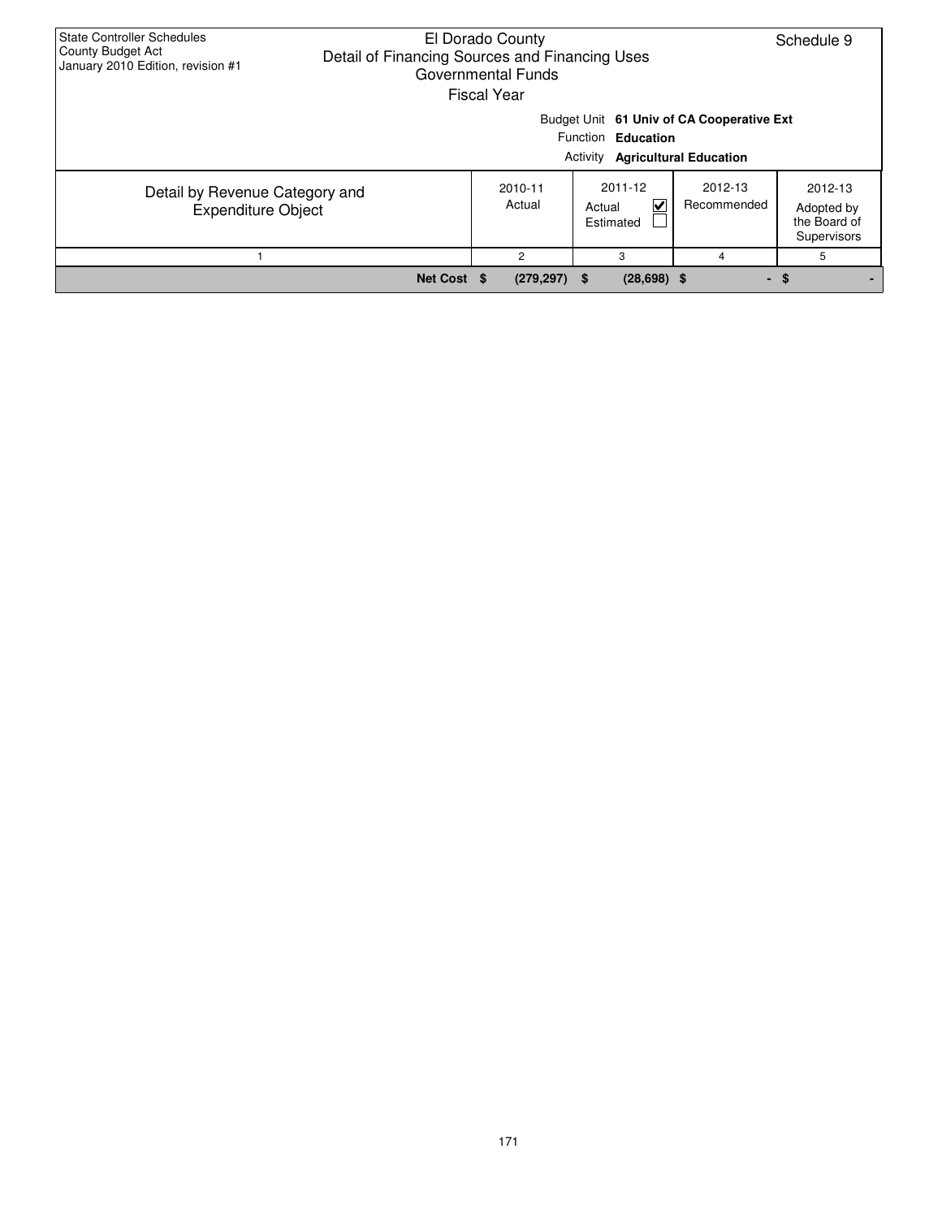State Controller Schedules
County Budget Act
January 2010 Edition, revision #1

# El Dorado County
## Detail of Financing Sources and Financing Uses
### Governmental Funds
Fiscal Year

Schedule 9

Budget Unit **61 Univ of CA Cooperative Ext**
Function **Education**
Activity **Agricultural Education**

| Detail by Revenue Category and Expenditure Object | 2010-11 Actual | 2011-12 Actual ☑ Estimated ☐ | 2012-13 Recommended | 2012-13 Adopted by the Board of Supervisors |
|---|---|---|---|---|
| 1 | 2 | 3 | 4 | 5 |
| **Net Cost** | **$ (279,297)** | **$ (28,698)** | **$ -** | **$ -** |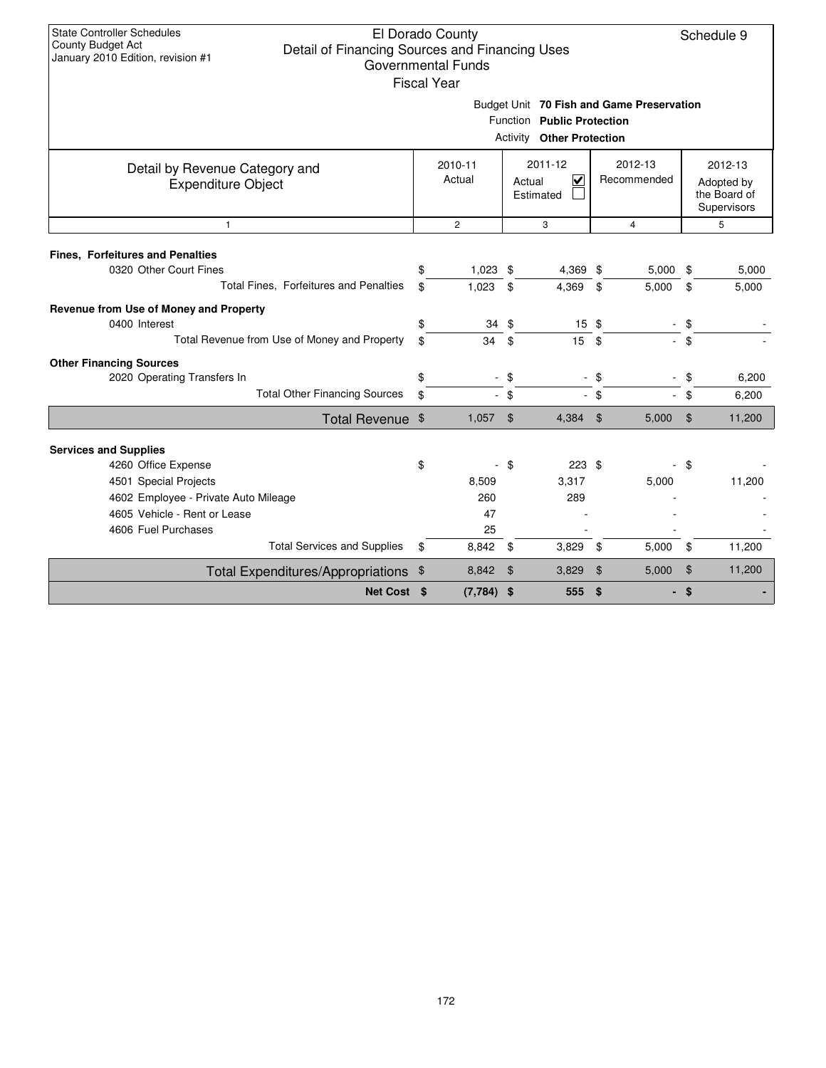State Controller Schedules
County Budget Act
January 2010 Edition, revision #1

# El Dorado County
## Detail of Financing Sources and Financing Uses
### Governmental Funds
Fiscal Year

Schedule 9

Budget Unit **70 Fish and Game Preservation**
Function **Public Protection**
Activity **Other Protection**

| Detail by Revenue Category and Expenditure Object | 2010-11 Actual | 2011-12 Actual ☑ Estimated ☐ | 2012-13 Recommended | 2012-13 Adopted by the Board of Supervisors |
|---|---|---|---|---|
| 1 | 2 | 3 | 4 | 5 |
| **Fines, Forfeitures and Penalties** | | | | |
| 0320 Other Court Fines | $ 1,023 | $ 4,369 | $ 5,000 | $ 5,000 |
| Total Fines, Forfeitures and Penalties | $ 1,023 | $ 4,369 | $ 5,000 | $ 5,000 |
| **Revenue from Use of Money and Property** | | | | |
| 0400 Interest | $ 34 | $ 15 | $ - | $ - |
| Total Revenue from Use of Money and Property | $ 34 | $ 15 | $ - | $ - |
| **Other Financing Sources** | | | | |
| 2020 Operating Transfers In | $ - | $ - | $ - | $ 6,200 |
| Total Other Financing Sources | $ - | $ - | $ - | $ 6,200 |
| **Total Revenue** | $ 1,057 | $ 4,384 | $ 5,000 | $ 11,200 |
| **Services and Supplies** | | | | |
| 4260 Office Expense | $ - | $ 223 | $ - | $ - |
| 4501 Special Projects | 8,509 | 3,317 | 5,000 | 11,200 |
| 4602 Employee - Private Auto Mileage | 260 | 289 | - | - |
| 4605 Vehicle - Rent or Lease | 47 | - | - | - |
| 4606 Fuel Purchases | 25 | - | - | - |
| Total Services and Supplies | $ 8,842 | $ 3,829 | $ 5,000 | $ 11,200 |
| **Total Expenditures/Appropriations** | $ 8,842 | $ 3,829 | $ 5,000 | $ 11,200 |
| **Net Cost** | **$ (7,784)** | **$ 555** | **$ -** | **$ -** |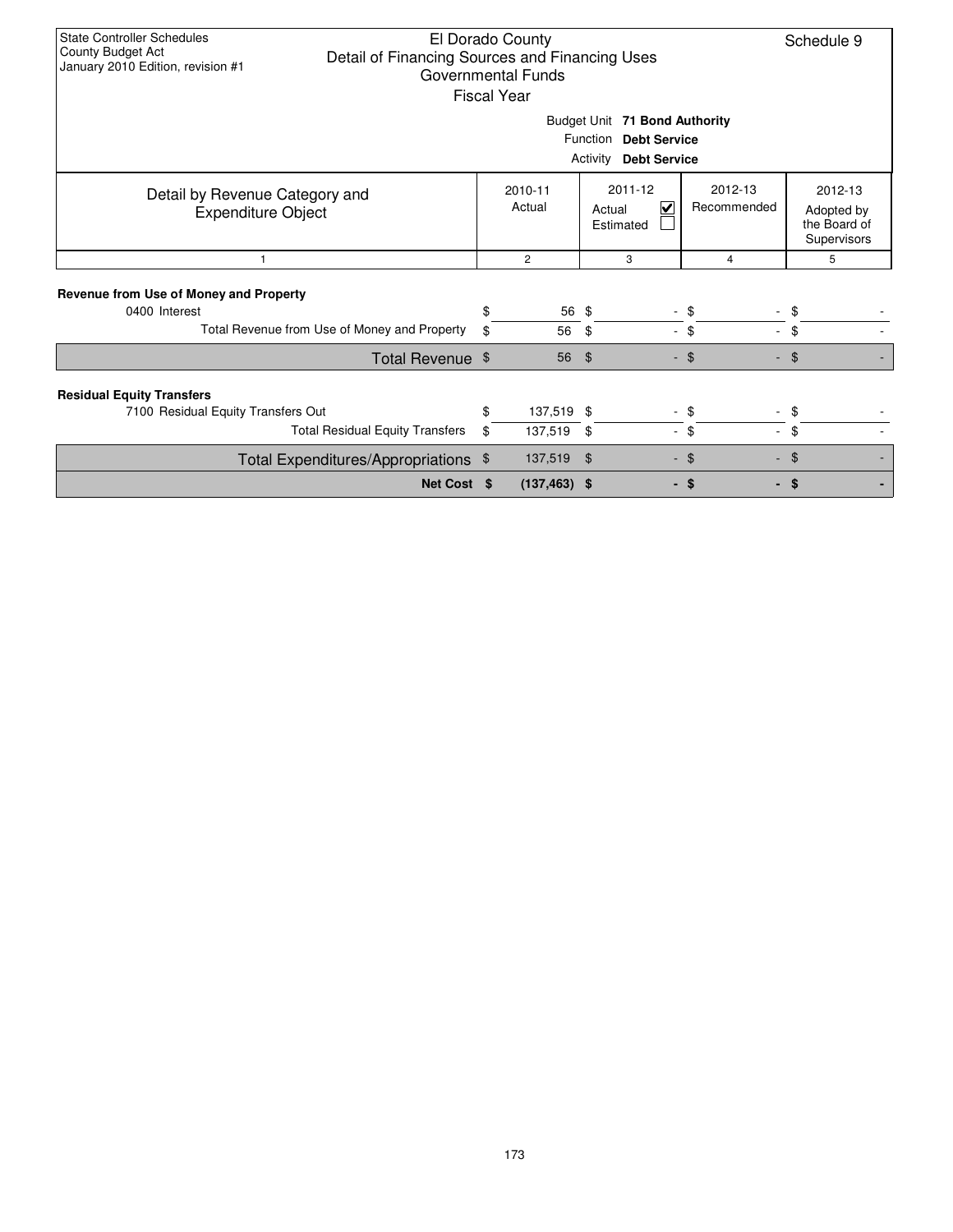State Controller Schedules
County Budget Act
January 2010 Edition, revision #1

# El Dorado County
## Detail of Financing Sources and Financing Uses
### Governmental Funds
### Fiscal Year

Schedule 9

Budget Unit **71 Bond Authority**
Function **Debt Service**
Activity **Debt Service**

| Detail by Revenue Category and Expenditure Object | 2010-11 Actual | 2011-12 Actual ☑ Estimated ☐ | 2012-13 Recommended | 2012-13 Adopted by the Board of Supervisors |
|---|---|---|---|---|
| 1 | 2 | 3 | 4 | 5 |
| **Revenue from Use of Money and Property** | | | | |
| 0400 Interest | $ 56 | $ - | $ - | $ - |
| Total Revenue from Use of Money and Property | $ 56 | $ - | $ - | $ - |
| Total Revenue | $ 56 | $ - | $ - | $ - |
| **Residual Equity Transfers** | | | | |
| 7100 Residual Equity Transfers Out | $ 137,519 | $ - | $ - | $ - |
| Total Residual Equity Transfers | $ 137,519 | $ - | $ - | $ - |
| Total Expenditures/Appropriations | $ 137,519 | $ - | $ - | $ - |
| **Net Cost** | **$ (137,463)** | **$ -** | **$ -** | **$ -** |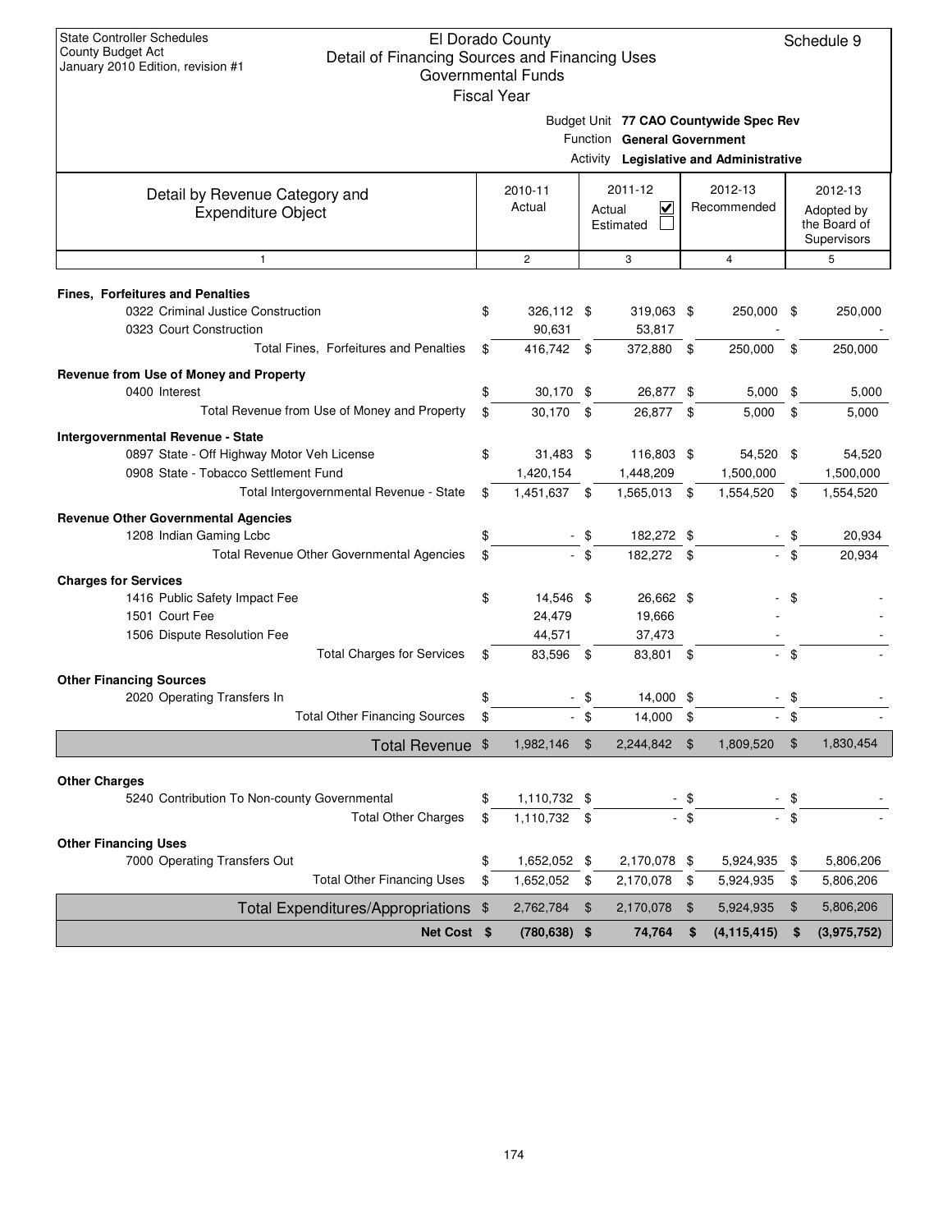State Controller Schedules
County Budget Act
January 2010 Edition, revision #1

# El Dorado County
## Detail of Financing Sources and Financing Uses
### Governmental Funds
Fiscal Year

Schedule 9

Budget Unit **77 CAO Countywide Spec Rev**
Function **General Government**
Activity **Legislative and Administrative**

| Detail by Revenue Category and Expenditure Object | 2010-11 Actual | 2011-12 Actual ☑ Estimated ☐ | 2012-13 Recommended | 2012-13 Adopted by the Board of Supervisors |
|---|---|---|---|---|
| 1 | 2 | 3 | 4 | 5 |
| **Fines, Forfeitures and Penalties** | | | | |
| 0322 Criminal Justice Construction | $ 326,112 | $ 319,063 | $ 250,000 | $ 250,000 |
| 0323 Court Construction | 90,631 | 53,817 | - | - |
| Total Fines, Forfeitures and Penalties | $ 416,742 | $ 372,880 | $ 250,000 | $ 250,000 |
| **Revenue from Use of Money and Property** | | | | |
| 0400 Interest | $ 30,170 | $ 26,877 | $ 5,000 | $ 5,000 |
| Total Revenue from Use of Money and Property | $ 30,170 | $ 26,877 | $ 5,000 | $ 5,000 |
| **Intergovernmental Revenue - State** | | | | |
| 0897 State - Off Highway Motor Veh License | $ 31,483 | $ 116,803 | $ 54,520 | $ 54,520 |
| 0908 State - Tobacco Settlement Fund | 1,420,154 | 1,448,209 | 1,500,000 | 1,500,000 |
| Total Intergovernmental Revenue - State | $ 1,451,637 | $ 1,565,013 | $ 1,554,520 | $ 1,554,520 |
| **Revenue Other Governmental Agencies** | | | | |
| 1208 Indian Gaming Lcbc | $ - | $ 182,272 | $ - | $ 20,934 |
| Total Revenue Other Governmental Agencies | $ - | $ 182,272 | $ - | $ 20,934 |
| **Charges for Services** | | | | |
| 1416 Public Safety Impact Fee | $ 14,546 | $ 26,662 | $ - | $ - |
| 1501 Court Fee | 24,479 | 19,666 | - | - |
| 1506 Dispute Resolution Fee | 44,571 | 37,473 | - | - |
| Total Charges for Services | $ 83,596 | $ 83,801 | $ - | $ - |
| **Other Financing Sources** | | | | |
| 2020 Operating Transfers In | $ - | $ 14,000 | $ - | $ - |
| Total Other Financing Sources | $ - | $ 14,000 | $ - | $ - |
| **Total Revenue** | $ 1,982,146 | $ 2,244,842 | $ 1,809,520 | $ 1,830,454 |
| **Other Charges** | | | | |
| 5240 Contribution To Non-county Governmental | $ 1,110,732 | $ - | $ - | $ - |
| Total Other Charges | $ 1,110,732 | $ - | $ - | $ - |
| **Other Financing Uses** | | | | |
| 7000 Operating Transfers Out | $ 1,652,052 | $ 2,170,078 | $ 5,924,935 | $ 5,806,206 |
| Total Other Financing Uses | $ 1,652,052 | $ 2,170,078 | $ 5,924,935 | $ 5,806,206 |
| **Total Expenditures/Appropriations** | $ 2,762,784 | $ 2,170,078 | $ 5,924,935 | $ 5,806,206 |
| **Net Cost** | **$ (780,638)** | **$ 74,764** | **$ (4,115,415)** | **$ (3,975,752)** |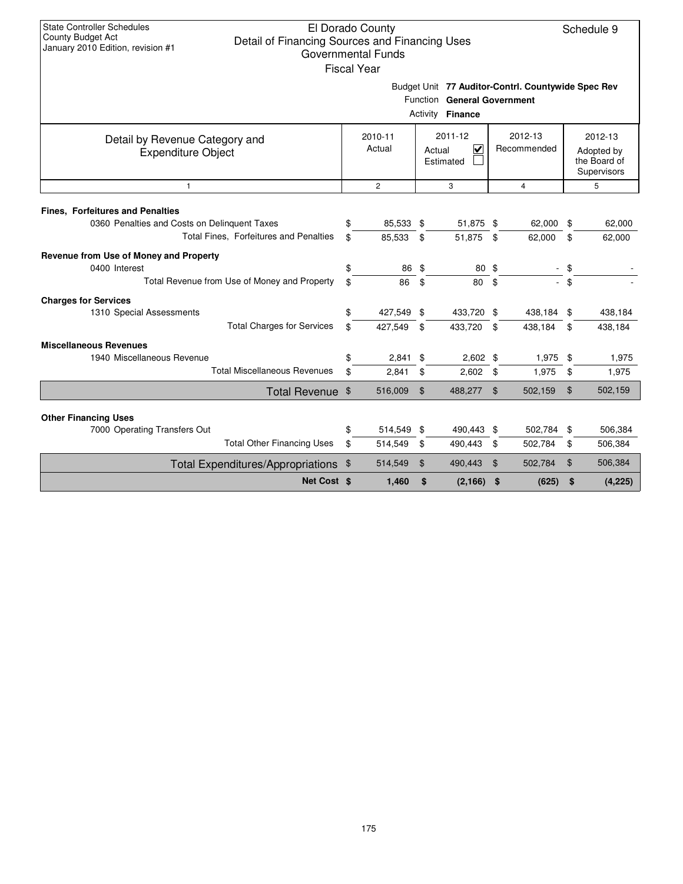State Controller Schedules
County Budget Act
January 2010 Edition, revision #1

# El Dorado County
## Detail of Financing Sources and Financing Uses
### Governmental Funds
### Fiscal Year

Schedule 9

Budget Unit **77 Auditor-Contrl. Countywide Spec Rev**
Function **General Government**
Activity **Finance**

| Detail by Revenue Category and Expenditure Object | 2010-11 Actual | 2011-12 Actual ☑ Estimated ☐ | 2012-13 Recommended | 2012-13 Adopted by the Board of Supervisors |
|---|---|---|---|---|
| 1 | 2 | 3 | 4 | 5 |
| **Fines, Forfeitures and Penalties** | | | | |
| 0360 Penalties and Costs on Delinquent Taxes | $ 85,533 | $ 51,875 | $ 62,000 | $ 62,000 |
| Total Fines, Forfeitures and Penalties | $ 85,533 | $ 51,875 | $ 62,000 | $ 62,000 |
| **Revenue from Use of Money and Property** | | | | |
| 0400 Interest | $ 86 | $ 80 | $ - | $ - |
| Total Revenue from Use of Money and Property | $ 86 | $ 80 | $ - | $ - |
| **Charges for Services** | | | | |
| 1310 Special Assessments | $ 427,549 | $ 433,720 | $ 438,184 | $ 438,184 |
| Total Charges for Services | $ 427,549 | $ 433,720 | $ 438,184 | $ 438,184 |
| **Miscellaneous Revenues** | | | | |
| 1940 Miscellaneous Revenue | $ 2,841 | $ 2,602 | $ 1,975 | $ 1,975 |
| Total Miscellaneous Revenues | $ 2,841 | $ 2,602 | $ 1,975 | $ 1,975 |
| Total Revenue | $ 516,009 | $ 488,277 | $ 502,159 | $ 502,159 |
| **Other Financing Uses** | | | | |
| 7000 Operating Transfers Out | $ 514,549 | $ 490,443 | $ 502,784 | $ 506,384 |
| Total Other Financing Uses | $ 514,549 | $ 490,443 | $ 502,784 | $ 506,384 |
| Total Expenditures/Appropriations | $ 514,549 | $ 490,443 | $ 502,784 | $ 506,384 |
| **Net Cost** | **$ 1,460** | **$ (2,166)** | **$ (625)** | **$ (4,225)** |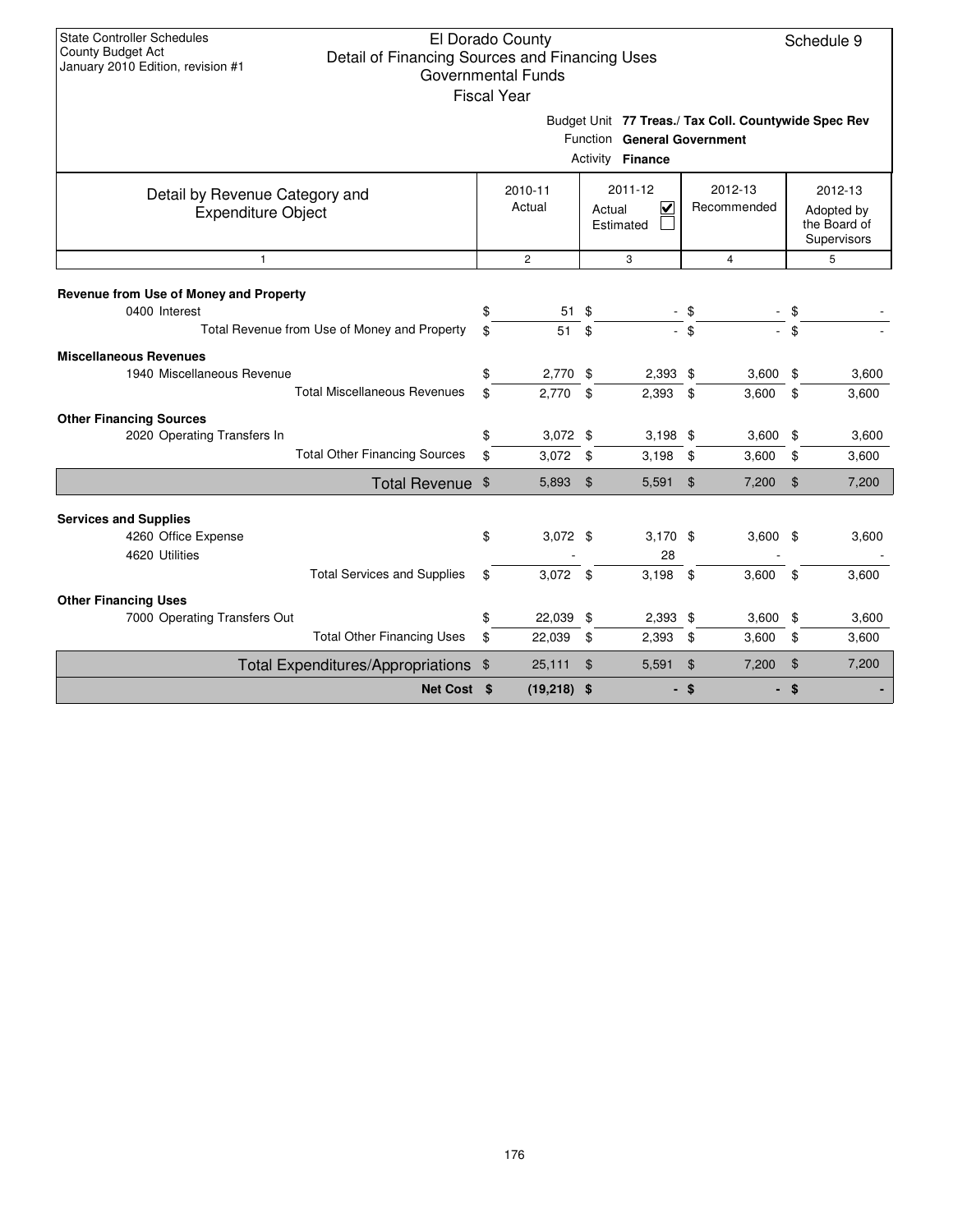State Controller Schedules
County Budget Act
January 2010 Edition, revision #1

# El Dorado County
## Detail of Financing Sources and Financing Uses
### Governmental Funds
### Fiscal Year

Schedule 9

Budget Unit **77 Treas./ Tax Coll. Countywide Spec Rev**
Function **General Government**
Activity **Finance**

| Detail by Revenue Category and Expenditure Object | 2010-11 Actual | 2011-12 Actual ☑ Estimated ☐ | 2012-13 Recommended | 2012-13 Adopted by the Board of Supervisors |
|---|---|---|---|---|
| 1 | 2 | 3 | 4 | 5 |
| **Revenue from Use of Money and Property** | | | | |
| 0400 Interest | $ 51 | $ - | $ - | $ - |
| Total Revenue from Use of Money and Property | $ 51 | $ - | $ - | $ - |
| **Miscellaneous Revenues** | | | | |
| 1940 Miscellaneous Revenue | $ 2,770 | $ 2,393 | $ 3,600 | $ 3,600 |
| Total Miscellaneous Revenues | $ 2,770 | $ 2,393 | $ 3,600 | $ 3,600 |
| **Other Financing Sources** | | | | |
| 2020 Operating Transfers In | $ 3,072 | $ 3,198 | $ 3,600 | $ 3,600 |
| Total Other Financing Sources | $ 3,072 | $ 3,198 | $ 3,600 | $ 3,600 |
| **Total Revenue** | $ 5,893 | $ 5,591 | $ 7,200 | $ 7,200 |
| **Services and Supplies** | | | | |
| 4260 Office Expense | $ 3,072 | $ 3,170 | $ 3,600 | $ 3,600 |
| 4620 Utilities | - | 28 | - | - |
| Total Services and Supplies | $ 3,072 | $ 3,198 | $ 3,600 | $ 3,600 |
| **Other Financing Uses** | | | | |
| 7000 Operating Transfers Out | $ 22,039 | $ 2,393 | $ 3,600 | $ 3,600 |
| Total Other Financing Uses | $ 22,039 | $ 2,393 | $ 3,600 | $ 3,600 |
| **Total Expenditures/Appropriations** | $ 25,111 | $ 5,591 | $ 7,200 | $ 7,200 |
| **Net Cost** | **$ (19,218)** | **$ -** | **$ -** | **$ -** |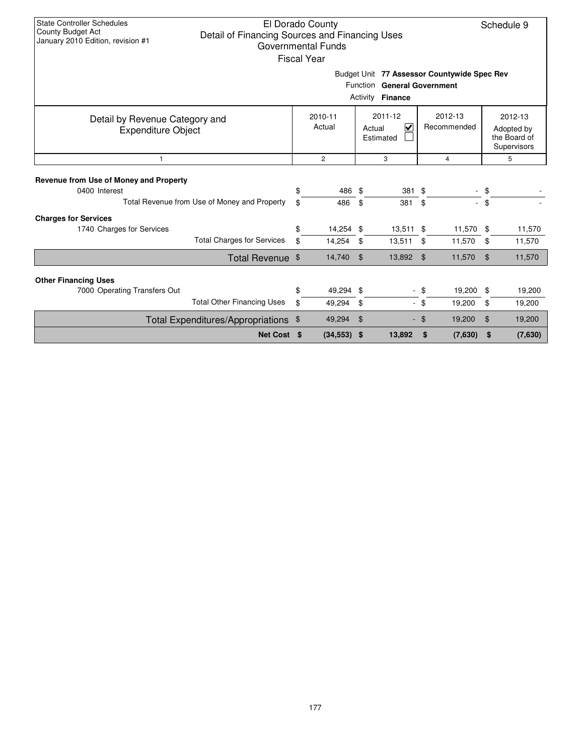State Controller Schedules
County Budget Act
January 2010 Edition, revision #1

# El Dorado County
## Detail of Financing Sources and Financing Uses
### Governmental Funds
Fiscal Year

Schedule 9

Budget Unit **77 Assessor Countywide Spec Rev**
Function **General Government**
Activity **Finance**

| Detail by Revenue Category and Expenditure Object | 2010-11 Actual | 2011-12 Actual ☑ Estimated ☐ | 2012-13 Recommended | 2012-13 Adopted by the Board of Supervisors |
|---|---|---|---|---|
| 1 | 2 | 3 | 4 | 5 |
| **Revenue from Use of Money and Property** | | | | |
| 0400 Interest | $ 486 | $ 381 | $ - | $ - |
| Total Revenue from Use of Money and Property | $ 486 | $ 381 | $ - | $ - |
| **Charges for Services** | | | | |
| 1740 Charges for Services | $ 14,254 | $ 13,511 | $ 11,570 | $ 11,570 |
| Total Charges for Services | $ 14,254 | $ 13,511 | $ 11,570 | $ 11,570 |
| Total Revenue | $ 14,740 | $ 13,892 | $ 11,570 | $ 11,570 |
| **Other Financing Uses** | | | | |
| 7000 Operating Transfers Out | $ 49,294 | $ - | $ 19,200 | $ 19,200 |
| Total Other Financing Uses | $ 49,294 | $ - | $ 19,200 | $ 19,200 |
| Total Expenditures/Appropriations | $ 49,294 | $ - | $ 19,200 | $ 19,200 |
| **Net Cost** | **$ (34,553)** | **$ 13,892** | **$ (7,630)** | **$ (7,630)** |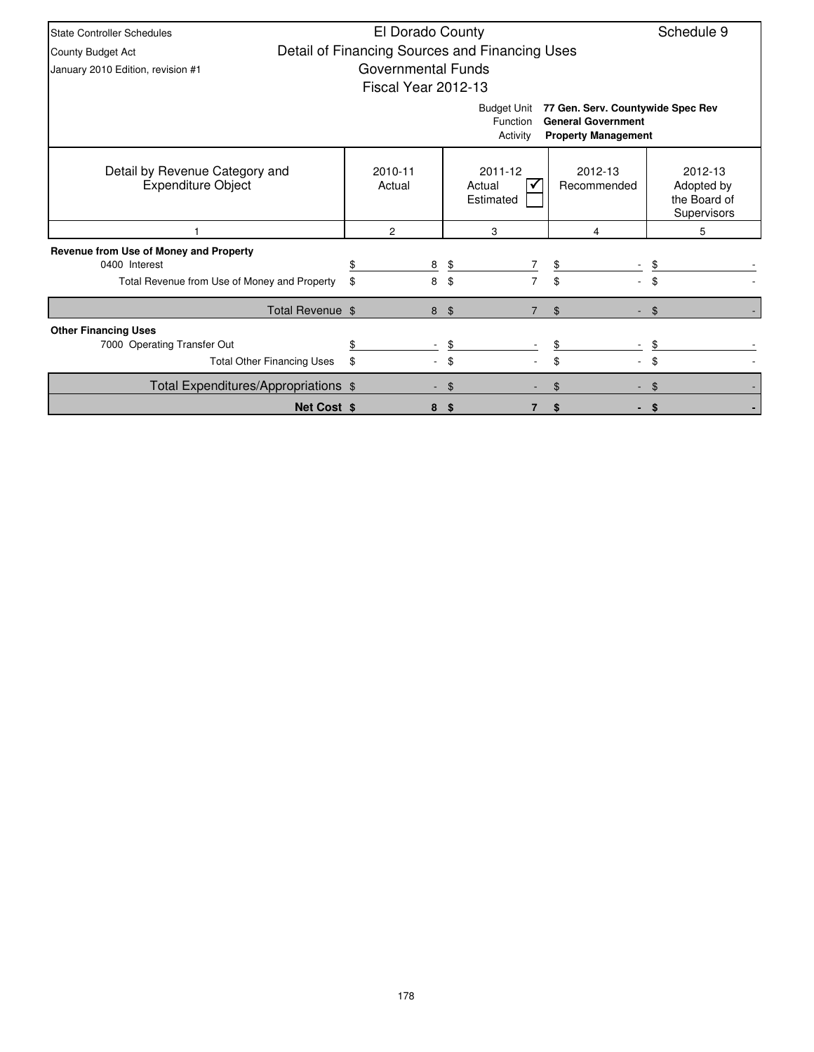State Controller Schedules
County Budget Act
January 2010 Edition, revision #1

# El Dorado County
## Detail of Financing Sources and Financing Uses
### Governmental Funds
### Fiscal Year 2012-13

Schedule 9

Budget Unit: **77 Gen. Serv. Countywide Spec Rev**
Function: **General Government**
Activity: **Property Management**

| Detail by Revenue Category and Expenditure Object | 2010-11 Actual | 2011-12 Actual ☑ Estimated ☐ | 2012-13 Recommended | 2012-13 Adopted by the Board of Supervisors |
|---|---|---|---|---|
| 1 | 2 | 3 | 4 | 5 |
| **Revenue from Use of Money and Property** | | | | |
| 0400 Interest | $ 8 | $ 7 | $ - | $ - |
| Total Revenue from Use of Money and Property | $ 8 | $ 7 | $ - | $ - |
| Total Revenue | $ 8 | $ 7 | $ - | $ - |
| **Other Financing Uses** | | | | |
| 7000 Operating Transfer Out | $ - | $ - | $ - | $ - |
| Total Other Financing Uses | $ - | $ - | $ - | $ - |
| Total Expenditures/Appropriations | $ - | $ - | $ - | $ - |
| **Net Cost** | **$ 8** | **$ 7** | **$ -** | **$ -** |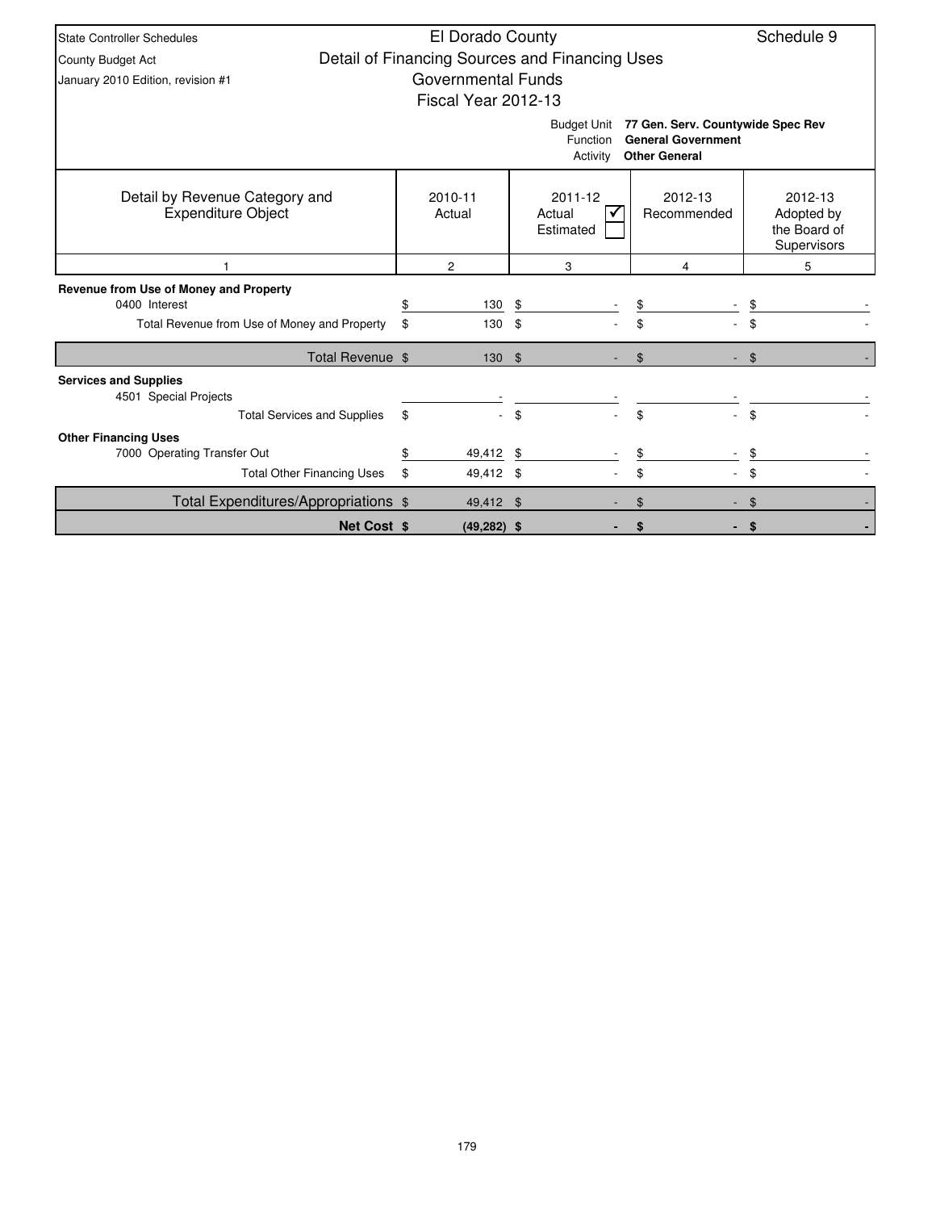State Controller Schedules
County Budget Act
January 2010 Edition, revision #1

# El Dorado County
## Detail of Financing Sources and Financing Uses
### Governmental Funds
### Fiscal Year 2012-13

Schedule 9

Budget Unit **77 Gen. Serv. Countywide Spec Rev**
Function **General Government**
Activity **Other General**

| Detail by Revenue Category and Expenditure Object | 2010-11 Actual | 2011-12 Actual ☑ / Estimated ☐ | 2012-13 Recommended | 2012-13 Adopted by the Board of Supervisors |
|---|---|---|---|---|
| 1 | 2 | 3 | 4 | 5 |
| **Revenue from Use of Money and Property** | | | | |
| 0400 Interest | $ 130 | $ - | $ - | $ - |
| Total Revenue from Use of Money and Property | $ 130 | $ - | $ - | $ - |
| Total Revenue | $ 130 | $ - | $ - | $ - |
| **Services and Supplies** | | | | |
| 4501 Special Projects | - | - | - | - |
| Total Services and Supplies | $ - | $ - | $ - | $ - |
| **Other Financing Uses** | | | | |
| 7000 Operating Transfer Out | $ 49,412 | $ - | $ - | $ - |
| Total Other Financing Uses | $ 49,412 | $ - | $ - | $ - |
| Total Expenditures/Appropriations | $ 49,412 | $ - | $ - | $ - |
| **Net Cost** | **$ (49,282)** | **$ -** | **$ -** | **$ -** |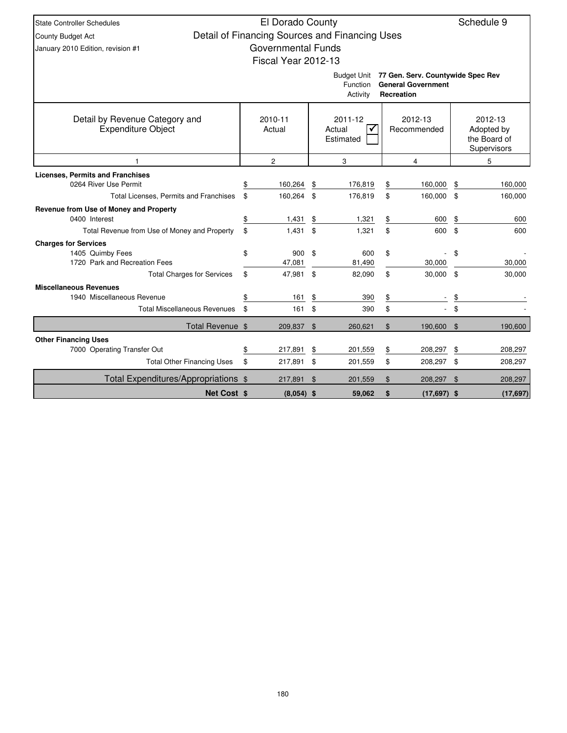State Controller Schedules
County Budget Act
January 2010 Edition, revision #1

# El Dorado County
## Detail of Financing Sources and Financing Uses
## Governmental Funds
## Fiscal Year 2012-13

Schedule 9

Budget Unit: **77 Gen. Serv. Countywide Spec Rev**
Function: **General Government**
Activity: **Recreation**

| Detail by Revenue Category and Expenditure Object | 2010-11 Actual | 2011-12 Actual ☑ Estimated ☐ | 2012-13 Recommended | 2012-13 Adopted by the Board of Supervisors |
|---|---|---|---|---|
| 1 | 2 | 3 | 4 | 5 |
| **Licenses, Permits and Franchises** | | | | |
| 0264 River Use Permit | $ 160,264 | $ 176,819 | $ 160,000 | $ 160,000 |
| Total Licenses, Permits and Franchises | $ 160,264 | $ 176,819 | $ 160,000 | $ 160,000 |
| **Revenue from Use of Money and Property** | | | | |
| 0400 Interest | $ 1,431 | $ 1,321 | $ 600 | $ 600 |
| Total Revenue from Use of Money and Property | $ 1,431 | $ 1,321 | $ 600 | $ 600 |
| **Charges for Services** | | | | |
| 1405 Quimby Fees | $ 900 | $ 600 | $ - | $ - |
| 1720 Park and Recreation Fees | 47,081 | 81,490 | 30,000 | 30,000 |
| Total Charges for Services | $ 47,981 | $ 82,090 | $ 30,000 | $ 30,000 |
| **Miscellaneous Revenues** | | | | |
| 1940 Miscellaneous Revenue | $ 161 | $ 390 | $ - | $ - |
| Total Miscellaneous Revenues | $ 161 | $ 390 | $ - | $ - |
| Total Revenue | $ 209,837 | $ 260,621 | $ 190,600 | $ 190,600 |
| **Other Financing Uses** | | | | |
| 7000 Operating Transfer Out | $ 217,891 | $ 201,559 | $ 208,297 | $ 208,297 |
| Total Other Financing Uses | $ 217,891 | $ 201,559 | $ 208,297 | $ 208,297 |
| Total Expenditures/Appropriations | $ 217,891 | $ 201,559 | $ 208,297 | $ 208,297 |
| **Net Cost** | **$ (8,054)** | **$ 59,062** | **$ (17,697)** | **$ (17,697)** |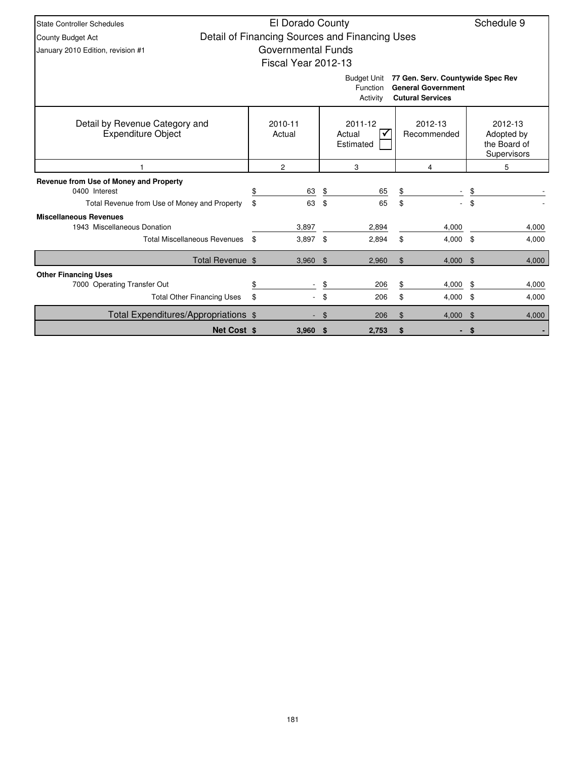State Controller Schedules
County Budget Act
January 2010 Edition, revision #1

# El Dorado County
## Detail of Financing Sources and Financing Uses
## Governmental Funds
## Fiscal Year 2012-13

Schedule 9

Budget Unit: **77 Gen. Serv. Countywide Spec Rev**
Function: **General Government**
Activity: **Cutural Services**

| Detail by Revenue Category and Expenditure Object | 2010-11 Actual | 2011-12 Actual ☑ Estimated ☐ | 2012-13 Recommended | 2012-13 Adopted by the Board of Supervisors |
|---|---|---|---|---|
| 1 | 2 | 3 | 4 | 5 |
| **Revenue from Use of Money and Property** | | | | |
| 0400 Interest | $ 63 | $ 65 | $ - | $ - |
| Total Revenue from Use of Money and Property | $ 63 | $ 65 | $ - | $ - |
| **Miscellaneous Revenues** | | | | |
| 1943 Miscellaneous Donation | 3,897 | 2,894 | 4,000 | 4,000 |
| Total Miscellaneous Revenues | $ 3,897 | $ 2,894 | $ 4,000 | $ 4,000 |
| Total Revenue | $ 3,960 | $ 2,960 | $ 4,000 | $ 4,000 |
| **Other Financing Uses** | | | | |
| 7000 Operating Transfer Out | $ - | $ 206 | $ 4,000 | $ 4,000 |
| Total Other Financing Uses | $ - | $ 206 | $ 4,000 | $ 4,000 |
| Total Expenditures/Appropriations | $ - | $ 206 | $ 4,000 | $ 4,000 |
| **Net Cost** | **$ 3,960** | **$ 2,753** | **$ -** | **$ -** |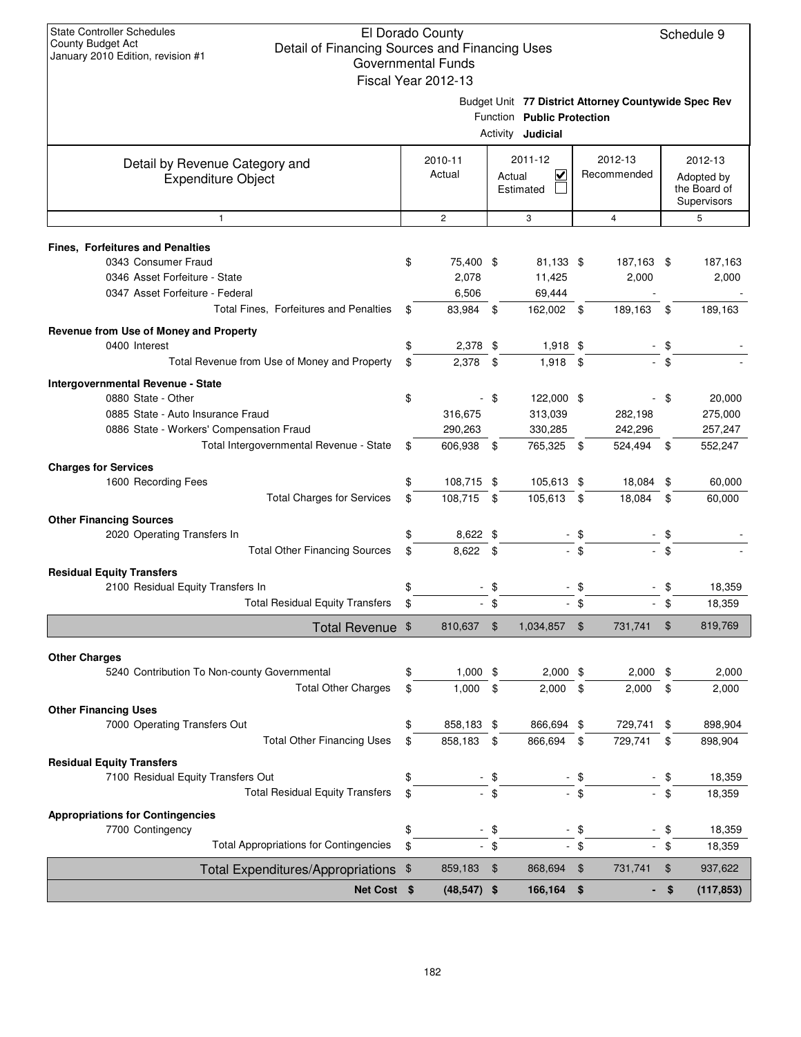State Controller Schedules
County Budget Act
January 2010 Edition, revision #1

# El Dorado County
## Detail of Financing Sources and Financing Uses
### Governmental Funds
### Fiscal Year 2012-13

Schedule 9

Budget Unit **77 District Attorney Countywide Spec Rev**
Function **Public Protection**
Activity **Judicial**

| Detail by Revenue Category and Expenditure Object | 2010-11 Actual | 2011-12 Actual ☑ Estimated ☐ | 2012-13 Recommended | 2012-13 Adopted by the Board of Supervisors |
|---|---|---|---|---|
| 1 | 2 | 3 | 4 | 5 |
| **Fines, Forfeitures and Penalties** | | | | |
| 0343 Consumer Fraud | $ 75,400 | $ 81,133 | $ 187,163 | $ 187,163 |
| 0346 Asset Forfeiture - State | 2,078 | 11,425 | 2,000 | 2,000 |
| 0347 Asset Forfeiture - Federal | 6,506 | 69,444 | - | - |
| Total Fines, Forfeitures and Penalties | $ 83,984 | $ 162,002 | $ 189,163 | $ 189,163 |
| **Revenue from Use of Money and Property** | | | | |
| 0400 Interest | $ 2,378 | $ 1,918 | $ - | $ - |
| Total Revenue from Use of Money and Property | $ 2,378 | $ 1,918 | $ - | $ - |
| **Intergovernmental Revenue - State** | | | | |
| 0880 State - Other | $ - | $ 122,000 | $ - | $ 20,000 |
| 0885 State - Auto Insurance Fraud | 316,675 | 313,039 | 282,198 | 275,000 |
| 0886 State - Workers' Compensation Fraud | 290,263 | 330,285 | 242,296 | 257,247 |
| Total Intergovernmental Revenue - State | $ 606,938 | $ 765,325 | $ 524,494 | $ 552,247 |
| **Charges for Services** | | | | |
| 1600 Recording Fees | $ 108,715 | $ 105,613 | $ 18,084 | $ 60,000 |
| Total Charges for Services | $ 108,715 | $ 105,613 | $ 18,084 | $ 60,000 |
| **Other Financing Sources** | | | | |
| 2020 Operating Transfers In | $ 8,622 | $ - | $ - | $ - |
| Total Other Financing Sources | $ 8,622 | $ - | $ - | $ - |
| **Residual Equity Transfers** | | | | |
| 2100 Residual Equity Transfers In | $ - | $ - | $ - | $ 18,359 |
| Total Residual Equity Transfers | $ - | $ - | $ - | $ 18,359 |
| **Total Revenue** | $ 810,637 | $ 1,034,857 | $ 731,741 | $ 819,769 |
| **Other Charges** | | | | |
| 5240 Contribution To Non-county Governmental | $ 1,000 | $ 2,000 | $ 2,000 | $ 2,000 |
| Total Other Charges | $ 1,000 | $ 2,000 | $ 2,000 | $ 2,000 |
| **Other Financing Uses** | | | | |
| 7000 Operating Transfers Out | $ 858,183 | $ 866,694 | $ 729,741 | $ 898,904 |
| Total Other Financing Uses | $ 858,183 | $ 866,694 | $ 729,741 | $ 898,904 |
| **Residual Equity Transfers** | | | | |
| 7100 Residual Equity Transfers Out | $ - | $ - | $ - | $ 18,359 |
| Total Residual Equity Transfers | $ - | $ - | $ - | $ 18,359 |
| **Appropriations for Contingencies** | | | | |
| 7700 Contingency | $ - | $ - | $ - | $ 18,359 |
| Total Appropriations for Contingencies | $ - | $ - | $ - | $ 18,359 |
| **Total Expenditures/Appropriations** | $ 859,183 | $ 868,694 | $ 731,741 | $ 937,622 |
| **Net Cost** | **$ (48,547)** | **$ 166,164** | **$ -** | **$ (117,853)** |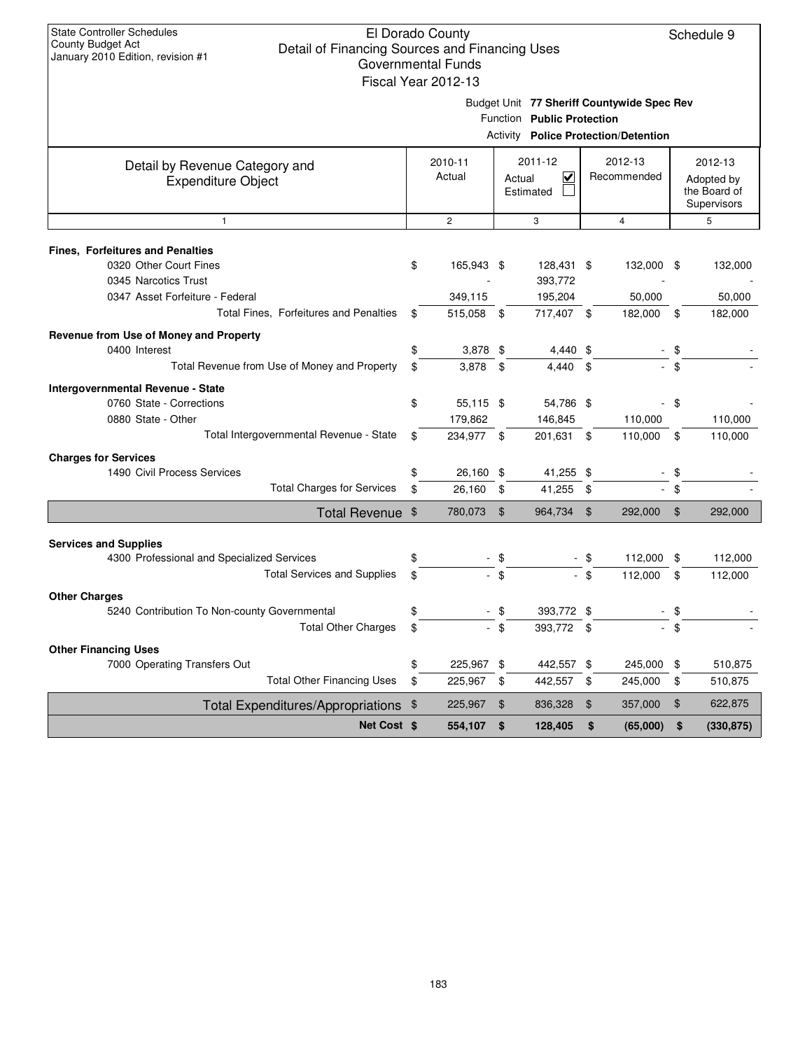State Controller Schedules
County Budget Act
January 2010 Edition, revision #1

# El Dorado County
## Detail of Financing Sources and Financing Uses
### Governmental Funds
### Fiscal Year 2012-13

Schedule 9

Budget Unit **77 Sheriff Countywide Spec Rev**
Function **Public Protection**
Activity **Police Protection/Detention**

| Detail by Revenue Category and Expenditure Object | 2010-11 Actual | 2011-12 Actual ☑ Estimated ☐ | 2012-13 Recommended | 2012-13 Adopted by the Board of Supervisors |
|---|---|---|---|---|
| 1 | 2 | 3 | 4 | 5 |
| **Fines, Forfeitures and Penalties** | | | | |
| 0320 Other Court Fines | $ 165,943 | $ 128,431 | $ 132,000 | $ 132,000 |
| 0345 Narcotics Trust | - | 393,772 | - | - |
| 0347 Asset Forfeiture - Federal | 349,115 | 195,204 | 50,000 | 50,000 |
| Total Fines, Forfeitures and Penalties | $ 515,058 | $ 717,407 | $ 182,000 | $ 182,000 |
| **Revenue from Use of Money and Property** | | | | |
| 0400 Interest | $ 3,878 | $ 4,440 | $ - | $ - |
| Total Revenue from Use of Money and Property | $ 3,878 | $ 4,440 | $ - | $ - |
| **Intergovernmental Revenue - State** | | | | |
| 0760 State - Corrections | $ 55,115 | $ 54,786 | $ - | $ - |
| 0880 State - Other | 179,862 | 146,845 | 110,000 | 110,000 |
| Total Intergovernmental Revenue - State | $ 234,977 | $ 201,631 | $ 110,000 | $ 110,000 |
| **Charges for Services** | | | | |
| 1490 Civil Process Services | $ 26,160 | $ 41,255 | $ - | $ - |
| Total Charges for Services | $ 26,160 | $ 41,255 | $ - | $ - |
| **Total Revenue** | $ 780,073 | $ 964,734 | $ 292,000 | $ 292,000 |
| **Services and Supplies** | | | | |
| 4300 Professional and Specialized Services | $ - | $ - | $ 112,000 | $ 112,000 |
| Total Services and Supplies | $ - | $ - | $ 112,000 | $ 112,000 |
| **Other Charges** | | | | |
| 5240 Contribution To Non-county Governmental | $ - | $ 393,772 | $ - | $ - |
| Total Other Charges | $ - | $ 393,772 | $ - | $ - |
| **Other Financing Uses** | | | | |
| 7000 Operating Transfers Out | $ 225,967 | $ 442,557 | $ 245,000 | $ 510,875 |
| Total Other Financing Uses | $ 225,967 | $ 442,557 | $ 245,000 | $ 510,875 |
| **Total Expenditures/Appropriations** | $ 225,967 | $ 836,328 | $ 357,000 | $ 622,875 |
| **Net Cost** | **$ 554,107** | **$ 128,405** | **$ (65,000)** | **$ (330,875)** |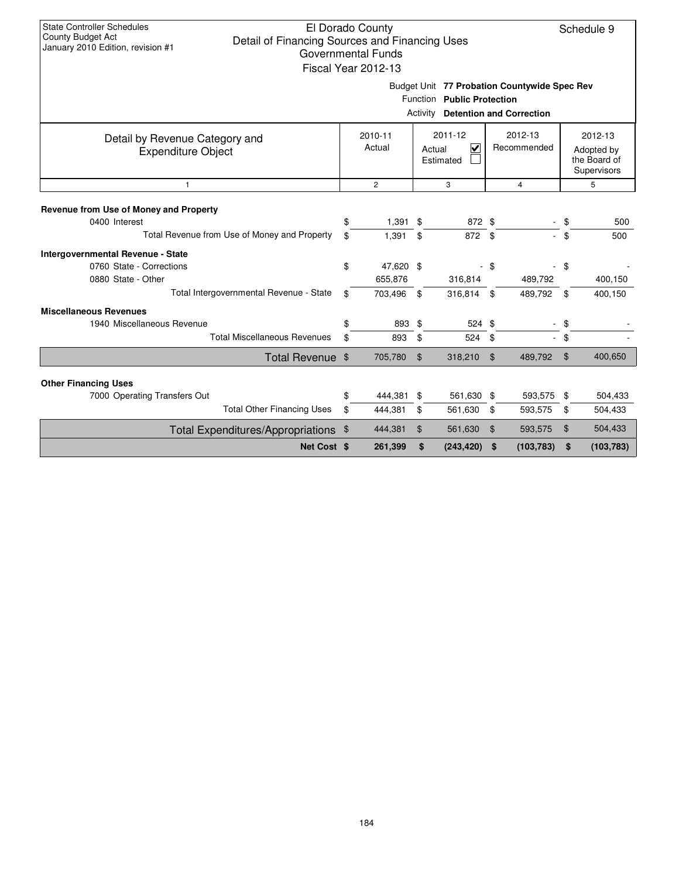State Controller Schedules
County Budget Act
January 2010 Edition, revision #1

# El Dorado County
## Detail of Financing Sources and Financing Uses
### Governmental Funds
### Fiscal Year 2012-13

Schedule 9

Budget Unit **77 Probation Countywide Spec Rev**
Function **Public Protection**
Activity **Detention and Correction**

| Detail by Revenue Category and Expenditure Object | 2010-11 Actual | 2011-12 Actual ☑ Estimated ☐ | 2012-13 Recommended | 2012-13 Adopted by the Board of Supervisors |
|---|---|---|---|---|
| 1 | 2 | 3 | 4 | 5 |
| **Revenue from Use of Money and Property** | | | | |
| 0400 Interest | $ 1,391 | $ 872 | $ - | $ 500 |
| Total Revenue from Use of Money and Property | $ 1,391 | $ 872 | $ - | $ 500 |
| **Intergovernmental Revenue - State** | | | | |
| 0760 State - Corrections | $ 47,620 | $ - | $ - | $ - |
| 0880 State - Other | 655,876 | 316,814 | 489,792 | 400,150 |
| Total Intergovernmental Revenue - State | $ 703,496 | $ 316,814 | $ 489,792 | $ 400,150 |
| **Miscellaneous Revenues** | | | | |
| 1940 Miscellaneous Revenue | $ 893 | $ 524 | $ - | $ - |
| Total Miscellaneous Revenues | $ 893 | $ 524 | $ - | $ - |
| **Total Revenue** | $ 705,780 | $ 318,210 | $ 489,792 | $ 400,650 |
| **Other Financing Uses** | | | | |
| 7000 Operating Transfers Out | $ 444,381 | $ 561,630 | $ 593,575 | $ 504,433 |
| Total Other Financing Uses | $ 444,381 | $ 561,630 | $ 593,575 | $ 504,433 |
| **Total Expenditures/Appropriations** | $ 444,381 | $ 561,630 | $ 593,575 | $ 504,433 |
| **Net Cost** | **$ 261,399** | **$ (243,420)** | **$ (103,783)** | **$ (103,783)** |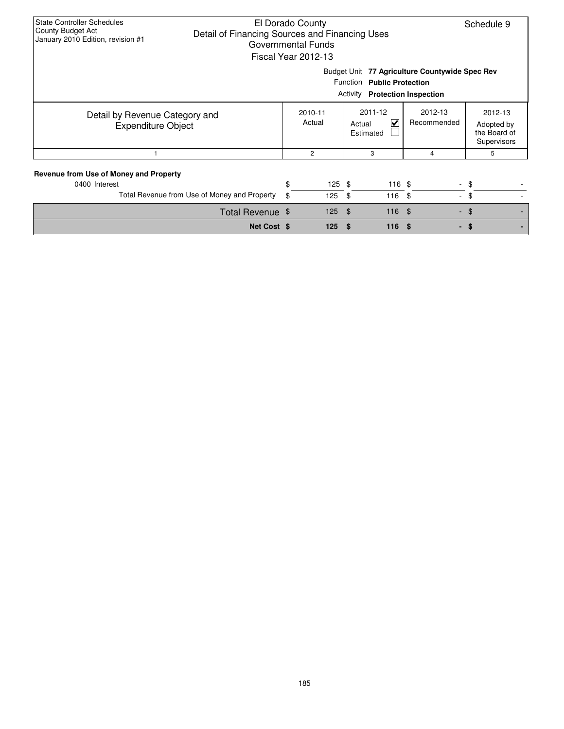State Controller Schedules
County Budget Act
January 2010 Edition, revision #1

# El Dorado County
## Detail of Financing Sources and Financing Uses
### Governmental Funds
### Fiscal Year 2012-13

Schedule 9

Budget Unit **77 Agriculture Countywide Spec Rev**
Function **Public Protection**
Activity **Protection Inspection**

| Detail by Revenue Category and Expenditure Object | 2010-11 Actual | 2011-12 Actual ☑ Estimated ☐ | 2012-13 Recommended | 2012-13 Adopted by the Board of Supervisors |
|---|---|---|---|---|
| 1 | 2 | 3 | 4 | 5 |
| **Revenue from Use of Money and Property** | | | | |
| 0400 Interest | $ 125 | $ 116 | $ - | $ - |
| Total Revenue from Use of Money and Property | $ 125 | $ 116 | $ - | $ - |
| Total Revenue | $ 125 | $ 116 | $ - | $ - |
| **Net Cost** | **$ 125** | **$ 116** | **$ -** | **$ -** |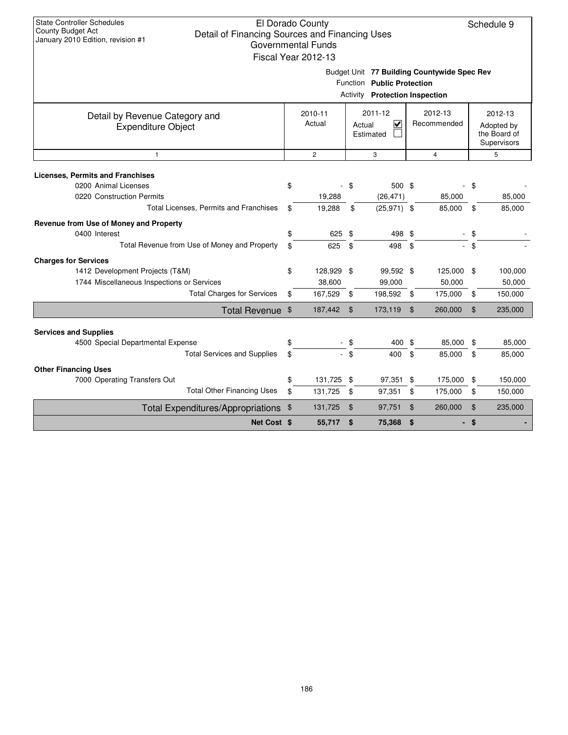State Controller Schedules
County Budget Act
January 2010 Edition, revision #1

# El Dorado County
## Detail of Financing Sources and Financing Uses
### Governmental Funds
### Fiscal Year 2012-13

Schedule 9

Budget Unit **77 Building Countywide Spec Rev**
Function **Public Protection**
Activity **Protection Inspection**

| Detail by Revenue Category and Expenditure Object | 2010-11 Actual | 2011-12 Actual ☑ Estimated ☐ | 2012-13 Recommended | 2012-13 Adopted by the Board of Supervisors |
|---|---|---|---|---|
| 1 | 2 | 3 | 4 | 5 |
| **Licenses, Permits and Franchises** | | | | |
| 0200 Animal Licenses | $ - | $ 500 | $ - | $ - |
| 0220 Construction Permits | 19,288 | (26,471) | 85,000 | 85,000 |
| Total Licenses, Permits and Franchises | $ 19,288 | $ (25,971) | $ 85,000 | $ 85,000 |
| **Revenue from Use of Money and Property** | | | | |
| 0400 Interest | $ 625 | $ 498 | $ - | $ - |
| Total Revenue from Use of Money and Property | $ 625 | $ 498 | $ - | $ - |
| **Charges for Services** | | | | |
| 1412 Development Projects (T&M) | $ 128,929 | $ 99,592 | $ 125,000 | $ 100,000 |
| 1744 Miscellaneous Inspections or Services | 38,600 | 99,000 | 50,000 | 50,000 |
| Total Charges for Services | $ 167,529 | $ 198,592 | $ 175,000 | $ 150,000 |
| Total Revenue | $ 187,442 | $ 173,119 | $ 260,000 | $ 235,000 |
| **Services and Supplies** | | | | |
| 4500 Special Departmental Expense | $ - | $ 400 | $ 85,000 | $ 85,000 |
| Total Services and Supplies | $ - | $ 400 | $ 85,000 | $ 85,000 |
| **Other Financing Uses** | | | | |
| 7000 Operating Transfers Out | $ 131,725 | $ 97,351 | $ 175,000 | $ 150,000 |
| Total Other Financing Uses | $ 131,725 | $ 97,351 | $ 175,000 | $ 150,000 |
| Total Expenditures/Appropriations | $ 131,725 | $ 97,751 | $ 260,000 | $ 235,000 |
| **Net Cost** | **$ 55,717** | **$ 75,368** | **$ -** | **$ -** |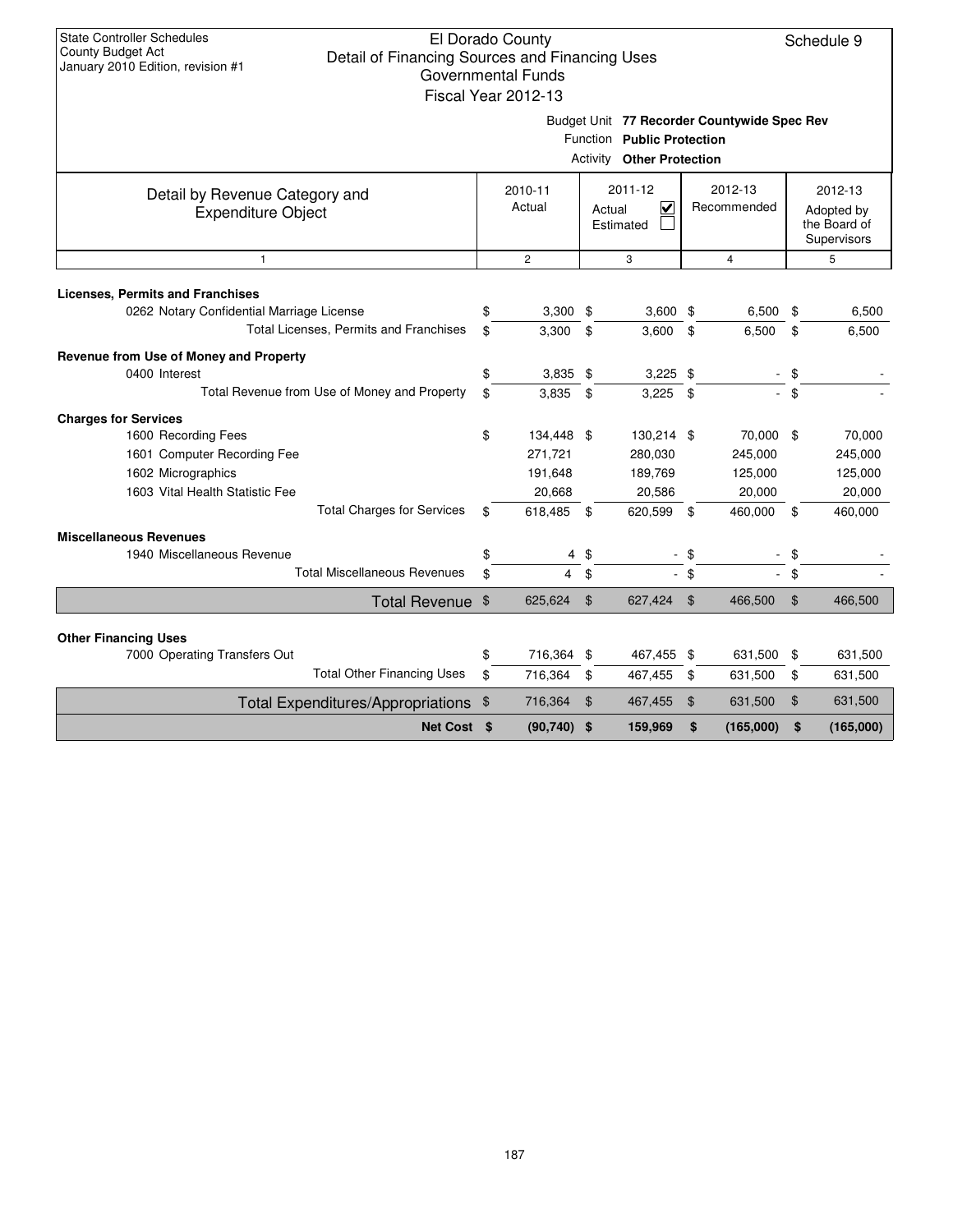State Controller Schedules
County Budget Act
January 2010 Edition, revision #1

# El Dorado County
## Detail of Financing Sources and Financing Uses
### Governmental Funds
### Fiscal Year 2012-13

Schedule 9

Budget Unit **77 Recorder Countywide Spec Rev**
Function **Public Protection**
Activity **Other Protection**

| Detail by Revenue Category and Expenditure Object | 2010-11 Actual | 2011-12 Actual ☑ Estimated ☐ | 2012-13 Recommended | 2012-13 Adopted by the Board of Supervisors |
|---|---|---|---|---|
| 1 | 2 | 3 | 4 | 5 |
| **Licenses, Permits and Franchises** | | | | |
| 0262 Notary Confidential Marriage License | $ 3,300 | $ 3,600 | $ 6,500 | $ 6,500 |
| Total Licenses, Permits and Franchises | $ 3,300 | $ 3,600 | $ 6,500 | $ 6,500 |
| **Revenue from Use of Money and Property** | | | | |
| 0400 Interest | $ 3,835 | $ 3,225 | $ - | $ - |
| Total Revenue from Use of Money and Property | $ 3,835 | $ 3,225 | $ - | $ - |
| **Charges for Services** | | | | |
| 1600 Recording Fees | $ 134,448 | $ 130,214 | $ 70,000 | $ 70,000 |
| 1601 Computer Recording Fee | 271,721 | 280,030 | 245,000 | 245,000 |
| 1602 Micrographics | 191,648 | 189,769 | 125,000 | 125,000 |
| 1603 Vital Health Statistic Fee | 20,668 | 20,586 | 20,000 | 20,000 |
| Total Charges for Services | $ 618,485 | $ 620,599 | $ 460,000 | $ 460,000 |
| **Miscellaneous Revenues** | | | | |
| 1940 Miscellaneous Revenue | $ 4 | $ - | $ - | $ - |
| Total Miscellaneous Revenues | $ 4 | $ - | $ - | $ - |
| Total Revenue | $ 625,624 | $ 627,424 | $ 466,500 | $ 466,500 |
| **Other Financing Uses** | | | | |
| 7000 Operating Transfers Out | $ 716,364 | $ 467,455 | $ 631,500 | $ 631,500 |
| Total Other Financing Uses | $ 716,364 | $ 467,455 | $ 631,500 | $ 631,500 |
| Total Expenditures/Appropriations | $ 716,364 | $ 467,455 | $ 631,500 | $ 631,500 |
| **Net Cost** | **$ (90,740)** | **$ 159,969** | **$ (165,000)** | **$ (165,000)** |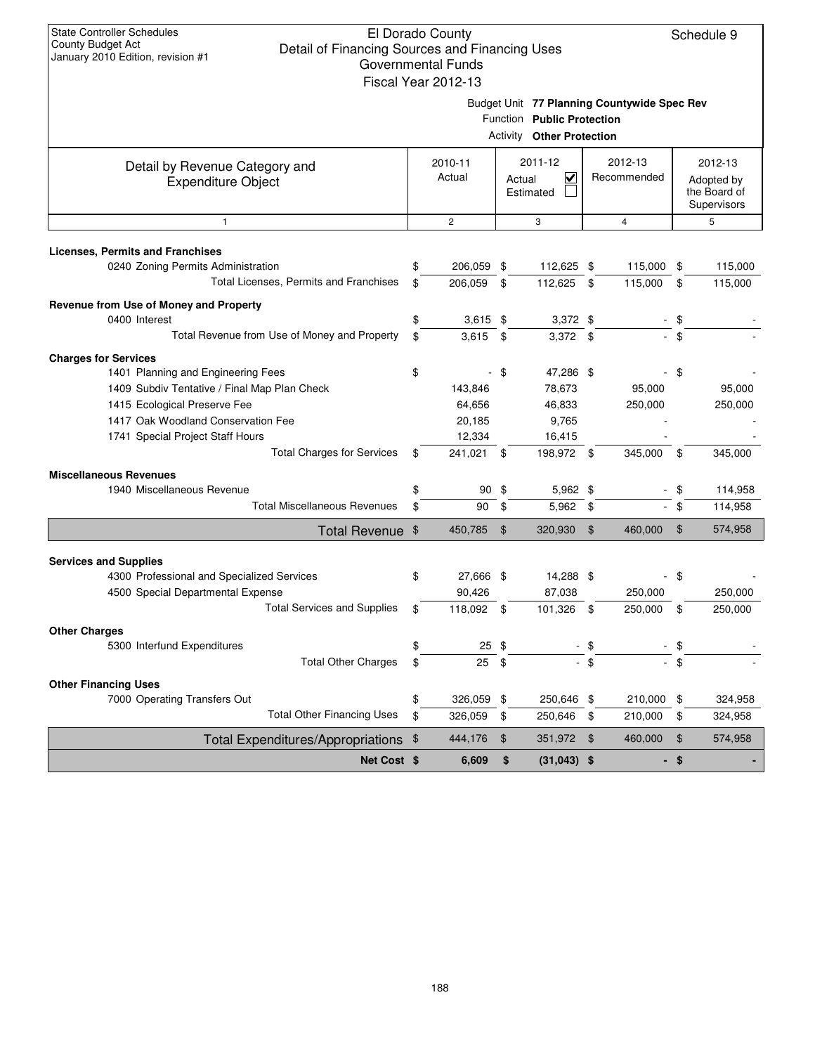State Controller Schedules
County Budget Act
January 2010 Edition, revision #1

# El Dorado County
## Detail of Financing Sources and Financing Uses
### Governmental Funds
### Fiscal Year 2012-13

Schedule 9

Budget Unit **77 Planning Countywide Spec Rev**
Function **Public Protection**
Activity **Other Protection**

| Detail by Revenue Category and Expenditure Object | 2010-11 Actual | 2011-12 Actual ☑ Estimated ☐ | 2012-13 Recommended | 2012-13 Adopted by the Board of Supervisors |
|---|---|---|---|---|
| 1 | 2 | 3 | 4 | 5 |
| **Licenses, Permits and Franchises** | | | | |
| 0240 Zoning Permits Administration | $ 206,059 | $ 112,625 | $ 115,000 | $ 115,000 |
| Total Licenses, Permits and Franchises | $ 206,059 | $ 112,625 | $ 115,000 | $ 115,000 |
| **Revenue from Use of Money and Property** | | | | |
| 0400 Interest | $ 3,615 | $ 3,372 | $ - | $ - |
| Total Revenue from Use of Money and Property | $ 3,615 | $ 3,372 | $ - | $ - |
| **Charges for Services** | | | | |
| 1401 Planning and Engineering Fees | $ - | $ 47,286 | $ - | $ - |
| 1409 Subdiv Tentative / Final Map Plan Check | 143,846 | 78,673 | 95,000 | 95,000 |
| 1415 Ecological Preserve Fee | 64,656 | 46,833 | 250,000 | 250,000 |
| 1417 Oak Woodland Conservation Fee | 20,185 | 9,765 | - | - |
| 1741 Special Project Staff Hours | 12,334 | 16,415 | - | - |
| Total Charges for Services | $ 241,021 | $ 198,972 | $ 345,000 | $ 345,000 |
| **Miscellaneous Revenues** | | | | |
| 1940 Miscellaneous Revenue | $ 90 | $ 5,962 | $ - | $ 114,958 |
| Total Miscellaneous Revenues | $ 90 | $ 5,962 | $ - | $ 114,958 |
| **Total Revenue** | $ 450,785 | $ 320,930 | $ 460,000 | $ 574,958 |
| **Services and Supplies** | | | | |
| 4300 Professional and Specialized Services | $ 27,666 | $ 14,288 | $ - | $ - |
| 4500 Special Departmental Expense | 90,426 | 87,038 | 250,000 | 250,000 |
| Total Services and Supplies | $ 118,092 | $ 101,326 | $ 250,000 | $ 250,000 |
| **Other Charges** | | | | |
| 5300 Interfund Expenditures | $ 25 | $ - | $ - | $ - |
| Total Other Charges | $ 25 | $ - | $ - | $ - |
| **Other Financing Uses** | | | | |
| 7000 Operating Transfers Out | $ 326,059 | $ 250,646 | $ 210,000 | $ 324,958 |
| Total Other Financing Uses | $ 326,059 | $ 250,646 | $ 210,000 | $ 324,958 |
| **Total Expenditures/Appropriations** | $ 444,176 | $ 351,972 | $ 460,000 | $ 574,958 |
| **Net Cost** | **$ 6,609** | **$ (31,043)** | **$ -** | **$ -** |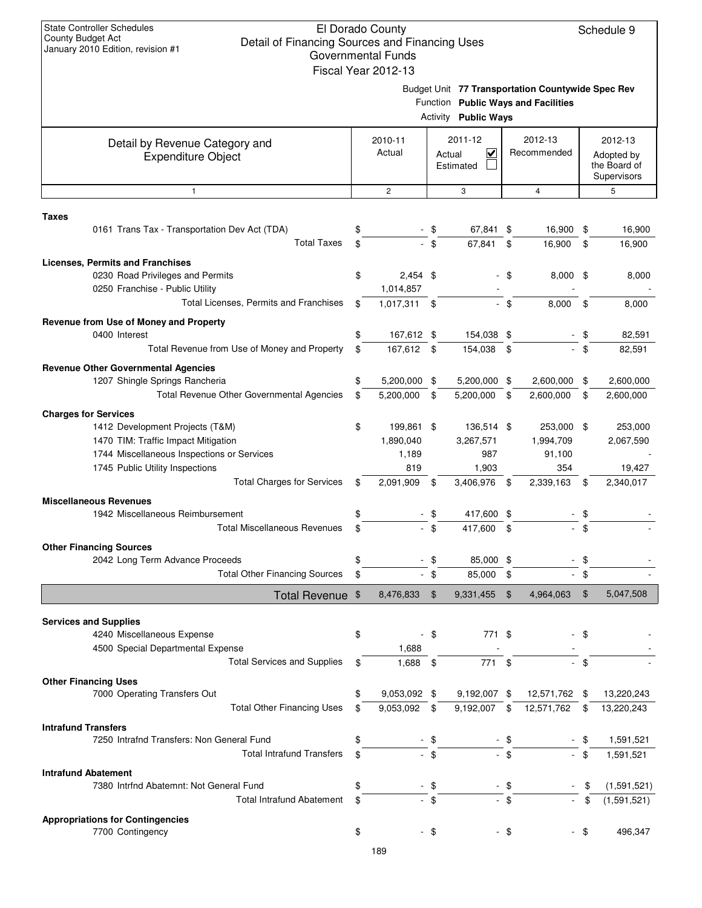State Controller Schedules
County Budget Act
January 2010 Edition, revision #1

# El Dorado County
## Detail of Financing Sources and Financing Uses
### Governmental Funds
### Fiscal Year 2012-13

Schedule 9

Budget Unit **77 Transportation Countywide Spec Rev**
Function **Public Ways and Facilities**
Activity **Public Ways**

| Detail by Revenue Category and Expenditure Object | 2010-11 Actual | 2011-12 Actual ☑ Estimated ☐ | 2012-13 Recommended | 2012-13 Adopted by the Board of Supervisors |
|---|---|---|---|---|
| 1 | 2 | 3 | 4 | 5 |
| **Taxes** | | | | |
| 0161 Trans Tax - Transportation Dev Act (TDA) | $ - | $ 67,841 | $ 16,900 | $ 16,900 |
| Total Taxes | $ - | $ 67,841 | $ 16,900 | $ 16,900 |
| **Licenses, Permits and Franchises** | | | | |
| 0230 Road Privileges and Permits | $ 2,454 | $ - | $ 8,000 | $ 8,000 |
| 0250 Franchise - Public Utility | 1,014,857 | - | - | - |
| Total Licenses, Permits and Franchises | $ 1,017,311 | $ - | $ 8,000 | $ 8,000 |
| **Revenue from Use of Money and Property** | | | | |
| 0400 Interest | $ 167,612 | $ 154,038 | $ - | $ 82,591 |
| Total Revenue from Use of Money and Property | $ 167,612 | $ 154,038 | $ - | $ 82,591 |
| **Revenue Other Governmental Agencies** | | | | |
| 1207 Shingle Springs Rancheria | $ 5,200,000 | $ 5,200,000 | $ 2,600,000 | $ 2,600,000 |
| Total Revenue Other Governmental Agencies | $ 5,200,000 | $ 5,200,000 | $ 2,600,000 | $ 2,600,000 |
| **Charges for Services** | | | | |
| 1412 Development Projects (T&M) | $ 199,861 | $ 136,514 | $ 253,000 | $ 253,000 |
| 1470 TIM: Traffic Impact Mitigation | 1,890,040 | 3,267,571 | 1,994,709 | 2,067,590 |
| 1744 Miscellaneous Inspections or Services | 1,189 | 987 | 91,100 | - |
| 1745 Public Utility Inspections | 819 | 1,903 | 354 | 19,427 |
| Total Charges for Services | $ 2,091,909 | $ 3,406,976 | $ 2,339,163 | $ 2,340,017 |
| **Miscellaneous Revenues** | | | | |
| 1942 Miscellaneous Reimbursement | $ - | $ 417,600 | $ - | $ - |
| Total Miscellaneous Revenues | $ - | $ 417,600 | $ - | $ - |
| **Other Financing Sources** | | | | |
| 2042 Long Term Advance Proceeds | $ - | $ 85,000 | $ - | $ - |
| Total Other Financing Sources | $ - | $ 85,000 | $ - | $ - |
| **Total Revenue** | $ 8,476,833 | $ 9,331,455 | $ 4,964,063 | $ 5,047,508 |
| **Services and Supplies** | | | | |
| 4240 Miscellaneous Expense | $ - | $ 771 | $ - | $ - |
| 4500 Special Departmental Expense | 1,688 | - | - | - |
| Total Services and Supplies | $ 1,688 | $ 771 | $ - | $ - |
| **Other Financing Uses** | | | | |
| 7000 Operating Transfers Out | $ 9,053,092 | $ 9,192,007 | $ 12,571,762 | $ 13,220,243 |
| Total Other Financing Uses | $ 9,053,092 | $ 9,192,007 | $ 12,571,762 | $ 13,220,243 |
| **Intrafund Transfers** | | | | |
| 7250 Intrafnd Transfers: Non General Fund | $ - | $ - | $ - | $ 1,591,521 |
| Total Intrafund Transfers | $ - | $ - | $ - | $ 1,591,521 |
| **Intrafund Abatement** | | | | |
| 7380 Intrfnd Abatemnt: Not General Fund | $ - | $ - | $ - | $ (1,591,521) |
| Total Intrafund Abatement | $ - | $ - | $ - | $ (1,591,521) |
| **Appropriations for Contingencies** | | | | |
| 7700 Contingency | $ - | $ - | $ - | $ 496,347 |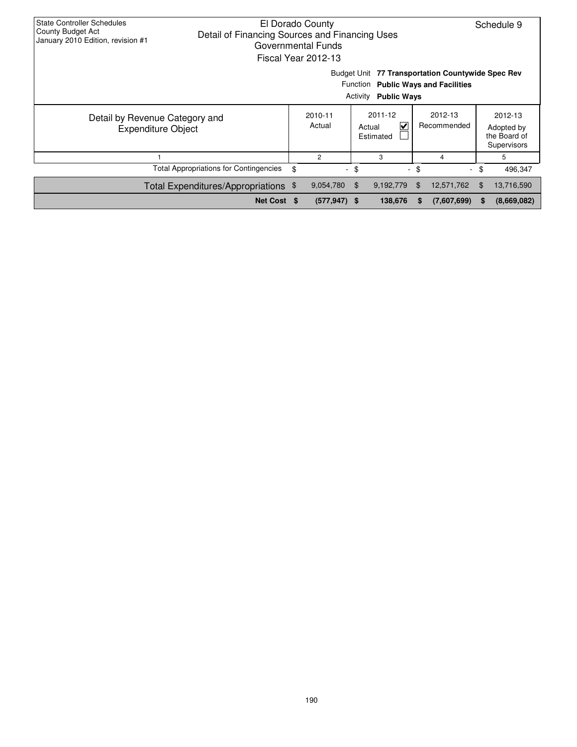State Controller Schedules
County Budget Act
January 2010 Edition, revision #1

El Dorado County
Detail of Financing Sources and Financing Uses
Governmental Funds
Fiscal Year 2012-13

Schedule 9

Budget Unit **77 Transportation Countywide Spec Rev**
Function **Public Ways and Facilities**
Activity **Public Ways**

| Detail by Revenue Category and Expenditure Object | 2010-11 Actual | 2011-12 Actual ☑ Estimated ☐ | 2012-13 Recommended | 2012-13 Adopted by the Board of Supervisors |
|---|---|---|---|---|
| 1 | 2 | 3 | 4 | 5 |
| Total Appropriations for Contingencies | $ - | $ - | $ - | $ 496,347 |
| Total Expenditures/Appropriations | $ 9,054,780 | $ 9,192,779 | $ 12,571,762 | $ 13,716,590 |
| **Net Cost** | **$ (577,947)** | **$ 138,676** | **$ (7,607,699)** | **$ (8,669,082)** |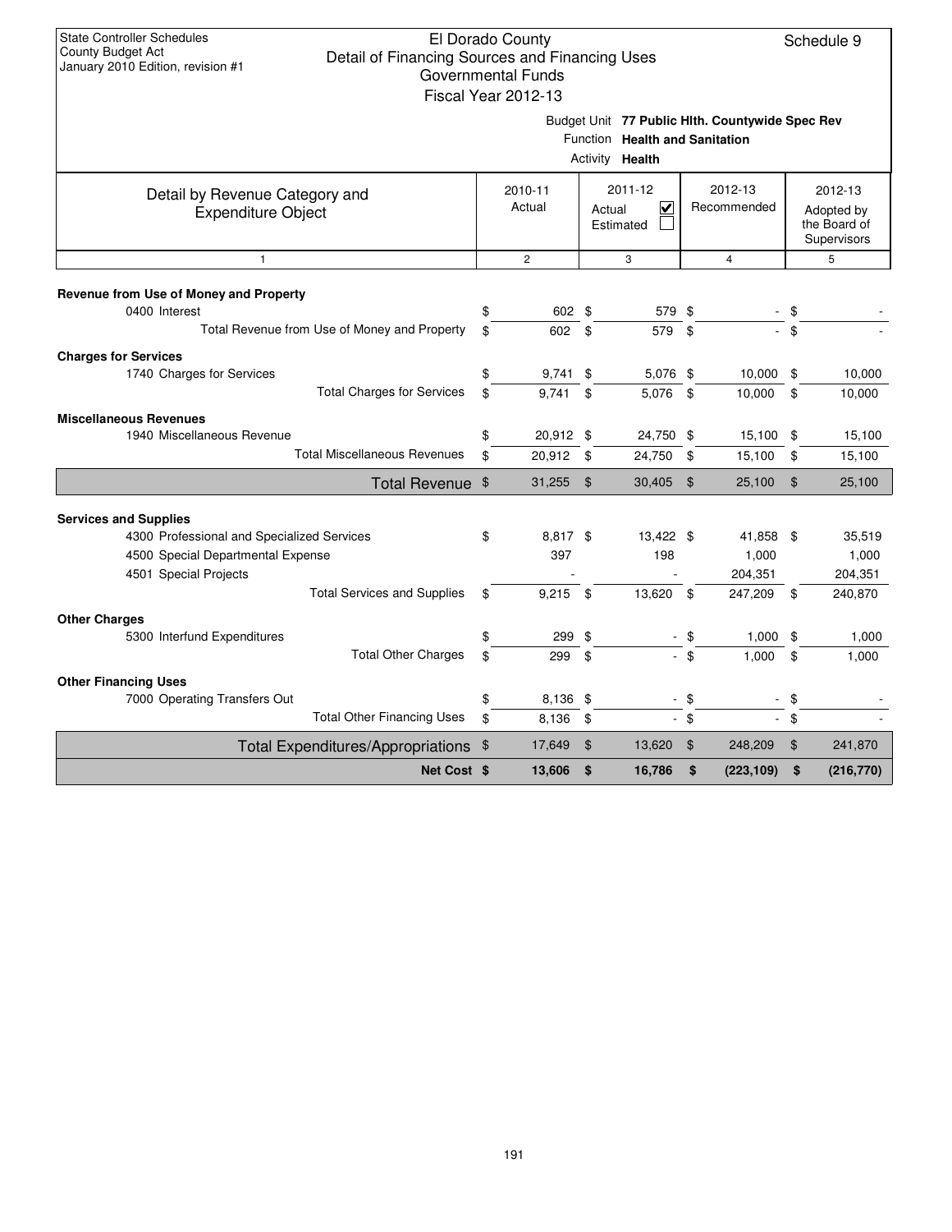State Controller Schedules
County Budget Act
January 2010 Edition, revision #1

# El Dorado County
## Detail of Financing Sources and Financing Uses
### Governmental Funds
### Fiscal Year 2012-13

Schedule 9

Budget Unit **77 Public Hlth. Countywide Spec Rev**
Function **Health and Sanitation**
Activity **Health**

| Detail by Revenue Category and Expenditure Object | 2010-11 Actual | 2011-12 Actual ☑ Estimated ☐ | 2012-13 Recommended | 2012-13 Adopted by the Board of Supervisors |
|---|---|---|---|---|
| 1 | 2 | 3 | 4 | 5 |
| **Revenue from Use of Money and Property** | | | | |
| 0400 Interest | $ 602 | $ 579 | $ - | $ - |
| Total Revenue from Use of Money and Property | $ 602 | $ 579 | $ - | $ - |
| **Charges for Services** | | | | |
| 1740 Charges for Services | $ 9,741 | $ 5,076 | $ 10,000 | $ 10,000 |
| Total Charges for Services | $ 9,741 | $ 5,076 | $ 10,000 | $ 10,000 |
| **Miscellaneous Revenues** | | | | |
| 1940 Miscellaneous Revenue | $ 20,912 | $ 24,750 | $ 15,100 | $ 15,100 |
| Total Miscellaneous Revenues | $ 20,912 | $ 24,750 | $ 15,100 | $ 15,100 |
| **Total Revenue** | $ 31,255 | $ 30,405 | $ 25,100 | $ 25,100 |
| **Services and Supplies** | | | | |
| 4300 Professional and Specialized Services | $ 8,817 | $ 13,422 | $ 41,858 | $ 35,519 |
| 4500 Special Departmental Expense | 397 | 198 | 1,000 | 1,000 |
| 4501 Special Projects | - | - | 204,351 | 204,351 |
| Total Services and Supplies | $ 9,215 | $ 13,620 | $ 247,209 | $ 240,870 |
| **Other Charges** | | | | |
| 5300 Interfund Expenditures | $ 299 | $ - | $ 1,000 | $ 1,000 |
| Total Other Charges | $ 299 | $ - | $ 1,000 | $ 1,000 |
| **Other Financing Uses** | | | | |
| 7000 Operating Transfers Out | $ 8,136 | $ - | $ - | $ - |
| Total Other Financing Uses | $ 8,136 | $ - | $ - | $ - |
| **Total Expenditures/Appropriations** | $ 17,649 | $ 13,620 | $ 248,209 | $ 241,870 |
| **Net Cost** | **$ 13,606** | **$ 16,786** | **$ (223,109)** | **$ (216,770)** |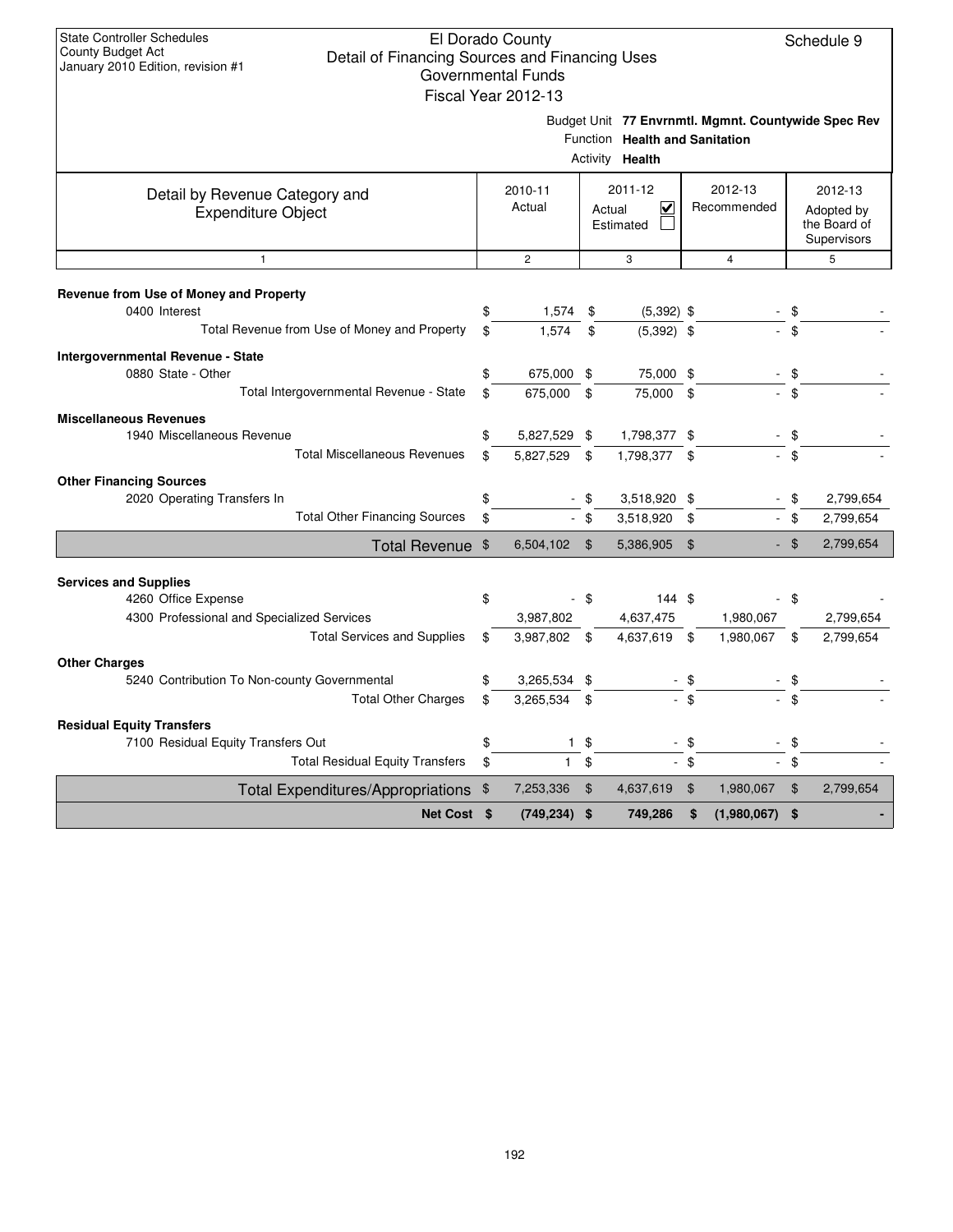State Controller Schedules
County Budget Act
January 2010 Edition, revision #1

# El Dorado County
## Detail of Financing Sources and Financing Uses
### Governmental Funds
### Fiscal Year 2012-13

Schedule 9

Budget Unit **77 Envrnmtl. Mgmnt. Countywide Spec Rev**
Function **Health and Sanitation**
Activity **Health**

| Detail by Revenue Category and Expenditure Object | 2010-11 Actual | 2011-12 Actual ☑ Estimated ☐ | 2012-13 Recommended | 2012-13 Adopted by the Board of Supervisors |
|---|---|---|---|---|
| 1 | 2 | 3 | 4 | 5 |
| **Revenue from Use of Money and Property** | | | | |
| 0400 Interest | $ 1,574 | $ (5,392) | $ - | $ - |
| Total Revenue from Use of Money and Property | $ 1,574 | $ (5,392) | $ - | $ - |
| **Intergovernmental Revenue - State** | | | | |
| 0880 State - Other | $ 675,000 | $ 75,000 | $ - | $ - |
| Total Intergovernmental Revenue - State | $ 675,000 | $ 75,000 | $ - | $ - |
| **Miscellaneous Revenues** | | | | |
| 1940 Miscellaneous Revenue | $ 5,827,529 | $ 1,798,377 | $ - | $ - |
| Total Miscellaneous Revenues | $ 5,827,529 | $ 1,798,377 | $ - | $ - |
| **Other Financing Sources** | | | | |
| 2020 Operating Transfers In | $ - | $ 3,518,920 | $ - | $ 2,799,654 |
| Total Other Financing Sources | $ - | $ 3,518,920 | $ - | $ 2,799,654 |
| **Total Revenue** | $ 6,504,102 | $ 5,386,905 | $ - | $ 2,799,654 |
| **Services and Supplies** | | | | |
| 4260 Office Expense | $ - | $ 144 | $ - | $ - |
| 4300 Professional and Specialized Services | 3,987,802 | 4,637,475 | 1,980,067 | 2,799,654 |
| Total Services and Supplies | $ 3,987,802 | $ 4,637,619 | $ 1,980,067 | $ 2,799,654 |
| **Other Charges** | | | | |
| 5240 Contribution To Non-county Governmental | $ 3,265,534 | $ - | $ - | $ - |
| Total Other Charges | $ 3,265,534 | $ - | $ - | $ - |
| **Residual Equity Transfers** | | | | |
| 7100 Residual Equity Transfers Out | $ 1 | $ - | $ - | $ - |
| Total Residual Equity Transfers | $ 1 | $ - | $ - | $ - |
| **Total Expenditures/Appropriations** | $ 7,253,336 | $ 4,637,619 | $ 1,980,067 | $ 2,799,654 |
| **Net Cost** | **$ (749,234)** | **$ 749,286** | **$ (1,980,067)** | **$ -** |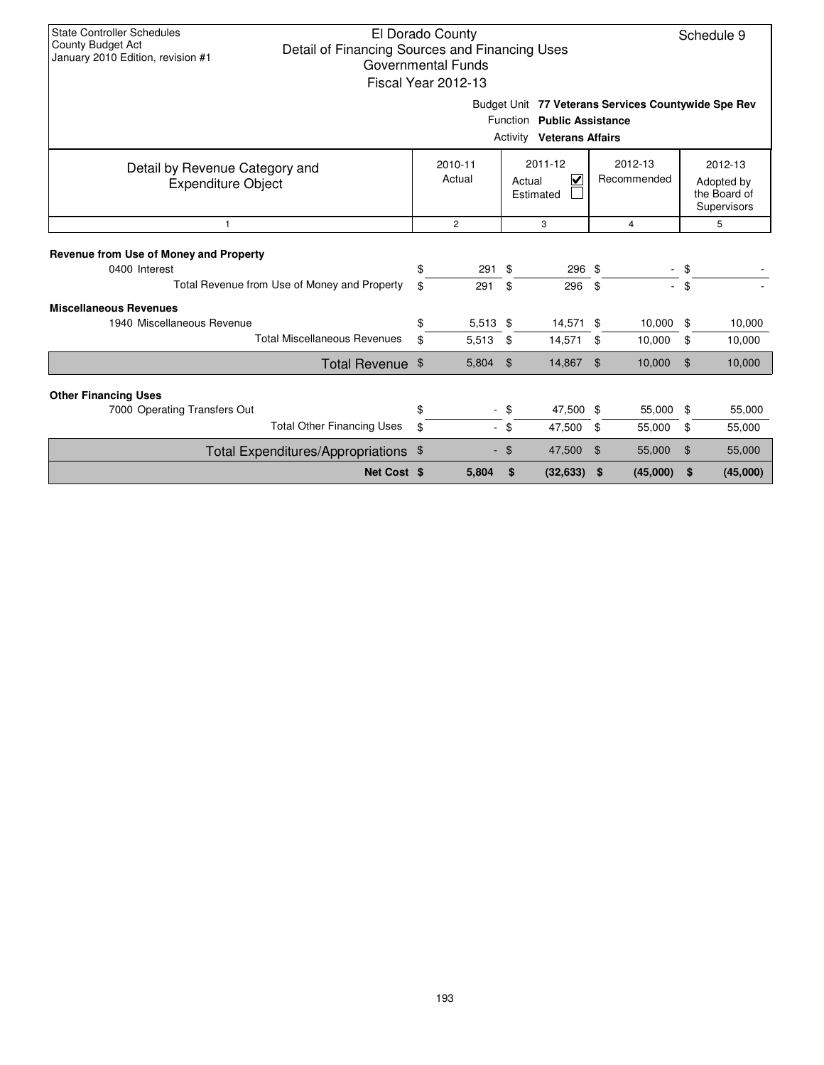State Controller Schedules
County Budget Act
January 2010 Edition, revision #1

# El Dorado County
## Detail of Financing Sources and Financing Uses
### Governmental Funds
### Fiscal Year 2012-13

Schedule 9

Budget Unit **77 Veterans Services Countywide Spe Rev**
Function **Public Assistance**
Activity **Veterans Affairs**

| Detail by Revenue Category and Expenditure Object | 2010-11 Actual | 2011-12 Actual ☑ Estimated ☐ | 2012-13 Recommended | 2012-13 Adopted by the Board of Supervisors |
|---|---|---|---|---|
| 1 | 2 | 3 | 4 | 5 |
| **Revenue from Use of Money and Property** | | | | |
| 0400 Interest | $ 291 | $ 296 | $ - | $ - |
| Total Revenue from Use of Money and Property | $ 291 | $ 296 | $ - | $ - |
| **Miscellaneous Revenues** | | | | |
| 1940 Miscellaneous Revenue | $ 5,513 | $ 14,571 | $ 10,000 | $ 10,000 |
| Total Miscellaneous Revenues | $ 5,513 | $ 14,571 | $ 10,000 | $ 10,000 |
| Total Revenue | $ 5,804 | $ 14,867 | $ 10,000 | $ 10,000 |
| **Other Financing Uses** | | | | |
| 7000 Operating Transfers Out | $ - | $ 47,500 | $ 55,000 | $ 55,000 |
| Total Other Financing Uses | $ - | $ 47,500 | $ 55,000 | $ 55,000 |
| Total Expenditures/Appropriations | $ - | $ 47,500 | $ 55,000 | $ 55,000 |
| **Net Cost** | **$ 5,804** | **$ (32,633)** | **$ (45,000)** | **$ (45,000)** |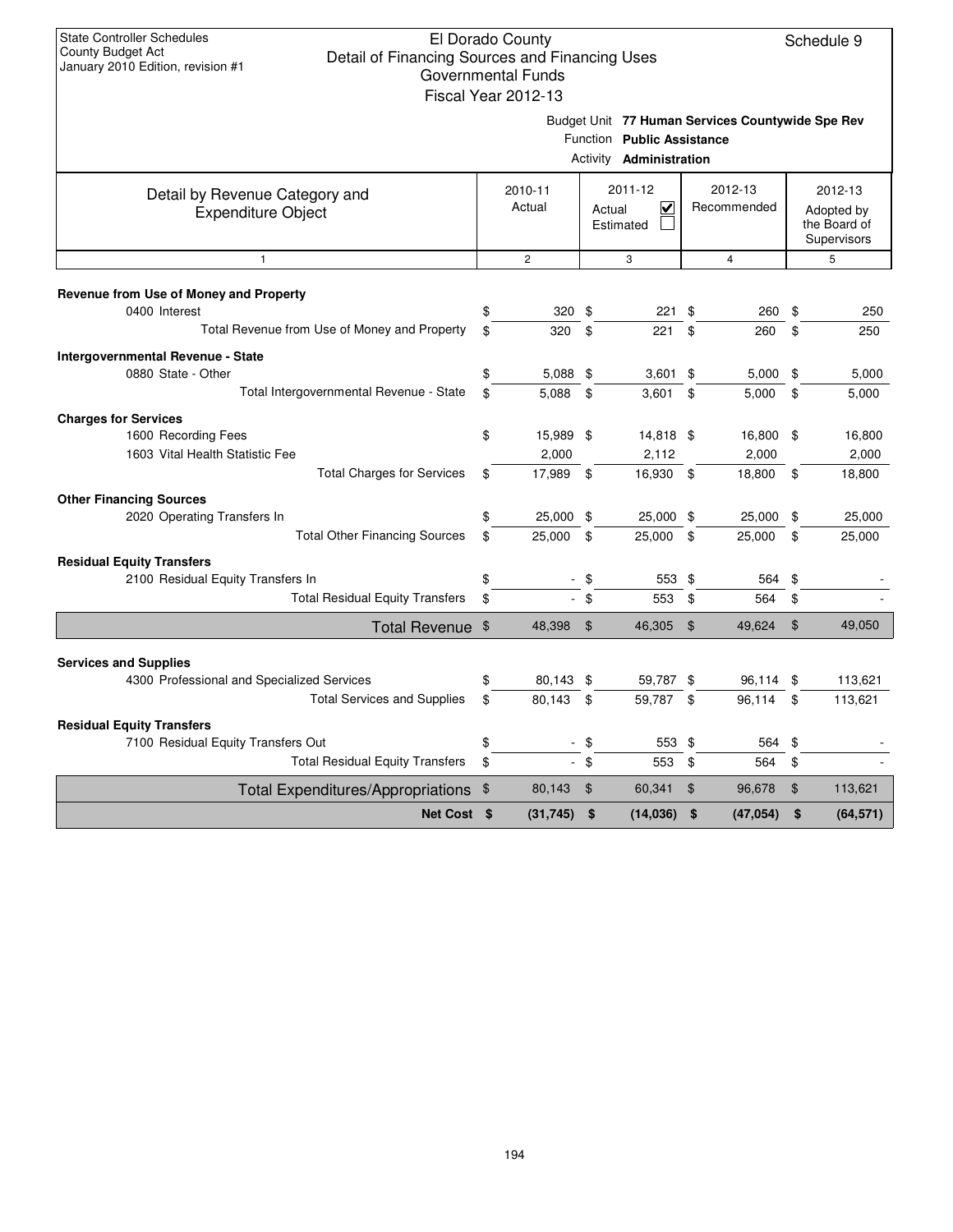State Controller Schedules
County Budget Act
January 2010 Edition, revision #1

# El Dorado County
## Detail of Financing Sources and Financing Uses
### Governmental Funds
### Fiscal Year 2012-13

Schedule 9

Budget Unit **77 Human Services Countywide Spe Rev**
Function **Public Assistance**
Activity **Administration**

| Detail by Revenue Category and Expenditure Object | 2010-11 Actual | 2011-12 Actual ☑ Estimated ☐ | 2012-13 Recommended | 2012-13 Adopted by the Board of Supervisors |
|---|---|---|---|---|
| 1 | 2 | 3 | 4 | 5 |
| **Revenue from Use of Money and Property** | | | | |
| 0400 Interest | $ 320 | $ 221 | $ 260 | $ 250 |
| Total Revenue from Use of Money and Property | $ 320 | $ 221 | $ 260 | $ 250 |
| **Intergovernmental Revenue - State** | | | | |
| 0880 State - Other | $ 5,088 | $ 3,601 | $ 5,000 | $ 5,000 |
| Total Intergovernmental Revenue - State | $ 5,088 | $ 3,601 | $ 5,000 | $ 5,000 |
| **Charges for Services** | | | | |
| 1600 Recording Fees | $ 15,989 | $ 14,818 | $ 16,800 | $ 16,800 |
| 1603 Vital Health Statistic Fee | 2,000 | 2,112 | 2,000 | 2,000 |
| Total Charges for Services | $ 17,989 | $ 16,930 | $ 18,800 | $ 18,800 |
| **Other Financing Sources** | | | | |
| 2020 Operating Transfers In | $ 25,000 | $ 25,000 | $ 25,000 | $ 25,000 |
| Total Other Financing Sources | $ 25,000 | $ 25,000 | $ 25,000 | $ 25,000 |
| **Residual Equity Transfers** | | | | |
| 2100 Residual Equity Transfers In | $ - | $ 553 | $ 564 | $ - |
| Total Residual Equity Transfers | $ - | $ 553 | $ 564 | $ - |
| **Total Revenue** | $ 48,398 | $ 46,305 | $ 49,624 | $ 49,050 |
| **Services and Supplies** | | | | |
| 4300 Professional and Specialized Services | $ 80,143 | $ 59,787 | $ 96,114 | $ 113,621 |
| Total Services and Supplies | $ 80,143 | $ 59,787 | $ 96,114 | $ 113,621 |
| **Residual Equity Transfers** | | | | |
| 7100 Residual Equity Transfers Out | $ - | $ 553 | $ 564 | $ - |
| Total Residual Equity Transfers | $ - | $ 553 | $ 564 | $ - |
| **Total Expenditures/Appropriations** | $ 80,143 | $ 60,341 | $ 96,678 | $ 113,621 |
| **Net Cost** | **$ (31,745)** | **$ (14,036)** | **$ (47,054)** | **$ (64,571)** |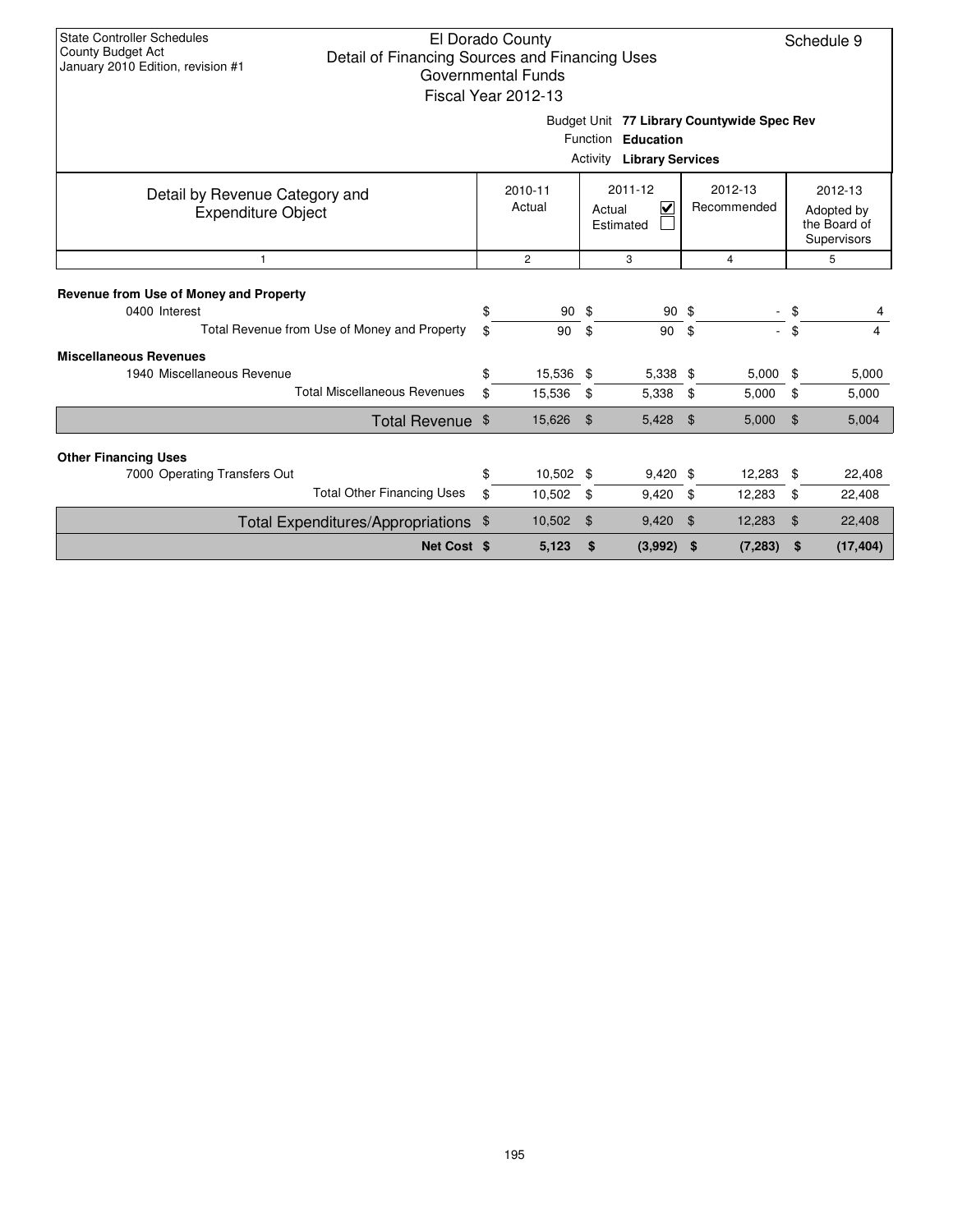State Controller Schedules
County Budget Act
January 2010 Edition, revision #1

# El Dorado County
## Detail of Financing Sources and Financing Uses
### Governmental Funds
### Fiscal Year 2012-13

Schedule 9

Budget Unit **77 Library Countywide Spec Rev**
Function **Education**
Activity **Library Services**

| Detail by Revenue Category and Expenditure Object | 2010-11 Actual | 2011-12 Actual ☑ Estimated ☐ | 2012-13 Recommended | 2012-13 Adopted by the Board of Supervisors |
|---|---|---|---|---|
| 1 | 2 | 3 | 4 | 5 |
| **Revenue from Use of Money and Property** | | | | |
| 0400 Interest | $ 90 | $ 90 | $ - | $ 4 |
| Total Revenue from Use of Money and Property | $ 90 | $ 90 | $ - | $ 4 |
| **Miscellaneous Revenues** | | | | |
| 1940 Miscellaneous Revenue | $ 15,536 | $ 5,338 | $ 5,000 | $ 5,000 |
| Total Miscellaneous Revenues | $ 15,536 | $ 5,338 | $ 5,000 | $ 5,000 |
| Total Revenue | $ 15,626 | $ 5,428 | $ 5,000 | $ 5,004 |
| **Other Financing Uses** | | | | |
| 7000 Operating Transfers Out | $ 10,502 | $ 9,420 | $ 12,283 | $ 22,408 |
| Total Other Financing Uses | $ 10,502 | $ 9,420 | $ 12,283 | $ 22,408 |
| Total Expenditures/Appropriations | $ 10,502 | $ 9,420 | $ 12,283 | $ 22,408 |
| **Net Cost** | **$ 5,123** | **$ (3,992)** | **$ (7,283)** | **$ (17,404)** |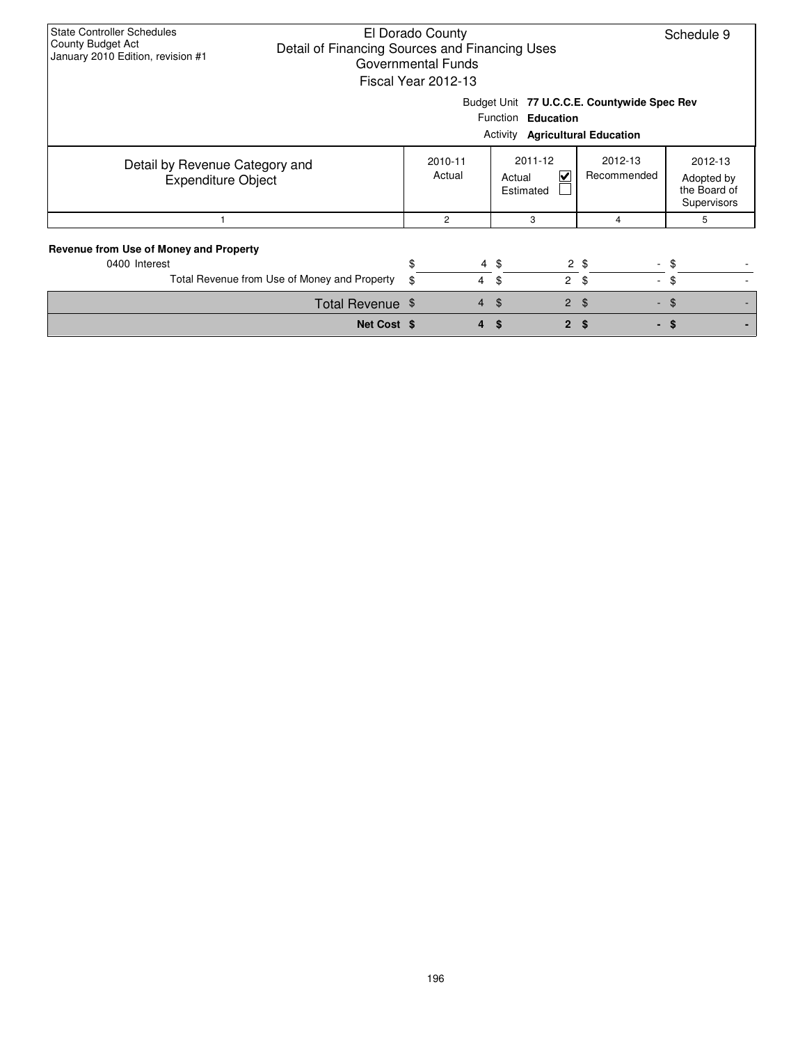State Controller Schedules
County Budget Act
January 2010 Edition, revision #1

El Dorado County
Detail of Financing Sources and Financing Uses
Governmental Funds
Fiscal Year 2012-13

Schedule 9

Budget Unit **77 U.C.C.E. Countywide Spec Rev**
Function **Education**
Activity **Agricultural Education**

| Detail by Revenue Category and Expenditure Object | 2010-11 Actual | 2011-12 Actual ☑ Estimated ☐ | 2012-13 Recommended | 2012-13 Adopted by the Board of Supervisors |
|---|---|---|---|---|
| 1 | 2 | 3 | 4 | 5 |
| **Revenue from Use of Money and Property** | | | | |
| 0400 Interest | $ 4 | $ 2 | $ - | $ - |
| Total Revenue from Use of Money and Property | $ 4 | $ 2 | $ - | $ - |
| Total Revenue | $ 4 | $ 2 | $ - | $ - |
| **Net Cost** | **$ 4** | **$ 2** | **$ -** | **$ -** |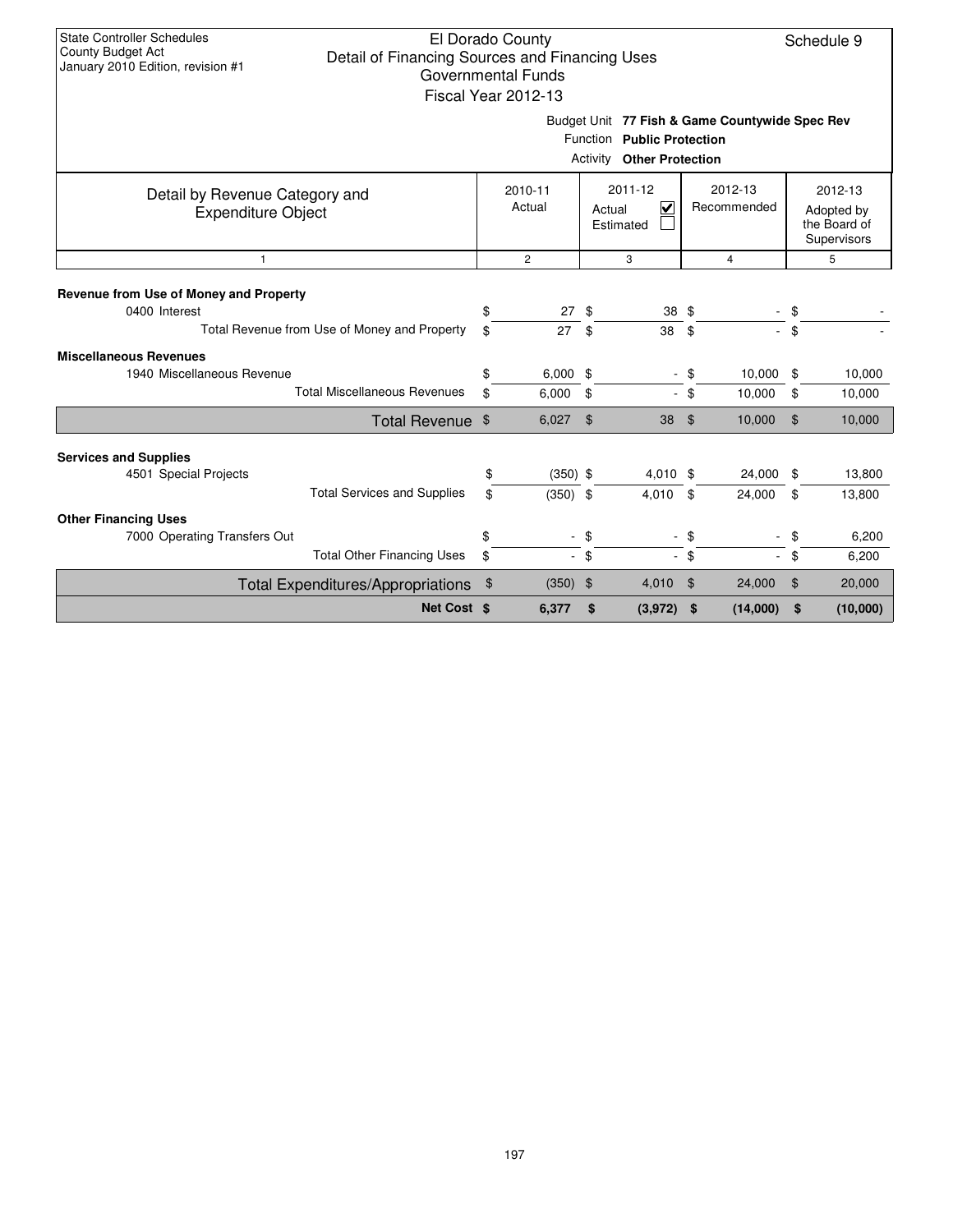State Controller Schedules
County Budget Act
January 2010 Edition, revision #1

# El Dorado County
## Detail of Financing Sources and Financing Uses
### Governmental Funds
### Fiscal Year 2012-13

Schedule 9

Budget Unit **77 Fish & Game Countywide Spec Rev**
Function **Public Protection**
Activity **Other Protection**

| Detail by Revenue Category and Expenditure Object | 2010-11 Actual | 2011-12 Actual ☑ Estimated ☐ | 2012-13 Recommended | 2012-13 Adopted by the Board of Supervisors |
|---|---|---|---|---|
| 1 | 2 | 3 | 4 | 5 |
| **Revenue from Use of Money and Property** | | | | |
| 0400 Interest | $ 27 | $ 38 | $ - | $ - |
| Total Revenue from Use of Money and Property | $ 27 | $ 38 | $ - | $ - |
| **Miscellaneous Revenues** | | | | |
| 1940 Miscellaneous Revenue | $ 6,000 | $ - | $ 10,000 | $ 10,000 |
| Total Miscellaneous Revenues | $ 6,000 | $ - | $ 10,000 | $ 10,000 |
| Total Revenue | $ 6,027 | $ 38 | $ 10,000 | $ 10,000 |
| **Services and Supplies** | | | | |
| 4501 Special Projects | $ (350) | $ 4,010 | $ 24,000 | $ 13,800 |
| Total Services and Supplies | $ (350) | $ 4,010 | $ 24,000 | $ 13,800 |
| **Other Financing Uses** | | | | |
| 7000 Operating Transfers Out | $ - | $ - | $ - | $ 6,200 |
| Total Other Financing Uses | $ - | $ - | $ - | $ 6,200 |
| Total Expenditures/Appropriations | $ (350) | $ 4,010 | $ 24,000 | $ 20,000 |
| **Net Cost** | **$ 6,377** | **$ (3,972)** | **$ (14,000)** | **$ (10,000)** |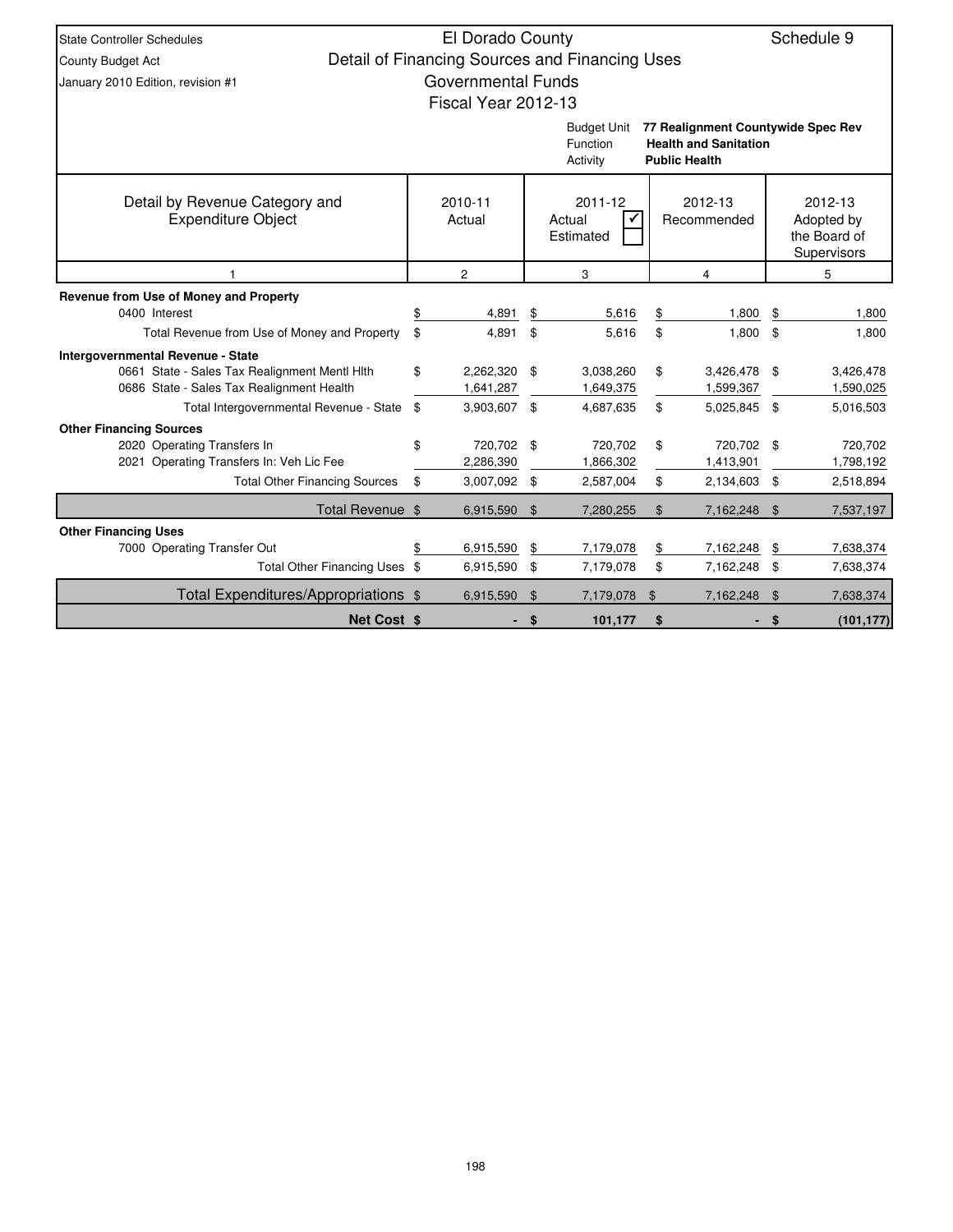State Controller Schedules
County Budget Act
January 2010 Edition, revision #1

# El Dorado County
## Detail of Financing Sources and Financing Uses
### Governmental Funds
### Fiscal Year 2012-13

Schedule 9

Budget Unit: **77 Realignment Countywide Spec Rev**
Function: **Health and Sanitation**
Activity: **Public Health**

| Detail by Revenue Category and Expenditure Object | 2010-11 Actual | 2011-12 Actual ☑ Estimated ☐ | 2012-13 Recommended | 2012-13 Adopted by the Board of Supervisors |
|---|---|---|---|---|
| 1 | 2 | 3 | 4 | 5 |
| **Revenue from Use of Money and Property** | | | | |
| 0400 Interest | $ 4,891 | $ 5,616 | $ 1,800 | $ 1,800 |
| Total Revenue from Use of Money and Property | $ 4,891 | $ 5,616 | $ 1,800 | $ 1,800 |
| **Intergovernmental Revenue - State** | | | | |
| 0661 State - Sales Tax Realignment Mentl Hlth | $ 2,262,320 | $ 3,038,260 | $ 3,426,478 | $ 3,426,478 |
| 0686 State - Sales Tax Realignment Health | 1,641,287 | 1,649,375 | 1,599,367 | 1,590,025 |
| Total Intergovernmental Revenue - State | $ 3,903,607 | $ 4,687,635 | $ 5,025,845 | $ 5,016,503 |
| **Other Financing Sources** | | | | |
| 2020 Operating Transfers In | $ 720,702 | $ 720,702 | $ 720,702 | $ 720,702 |
| 2021 Operating Transfers In: Veh Lic Fee | 2,286,390 | 1,866,302 | 1,413,901 | 1,798,192 |
| Total Other Financing Sources | $ 3,007,092 | $ 2,587,004 | $ 2,134,603 | $ 2,518,894 |
| Total Revenue | $ 6,915,590 | $ 7,280,255 | $ 7,162,248 | $ 7,537,197 |
| **Other Financing Uses** | | | | |
| 7000 Operating Transfer Out | $ 6,915,590 | $ 7,179,078 | $ 7,162,248 | $ 7,638,374 |
| Total Other Financing Uses | $ 6,915,590 | $ 7,179,078 | $ 7,162,248 | $ 7,638,374 |
| Total Expenditures/Appropriations | $ 6,915,590 | $ 7,179,078 | $ 7,162,248 | $ 7,638,374 |
| **Net Cost** | **$ -** | **$ 101,177** | **$ -** | **$ (101,177)** |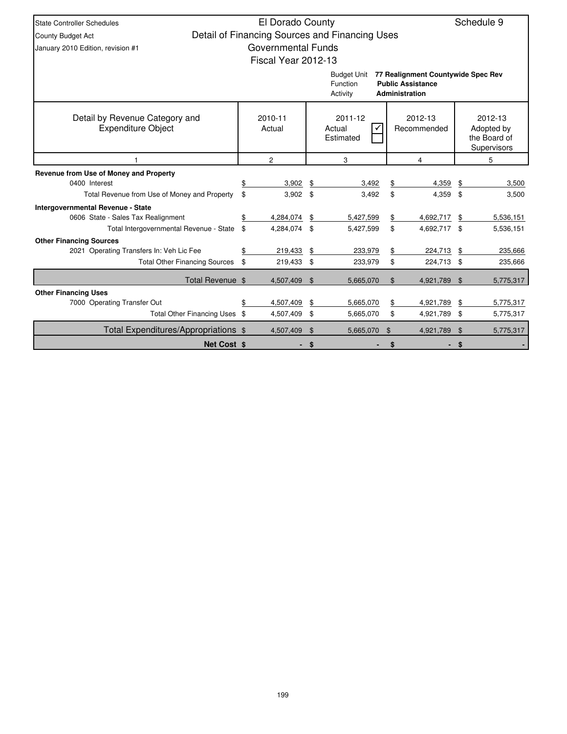State Controller Schedules
County Budget Act
January 2010 Edition, revision #1

# El Dorado County
## Detail of Financing Sources and Financing Uses
### Governmental Funds
### Fiscal Year 2012-13

Schedule 9

Budget Unit: **77 Realignment Countywide Spec Rev**
Function: **Public Assistance**
Activity: **Administration**

| Detail by Revenue Category and Expenditure Object | 2010-11 Actual | 2011-12 Actual ☑ Estimated ☐ | 2012-13 Recommended | 2012-13 Adopted by the Board of Supervisors |
|---|---|---|---|---|
| 1 | 2 | 3 | 4 | 5 |
| **Revenue from Use of Money and Property** | | | | |
| 0400 Interest | $ 3,902 | $ 3,492 | $ 4,359 | $ 3,500 |
| Total Revenue from Use of Money and Property | $ 3,902 | $ 3,492 | $ 4,359 | $ 3,500 |
| **Intergovernmental Revenue - State** | | | | |
| 0606 State - Sales Tax Realignment | $ 4,284,074 | $ 5,427,599 | $ 4,692,717 | $ 5,536,151 |
| Total Intergovernmental Revenue - State | $ 4,284,074 | $ 5,427,599 | $ 4,692,717 | $ 5,536,151 |
| **Other Financing Sources** | | | | |
| 2021 Operating Transfers In: Veh Lic Fee | $ 219,433 | $ 233,979 | $ 224,713 | $ 235,666 |
| Total Other Financing Sources | $ 219,433 | $ 233,979 | $ 224,713 | $ 235,666 |
| Total Revenue | $ 4,507,409 | $ 5,665,070 | $ 4,921,789 | $ 5,775,317 |
| **Other Financing Uses** | | | | |
| 7000 Operating Transfer Out | $ 4,507,409 | $ 5,665,070 | $ 4,921,789 | $ 5,775,317 |
| Total Other Financing Uses | $ 4,507,409 | $ 5,665,070 | $ 4,921,789 | $ 5,775,317 |
| Total Expenditures/Appropriations | $ 4,507,409 | $ 5,665,070 | $ 4,921,789 | $ 5,775,317 |
| **Net Cost** | **$ -** | **$ -** | **$ -** | **$ -** |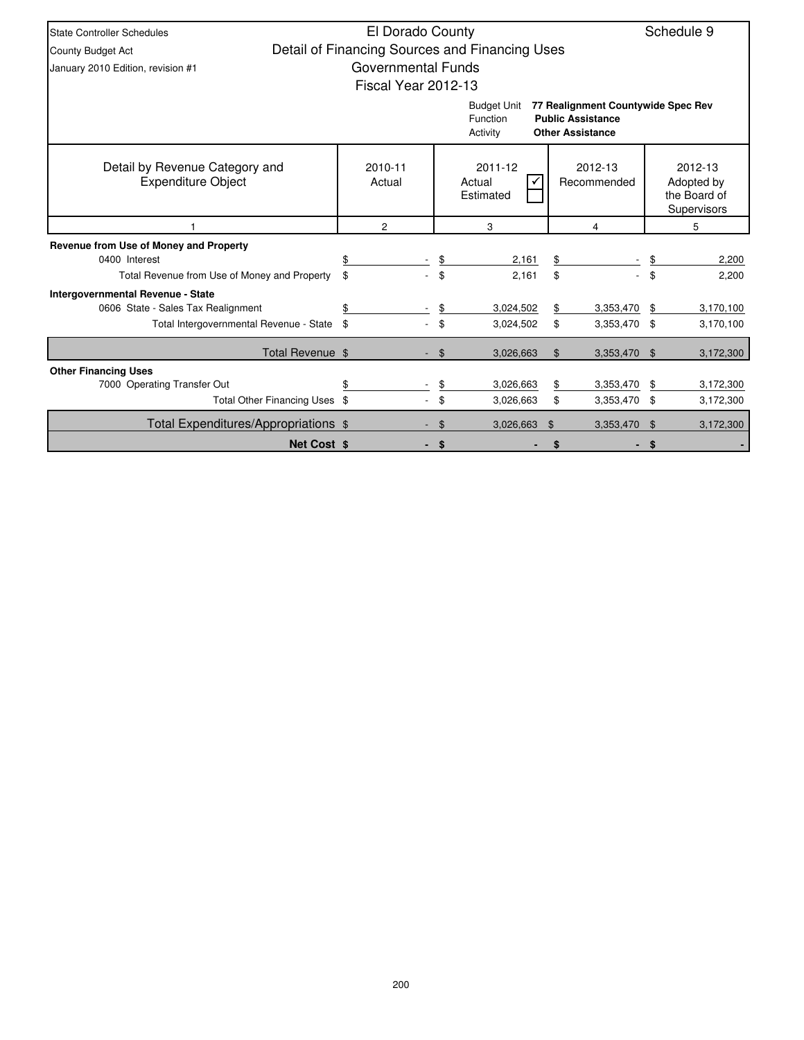State Controller Schedules
County Budget Act
January 2010 Edition, revision #1

# El Dorado County
## Detail of Financing Sources and Financing Uses
### Governmental Funds
### Fiscal Year 2012-13

Schedule 9

Budget Unit: **77 Realignment Countywide Spec Rev**
Function: **Public Assistance**
Activity: **Other Assistance**

| Detail by Revenue Category and Expenditure Object | 2010-11 Actual | 2011-12 Actual ✓ / Estimated | 2012-13 Recommended | 2012-13 Adopted by the Board of Supervisors |
|---|---|---|---|---|
| 1 | 2 | 3 | 4 | 5 |
| **Revenue from Use of Money and Property** | | | | |
| 0400 Interest | $ - | $ 2,161 | $ - | $ 2,200 |
| Total Revenue from Use of Money and Property | $ - | $ 2,161 | $ - | $ 2,200 |
| **Intergovernmental Revenue - State** | | | | |
| 0606 State - Sales Tax Realignment | $ - | $ 3,024,502 | $ 3,353,470 | $ 3,170,100 |
| Total Intergovernmental Revenue - State | $ - | $ 3,024,502 | $ 3,353,470 | $ 3,170,100 |
| Total Revenue | $ - | $ 3,026,663 | $ 3,353,470 | $ 3,172,300 |
| **Other Financing Uses** | | | | |
| 7000 Operating Transfer Out | $ - | $ 3,026,663 | $ 3,353,470 | $ 3,172,300 |
| Total Other Financing Uses | $ - | $ 3,026,663 | $ 3,353,470 | $ 3,172,300 |
| Total Expenditures/Appropriations | $ - | $ 3,026,663 | $ 3,353,470 | $ 3,172,300 |
| **Net Cost** | **$ -** | **$ -** | **$ -** | **$ -** |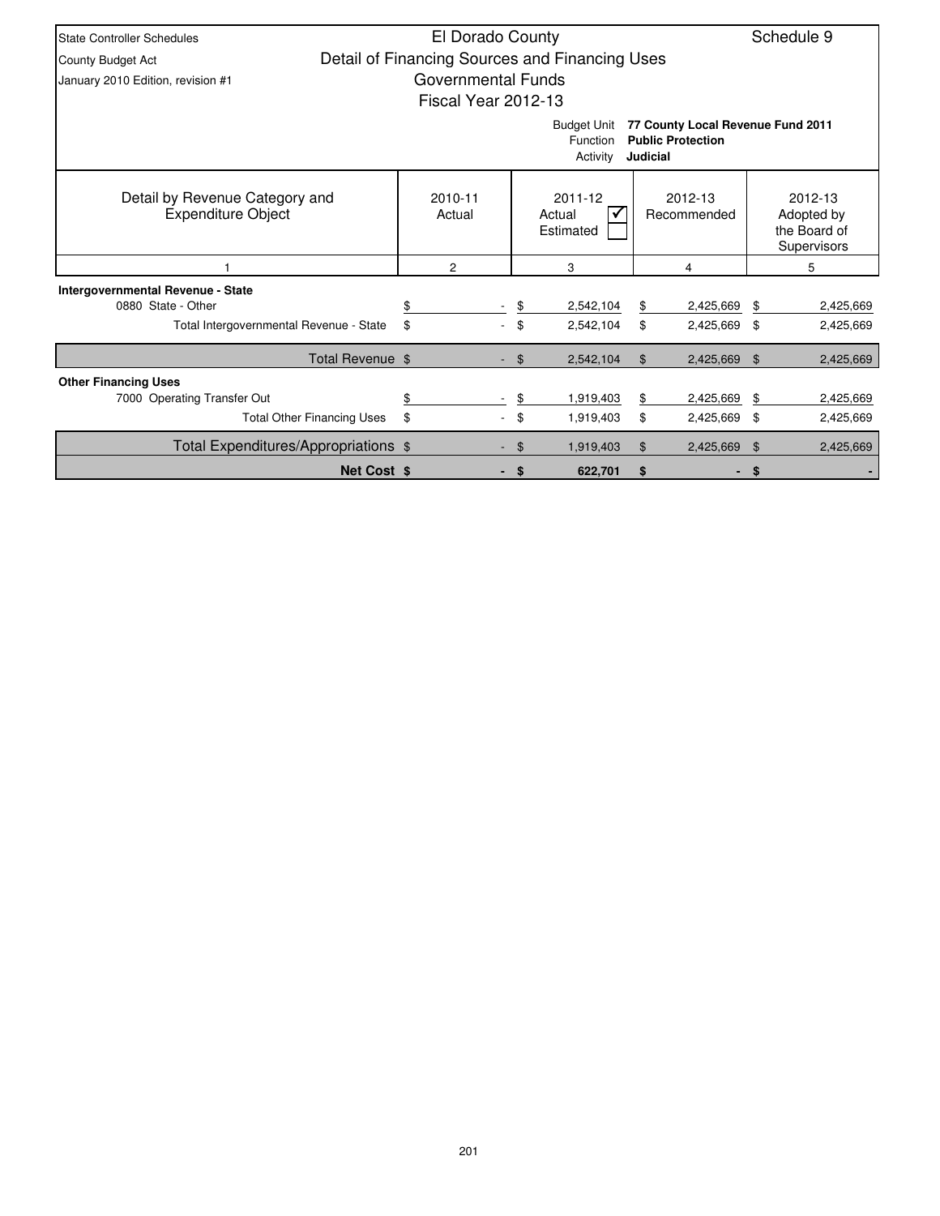State Controller Schedules
County Budget Act
January 2010 Edition, revision #1

# El Dorado County
## Detail of Financing Sources and Financing Uses
## Governmental Funds
## Fiscal Year 2012-13

**Schedule 9**

Budget Unit **77 County Local Revenue Fund 2011**
Function **Public Protection**
Activity **Judicial**

| Detail by Revenue Category and Expenditure Object | 2010-11 Actual | 2011-12 Actual ☑ Estimated ☐ | 2012-13 Recommended | 2012-13 Adopted by the Board of Supervisors |
|---|---|---|---|---|
| 1 | 2 | 3 | 4 | 5 |
| **Intergovernmental Revenue - State** | | | | |
| 0880 State - Other | $ - | $ 2,542,104 | $ 2,425,669 | $ 2,425,669 |
| Total Intergovernmental Revenue - State | $ - | $ 2,542,104 | $ 2,425,669 | $ 2,425,669 |
| Total Revenue | $ - | $ 2,542,104 | $ 2,425,669 | $ 2,425,669 |
| **Other Financing Uses** | | | | |
| 7000 Operating Transfer Out | $ - | $ 1,919,403 | $ 2,425,669 | $ 2,425,669 |
| Total Other Financing Uses | $ - | $ 1,919,403 | $ 2,425,669 | $ 2,425,669 |
| Total Expenditures/Appropriations | $ - | $ 1,919,403 | $ 2,425,669 | $ 2,425,669 |
| **Net Cost** | **$ -** | **$ 622,701** | **$ -** | **$ -** |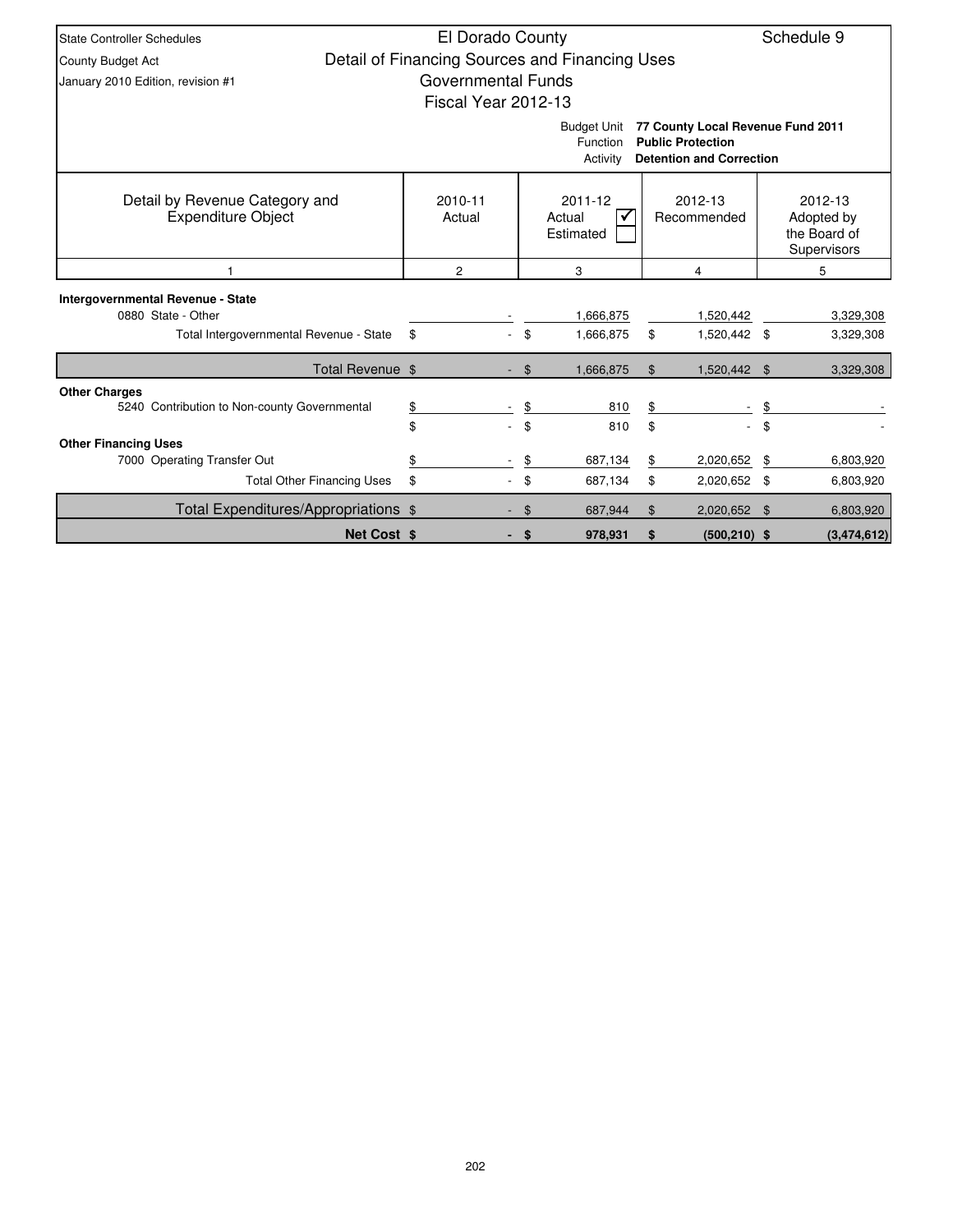State Controller Schedules
County Budget Act
January 2010 Edition, revision #1

# El Dorado County
## Detail of Financing Sources and Financing Uses
## Governmental Funds
## Fiscal Year 2012-13

Schedule 9

Budget Unit: **77 County Local Revenue Fund 2011**
Function: **Public Protection**
Activity: **Detention and Correction**

| Detail by Revenue Category and Expenditure Object | 2010-11 Actual | 2011-12 Actual ☑ Estimated ☐ | 2012-13 Recommended | 2012-13 Adopted by the Board of Supervisors |
|---|---|---|---|---|
| 1 | 2 | 3 | 4 | 5 |
| **Intergovernmental Revenue - State** | | | | |
| 0880 State - Other | - | 1,666,875 | 1,520,442 | 3,329,308 |
| Total Intergovernmental Revenue - State | $ - | $ 1,666,875 | $ 1,520,442 | $ 3,329,308 |
| **Total Revenue** | $ - | $ 1,666,875 | $ 1,520,442 | $ 3,329,308 |
| **Other Charges** | | | | |
| 5240 Contribution to Non-county Governmental | $ - | $ 810 | $ - | $ - |
| | $ - | $ 810 | $ - | $ - |
| **Other Financing Uses** | | | | |
| 7000 Operating Transfer Out | $ - | $ 687,134 | $ 2,020,652 | $ 6,803,920 |
| Total Other Financing Uses | $ - | $ 687,134 | $ 2,020,652 | $ 6,803,920 |
| **Total Expenditures/Appropriations** | $ - | $ 687,944 | $ 2,020,652 | $ 6,803,920 |
| **Net Cost** | **$ -** | **$ 978,931** | **$ (500,210)** | **$ (3,474,612)** |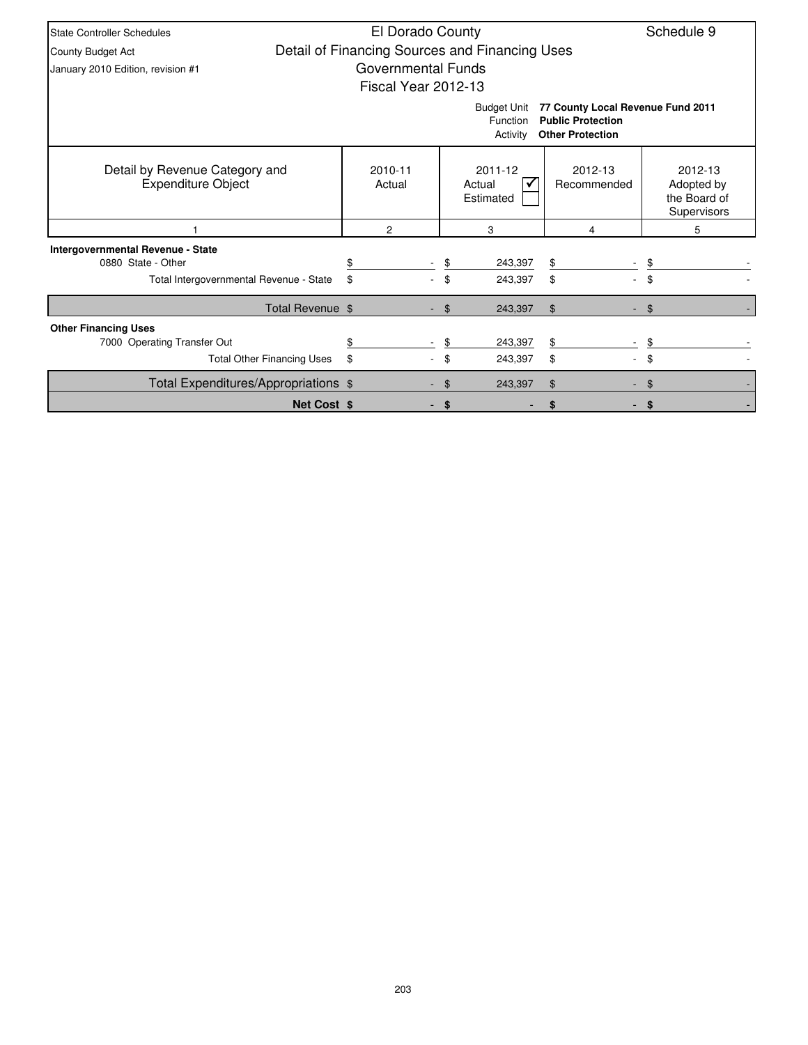State Controller Schedules
County Budget Act
January 2010 Edition, revision #1

# El Dorado County
## Detail of Financing Sources and Financing Uses
### Governmental Funds
### Fiscal Year 2012-13

Schedule 9

Budget Unit **77 County Local Revenue Fund 2011**
Function **Public Protection**
Activity **Other Protection**

| Detail by Revenue Category and Expenditure Object | 2010-11 Actual | 2011-12 Actual ✓ / Estimated | 2012-13 Recommended | 2012-13 Adopted by the Board of Supervisors |
|---|---|---|---|---|
| 1 | 2 | 3 | 4 | 5 |
| **Intergovernmental Revenue - State** | | | | |
| 0880 State - Other | $ - | $ 243,397 | $ - | $ - |
| Total Intergovernmental Revenue - State | $ - | $ 243,397 | $ - | $ - |
| Total Revenue | $ - | $ 243,397 | $ - | $ - |
| **Other Financing Uses** | | | | |
| 7000 Operating Transfer Out | $ - | $ 243,397 | $ - | $ - |
| Total Other Financing Uses | $ - | $ 243,397 | $ - | $ - |
| Total Expenditures/Appropriations | $ - | $ 243,397 | $ - | $ - |
| **Net Cost** | **$ -** | **$ -** | **$ -** | **$ -** |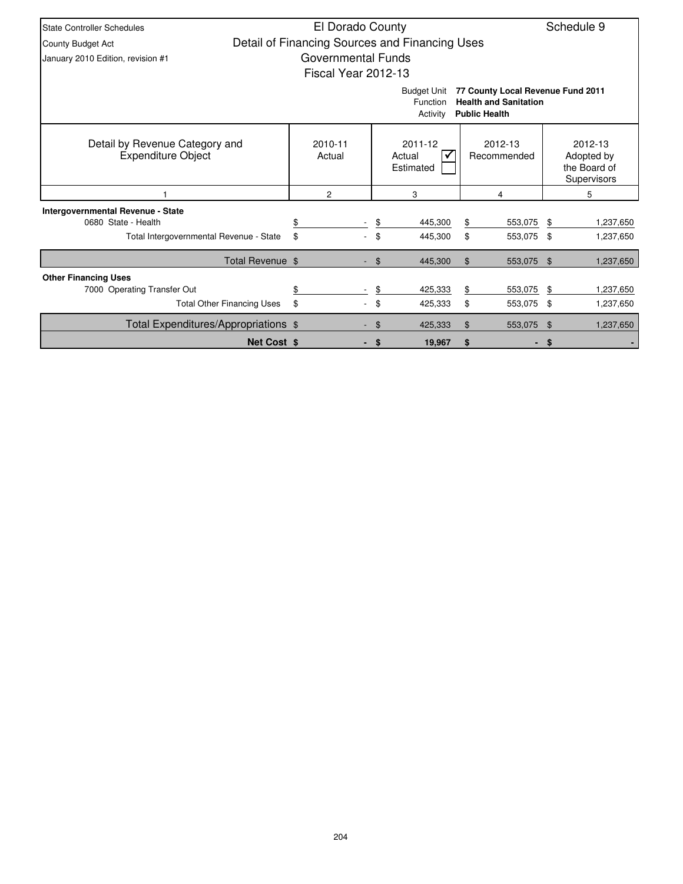State Controller Schedules
County Budget Act
January 2010 Edition, revision #1

# El Dorado County
## Detail of Financing Sources and Financing Uses
## Governmental Funds
## Fiscal Year 2012-13

Schedule 9

Budget Unit: **77 County Local Revenue Fund 2011**
Function: **Health and Sanitation**
Activity: **Public Health**

| Detail by Revenue Category and Expenditure Object | 2010-11 Actual | 2011-12 Actual ☑ Estimated ☐ | 2012-13 Recommended | 2012-13 Adopted by the Board of Supervisors |
|---|---|---|---|---|
| 1 | 2 | 3 | 4 | 5 |
| **Intergovernmental Revenue - State** | | | | |
| 0680 State - Health | $ - | $ 445,300 | $ 553,075 | $ 1,237,650 |
| Total Intergovernmental Revenue - State | $ - | $ 445,300 | $ 553,075 | $ 1,237,650 |
| Total Revenue | $ - | $ 445,300 | $ 553,075 | $ 1,237,650 |
| **Other Financing Uses** | | | | |
| 7000 Operating Transfer Out | $ - | $ 425,333 | $ 553,075 | $ 1,237,650 |
| Total Other Financing Uses | $ - | $ 425,333 | $ 553,075 | $ 1,237,650 |
| Total Expenditures/Appropriations | $ - | $ 425,333 | $ 553,075 | $ 1,237,650 |
| **Net Cost** | **$ -** | **$ 19,967** | **$ -** | **$ -** |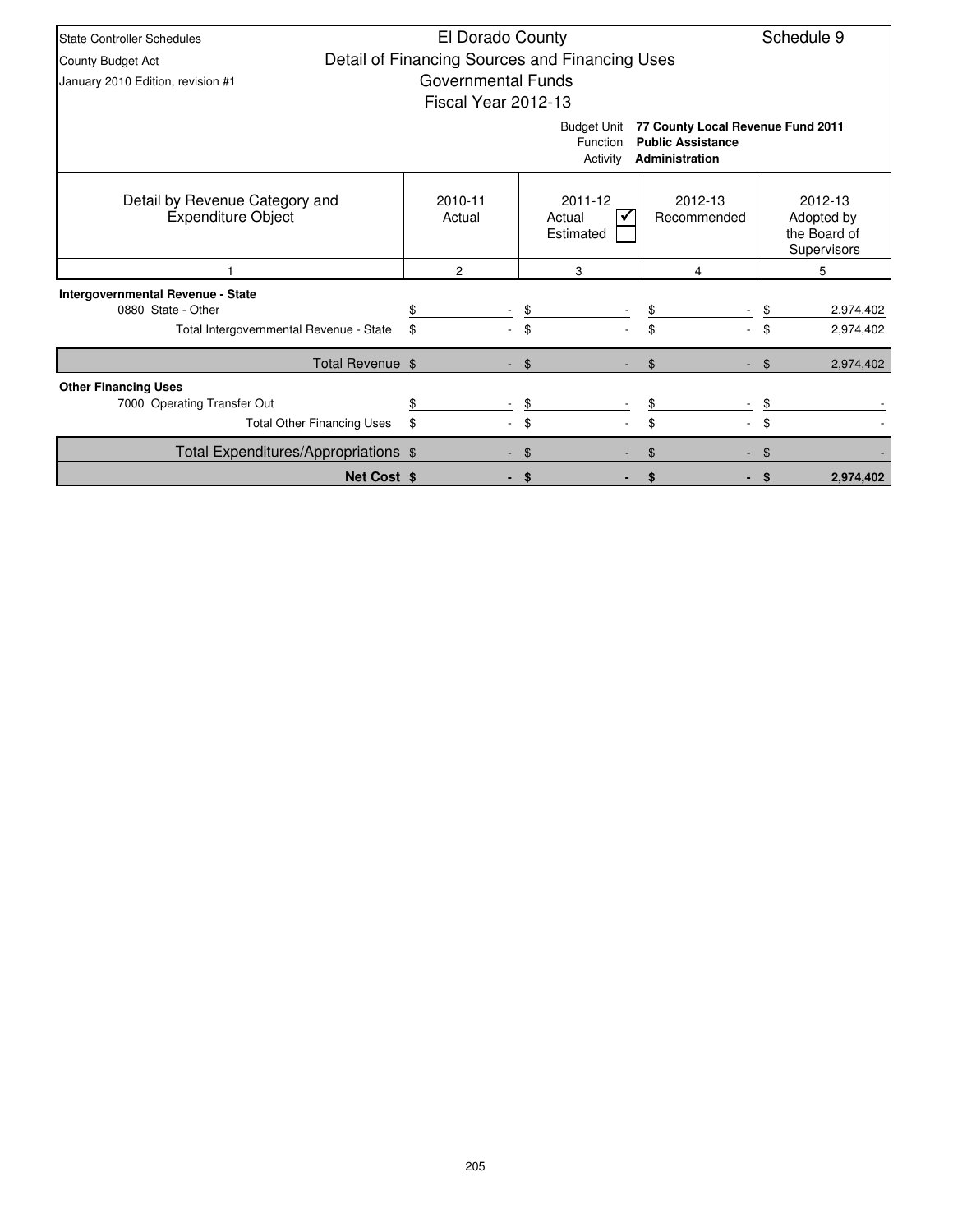State Controller Schedules
County Budget Act
January 2010 Edition, revision #1

# El Dorado County
## Detail of Financing Sources and Financing Uses
## Governmental Funds
## Fiscal Year 2012-13

Schedule 9

Budget Unit: **77 County Local Revenue Fund 2011**
Function: **Public Assistance**
Activity: **Administration**

| Detail by Revenue Category and Expenditure Object | 2010-11 Actual | 2011-12 Actual ☑ / Estimated ☐ | 2012-13 Recommended | 2012-13 Adopted by the Board of Supervisors |
|---|---|---|---|---|
| 1 | 2 | 3 | 4 | 5 |
| **Intergovernmental Revenue - State** | | | | |
| 0880 State - Other | $ - | $ - | $ - | $ 2,974,402 |
| Total Intergovernmental Revenue - State | $ - | $ - | $ - | $ 2,974,402 |
| Total Revenue | $ - | $ - | $ - | $ 2,974,402 |
| **Other Financing Uses** | | | | |
| 7000 Operating Transfer Out | $ - | $ - | $ - | $ - |
| Total Other Financing Uses | $ - | $ - | $ - | $ - |
| Total Expenditures/Appropriations | $ - | $ - | $ - | $ - |
| **Net Cost** | **$ -** | **$ -** | **$ -** | **$ 2,974,402** |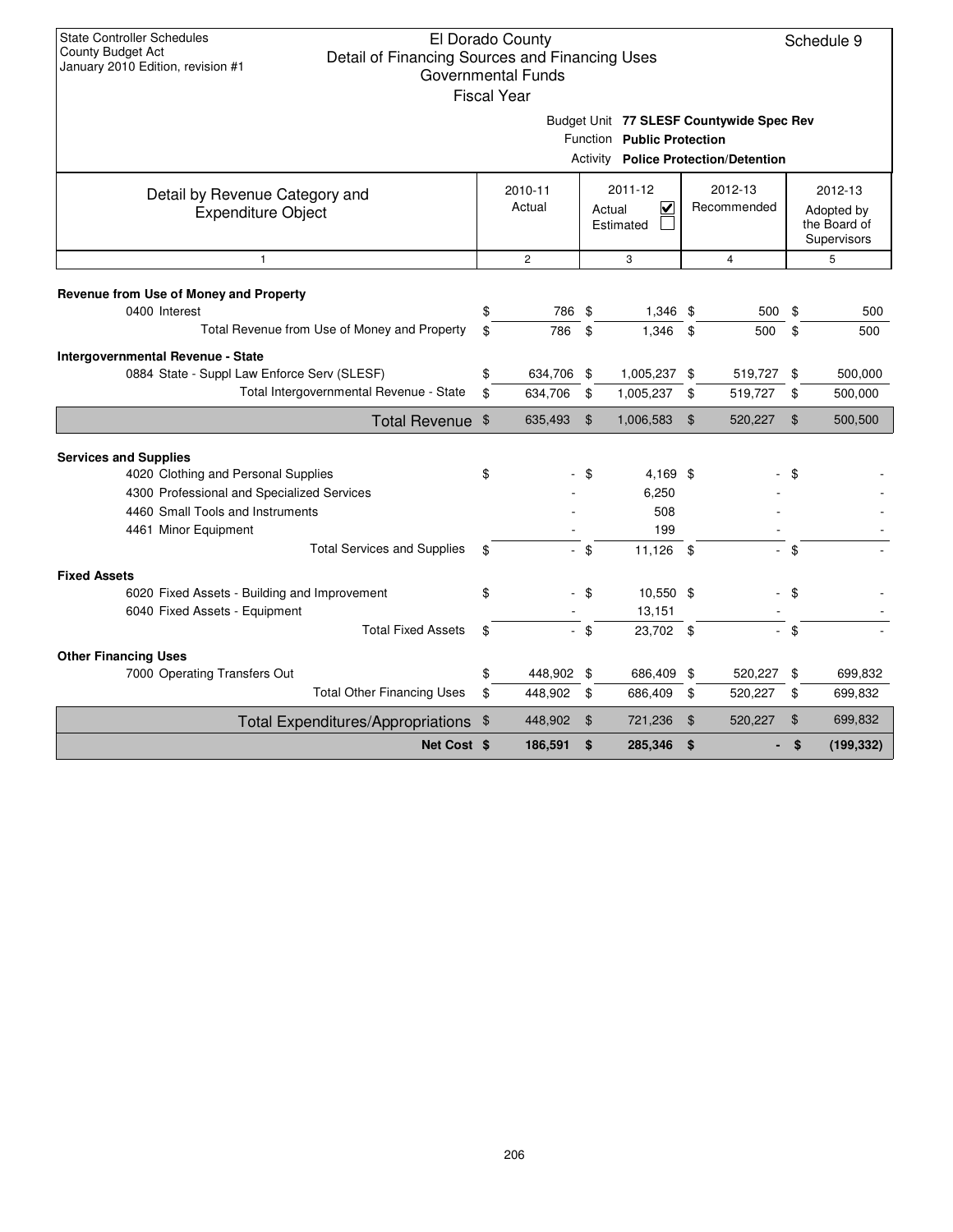State Controller Schedules
County Budget Act
January 2010 Edition, revision #1

# El Dorado County
## Detail of Financing Sources and Financing Uses
### Governmental Funds
### Fiscal Year

Schedule 9

Budget Unit **77 SLESF Countywide Spec Rev**
Function **Public Protection**
Activity **Police Protection/Detention**

| Detail by Revenue Category and Expenditure Object | 2010-11 Actual | 2011-12 Actual ☑ Estimated ☐ | 2012-13 Recommended | 2012-13 Adopted by the Board of Supervisors |
|---|---|---|---|---|
| 1 | 2 | 3 | 4 | 5 |
| **Revenue from Use of Money and Property** | | | | |
| 0400 Interest | $ 786 | $ 1,346 | $ 500 | $ 500 |
| Total Revenue from Use of Money and Property | $ 786 | $ 1,346 | $ 500 | $ 500 |
| **Intergovernmental Revenue - State** | | | | |
| 0884 State - Suppl Law Enforce Serv (SLESF) | $ 634,706 | $ 1,005,237 | $ 519,727 | $ 500,000 |
| Total Intergovernmental Revenue - State | $ 634,706 | $ 1,005,237 | $ 519,727 | $ 500,000 |
| **Total Revenue** | $ 635,493 | $ 1,006,583 | $ 520,227 | $ 500,500 |
| **Services and Supplies** | | | | |
| 4020 Clothing and Personal Supplies | $ - | $ 4,169 | $ - | $ - |
| 4300 Professional and Specialized Services | - | 6,250 | - | - |
| 4460 Small Tools and Instruments | - | 508 | - | - |
| 4461 Minor Equipment | - | 199 | - | - |
| Total Services and Supplies | $ - | $ 11,126 | $ - | $ - |
| **Fixed Assets** | | | | |
| 6020 Fixed Assets - Building and Improvement | $ - | $ 10,550 | $ - | $ - |
| 6040 Fixed Assets - Equipment | - | 13,151 | - | - |
| Total Fixed Assets | $ - | $ 23,702 | $ - | $ - |
| **Other Financing Uses** | | | | |
| 7000 Operating Transfers Out | $ 448,902 | $ 686,409 | $ 520,227 | $ 699,832 |
| Total Other Financing Uses | $ 448,902 | $ 686,409 | $ 520,227 | $ 699,832 |
| **Total Expenditures/Appropriations** | $ 448,902 | $ 721,236 | $ 520,227 | $ 699,832 |
| **Net Cost** | **$ 186,591** | **$ 285,346** | **$ -** | **$ (199,332)** |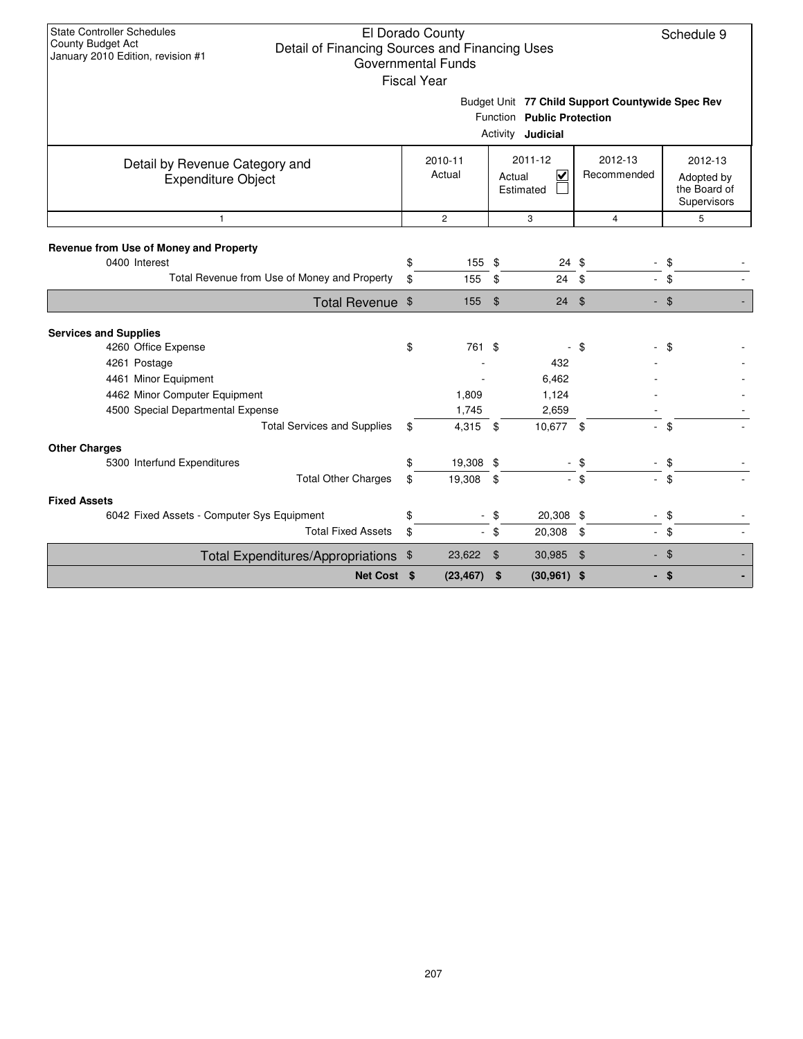State Controller Schedules
County Budget Act
January 2010 Edition, revision #1

# El Dorado County
## Detail of Financing Sources and Financing Uses
### Governmental Funds
### Fiscal Year

Schedule 9

Budget Unit **77 Child Support Countywide Spec Rev**
Function **Public Protection**
Activity **Judicial**

| Detail by Revenue Category and Expenditure Object | 2010-11 Actual | 2011-12 Actual ☑ Estimated ☐ | 2012-13 Recommended | 2012-13 Adopted by the Board of Supervisors |
|---|---|---|---|---|
| 1 | 2 | 3 | 4 | 5 |
| **Revenue from Use of Money and Property** | | | | |
| 0400 Interest | $ 155 | $ 24 | $ - | $ - |
| Total Revenue from Use of Money and Property | $ 155 | $ 24 | $ - | $ - |
| **Total Revenue** | $ 155 | $ 24 | $ - | $ - |
| **Services and Supplies** | | | | |
| 4260 Office Expense | $ 761 | $ - | $ - | $ - |
| 4261 Postage | - | 432 | - | - |
| 4461 Minor Equipment | - | 6,462 | - | - |
| 4462 Minor Computer Equipment | 1,809 | 1,124 | - | - |
| 4500 Special Departmental Expense | 1,745 | 2,659 | - | - |
| Total Services and Supplies | $ 4,315 | $ 10,677 | $ - | $ - |
| **Other Charges** | | | | |
| 5300 Interfund Expenditures | $ 19,308 | $ - | $ - | $ - |
| Total Other Charges | $ 19,308 | $ - | $ - | $ - |
| **Fixed Assets** | | | | |
| 6042 Fixed Assets - Computer Sys Equipment | $ - | $ 20,308 | $ - | $ - |
| Total Fixed Assets | $ - | $ 20,308 | $ - | $ - |
| **Total Expenditures/Appropriations** | $ 23,622 | $ 30,985 | $ - | $ - |
| **Net Cost** | **$ (23,467)** | **$ (30,961)** | **$ -** | **$ -** |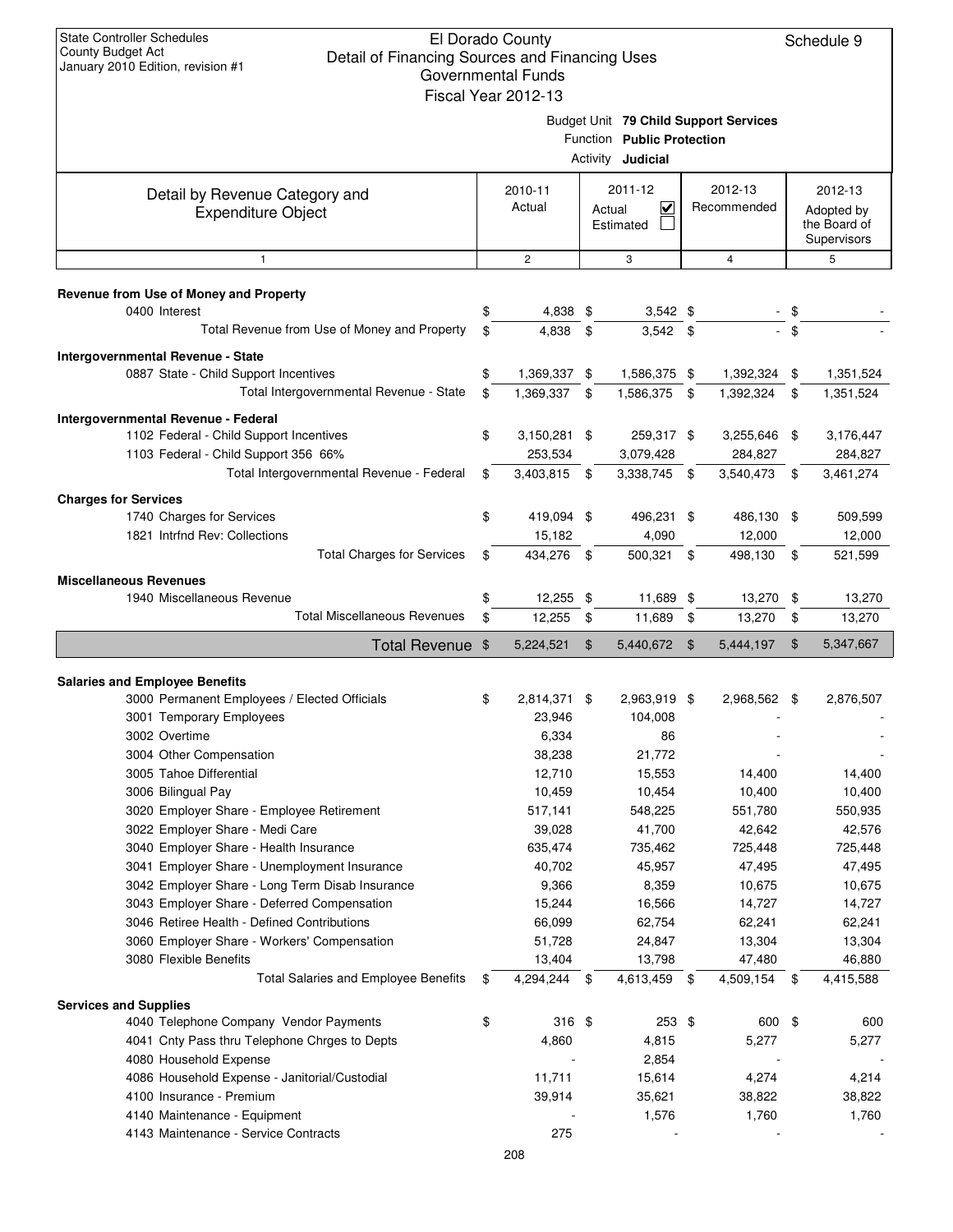State Controller Schedules
County Budget Act
January 2010 Edition, revision #1

# El Dorado County
## Detail of Financing Sources and Financing Uses
### Governmental Funds
### Fiscal Year 2012-13

Schedule 9

Budget Unit **79 Child Support Services**
Function **Public Protection**
Activity **Judicial**

| Detail by Revenue Category and Expenditure Object | 2010-11 Actual | 2011-12 Actual ☑ Estimated ☐ | 2012-13 Recommended | 2012-13 Adopted by the Board of Supervisors |
|---|---|---|---|---|
| 1 | 2 | 3 | 4 | 5 |
| **Revenue from Use of Money and Property** | | | | |
| 0400 Interest | $ 4,838 | $ 3,542 | $ - | $ - |
| Total Revenue from Use of Money and Property | $ 4,838 | $ 3,542 | $ - | $ - |
| **Intergovernmental Revenue - State** | | | | |
| 0887 State - Child Support Incentives | $ 1,369,337 | $ 1,586,375 | $ 1,392,324 | $ 1,351,524 |
| Total Intergovernmental Revenue - State | $ 1,369,337 | $ 1,586,375 | $ 1,392,324 | $ 1,351,524 |
| **Intergovernmental Revenue - Federal** | | | | |
| 1102 Federal - Child Support Incentives | $ 3,150,281 | $ 259,317 | $ 3,255,646 | $ 3,176,447 |
| 1103 Federal - Child Support 356 66% | 253,534 | 3,079,428 | 284,827 | 284,827 |
| Total Intergovernmental Revenue - Federal | $ 3,403,815 | $ 3,338,745 | $ 3,540,473 | $ 3,461,274 |
| **Charges for Services** | | | | |
| 1740 Charges for Services | $ 419,094 | $ 496,231 | $ 486,130 | $ 509,599 |
| 1821 Intrfnd Rev: Collections | 15,182 | 4,090 | 12,000 | 12,000 |
| Total Charges for Services | $ 434,276 | $ 500,321 | $ 498,130 | $ 521,599 |
| **Miscellaneous Revenues** | | | | |
| 1940 Miscellaneous Revenue | $ 12,255 | $ 11,689 | $ 13,270 | $ 13,270 |
| Total Miscellaneous Revenues | $ 12,255 | $ 11,689 | $ 13,270 | $ 13,270 |
| **Total Revenue** | $ 5,224,521 | $ 5,440,672 | $ 5,444,197 | $ 5,347,667 |
| **Salaries and Employee Benefits** | | | | |
| 3000 Permanent Employees / Elected Officials | $ 2,814,371 | $ 2,963,919 | $ 2,968,562 | $ 2,876,507 |
| 3001 Temporary Employees | 23,946 | 104,008 | - | - |
| 3002 Overtime | 6,334 | 86 | - | - |
| 3004 Other Compensation | 38,238 | 21,772 | - | - |
| 3005 Tahoe Differential | 12,710 | 15,553 | 14,400 | 14,400 |
| 3006 Bilingual Pay | 10,459 | 10,454 | 10,400 | 10,400 |
| 3020 Employer Share - Employee Retirement | 517,141 | 548,225 | 551,780 | 550,935 |
| 3022 Employer Share - Medi Care | 39,028 | 41,700 | 42,642 | 42,576 |
| 3040 Employer Share - Health Insurance | 635,474 | 735,462 | 725,448 | 725,448 |
| 3041 Employer Share - Unemployment Insurance | 40,702 | 45,957 | 47,495 | 47,495 |
| 3042 Employer Share - Long Term Disab Insurance | 9,366 | 8,359 | 10,675 | 10,675 |
| 3043 Employer Share - Deferred Compensation | 15,244 | 16,566 | 14,727 | 14,727 |
| 3046 Retiree Health - Defined Contributions | 66,099 | 62,754 | 62,241 | 62,241 |
| 3060 Employer Share - Workers' Compensation | 51,728 | 24,847 | 13,304 | 13,304 |
| 3080 Flexible Benefits | 13,404 | 13,798 | 47,480 | 46,880 |
| Total Salaries and Employee Benefits | $ 4,294,244 | $ 4,613,459 | $ 4,509,154 | $ 4,415,588 |
| **Services and Supplies** | | | | |
| 4040 Telephone Company Vendor Payments | $ 316 | $ 253 | $ 600 | $ 600 |
| 4041 Cnty Pass thru Telephone Chrges to Depts | 4,860 | 4,815 | 5,277 | 5,277 |
| 4080 Household Expense | - | 2,854 | - | - |
| 4086 Household Expense - Janitorial/Custodial | 11,711 | 15,614 | 4,274 | 4,214 |
| 4100 Insurance - Premium | 39,914 | 35,621 | 38,822 | 38,822 |
| 4140 Maintenance - Equipment | - | 1,576 | 1,760 | 1,760 |
| 4143 Maintenance - Service Contracts | 275 | - | - | - |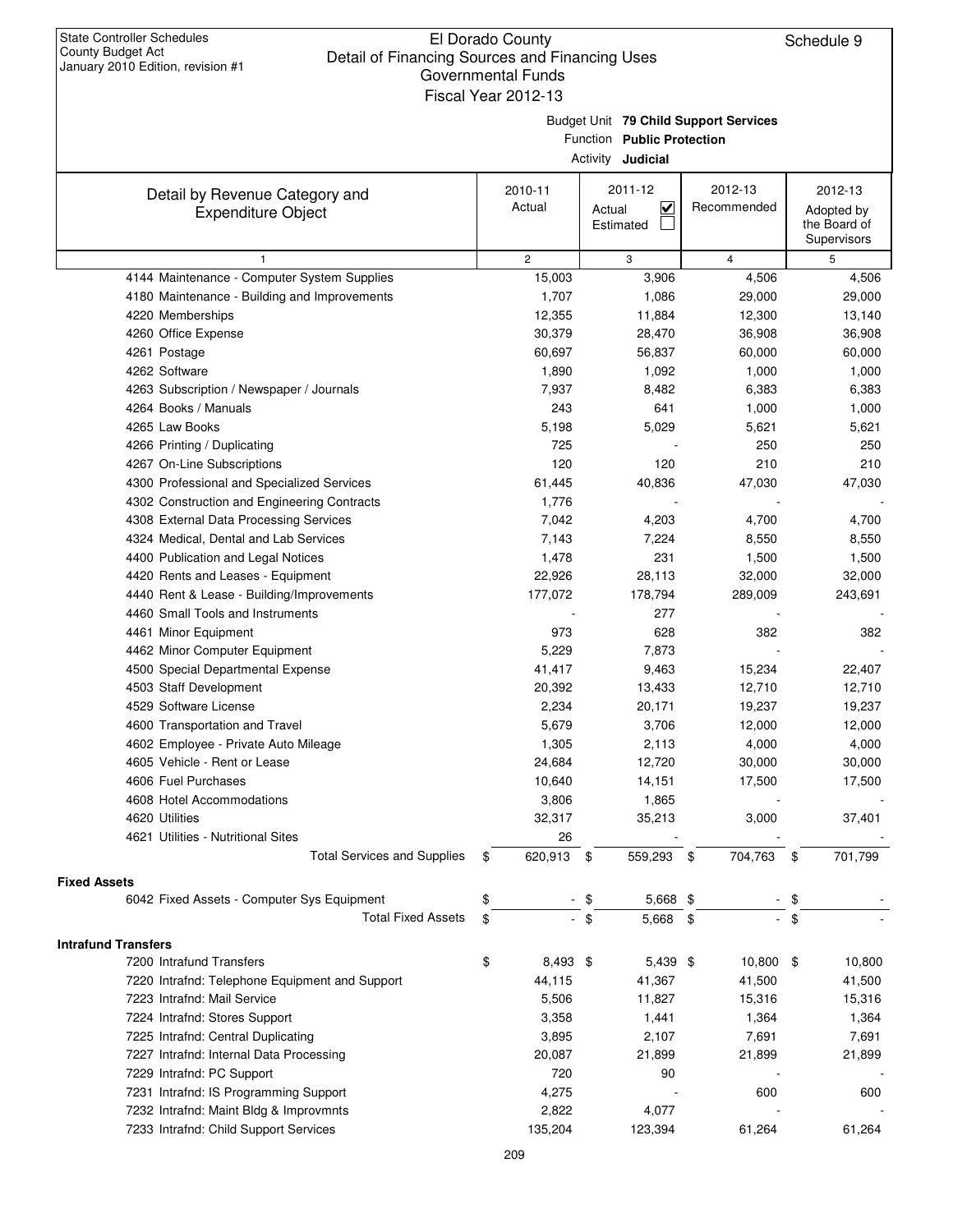State Controller Schedules
County Budget Act
January 2010 Edition, revision #1

# El Dorado County
## Detail of Financing Sources and Financing Uses
### Governmental Funds
### Fiscal Year 2012-13

Schedule 9

Budget Unit **79 Child Support Services**
Function **Public Protection**
Activity **Judicial**

| Detail by Revenue Category and Expenditure Object | 2010-11 Actual | 2011-12 Actual ☑ Estimated ☐ | 2012-13 Recommended | 2012-13 Adopted by the Board of Supervisors |
|---|---|---|---|---|
| 1 | 2 | 3 | 4 | 5 |
| 4144 Maintenance - Computer System Supplies | 15,003 | 3,906 | 4,506 | 4,506 |
| 4180 Maintenance - Building and Improvements | 1,707 | 1,086 | 29,000 | 29,000 |
| 4220 Memberships | 12,355 | 11,884 | 12,300 | 13,140 |
| 4260 Office Expense | 30,379 | 28,470 | 36,908 | 36,908 |
| 4261 Postage | 60,697 | 56,837 | 60,000 | 60,000 |
| 4262 Software | 1,890 | 1,092 | 1,000 | 1,000 |
| 4263 Subscription / Newspaper / Journals | 7,937 | 8,482 | 6,383 | 6,383 |
| 4264 Books / Manuals | 243 | 641 | 1,000 | 1,000 |
| 4265 Law Books | 5,198 | 5,029 | 5,621 | 5,621 |
| 4266 Printing / Duplicating | 725 | - | 250 | 250 |
| 4267 On-Line Subscriptions | 120 | 120 | 210 | 210 |
| 4300 Professional and Specialized Services | 61,445 | 40,836 | 47,030 | 47,030 |
| 4302 Construction and Engineering Contracts | 1,776 | - | - | - |
| 4308 External Data Processing Services | 7,042 | 4,203 | 4,700 | 4,700 |
| 4324 Medical, Dental and Lab Services | 7,143 | 7,224 | 8,550 | 8,550 |
| 4400 Publication and Legal Notices | 1,478 | 231 | 1,500 | 1,500 |
| 4420 Rents and Leases - Equipment | 22,926 | 28,113 | 32,000 | 32,000 |
| 4440 Rent & Lease - Building/Improvements | 177,072 | 178,794 | 289,009 | 243,691 |
| 4460 Small Tools and Instruments | - | 277 | - | - |
| 4461 Minor Equipment | 973 | 628 | 382 | 382 |
| 4462 Minor Computer Equipment | 5,229 | 7,873 | - | - |
| 4500 Special Departmental Expense | 41,417 | 9,463 | 15,234 | 22,407 |
| 4503 Staff Development | 20,392 | 13,433 | 12,710 | 12,710 |
| 4529 Software License | 2,234 | 20,171 | 19,237 | 19,237 |
| 4600 Transportation and Travel | 5,679 | 3,706 | 12,000 | 12,000 |
| 4602 Employee - Private Auto Mileage | 1,305 | 2,113 | 4,000 | 4,000 |
| 4605 Vehicle - Rent or Lease | 24,684 | 12,720 | 30,000 | 30,000 |
| 4606 Fuel Purchases | 10,640 | 14,151 | 17,500 | 17,500 |
| 4608 Hotel Accommodations | 3,806 | 1,865 | - | - |
| 4620 Utilities | 32,317 | 35,213 | 3,000 | 37,401 |
| 4621 Utilities - Nutritional Sites | 26 | - | - | - |
| Total Services and Supplies | $ 620,913 | $ 559,293 | $ 704,763 | $ 701,799 |
| **Fixed Assets** | | | | |
| 6042 Fixed Assets - Computer Sys Equipment | $ - | $ 5,668 | $ - | $ - |
| Total Fixed Assets | $ - | $ 5,668 | $ - | $ - |
| **Intrafund Transfers** | | | | |
| 7200 Intrafund Transfers | $ 8,493 | $ 5,439 | $ 10,800 | $ 10,800 |
| 7220 Intrafnd: Telephone Equipment and Support | 44,115 | 41,367 | 41,500 | 41,500 |
| 7223 Intrafnd: Mail Service | 5,506 | 11,827 | 15,316 | 15,316 |
| 7224 Intrafnd: Stores Support | 3,358 | 1,441 | 1,364 | 1,364 |
| 7225 Intrafnd: Central Duplicating | 3,895 | 2,107 | 7,691 | 7,691 |
| 7227 Intrafnd: Internal Data Processing | 20,087 | 21,899 | 21,899 | 21,899 |
| 7229 Intrafnd: PC Support | 720 | 90 | - | - |
| 7231 Intrafnd: IS Programming Support | 4,275 | - | 600 | 600 |
| 7232 Intrafnd: Maint Bldg & Improvmnts | 2,822 | 4,077 | - | - |
| 7233 Intrafnd: Child Support Services | 135,204 | 123,394 | 61,264 | 61,264 |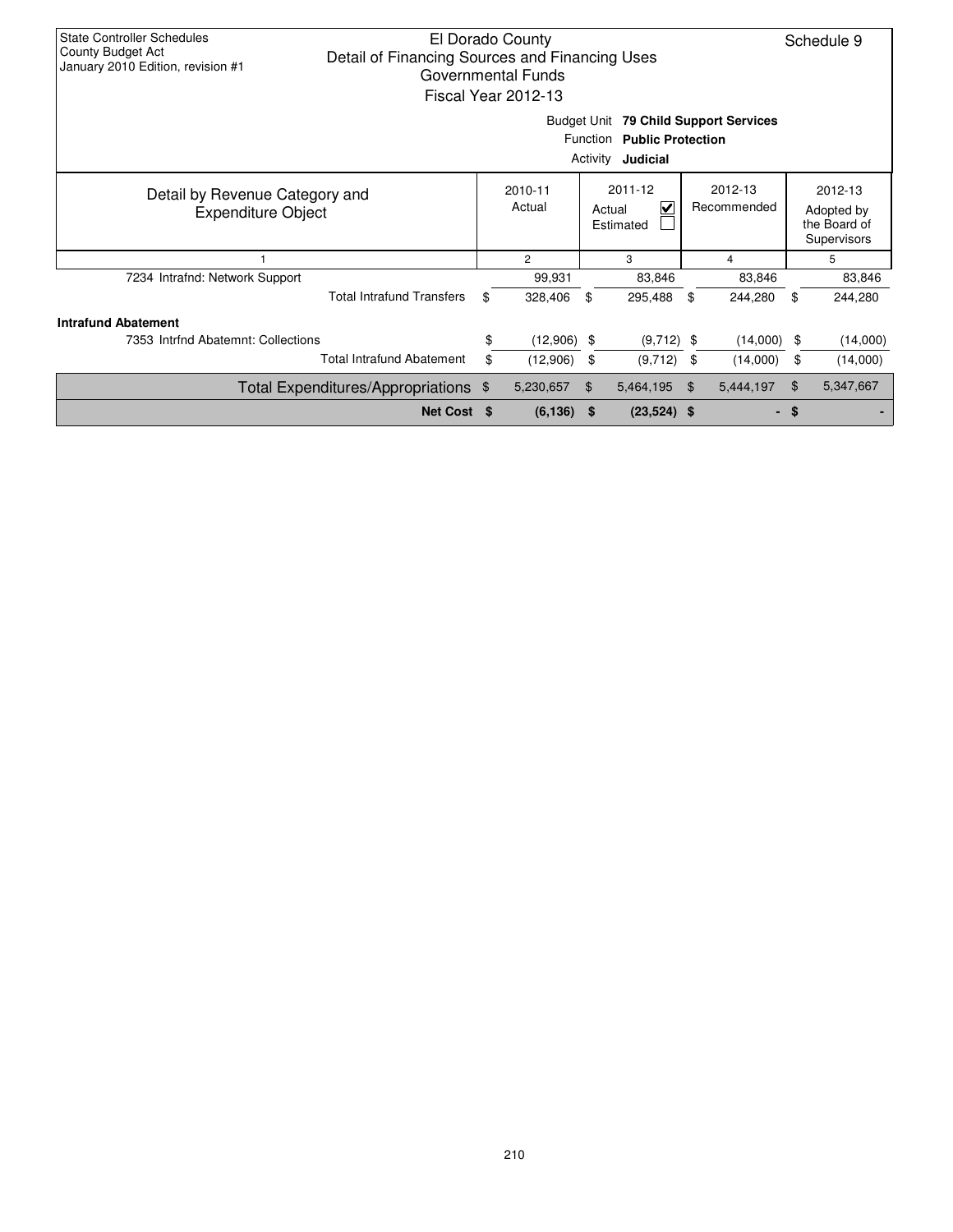State Controller Schedules
County Budget Act
January 2010 Edition, revision #1

El Dorado County
Detail of Financing Sources and Financing Uses
Governmental Funds
Fiscal Year 2012-13

Schedule 9

Budget Unit **79 Child Support Services**
Function **Public Protection**
Activity **Judicial**

| Detail by Revenue Category and Expenditure Object | 2010-11 Actual | 2011-12 Actual ☑ Estimated ☐ | 2012-13 Recommended | 2012-13 Adopted by the Board of Supervisors |
|---|---|---|---|---|
| 1 | 2 | 3 | 4 | 5 |
| 7234 Intrafnd: Network Support | 99,931 | 83,846 | 83,846 | 83,846 |
| Total Intrafund Transfers | $ 328,406 | $ 295,488 | $ 244,280 | $ 244,280 |
| **Intrafund Abatement** | | | | |
| 7353 Intrfnd Abatemnt: Collections | $ (12,906) | $ (9,712) | $ (14,000) | $ (14,000) |
| Total Intrafund Abatement | $ (12,906) | $ (9,712) | $ (14,000) | $ (14,000) |
| Total Expenditures/Appropriations | $ 5,230,657 | $ 5,464,195 | $ 5,444,197 | $ 5,347,667 |
| **Net Cost** | **$ (6,136)** | **$ (23,524)** | **$ -** | **$ -** |